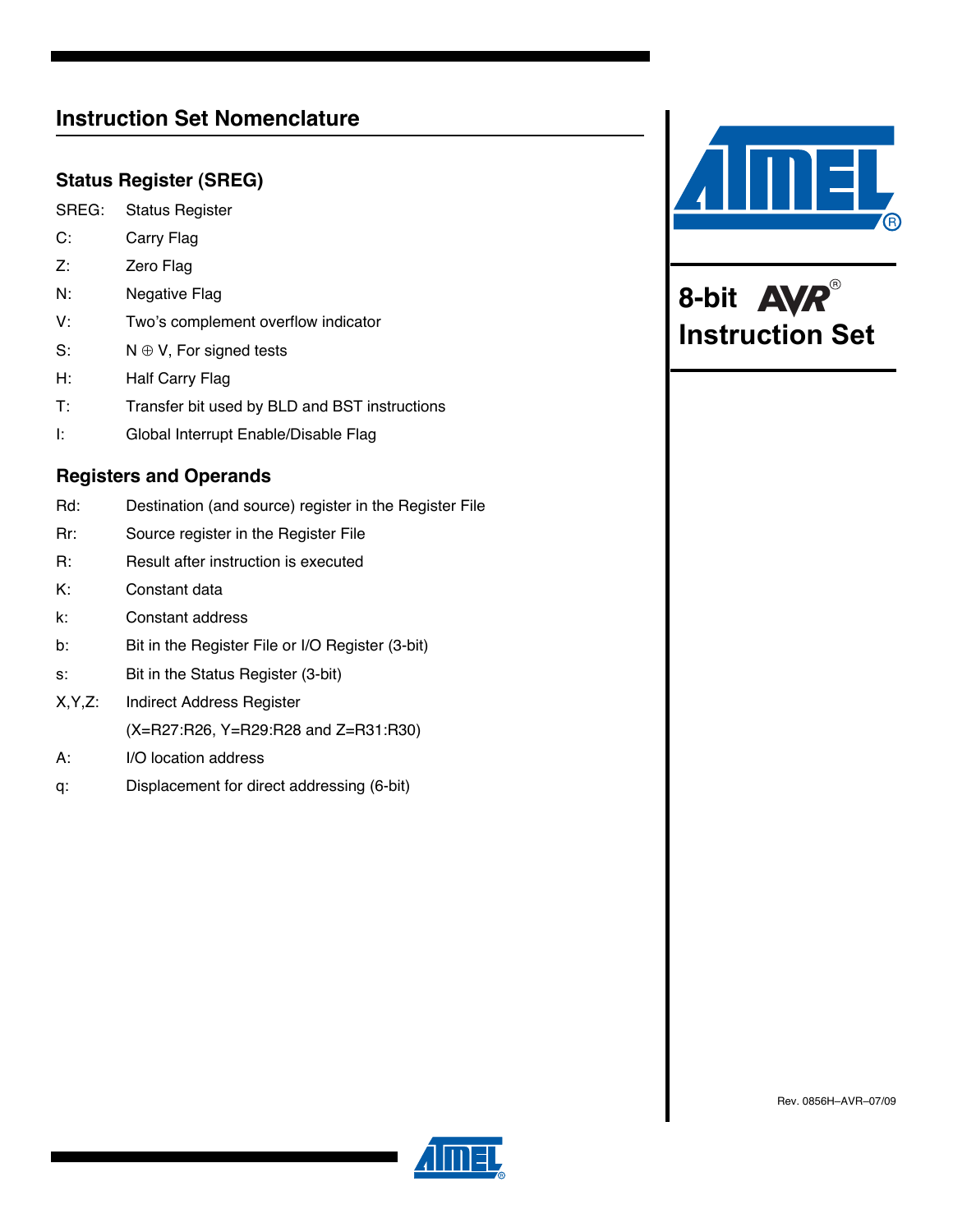# 8-bit AVR® Instruction Set

## Instruction Set Nomenclature

### Status Register (SREG)

SREG: Status Register

C: Carry Flag

Z: Zero Flag

N: Negative Flag

V: Two's complement overflow indicator

S: N ⊕ V, For signed tests

H: Half Carry Flag

T: Transfer bit used by BLD and BST instructions

I: Global Interrupt Enable/Disable Flag

### Registers and Operands

Rd: Destination (and source) register in the Register File

Rr: Source register in the Register File

R: Result after instruction is executed

K: Constant data

k: Constant address

b: Bit in the Register File or I/O Register (3-bit)

s: Bit in the Status Register (3-bit)

X,Y,Z: Indirect Address Register
(X=R27:R26, Y=R29:R28 and Z=R31:R30)

A: I/O location address

q: Displacement for direct addressing (6-bit)

Rev. 0856H–AVR–07/09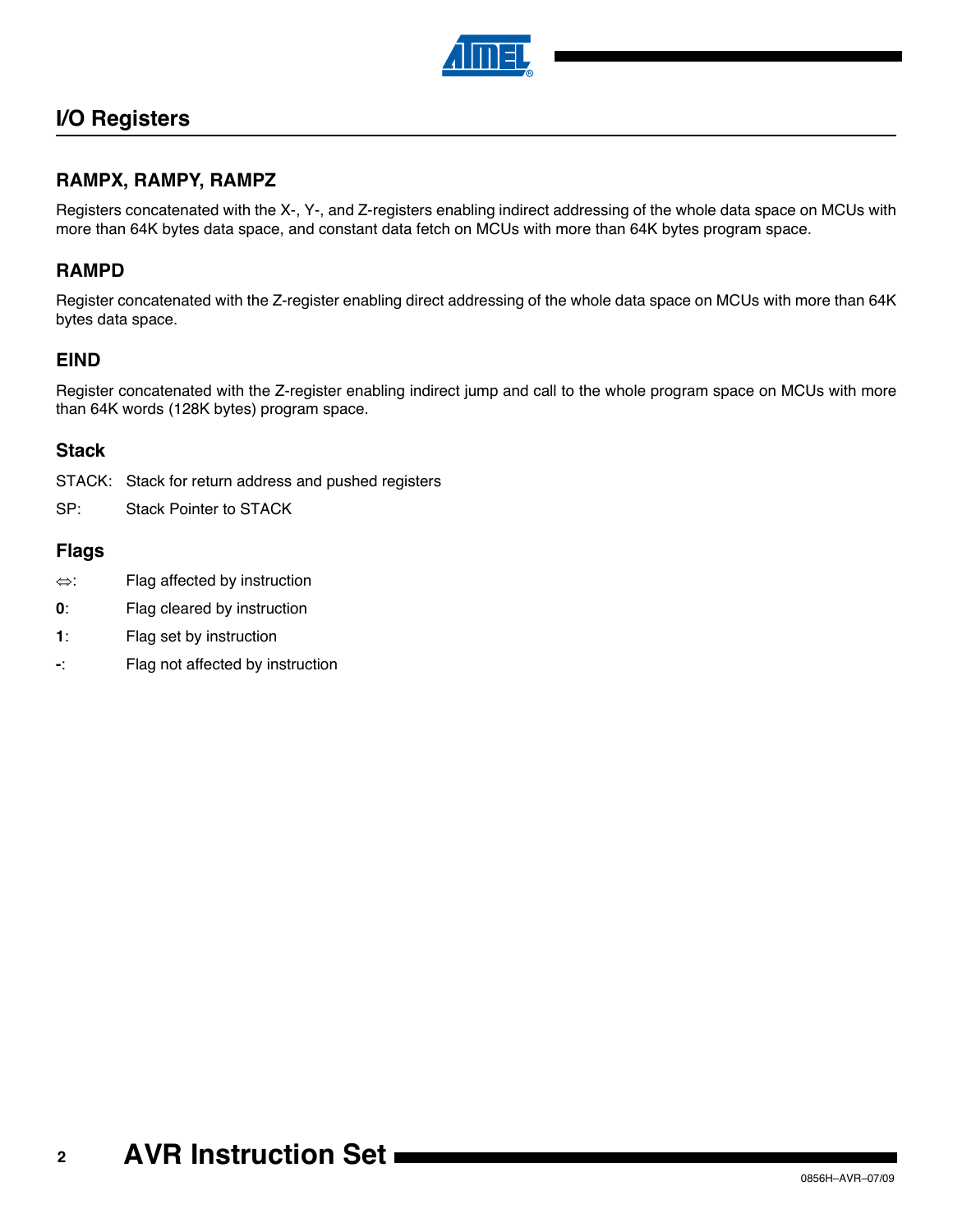## I/O Registers

### RAMPX, RAMPY, RAMPZ

Registers concatenated with the X-, Y-, and Z-registers enabling indirect addressing of the whole data space on MCUs with more than 64K bytes data space, and constant data fetch on MCUs with more than 64K bytes program space.

### RAMPD

Register concatenated with the Z-register enabling direct addressing of the whole data space on MCUs with more than 64K bytes data space.

### EIND

Register concatenated with the Z-register enabling indirect jump and call to the whole program space on MCUs with more than 64K words (128K bytes) program space.

### Stack

STACK: Stack for return address and pushed registers

SP: Stack Pointer to STACK

### Flags

⇔: Flag affected by instruction

**0**: Flag cleared by instruction

**1**: Flag set by instruction

**-**: Flag not affected by instruction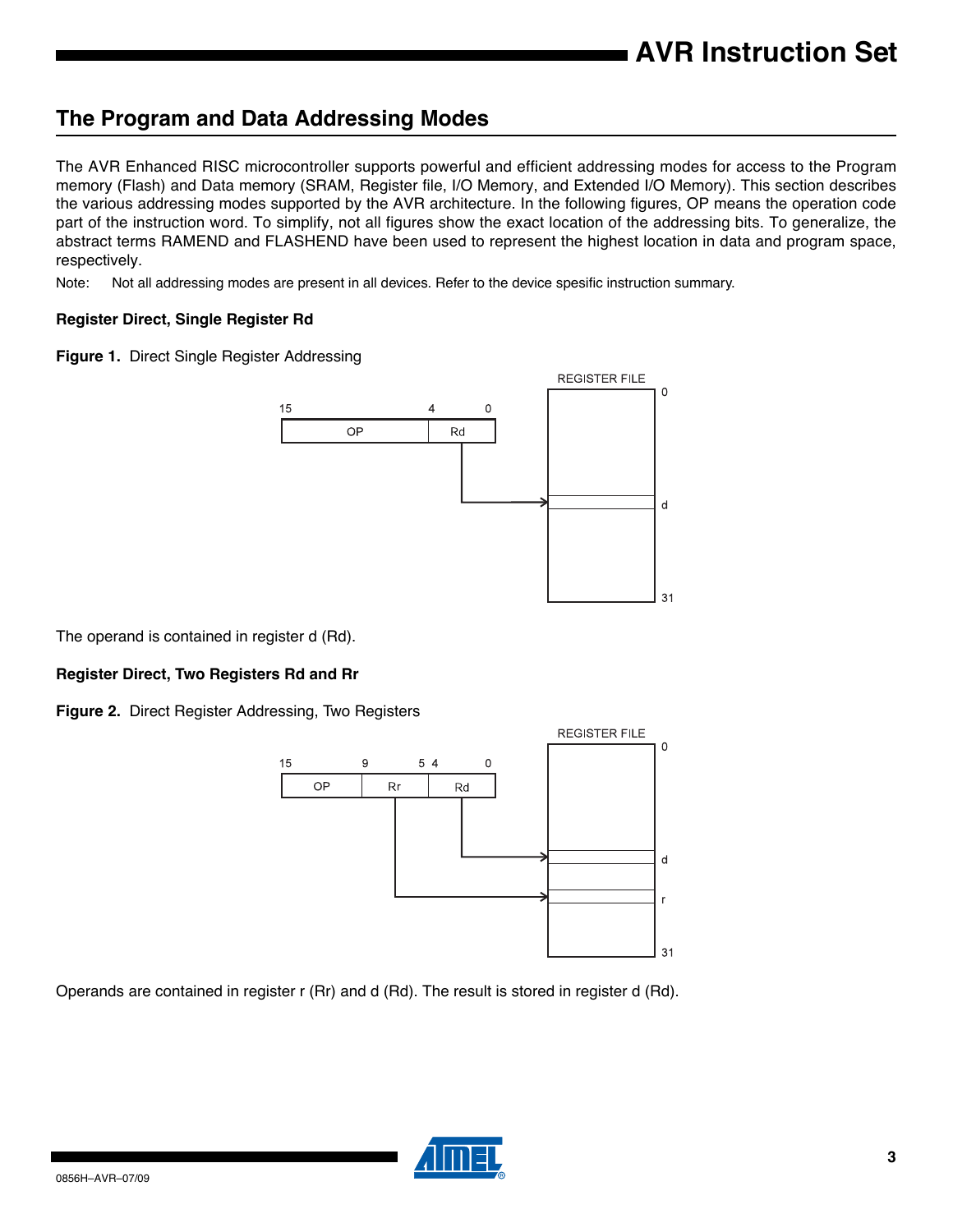## The Program and Data Addressing Modes

The AVR Enhanced RISC microcontroller supports powerful and efficient addressing modes for access to the Program memory (Flash) and Data memory (SRAM, Register file, I/O Memory, and Extended I/O Memory). This section describes the various addressing modes supported by the AVR architecture. In the following figures, OP means the operation code part of the instruction word. To simplify, not all figures show the exact location of the addressing bits. To generalize, the abstract terms RAMEND and FLASHEND have been used to represent the highest location in data and program space, respectively.

Note: Not all addressing modes are present in all devices. Refer to the device spesific instruction summary.

### Register Direct, Single Register Rd

**Figure 1.** Direct Single Register Addressing

The operand is contained in register d (Rd).

### Register Direct, Two Registers Rd and Rr

**Figure 2.** Direct Register Addressing, Two Registers

Operands are contained in register r (Rr) and d (Rd). The result is stored in register d (Rd).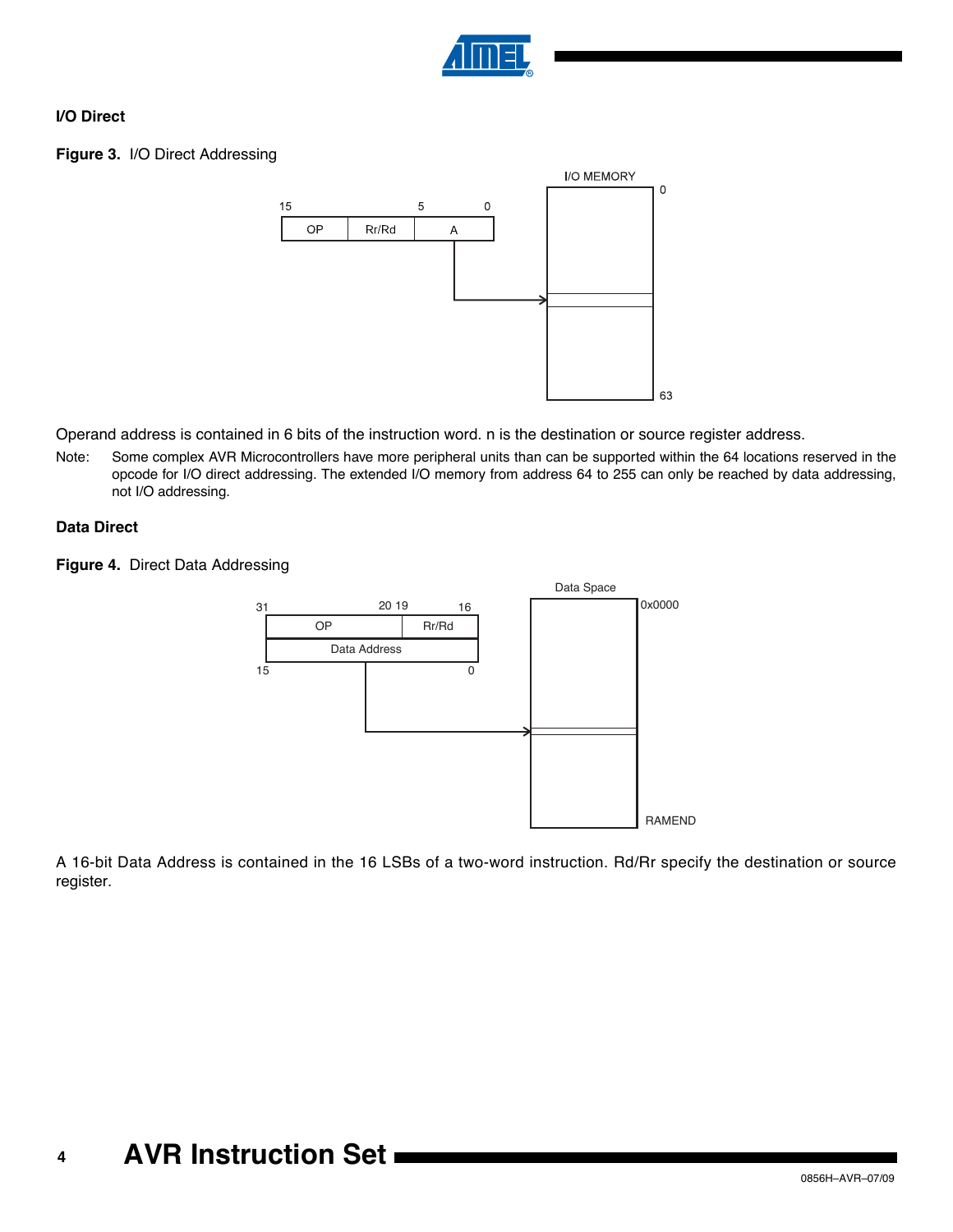### I/O Direct

**Figure 3.** I/O Direct Addressing

Operand address is contained in 6 bits of the instruction word. n is the destination or source register address.

Note: Some complex AVR Microcontrollers have more peripheral units than can be supported within the 64 locations reserved in the opcode for I/O direct addressing. The extended I/O memory from address 64 to 255 can only be reached by data addressing, not I/O addressing.

### Data Direct

**Figure 4.** Direct Data Addressing

A 16-bit Data Address is contained in the 16 LSBs of a two-word instruction. Rd/Rr specify the destination or source register.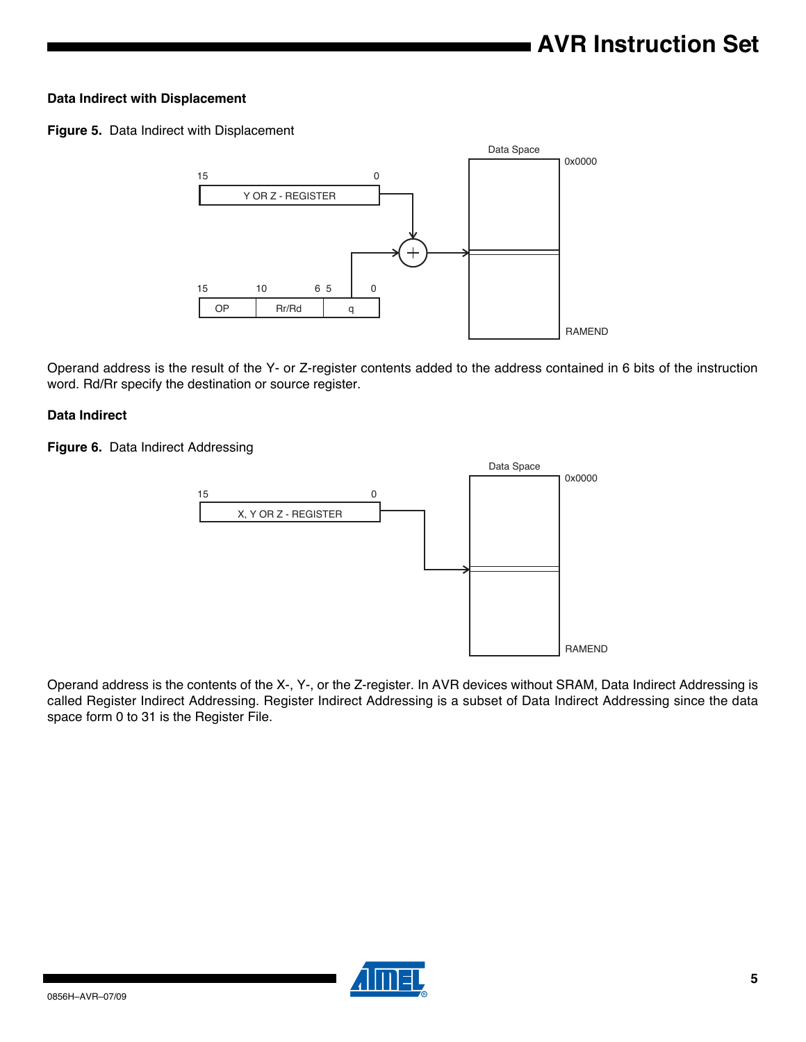### Data Indirect with Displacement

**Figure 5.** Data Indirect with Displacement

Operand address is the result of the Y- or Z-register contents added to the address contained in 6 bits of the instruction word. Rd/Rr specify the destination or source register.

### Data Indirect

**Figure 6.** Data Indirect Addressing

Operand address is the contents of the X-, Y-, or the Z-register. In AVR devices without SRAM, Data Indirect Addressing is called Register Indirect Addressing. Register Indirect Addressing is a subset of Data Indirect Addressing since the data space form 0 to 31 is the Register File.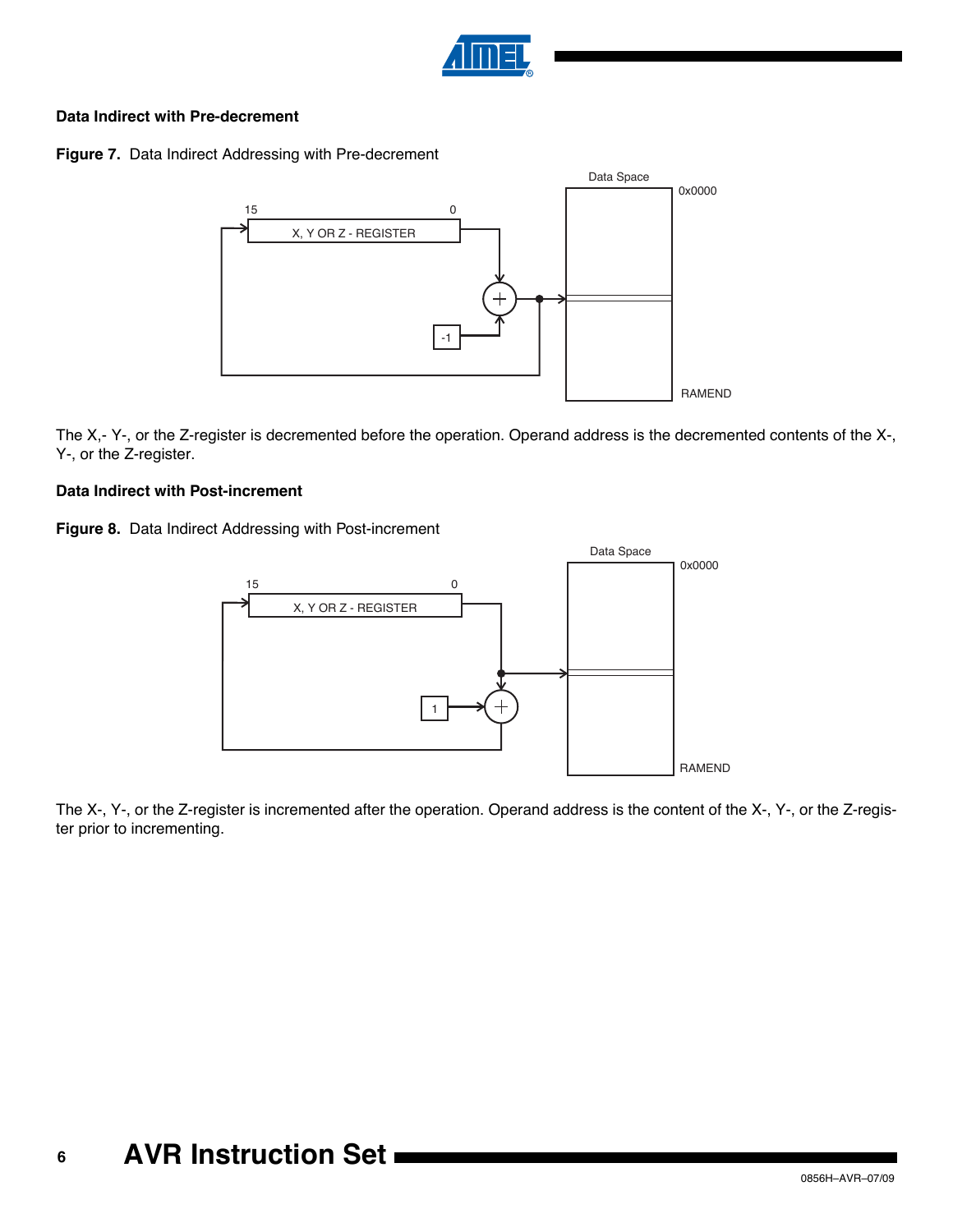### Data Indirect with Pre-decrement

**Figure 7.** Data Indirect Addressing with Pre-decrement

The X,- Y-, or the Z-register is decremented before the operation. Operand address is the decremented contents of the X-, Y-, or the Z-register.

### Data Indirect with Post-increment

**Figure 8.** Data Indirect Addressing with Post-increment

The X-, Y-, or the Z-register is incremented after the operation. Operand address is the content of the X-, Y-, or the Z-register prior to incrementing.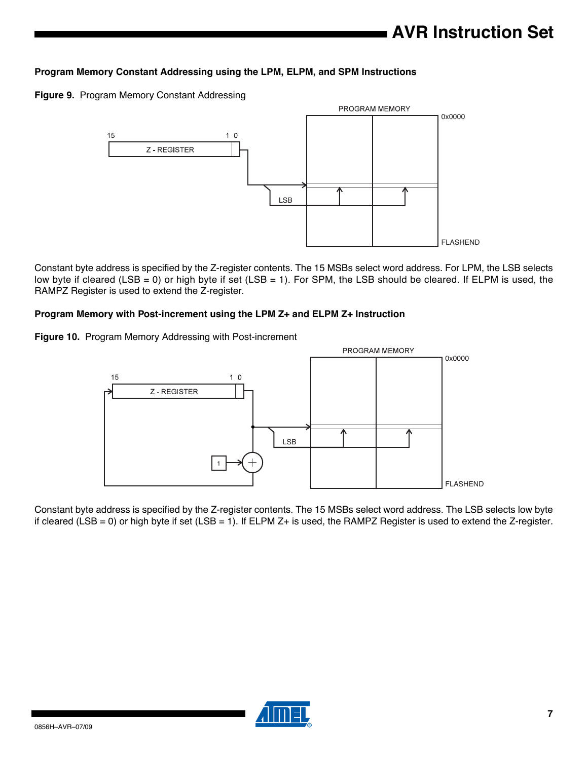### Program Memory Constant Addressing using the LPM, ELPM, and SPM Instructions

**Figure 9.** Program Memory Constant Addressing

Constant byte address is specified by the Z-register contents. The 15 MSBs select word address. For LPM, the LSB selects low byte if cleared (LSB = 0) or high byte if set (LSB = 1). For SPM, the LSB should be cleared. If ELPM is used, the RAMPZ Register is used to extend the Z-register.

### Program Memory with Post-increment using the LPM Z+ and ELPM Z+ Instruction

**Figure 10.** Program Memory Addressing with Post-increment

Constant byte address is specified by the Z-register contents. The 15 MSBs select word address. The LSB selects low byte if cleared (LSB = 0) or high byte if set (LSB = 1). If ELPM Z+ is used, the RAMPZ Register is used to extend the Z-register.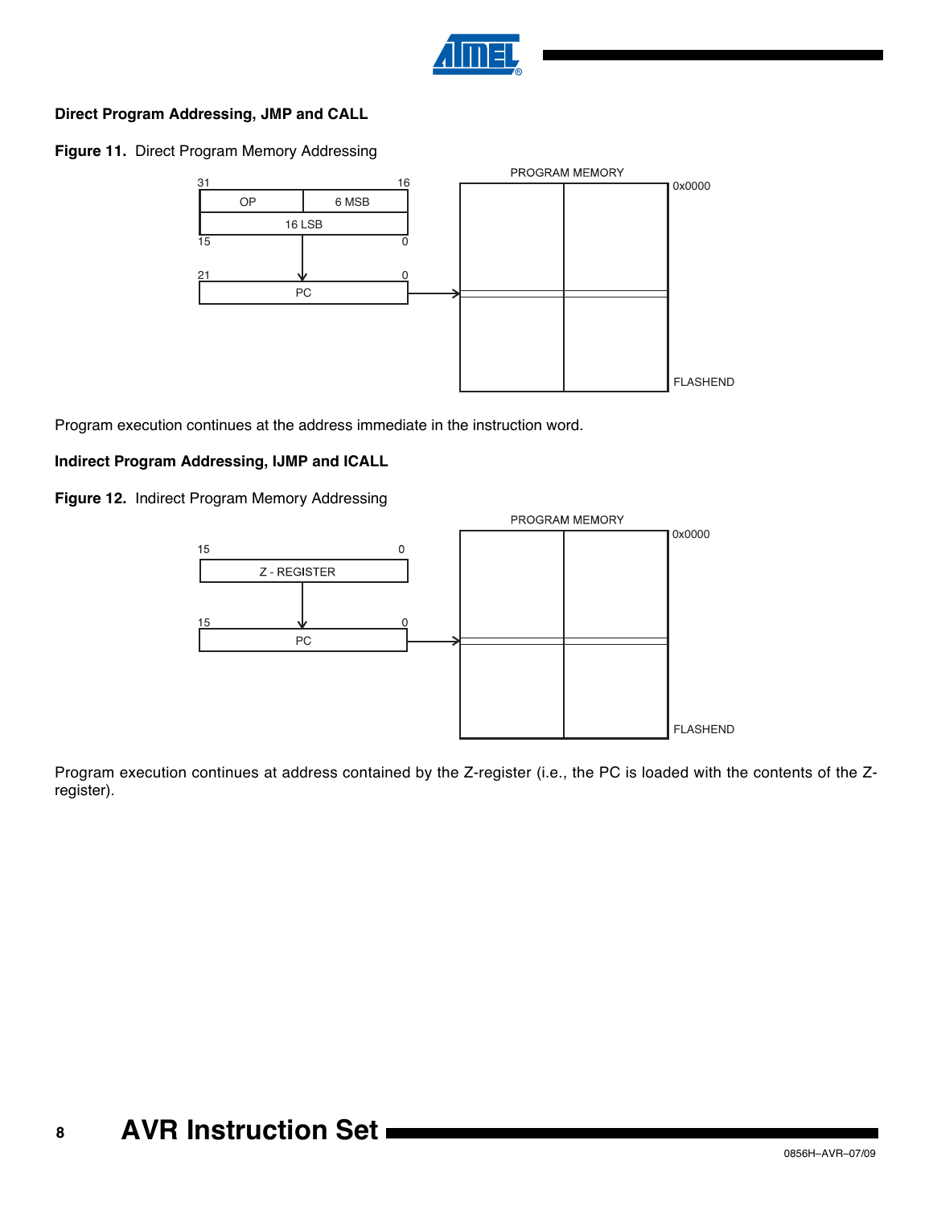### Direct Program Addressing, JMP and CALL

**Figure 11.** Direct Program Memory Addressing

Program execution continues at the address immediate in the instruction word.

### Indirect Program Addressing, IJMP and ICALL

**Figure 12.** Indirect Program Memory Addressing

Program execution continues at address contained by the Z-register (i.e., the PC is loaded with the contents of the Z-register).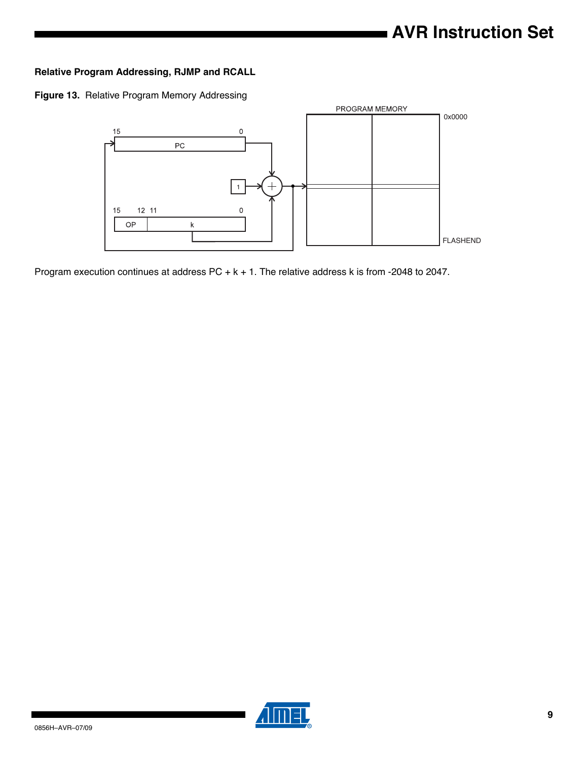### Relative Program Addressing, RJMP and RCALL

**Figure 13.** Relative Program Memory Addressing

Program execution continues at address PC + k + 1. The relative address k is from -2048 to 2047.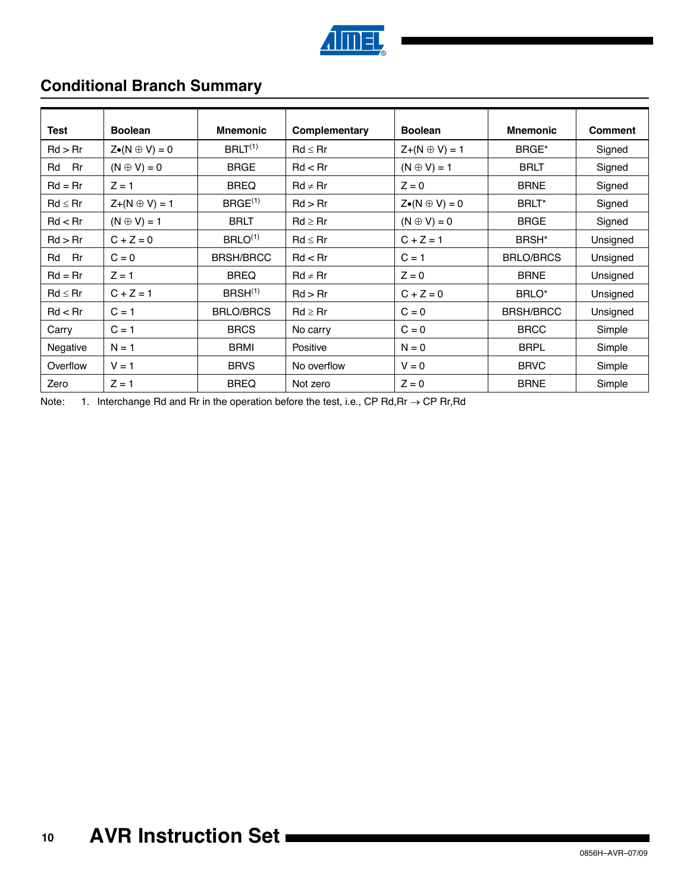## Conditional Branch Summary

| Test | Boolean | Mnemonic | Complementary | Boolean | Mnemonic | Comment |
|---|---|---|---|---|---|---|
| $Rd > Rr$ | $Z \bullet (N \oplus V) = 0$ | BRLT[1] | $Rd \leq Rr$ | $Z + (N \oplus V) = 1$ | BRGE* | Signed |
| Rd Rr | $(N \oplus V) = 0$ | BRGE | $Rd < Rr$ | $(N \oplus V) = 1$ | BRLT | Signed |
| $Rd = Rr$ | $Z = 1$ | BREQ | $Rd \neq Rr$ | $Z = 0$ | BRNE | Signed |
| $Rd \leq Rr$ | $Z + (N \oplus V) = 1$ | BRGE[1] | $Rd > Rr$ | $Z \bullet (N \oplus V) = 0$ | BRLT* | Signed |
| $Rd < Rr$ | $(N \oplus V) = 1$ | BRLT | $Rd \geq Rr$ | $(N \oplus V) = 0$ | BRGE | Signed |
| $Rd > Rr$ | $C + Z = 0$ | BRLO[1] | $Rd \leq Rr$ | $C + Z = 1$ | BRSH* | Unsigned |
| Rd Rr | $C = 0$ | BRSH/BRCC | $Rd < Rr$ | $C = 1$ | BRLO/BRCS | Unsigned |
| $Rd = Rr$ | $Z = 1$ | BREQ | $Rd \neq Rr$ | $Z = 0$ | BRNE | Unsigned |
| $Rd \leq Rr$ | $C + Z = 1$ | BRSH[1] | $Rd > Rr$ | $C + Z = 0$ | BRLO* | Unsigned |
| $Rd < Rr$ | $C = 1$ | BRLO/BRCS | $Rd \geq Rr$ | $C = 0$ | BRSH/BRCC | Unsigned |
| Carry | $C = 1$ | BRCS | No carry | $C = 0$ | BRCC | Simple |
| Negative | $N = 1$ | BRMI | Positive | $N = 0$ | BRPL | Simple |
| Overflow | $V = 1$ | BRVS | No overflow | $V = 0$ | BRVC | Simple |
| Zero | $Z = 1$ | BREQ | Not zero | $Z = 0$ | BRNE | Simple |

Note: 1. Interchange Rd and Rr in the operation before the test, i.e., CP Rd,Rr → CP Rr,Rd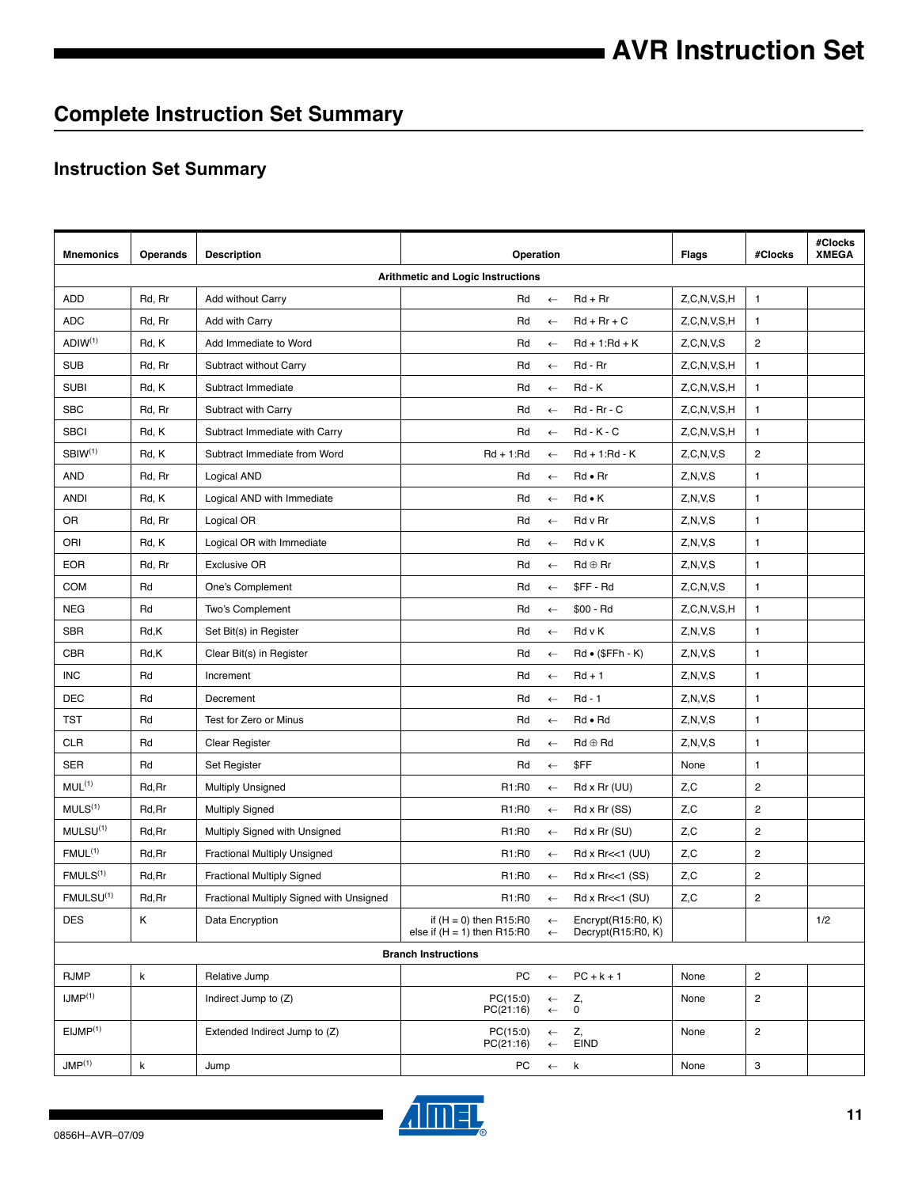## Complete Instruction Set Summary

### Instruction Set Summary

| Mnemonics | Operands | Description | Operation | | | Flags | #Clocks | #Clocks XMEGA |
|---|---|---|---|---|---|---|---|---|
| **Arithmetic and Logic Instructions** | | | | | | | | |
| ADD | Rd, Rr | Add without Carry | Rd | ← | Rd + Rr | Z,C,N,V,S,H | 1 | |
| ADC | Rd, Rr | Add with Carry | Rd | ← | Rd + Rr + C | Z,C,N,V,S,H | 1 | |
| ADIW(1) | Rd, K | Add Immediate to Word | Rd | ← | Rd + 1:Rd + K | Z,C,N,V,S | 2 | |
| SUB | Rd, Rr | Subtract without Carry | Rd | ← | Rd - Rr | Z,C,N,V,S,H | 1 | |
| SUBI | Rd, K | Subtract Immediate | Rd | ← | Rd - K | Z,C,N,V,S,H | 1 | |
| SBC | Rd, Rr | Subtract with Carry | Rd | ← | Rd - Rr - C | Z,C,N,V,S,H | 1 | |
| SBCI | Rd, K | Subtract Immediate with Carry | Rd | ← | Rd - K - C | Z,C,N,V,S,H | 1 | |
| SBIW(1) | Rd, K | Subtract Immediate from Word | Rd + 1:Rd | ← | Rd + 1:Rd - K | Z,C,N,V,S | 2 | |
| AND | Rd, Rr | Logical AND | Rd | ← | Rd • Rr | Z,N,V,S | 1 | |
| ANDI | Rd, K | Logical AND with Immediate | Rd | ← | Rd • K | Z,N,V,S | 1 | |
| OR | Rd, Rr | Logical OR | Rd | ← | Rd v Rr | Z,N,V,S | 1 | |
| ORI | Rd, K | Logical OR with Immediate | Rd | ← | Rd v K | Z,N,V,S | 1 | |
| EOR | Rd, Rr | Exclusive OR | Rd | ← | Rd ⊕ Rr | Z,N,V,S | 1 | |
| COM | Rd | One's Complement | Rd | ← | $FF - Rd | Z,C,N,V,S | 1 | |
| NEG | Rd | Two's Complement | Rd | ← | $00 - Rd | Z,C,N,V,S,H | 1 | |
| SBR | Rd,K | Set Bit(s) in Register | Rd | ← | Rd v K | Z,N,V,S | 1 | |
| CBR | Rd,K | Clear Bit(s) in Register | Rd | ← | Rd • ($FFh - K) | Z,N,V,S | 1 | |
| INC | Rd | Increment | Rd | ← | Rd + 1 | Z,N,V,S | 1 | |
| DEC | Rd | Decrement | Rd | ← | Rd - 1 | Z,N,V,S | 1 | |
| TST | Rd | Test for Zero or Minus | Rd | ← | Rd • Rd | Z,N,V,S | 1 | |
| CLR | Rd | Clear Register | Rd | ← | Rd ⊕ Rd | Z,N,V,S | 1 | |
| SER | Rd | Set Register | Rd | ← | $FF | None | 1 | |
| MUL(1) | Rd,Rr | Multiply Unsigned | R1:R0 | ← | Rd x Rr (UU) | Z,C | 2 | |
| MULS(1) | Rd,Rr | Multiply Signed | R1:R0 | ← | Rd x Rr (SS) | Z,C | 2 | |
| MULSU(1) | Rd,Rr | Multiply Signed with Unsigned | R1:R0 | ← | Rd x Rr (SU) | Z,C | 2 | |
| FMUL(1) | Rd,Rr | Fractional Multiply Unsigned | R1:R0 | ← | Rd x Rr<<1 (UU) | Z,C | 2 | |
| FMULS(1) | Rd,Rr | Fractional Multiply Signed | R1:R0 | ← | Rd x Rr<<1 (SS) | Z,C | 2 | |
| FMULSU(1) | Rd,Rr | Fractional Multiply Signed with Unsigned | R1:R0 | ← | Rd x Rr<<1 (SU) | Z,C | 2 | |
| DES | K | Data Encryption | if (H = 0) then R15:R0<br>else if (H = 1) then R15:R0 | ←<br>← | Encrypt(R15:R0, K)<br>Decrypt(R15:R0, K) | | | 1/2 |
| **Branch Instructions** | | | | | | | | |
| RJMP | k | Relative Jump | PC | ← | PC + k + 1 | None | 2 | |
| IJMP(1) | | Indirect Jump to (Z) | PC(15:0)<br>PC(21:16) | ←<br>← | Z,<br>0 | None | 2 | |
| EIJMP(1) | | Extended Indirect Jump to (Z) | PC(15:0)<br>PC(21:16) | ←<br>← | Z,<br>EIND | None | 2 | |
| JMP(1) | k | Jump | PC | ← | k | None | 3 | |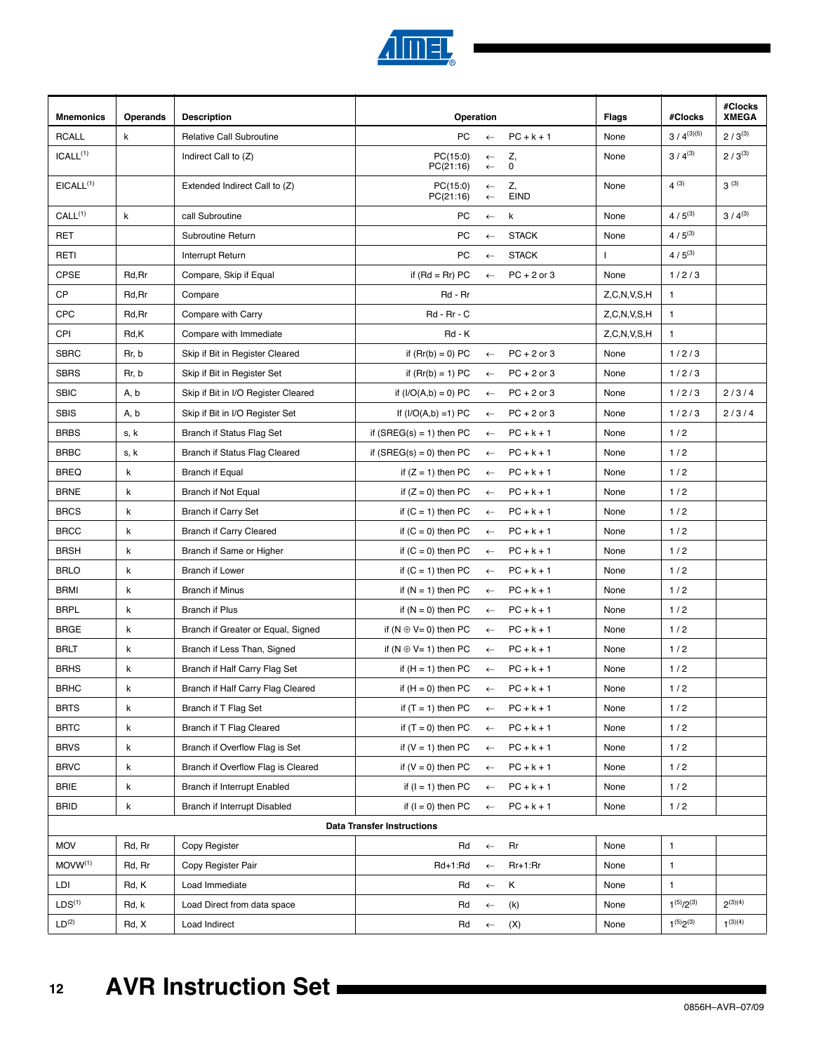| Mnemonics | Operands | Description | Operation | Flags | #Clocks | #Clocks XMEGA |
|---|---|---|---|---|---|---|
| RCALL | k | Relative Call Subroutine | PC ← PC + k + 1 | None | 3 / 4[3][5] | 2 / 3[3] |
| ICALL[1] | | Indirect Call to (Z) | PC(15:0) ← Z, PC(21:16) ← 0 | None | 3 / 4[3] | 2 / 3[3] |
| EICALL[1] | | Extended Indirect Call to (Z) | PC(15:0) ← Z, PC(21:16) ← EIND | None | 4 [3] | 3 [3] |
| CALL[1] | k | call Subroutine | PC ← k | None | 4 / 5[3] | 3 / 4[3] |
| RET | | Subroutine Return | PC ← STACK | None | 4 / 5[3] | |
| RETI | | Interrupt Return | PC ← STACK | I | 4 / 5[3] | |
| CPSE | Rd,Rr | Compare, Skip if Equal | if (Rd = Rr) PC ← PC + 2 or 3 | None | 1 / 2 / 3 | |
| CP | Rd,Rr | Compare | Rd - Rr | Z,C,N,V,S,H | 1 | |
| CPC | Rd,Rr | Compare with Carry | Rd - Rr - C | Z,C,N,V,S,H | 1 | |
| CPI | Rd,K | Compare with Immediate | Rd - K | Z,C,N,V,S,H | 1 | |
| SBRC | Rr, b | Skip if Bit in Register Cleared | if (Rr(b) = 0) PC ← PC + 2 or 3 | None | 1 / 2 / 3 | |
| SBRS | Rr, b | Skip if Bit in Register Set | if (Rr(b) = 1) PC ← PC + 2 or 3 | None | 1 / 2 / 3 | |
| SBIC | A, b | Skip if Bit in I/O Register Cleared | if (I/O(A,b) = 0) PC ← PC + 2 or 3 | None | 1 / 2 / 3 | 2 / 3 / 4 |
| SBIS | A, b | Skip if Bit in I/O Register Set | If (I/O(A,b) =1) PC ← PC + 2 or 3 | None | 1 / 2 / 3 | 2 / 3 / 4 |
| BRBS | s, k | Branch if Status Flag Set | if (SREG(s) = 1) then PC ← PC + k + 1 | None | 1 / 2 | |
| BRBC | s, k | Branch if Status Flag Cleared | if (SREG(s) = 0) then PC ← PC + k + 1 | None | 1 / 2 | |
| BREQ | k | Branch if Equal | if (Z = 1) then PC ← PC + k + 1 | None | 1 / 2 | |
| BRNE | k | Branch if Not Equal | if (Z = 0) then PC ← PC + k + 1 | None | 1 / 2 | |
| BRCS | k | Branch if Carry Set | if (C = 1) then PC ← PC + k + 1 | None | 1 / 2 | |
| BRCC | k | Branch if Carry Cleared | if (C = 0) then PC ← PC + k + 1 | None | 1 / 2 | |
| BRSH | k | Branch if Same or Higher | if (C = 0) then PC ← PC + k + 1 | None | 1 / 2 | |
| BRLO | k | Branch if Lower | if (C = 1) then PC ← PC + k + 1 | None | 1 / 2 | |
| BRMI | k | Branch if Minus | if (N = 1) then PC ← PC + k + 1 | None | 1 / 2 | |
| BRPL | k | Branch if Plus | if (N = 0) then PC ← PC + k + 1 | None | 1 / 2 | |
| BRGE | k | Branch if Greater or Equal, Signed | if (N ⊕ V= 0) then PC ← PC + k + 1 | None | 1 / 2 | |
| BRLT | k | Branch if Less Than, Signed | if (N ⊕ V= 1) then PC ← PC + k + 1 | None | 1 / 2 | |
| BRHS | k | Branch if Half Carry Flag Set | if (H = 1) then PC ← PC + k + 1 | None | 1 / 2 | |
| BRHC | k | Branch if Half Carry Flag Cleared | if (H = 0) then PC ← PC + k + 1 | None | 1 / 2 | |
| BRTS | k | Branch if T Flag Set | if (T = 1) then PC ← PC + k + 1 | None | 1 / 2 | |
| BRTC | k | Branch if T Flag Cleared | if (T = 0) then PC ← PC + k + 1 | None | 1 / 2 | |
| BRVS | k | Branch if Overflow Flag is Set | if (V = 1) then PC ← PC + k + 1 | None | 1 / 2 | |
| BRVC | k | Branch if Overflow Flag is Cleared | if (V = 0) then PC ← PC + k + 1 | None | 1 / 2 | |
| BRIE | k | Branch if Interrupt Enabled | if (I = 1) then PC ← PC + k + 1 | None | 1 / 2 | |
| BRID | k | Branch if Interrupt Disabled | if (I = 0) then PC ← PC + k + 1 | None | 1 / 2 | |
| **Data Transfer Instructions** | | | | | | |
| MOV | Rd, Rr | Copy Register | Rd ← Rr | None | 1 | |
| MOVW[1] | Rd, Rr | Copy Register Pair | Rd+1:Rd ← Rr+1:Rr | None | 1 | |
| LDI | Rd, K | Load Immediate | Rd ← K | None | 1 | |
| LDS[1] | Rd, k | Load Direct from data space | Rd ← (k) | None | 1[5]/2[3] | 2[3][4] |
| LD[2] | Rd, X | Load Indirect | Rd ← (X) | None | 1[5]2[3] | 1[3][4] |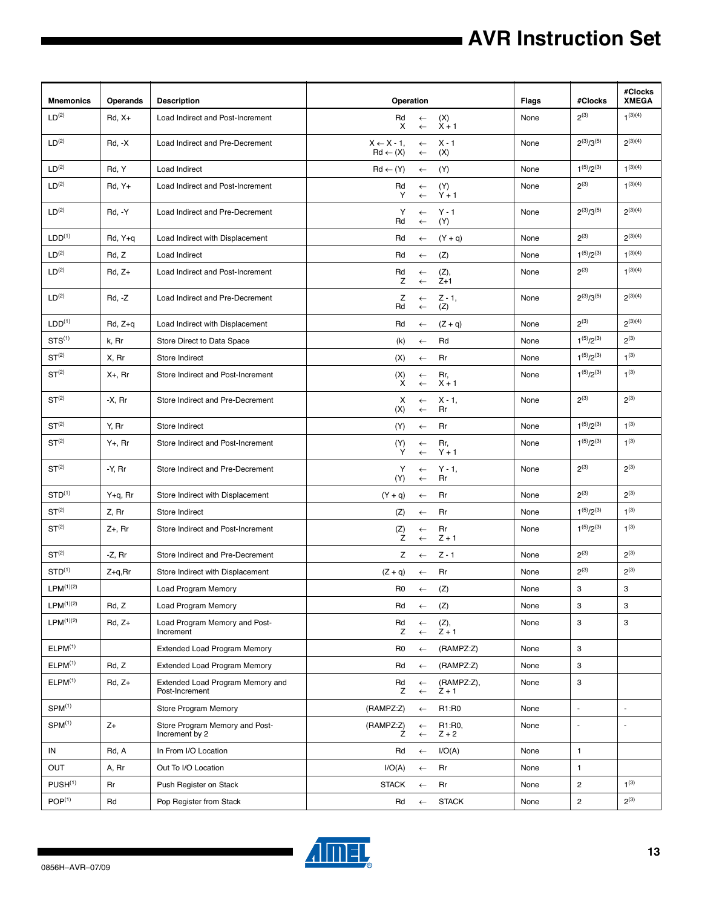| Mnemonics | Operands | Description | Operation | Flags | #Clocks | #Clocks XMEGA |
|---|---|---|---|---|---|---|
| LD[2] | Rd, X+ | Load Indirect and Post-Increment | Rd ← (X)<br>X ← X + 1 | None | 2[3] | 1[3][4] |
| LD[2] | Rd, -X | Load Indirect and Pre-Decrement | X ← X - 1, ← X - 1<br>Rd ← (X) ← (X) | None | 2[3]/3[5] | 2[3][4] |
| LD[2] | Rd, Y | Load Indirect | Rd ← (Y) ← (Y) | None | 1[5]/2[3] | 1[3][4] |
| LD[2] | Rd, Y+ | Load Indirect and Post-Increment | Rd ← (Y)<br>Y ← Y + 1 | None | 2[3] | 1[3][4] |
| LD[2] | Rd, -Y | Load Indirect and Pre-Decrement | Y ← Y - 1<br>Rd ← (Y) | None | 2[3]/3[5] | 2[3][4] |
| LDD[1] | Rd, Y+q | Load Indirect with Displacement | Rd ← (Y + q) | None | 2[3] | 2[3][4] |
| LD[2] | Rd, Z | Load Indirect | Rd ← (Z) | None | 1[5]/2[3] | 1[3][4] |
| LD[2] | Rd, Z+ | Load Indirect and Post-Increment | Rd ← (Z),<br>Z ← Z+1 | None | 2[3] | 1[3][4] |
| LD[2] | Rd, -Z | Load Indirect and Pre-Decrement | Z ← Z - 1,<br>Rd ← (Z) | None | 2[3]/3[5] | 2[3][4] |
| LDD[1] | Rd, Z+q | Load Indirect with Displacement | Rd ← (Z + q) | None | 2[3] | 2[3][4] |
| STS[1] | k, Rr | Store Direct to Data Space | (k) ← Rd | None | 1[5]/2[3] | 2[3] |
| ST[2] | X, Rr | Store Indirect | (X) ← Rr | None | 1[5]/2[3] | 1[3] |
| ST[2] | X+, Rr | Store Indirect and Post-Increment | (X) ← Rr,<br>X ← X + 1 | None | 1[5]/2[3] | 1[3] |
| ST[2] | -X, Rr | Store Indirect and Pre-Decrement | X ← X - 1,<br>(X) ← Rr | None | 2[3] | 2[3] |
| ST[2] | Y, Rr | Store Indirect | (Y) ← Rr | None | 1[5]/2[3] | 1[3] |
| ST[2] | Y+, Rr | Store Indirect and Post-Increment | (Y) ← Rr,<br>Y ← Y + 1 | None | 1[5]/2[3] | 1[3] |
| ST[2] | -Y, Rr | Store Indirect and Pre-Decrement | Y ← Y - 1,<br>(Y) ← Rr | None | 2[3] | 2[3] |
| STD[1] | Y+q, Rr | Store Indirect with Displacement | (Y + q) ← Rr | None | 2[3] | 2[3] |
| ST[2] | Z, Rr | Store Indirect | (Z) ← Rr | None | 1[5]/2[3] | 1[3] |
| ST[2] | Z+, Rr | Store Indirect and Post-Increment | (Z) ← Rr<br>Z ← Z + 1 | None | 1[5]/2[3] | 1[3] |
| ST[2] | -Z, Rr | Store Indirect and Pre-Decrement | Z ← Z - 1 | None | 2[3] | 2[3] |
| STD[1] | Z+q,Rr | Store Indirect with Displacement | (Z + q) ← Rr | None | 2[3] | 2[3] |
| LPM[1][2] | | Load Program Memory | R0 ← (Z) | None | 3 | 3 |
| LPM[1][2] | Rd, Z | Load Program Memory | Rd ← (Z) | None | 3 | 3 |
| LPM[1][2] | Rd, Z+ | Load Program Memory and Post-Increment | Rd ← (Z),<br>Z ← Z + 1 | None | 3 | 3 |
| ELPM[1] | | Extended Load Program Memory | R0 ← (RAMPZ:Z) | None | 3 | |
| ELPM[1] | Rd, Z | Extended Load Program Memory | Rd ← (RAMPZ:Z) | None | 3 | |
| ELPM[1] | Rd, Z+ | Extended Load Program Memory and Post-Increment | Rd ← (RAMPZ:Z),<br>Z ← Z + 1 | None | 3 | |
| SPM[1] | | Store Program Memory | (RAMPZ:Z) ← R1:R0 | None | - | - |
| SPM[1] | Z+ | Store Program Memory and Post-Increment by 2 | (RAMPZ:Z) ← R1:R0,<br>Z ← Z + 2 | None | - | - |
| IN | Rd, A | In From I/O Location | Rd ← I/O(A) | None | 1 | |
| OUT | A, Rr | Out To I/O Location | I/O(A) ← Rr | None | 1 | |
| PUSH[1] | Rr | Push Register on Stack | STACK ← Rr | None | 2 | 1[3] |
| POP[1] | Rd | Pop Register from Stack | Rd ← STACK | None | 2 | 2[3] |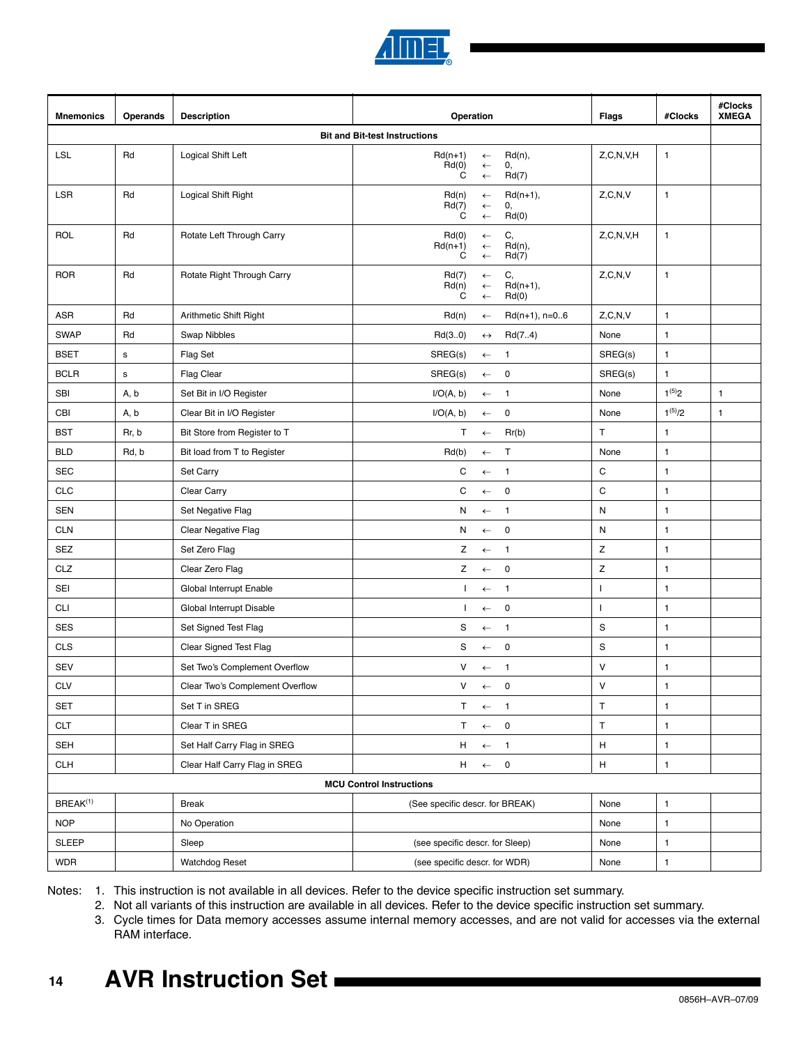| Mnemonics | Operands | Description | Operation | Flags | #Clocks | #Clocks XMEGA |
|---|---|---|---|---|---|---|
| **Bit and Bit-test Instructions** | | | | | | |
| LSL | Rd | Logical Shift Left | Rd(n+1) ← Rd(n), Rd(0) ← 0, C ← Rd(7) | Z,C,N,V,H | 1 | |
| LSR | Rd | Logical Shift Right | Rd(n) ← Rd(n+1), Rd(7) ← 0, C ← Rd(0) | Z,C,N,V | 1 | |
| ROL | Rd | Rotate Left Through Carry | Rd(0) ← C, Rd(n+1) ← Rd(n), C ← Rd(7) | Z,C,N,V,H | 1 | |
| ROR | Rd | Rotate Right Through Carry | Rd(7) ← C, Rd(n) ← Rd(n+1), C ← Rd(0) | Z,C,N,V | 1 | |
| ASR | Rd | Arithmetic Shift Right | Rd(n) ← Rd(n+1), n=0..6 | Z,C,N,V | 1 | |
| SWAP | Rd | Swap Nibbles | Rd(3..0) ↔ Rd(7..4) | None | 1 | |
| BSET | s | Flag Set | SREG(s) ← 1 | SREG(s) | 1 | |
| BCLR | s | Flag Clear | SREG(s) ← 0 | SREG(s) | 1 | |
| SBI | A, b | Set Bit in I/O Register | I/O(A, b) ← 1 | None | 1[5]2 | 1 |
| CBI | A, b | Clear Bit in I/O Register | I/O(A, b) ← 0 | None | 1[5]/2 | 1 |
| BST | Rr, b | Bit Store from Register to T | T ← Rr(b) | T | 1 | |
| BLD | Rd, b | Bit load from T to Register | Rd(b) ← T | None | 1 | |
| SEC | | Set Carry | C ← 1 | C | 1 | |
| CLC | | Clear Carry | C ← 0 | C | 1 | |
| SEN | | Set Negative Flag | N ← 1 | N | 1 | |
| CLN | | Clear Negative Flag | N ← 0 | N | 1 | |
| SEZ | | Set Zero Flag | Z ← 1 | Z | 1 | |
| CLZ | | Clear Zero Flag | Z ← 0 | Z | 1 | |
| SEI | | Global Interrupt Enable | I ← 1 | I | 1 | |
| CLI | | Global Interrupt Disable | I ← 0 | I | 1 | |
| SES | | Set Signed Test Flag | S ← 1 | S | 1 | |
| CLS | | Clear Signed Test Flag | S ← 0 | S | 1 | |
| SEV | | Set Two's Complement Overflow | V ← 1 | V | 1 | |
| CLV | | Clear Two's Complement Overflow | V ← 0 | V | 1 | |
| SET | | Set T in SREG | T ← 1 | T | 1 | |
| CLT | | Clear T in SREG | T ← 0 | T | 1 | |
| SEH | | Set Half Carry Flag in SREG | H ← 1 | H | 1 | |
| CLH | | Clear Half Carry Flag in SREG | H ← 0 | H | 1 | |
| **MCU Control Instructions** | | | | | | |
| BREAK[1] | | Break | (See specific descr. for BREAK) | None | 1 | |
| NOP | | No Operation | | None | 1 | |
| SLEEP | | Sleep | (see specific descr. for Sleep) | None | 1 | |
| WDR | | Watchdog Reset | (see specific descr. for WDR) | None | 1 | |

Notes:
1. This instruction is not available in all devices. Refer to the device specific instruction set summary.
2. Not all variants of this instruction are available in all devices. Refer to the device specific instruction set summary.
3. Cycle times for Data memory accesses assume internal memory accesses, and are not valid for accesses via the external RAM interface.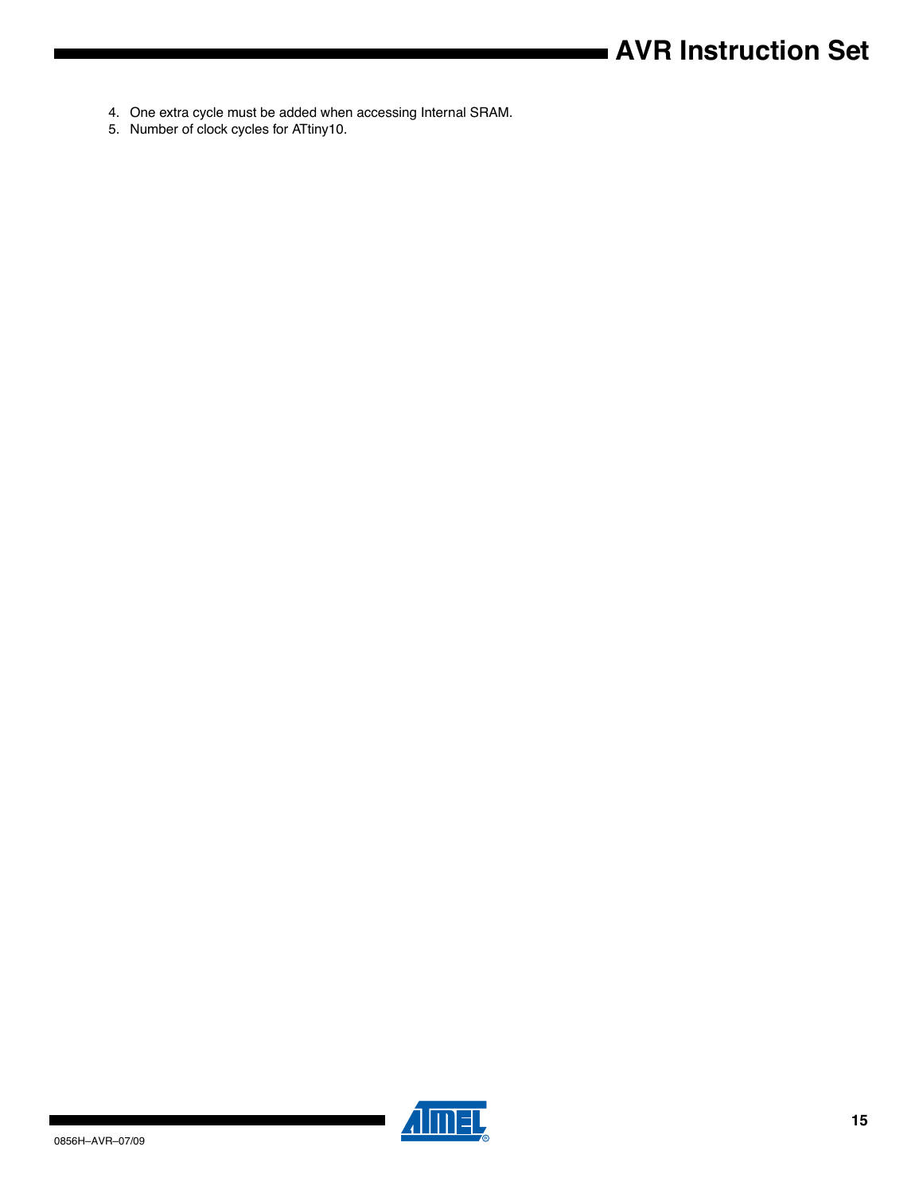4. One extra cycle must be added when accessing Internal SRAM.
5. Number of clock cycles for ATtiny10.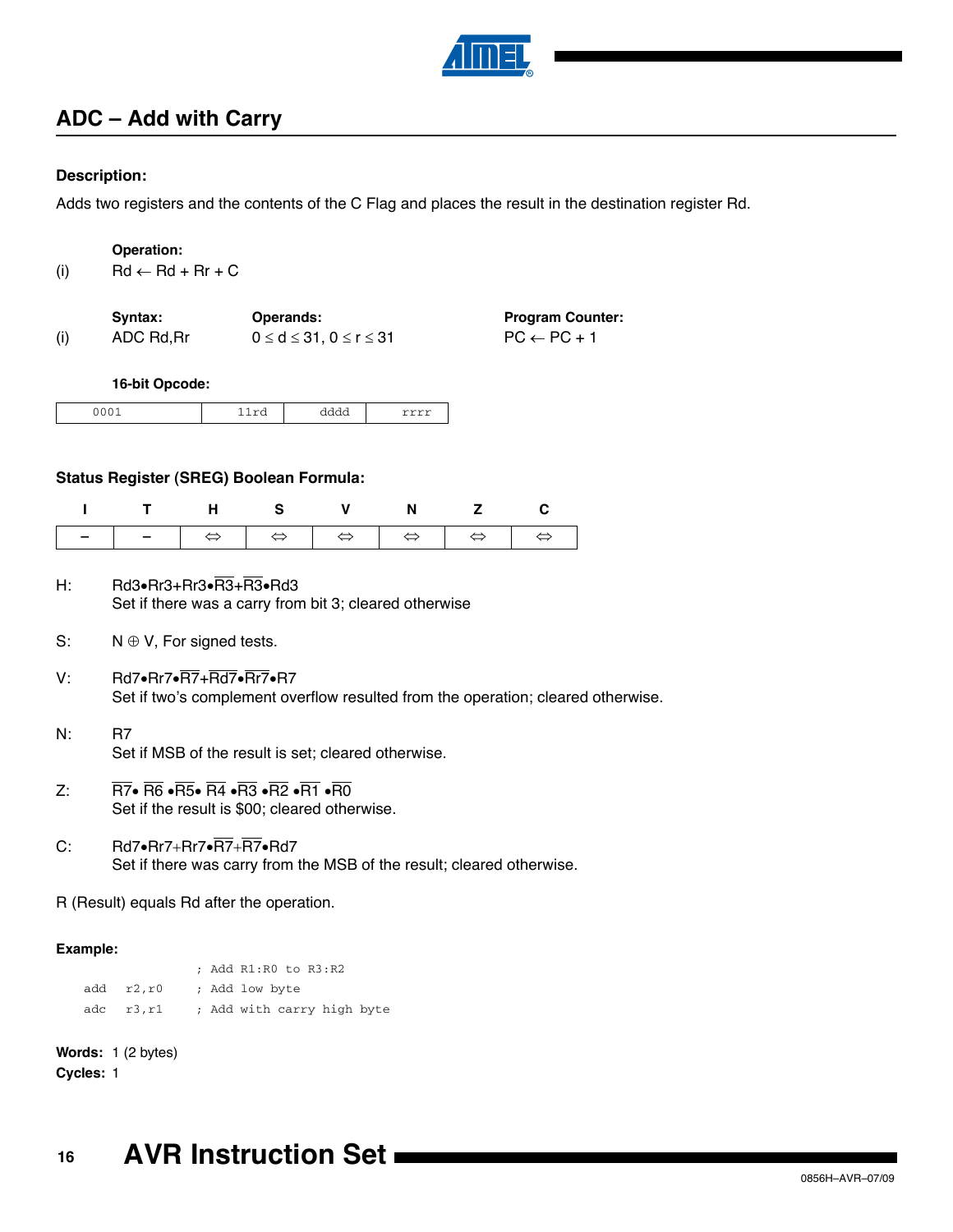## ADC – Add with Carry

### Description:

Adds two registers and the contents of the C Flag and places the result in the destination register Rd.

**Operation:**

(i) Rd ← Rd + Rr + C

| | Syntax: | Operands: | Program Counter: |
|---|---|---|---|
| (i) | ADC Rd,Rr | $0 \le d \le 31$, $0 \le r \le 31$ | PC ← PC + 1 |

**16-bit Opcode:**

| 0001 | 11rd | dddd | rrrr |
|---|---|---|---|

### Status Register (SREG) Boolean Formula:

| I | T | H | S | V | N | Z | C |
|---|---|---|---|---|---|---|---|
| – | – | ⇔ | ⇔ | ⇔ | ⇔ | ⇔ | ⇔ |

H: $Rd3 \bullet Rr3 + Rr3 \bullet \overline{R3} + \overline{R3} \bullet Rd3$
Set if there was a carry from bit 3; cleared otherwise

S: $N \oplus V$, For signed tests.

V: $Rd7 \bullet Rr7 \bullet \overline{R7} + \overline{Rd7} \bullet \overline{Rr7} \bullet R7$
Set if two's complement overflow resulted from the operation; cleared otherwise.

N: $R7$
Set if MSB of the result is set; cleared otherwise.

Z: $\overline{R7} \bullet \overline{R6} \bullet \overline{R5} \bullet \overline{R4} \bullet \overline{R3} \bullet \overline{R2} \bullet \overline{R1} \bullet \overline{R0}$
Set if the result is \$00; cleared otherwise.

C: $Rd7 \bullet Rr7 + Rr7 \bullet \overline{R7} + \overline{R7} \bullet Rd7$
Set if there was carry from the MSB of the result; cleared otherwise.

R (Result) equals Rd after the operation.

**Example:**

```
                ; Add R1:R0 to R3:R2
    add  r2,r0  ; Add low byte
    adc  r3,r1  ; Add with carry high byte
```

**Words:** 1 (2 bytes)
**Cycles:** 1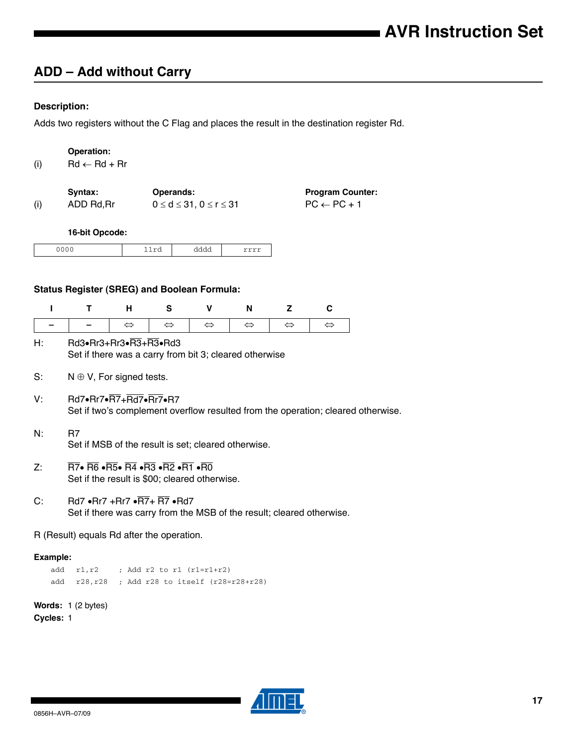## ADD – Add without Carry

#### Description:

Adds two registers without the C Flag and places the result in the destination register Rd.

**Operation:**

(i) $Rd \leftarrow Rd + Rr$

| | Syntax: | Operands: | Program Counter: |
|---|---|---|---|
| (i) | ADD Rd,Rr | $0 \le d \le 31, 0 \le r \le 31$ | $PC \leftarrow PC + 1$ |

**16-bit Opcode:**

| 0000 | 11rd | dddd | rrrr |
|---|---|---|---|

#### Status Register (SREG) and Boolean Formula:

| I | T | H | S | V | N | Z | C |
|---|---|---|---|---|---|---|---|
| – | – | ⇔ | ⇔ | ⇔ | ⇔ | ⇔ | ⇔ |

H: $Rd3 \bullet Rr3 + Rr3 \bullet \overline{R3} + \overline{R3} \bullet Rd3$
Set if there was a carry from bit 3; cleared otherwise

S: $N \oplus V$, For signed tests.

V: $Rd7 \bullet Rr7 \bullet \overline{R7} + \overline{Rd7} \bullet \overline{Rr7} \bullet R7$
Set if two's complement overflow resulted from the operation; cleared otherwise.

N: $R7$
Set if MSB of the result is set; cleared otherwise.

Z: $\overline{R7} \bullet \overline{R6} \bullet \overline{R5} \bullet \overline{R4} \bullet \overline{R3} \bullet \overline{R2} \bullet \overline{R1} \bullet \overline{R0}$
Set if the result is \$00; cleared otherwise.

C: $Rd7 \bullet Rr7 + Rr7 \bullet \overline{R7} + \overline{R7} \bullet Rd7$
Set if there was carry from the MSB of the result; cleared otherwise.

R (Result) equals Rd after the operation.

#### Example:

```
add  r1,r2     ; Add r2 to r1 (r1=r1+r2)
add  r28,r28   ; Add r28 to itself (r28=r28+r28)
```

**Words:** 1 (2 bytes)
**Cycles:** 1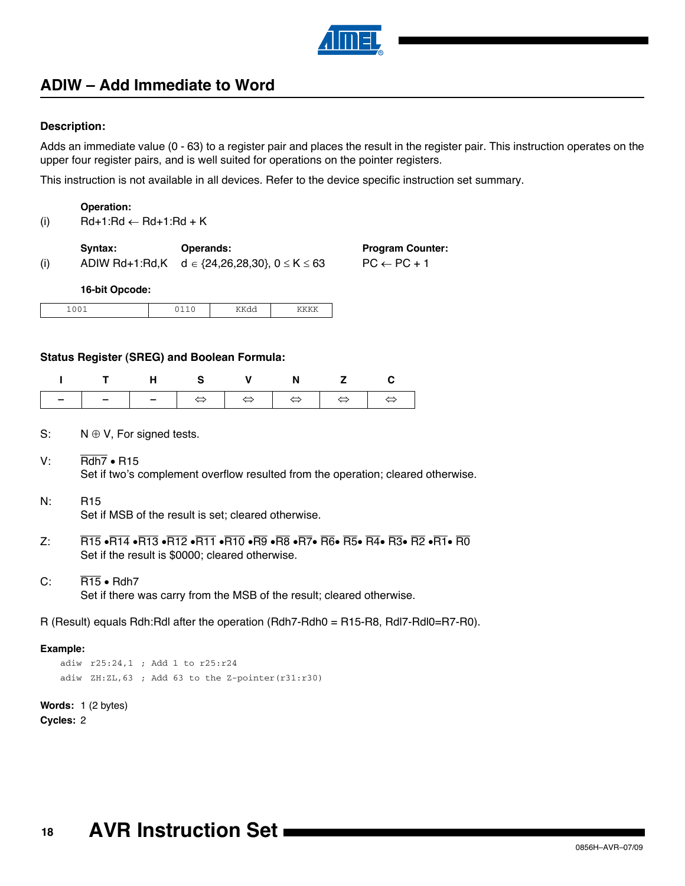## ADIW – Add Immediate to Word

**Description:**

Adds an immediate value (0 - 63) to a register pair and places the result in the register pair. This instruction operates on the upper four register pairs, and is well suited for operations on the pointer registers.

This instruction is not available in all devices. Refer to the device specific instruction set summary.

**Operation:**

(i) Rd+1:Rd ← Rd+1:Rd + K

| | Syntax: | Operands: | Program Counter: |
|---|---|---|---|
| (i) | ADIW Rd+1:Rd,K | d ∈ {24,26,28,30}, 0 ≤ K ≤ 63 | PC ← PC + 1 |

**16-bit Opcode:**

| 1001 | 0110 | KKdd | KKKK |
|---|---|---|---|

**Status Register (SREG) and Boolean Formula:**

| I | T | H | S | V | N | Z | C |
|---|---|---|---|---|---|---|---|
| – | – | – | ⇔ | ⇔ | ⇔ | ⇔ | ⇔ |

S: N ⊕ V, For signed tests.

V: $\overline{Rdh7} \bullet R15$
Set if two's complement overflow resulted from the operation; cleared otherwise.

N: R15
Set if MSB of the result is set; cleared otherwise.

Z: $\overline{R15} \bullet \overline{R14} \bullet \overline{R13} \bullet \overline{R12} \bullet \overline{R11} \bullet \overline{R10} \bullet \overline{R9} \bullet \overline{R8} \bullet \overline{R7} \bullet \overline{R6} \bullet \overline{R5} \bullet \overline{R4} \bullet \overline{R3} \bullet \overline{R2} \bullet \overline{R1} \bullet \overline{R0}$
Set if the result is $0000; cleared otherwise.

C: $\overline{R15} \bullet Rdh7$
Set if there was carry from the MSB of the result; cleared otherwise.

R (Result) equals Rdh:Rdl after the operation (Rdh7-Rdh0 = R15-R8, Rdl7-Rdl0=R7-R0).

**Example:**

```
adiw  r25:24,1  ; Add 1 to r25:r24
adiw  ZH:ZL,63  ; Add 63 to the Z-pointer(r31:r30)
```

**Words:** 1 (2 bytes)
**Cycles:** 2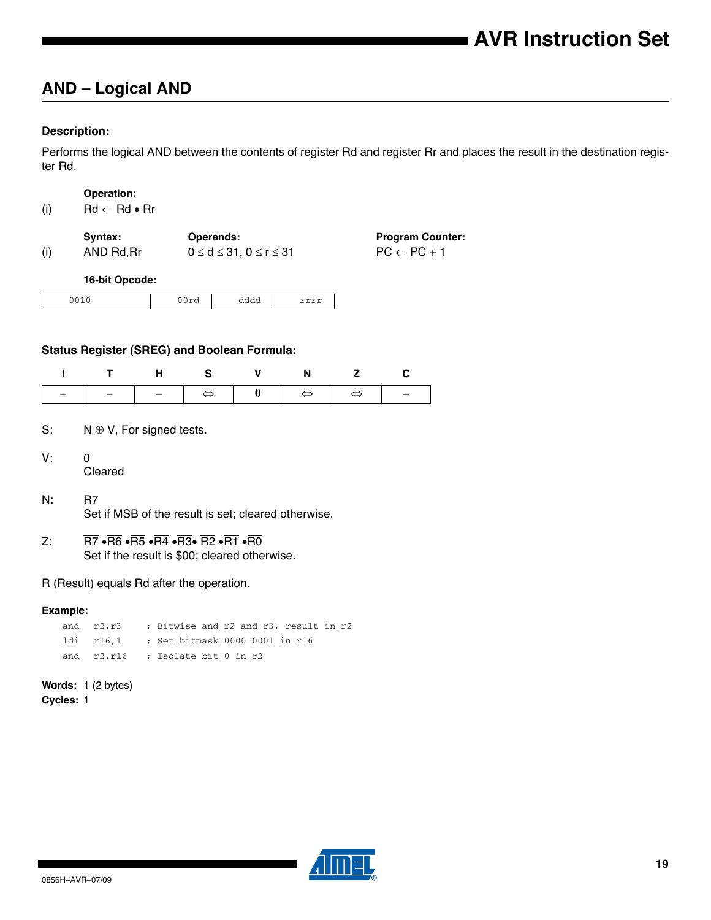## AND – Logical AND

#### Description:

Performs the logical AND between the contents of register Rd and register Rr and places the result in the destination register Rd.

|  | Operation: |
|---|---|
| (i) | Rd ← Rd • Rr |

|  | Syntax: | Operands: | Program Counter: |
|---|---|---|---|
| (i) | AND Rd,Rr | $0 \le d \le 31$, $0 \le r \le 31$ | PC ← PC + 1 |

**16-bit Opcode:**

| 0010 | 00rd | dddd | rrrr |
|---|---|---|---|

#### Status Register (SREG) and Boolean Formula:

| I | T | H | S | V | N | Z | C |
|---|---|---|---|---|---|---|---|
| – | – | – | ⇔ | 0 | ⇔ | ⇔ | – |

S: $N \oplus V$, For signed tests.

V: 0
Cleared

N: R7
Set if MSB of the result is set; cleared otherwise.

Z: $\overline{R7} \bullet \overline{R6} \bullet \overline{R5} \bullet \overline{R4} \bullet \overline{R3} \bullet \overline{R2} \bullet \overline{R1} \bullet \overline{R0}$
Set if the result is \$00; cleared otherwise.

R (Result) equals Rd after the operation.

#### Example:

```
and   r2,r3     ; Bitwise and r2 and r3, result in r2
ldi   r16,1     ; Set bitmask 0000 0001 in r16
and   r2,r16    ; Isolate bit 0 in r2
```

**Words:** 1 (2 bytes)
**Cycles:** 1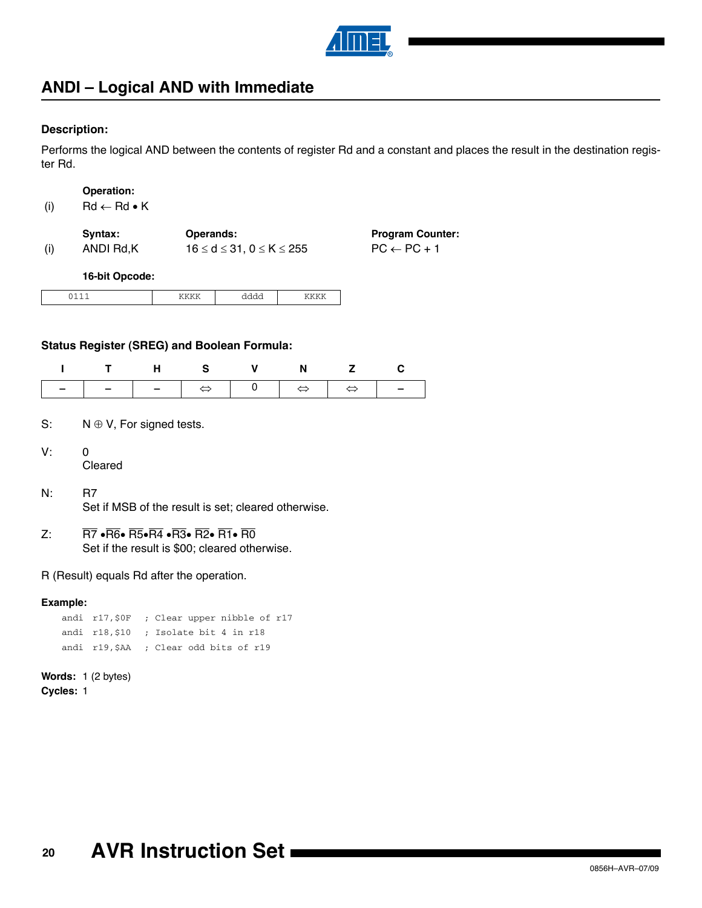## ANDI – Logical AND with Immediate

### Description:

Performs the logical AND between the contents of register Rd and a constant and places the result in the destination register Rd.

**Operation:**

(i) $Rd \leftarrow Rd \bullet K$

| | Syntax: | Operands: | Program Counter: |
|---|---|---|---|
| (i) | ANDI Rd,K | $16 \leq d \leq 31$, $0 \leq K \leq 255$ | $PC \leftarrow PC + 1$ |

**16-bit Opcode:**

| 0111 | KKKK | dddd | KKKK |
|---|---|---|---|

### Status Register (SREG) and Boolean Formula:

| I | T | H | S | V | N | Z | C |
|---|---|---|---|---|---|---|---|
| – | – | – | ⇔ | 0 | ⇔ | ⇔ | – |

S: $N \oplus V$, For signed tests.

V: 0
Cleared

N: R7
Set if MSB of the result is set; cleared otherwise.

Z: $\overline{R7} \bullet \overline{R6} \bullet \overline{R5} \bullet \overline{R4} \bullet \overline{R3} \bullet \overline{R2} \bullet \overline{R1} \bullet \overline{R0}$
Set if the result is \$00; cleared otherwise.

R (Result) equals Rd after the operation.

**Example:**

```
andi r17,$0F  ; Clear upper nibble of r17
andi r18,$10  ; Isolate bit 4 in r18
andi r19,$AA  ; Clear odd bits of r19
```

**Words:** 1 (2 bytes)
**Cycles:** 1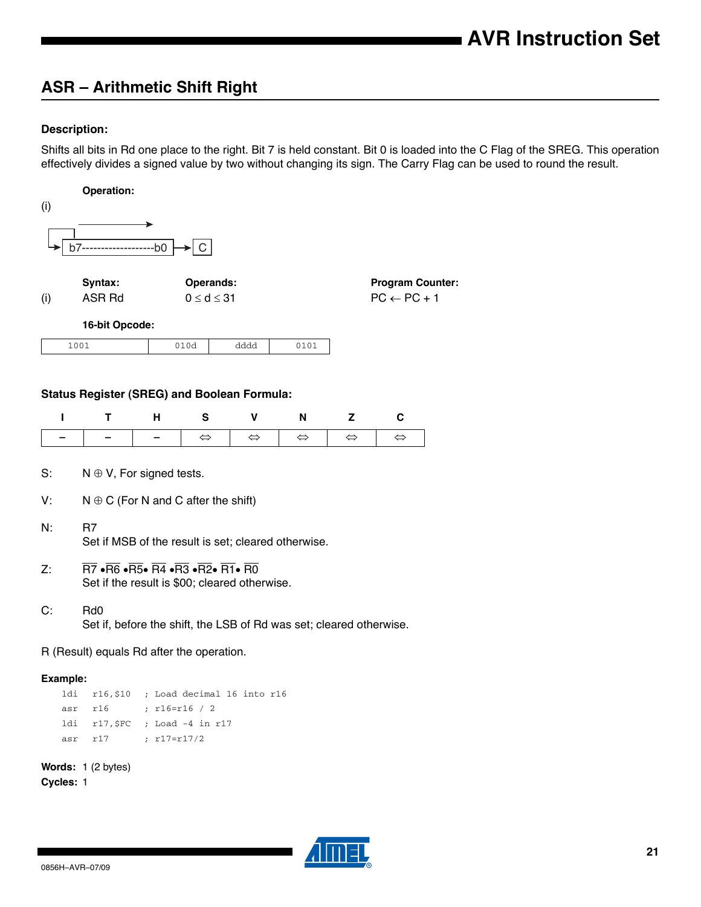## ASR – Arithmetic Shift Right

### Description:

Shifts all bits in Rd one place to the right. Bit 7 is held constant. Bit 0 is loaded into the C Flag of the SREG. This operation effectively divides a signed value by two without changing its sign. The Carry Flag can be used to round the result.

**Operation:**

(i)

b7-------------------b0 → C

| | Syntax: | Operands: | Program Counter: |
|---|---|---|---|
| (i) | ASR Rd | $0 \le d \le 31$ | $PC \leftarrow PC + 1$ |

**16-bit Opcode:**

| 1001 | 010d | dddd | 0101 |
|---|---|---|---|

### Status Register (SREG) and Boolean Formula:

| I | T | H | S | V | N | Z | C |
|---|---|---|---|---|---|---|---|
| – | – | – | ⇔ | ⇔ | ⇔ | ⇔ | ⇔ |

S: $N \oplus V$, For signed tests.

V: $N \oplus C$ (For N and C after the shift)

N: R7
Set if MSB of the result is set; cleared otherwise.

Z: $\overline{R7} \bullet \overline{R6} \bullet \overline{R5} \bullet \overline{R4} \bullet \overline{R3} \bullet \overline{R2} \bullet \overline{R1} \bullet \overline{R0}$
Set if the result is $00; cleared otherwise.

C: Rd0
Set if, before the shift, the LSB of Rd was set; cleared otherwise.

R (Result) equals Rd after the operation.

**Example:**

```
    ldi   r16,$10   ; Load decimal 16 into r16
    asr   r16       ; r16=r16 / 2
    ldi   r17,$FC   ; Load -4 in r17
    asr   r17       ; r17=r17/2
```

**Words:** 1 (2 bytes)
**Cycles:** 1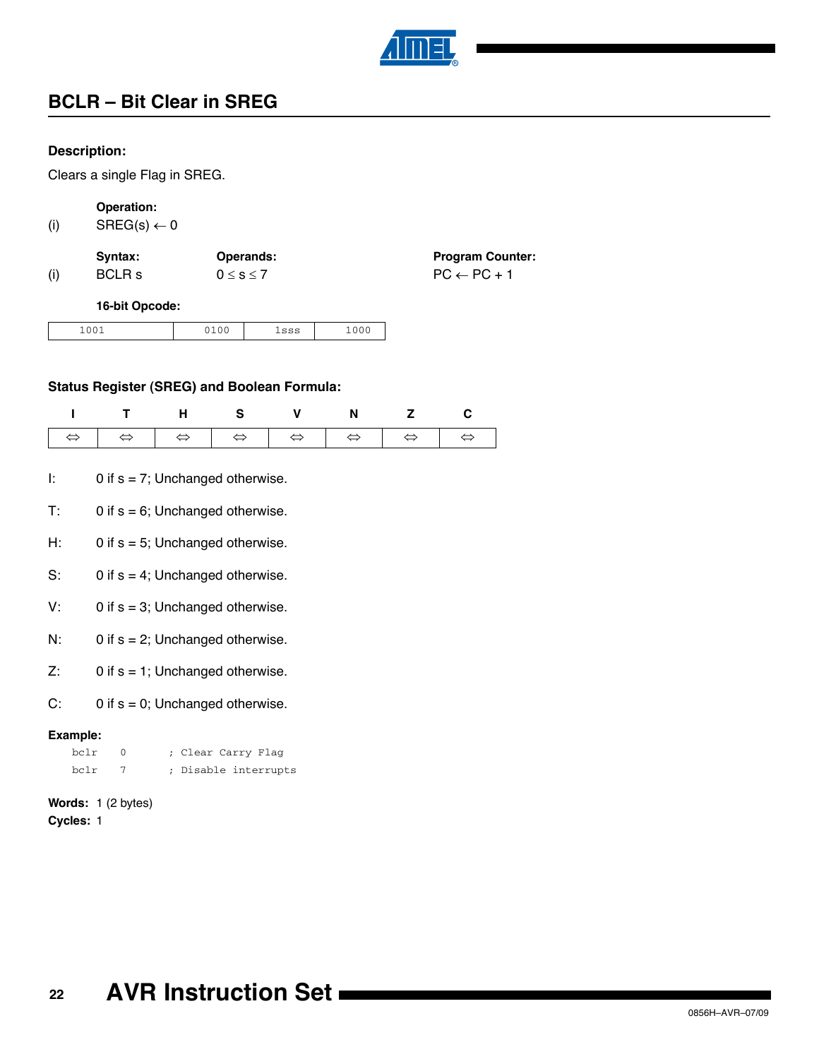## BCLR – Bit Clear in SREG

**Description:**

Clears a single Flag in SREG.

|  | **Operation:** |
|---|---|
| (i) | SREG(s) ← 0 |

|  | **Syntax:** | **Operands:** | **Program Counter:** |
|---|---|---|---|
| (i) | BCLR s | $0 \leq s \leq 7$ | PC ← PC + 1 |

**16-bit Opcode:**

| 1001 | 0100 | 1sss | 1000 |
|---|---|---|---|

**Status Register (SREG) and Boolean Formula:**

| I | T | H | S | V | N | Z | C |
|---|---|---|---|---|---|---|---|
| ⇔ | ⇔ | ⇔ | ⇔ | ⇔ | ⇔ | ⇔ | ⇔ |

I: 0 if s = 7; Unchanged otherwise.

T: 0 if s = 6; Unchanged otherwise.

H: 0 if s = 5; Unchanged otherwise.

S: 0 if s = 4; Unchanged otherwise.

V: 0 if s = 3; Unchanged otherwise.

N: 0 if s = 2; Unchanged otherwise.

Z: 0 if s = 1; Unchanged otherwise.

C: 0 if s = 0; Unchanged otherwise.

**Example:**

```
bclr    0       ; Clear Carry Flag
bclr    7       ; Disable interrupts
```

**Words:** 1 (2 bytes)
**Cycles:** 1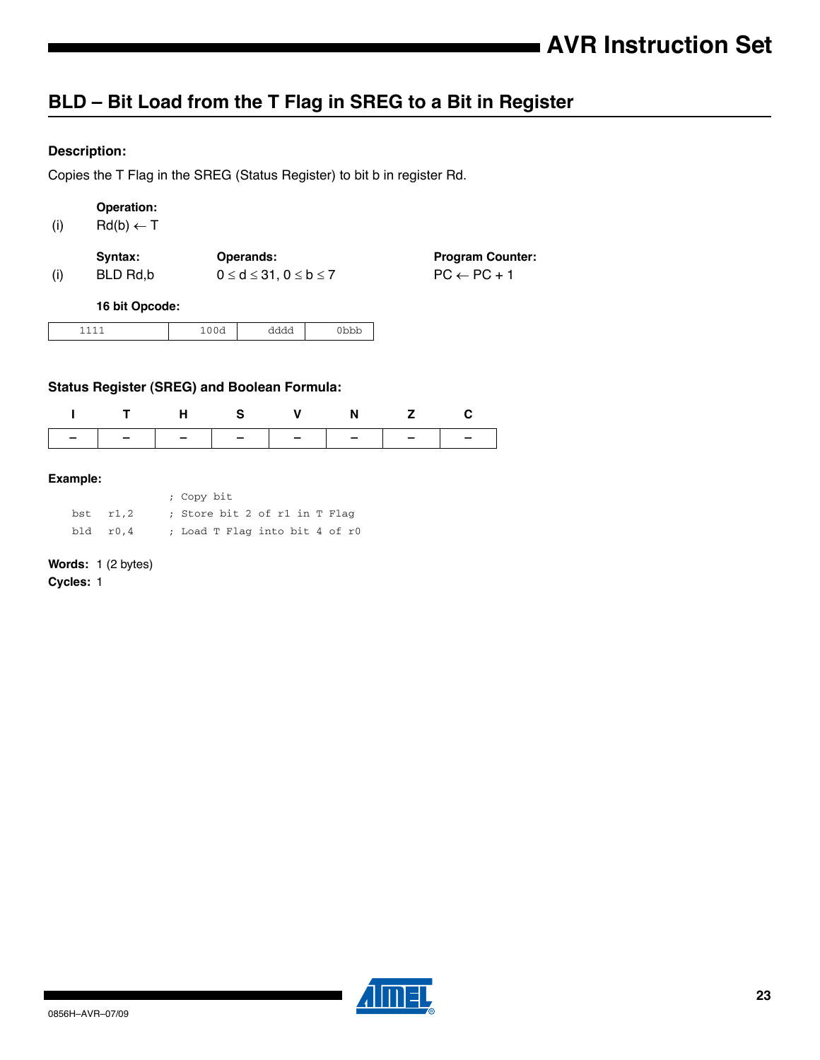## BLD – Bit Load from the T Flag in SREG to a Bit in Register

**Description:**

Copies the T Flag in the SREG (Status Register) to bit b in register Rd.

**Operation:**

(i) Rd(b) ← T

| | Syntax: | Operands: | Program Counter: |
|---|---|---|---|
| (i) | BLD Rd,b | 0 ≤ d ≤ 31, 0 ≤ b ≤ 7 | PC ← PC + 1 |

**16 bit Opcode:**

| 1111 | 100d | dddd | 0bbb |
|---|---|---|---|

**Status Register (SREG) and Boolean Formula:**

| I | T | H | S | V | N | Z | C |
|---|---|---|---|---|---|---|---|
| – | – | – | – | – | – | – | – |

**Example:**

```
            ; Copy bit
    bst  r1,2    ; Store bit 2 of r1 in T Flag
    bld  r0,4    ; Load T Flag into bit 4 of r0
```

**Words:** 1 (2 bytes)

**Cycles:** 1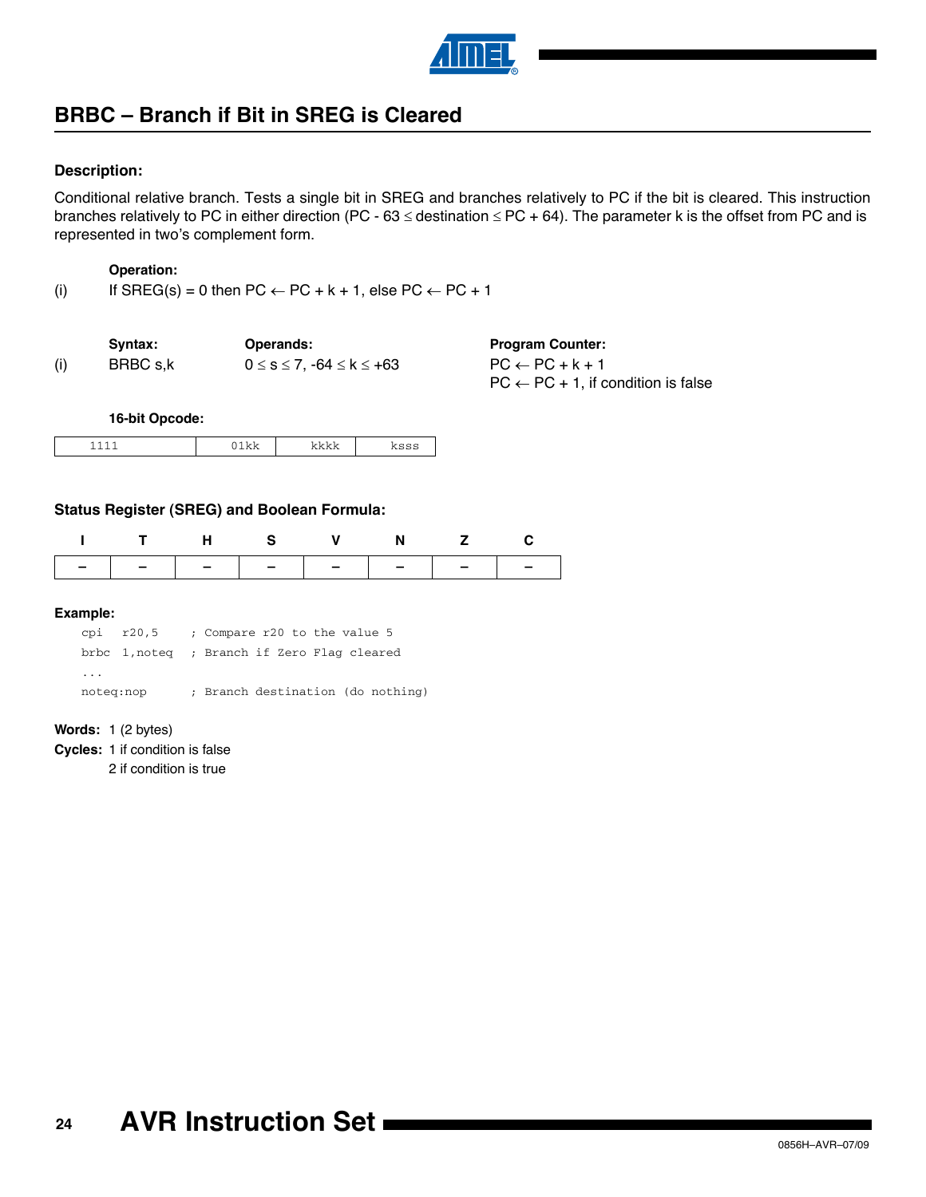## BRBC – Branch if Bit in SREG is Cleared

### Description:

Conditional relative branch. Tests a single bit in SREG and branches relatively to PC if the bit is cleared. This instruction branches relatively to PC in either direction ($PC - 63 \leq destination \leq PC + 64$). The parameter k is the offset from PC and is represented in two's complement form.

**Operation:**

(i) If SREG(s) = 0 then PC ← PC + k + 1, else PC ← PC + 1

| | Syntax: | Operands: | Program Counter: |
|---|---|---|---|
| (i) | BRBC s,k | $0 \leq s \leq 7$, $-64 \leq k \leq +63$ | PC ← PC + k + 1<br>PC ← PC + 1, if condition is false |

**16-bit Opcode:**

| 1111 | 01kk | kkkk | ksss |
|---|---|---|---|

### Status Register (SREG) and Boolean Formula:

| I | T | H | S | V | N | Z | C |
|---|---|---|---|---|---|---|---|
| – | – | – | – | – | – | – | – |

### Example:

```
cpi   r20,5     ; Compare r20 to the value 5
brbc  1,noteq   ; Branch if Zero Flag cleared
...
noteq:nop       ; Branch destination (do nothing)
```

**Words:** 1 (2 bytes)

**Cycles:** 1 if condition is false
2 if condition is true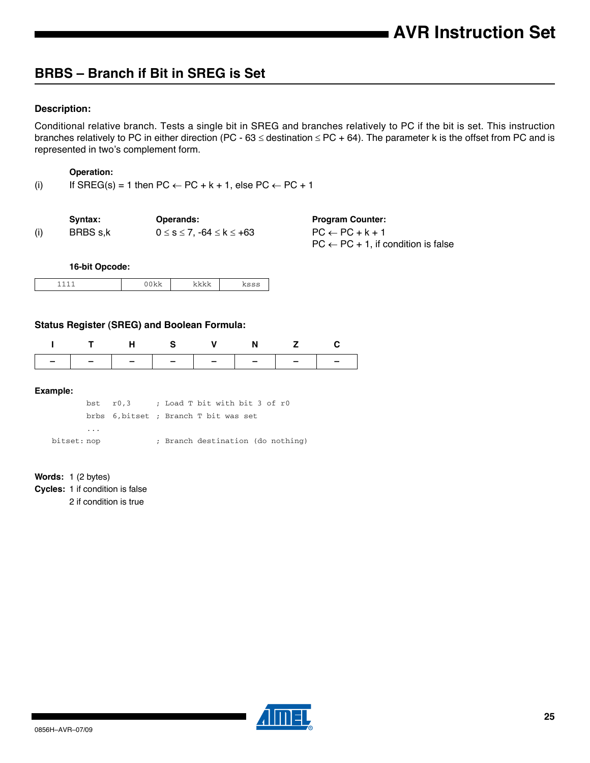## BRBS – Branch if Bit in SREG is Set

### Description:

Conditional relative branch. Tests a single bit in SREG and branches relatively to PC if the bit is set. This instruction branches relatively to PC in either direction ($PC - 63 \leq destination \leq PC + 64$). The parameter k is the offset from PC and is represented in two's complement form.

**Operation:**

(i) If SREG(s) = 1 then $PC \leftarrow PC + k + 1$, else $PC \leftarrow PC + 1$

| | Syntax: | Operands: | Program Counter: |
|---|---|---|---|
| (i) | BRBS s,k | $0 \leq s \leq 7$, $-64 \leq k \leq +63$ | $PC \leftarrow PC + k + 1$<br>$PC \leftarrow PC + 1$, if condition is false |

**16-bit Opcode:**

| 1111 | 00kk | kkkk | ksss |
|---|---|---|---|

### Status Register (SREG) and Boolean Formula:

| I | T | H | S | V | N | Z | C |
|---|---|---|---|---|---|---|---|
| – | – | – | – | – | – | – | – |

**Example:**

```
        bst   r0,3      ; Load T bit with bit 3 of r0
        brbs  6,bitset  ; Branch T bit was set
        ...
bitset: nop             ; Branch destination (do nothing)
```

**Words:** 1 (2 bytes)

**Cycles:** 1 if condition is false
2 if condition is true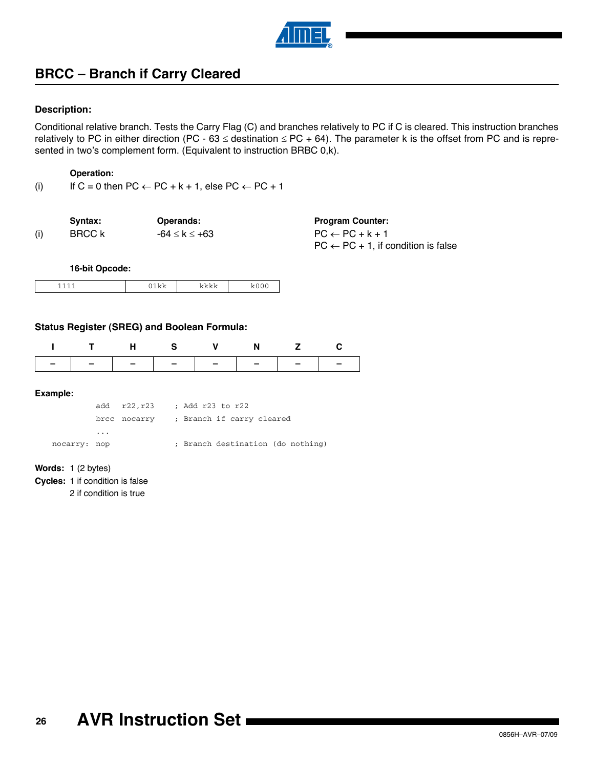## BRCC – Branch if Carry Cleared

### Description:

Conditional relative branch. Tests the Carry Flag (C) and branches relatively to PC if C is cleared. This instruction branches relatively to PC in either direction (PC - 63 ≤ destination ≤ PC + 64). The parameter k is the offset from PC and is represented in two's complement form. (Equivalent to instruction BRBC 0,k).

**Operation:**

(i) If C = 0 then PC ← PC + k + 1, else PC ← PC + 1

| | Syntax: | Operands: | Program Counter: |
|---|---|---|---|
| (i) | BRCC k | -64 ≤ k ≤ +63 | PC ← PC + k + 1<br>PC ← PC + 1, if condition is false |

**16-bit Opcode:**

| 1111 | 01kk | kkkk | k000 |
|---|---|---|---|

### Status Register (SREG) and Boolean Formula:

| I | T | H | S | V | N | Z | C |
|---|---|---|---|---|---|---|---|
| – | – | – | – | – | – | – | – |

**Example:**

```
         add   r22,r23     ; Add r23 to r22
         brcc  nocarry     ; Branch if carry cleared
         ...
nocarry: nop               ; Branch destination (do nothing)
```

**Words:** 1 (2 bytes)

**Cycles:** 1 if condition is false
2 if condition is true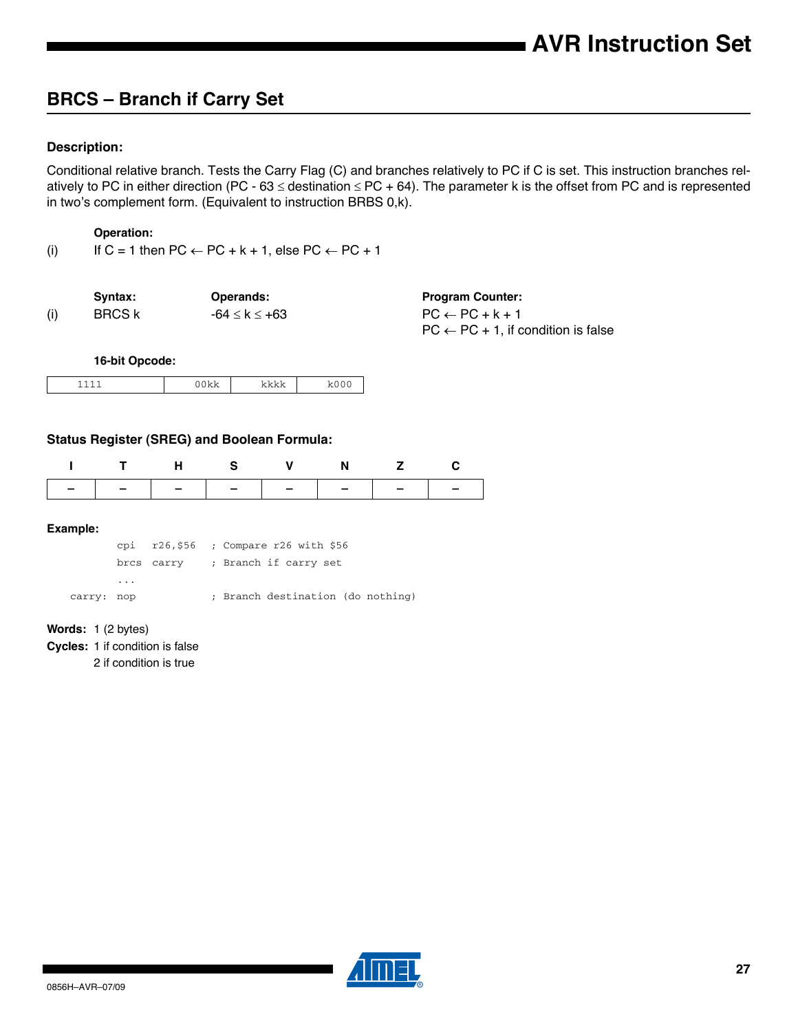## BRCS – Branch if Carry Set

### Description:

Conditional relative branch. Tests the Carry Flag (C) and branches relatively to PC if C is set. This instruction branches relatively to PC in either direction (PC - 63 ≤ destination ≤ PC + 64). The parameter k is the offset from PC and is represented in two's complement form. (Equivalent to instruction BRBS 0,k).

**Operation:**

(i) If C = 1 then PC ← PC + k + 1, else PC ← PC + 1

| | Syntax: | Operands: | Program Counter: |
|---|---|---|---|
| (i) | BRCS k | -64 ≤ k ≤ +63 | PC ← PC + k + 1<br>PC ← PC + 1, if condition is false |

**16-bit Opcode:**

| 1111 | 00kk | kkkk | k000 |
|---|---|---|---|

### Status Register (SREG) and Boolean Formula:

| I | T | H | S | V | N | Z | C |
|---|---|---|---|---|---|---|---|
| – | – | – | – | – | – | – | – |

**Example:**

```
        cpi   r26,$56   ; Compare r26 with $56
        brcs  carry     ; Branch if carry set
        ...
carry:  nop             ; Branch destination (do nothing)
```

**Words:** 1 (2 bytes)

**Cycles:** 1 if condition is false
2 if condition is true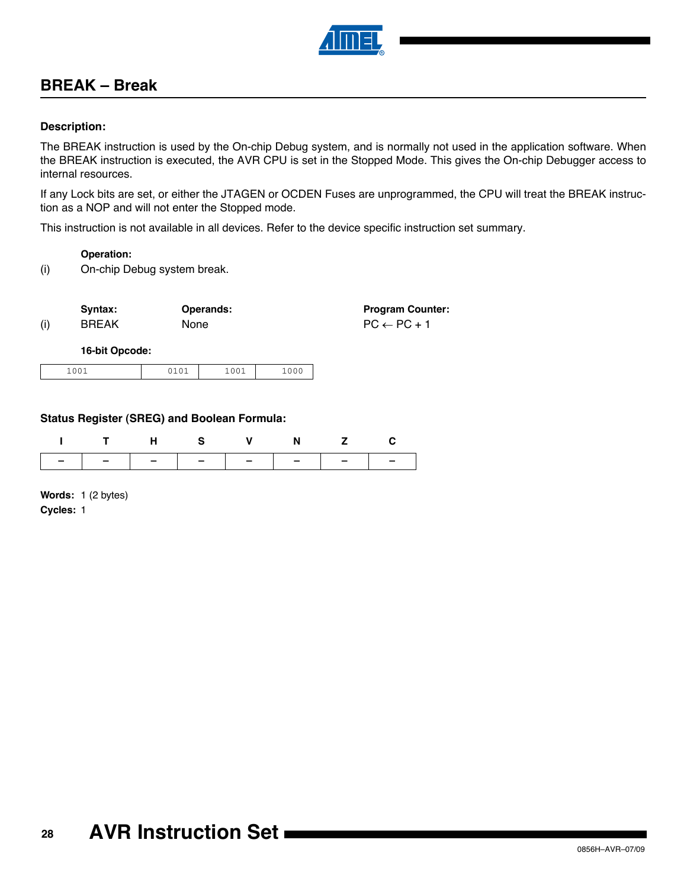## BREAK – Break

**Description:**

The BREAK instruction is used by the On-chip Debug system, and is normally not used in the application software. When the BREAK instruction is executed, the AVR CPU is set in the Stopped Mode. This gives the On-chip Debugger access to internal resources.

If any Lock bits are set, or either the JTAGEN or OCDEN Fuses are unprogrammed, the CPU will treat the BREAK instruction as a NOP and will not enter the Stopped mode.

This instruction is not available in all devices. Refer to the device specific instruction set summary.

**Operation:**

(i) On-chip Debug system break.

| | Syntax: | Operands: | Program Counter: |
|---|---|---|---|
| (i) | BREAK | None | PC ← PC + 1 |

**16-bit Opcode:**

| 1001 | 0101 | 1001 | 1000 |
|---|---|---|---|

**Status Register (SREG) and Boolean Formula:**

| I | T | H | S | V | N | Z | C |
|---|---|---|---|---|---|---|---|
| – | – | – | – | – | – | – | – |

**Words:** 1 (2 bytes)
**Cycles:** 1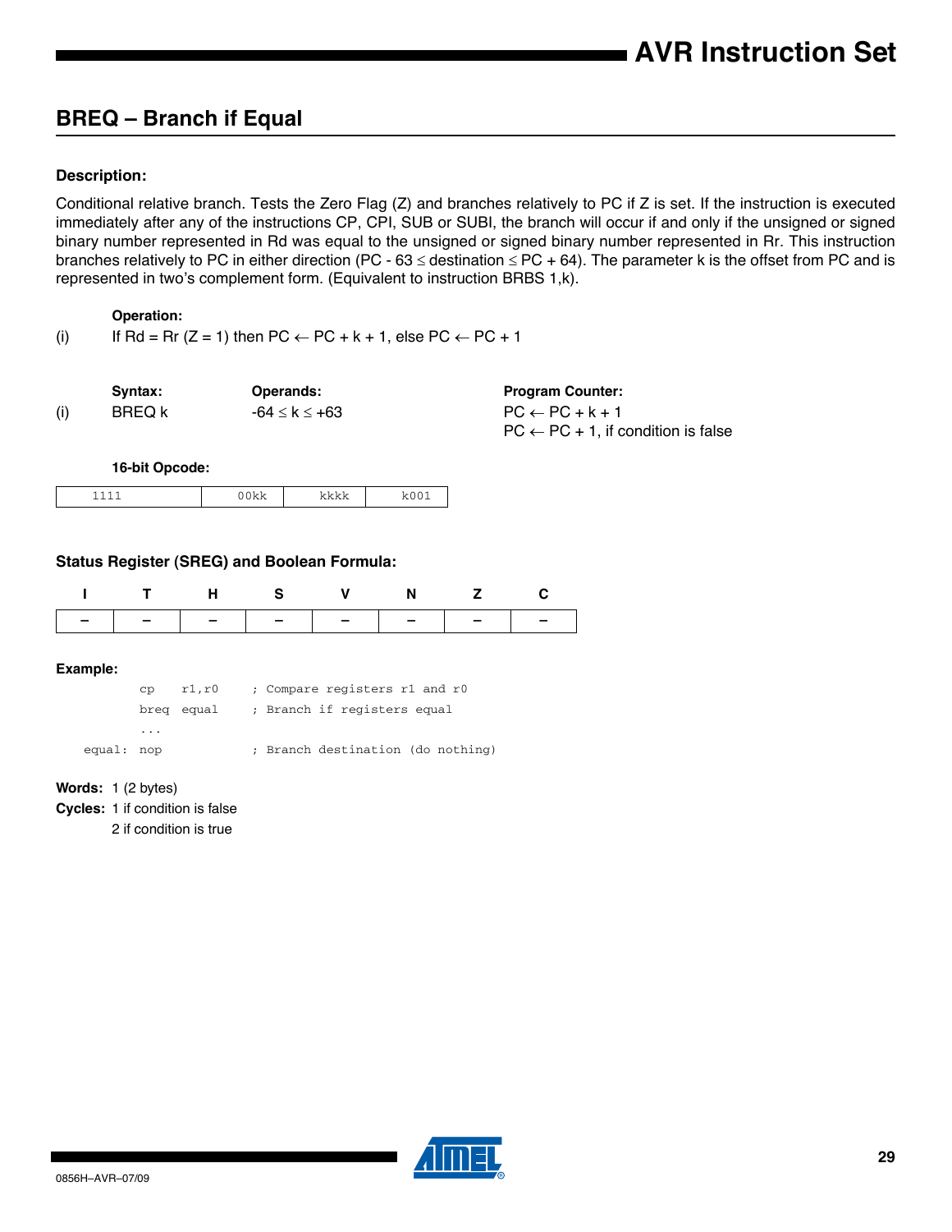## BREQ – Branch if Equal

### Description:

Conditional relative branch. Tests the Zero Flag (Z) and branches relatively to PC if Z is set. If the instruction is executed immediately after any of the instructions CP, CPI, SUB or SUBI, the branch will occur if and only if the unsigned or signed binary number represented in Rd was equal to the unsigned or signed binary number represented in Rr. This instruction branches relatively to PC in either direction ($PC - 63 \leq destination \leq PC + 64$). The parameter k is the offset from PC and is represented in two's complement form. (Equivalent to instruction BRBS 1,k).

**Operation:**

(i) If Rd = Rr (Z = 1) then $PC \leftarrow PC + k + 1$, else $PC \leftarrow PC + 1$

| | Syntax: | Operands: | Program Counter: |
|---|---|---|---|
| (i) | BREQ k | $-64 \leq k \leq +63$ | $PC \leftarrow PC + k + 1$<br>$PC \leftarrow PC + 1$, if condition is false |

**16-bit Opcode:**

| 1111 | 00kk | kkkk | k001 |
|---|---|---|---|

### Status Register (SREG) and Boolean Formula:

| I | T | H | S | V | N | Z | C |
|---|---|---|---|---|---|---|---|
| – | – | – | – | – | – | – | – |

### Example:

```
        cp    r1,r0     ; Compare registers r1 and r0
        breq  equal     ; Branch if registers equal
        ...
equal:  nop             ; Branch destination (do nothing)
```

**Words:** 1 (2 bytes)

**Cycles:** 1 if condition is false
2 if condition is true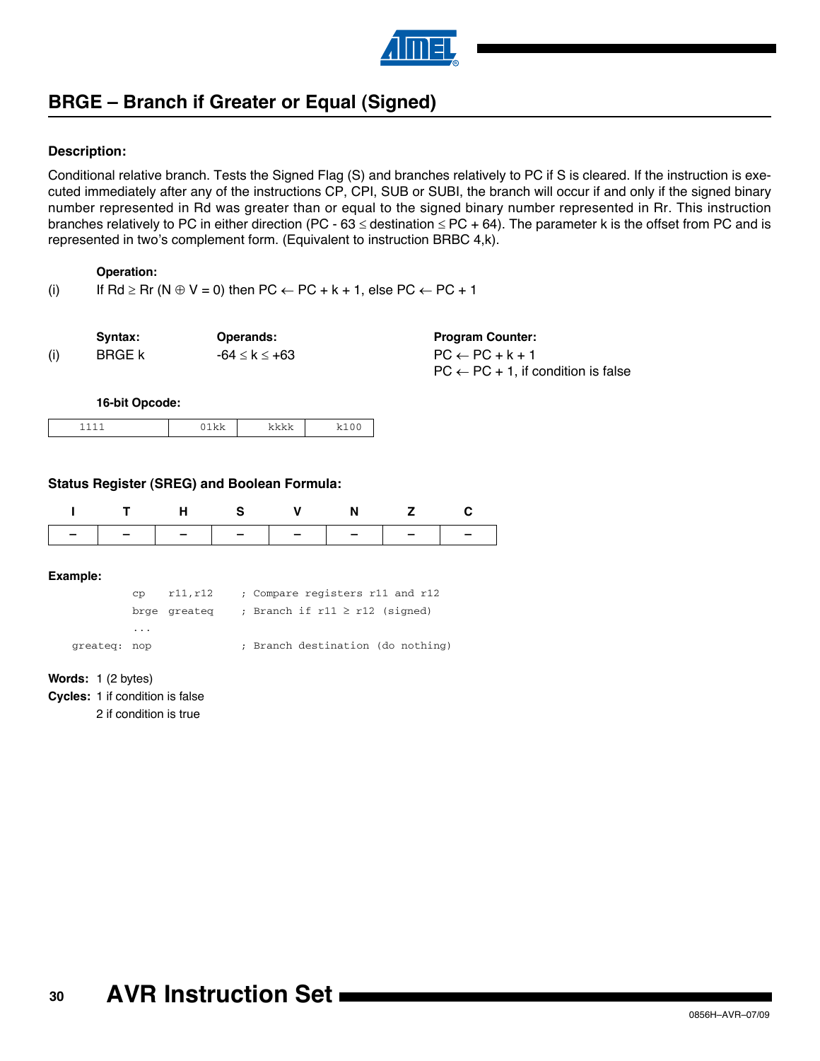## BRGE – Branch if Greater or Equal (Signed)

### Description:

Conditional relative branch. Tests the Signed Flag (S) and branches relatively to PC if S is cleared. If the instruction is executed immediately after any of the instructions CP, CPI, SUB or SUBI, the branch will occur if and only if the signed binary number represented in Rd was greater than or equal to the signed binary number represented in Rr. This instruction branches relatively to PC in either direction ($PC - 63 \leq$ destination $\leq PC + 64$). The parameter k is the offset from PC and is represented in two's complement form. (Equivalent to instruction BRBC 4,k).

**Operation:**

(i) If $Rd \geq Rr$ ($N \oplus V = 0$) then $PC \leftarrow PC + k + 1$, else $PC \leftarrow PC + 1$

| | Syntax: | Operands: | Program Counter: |
|---|---|---|---|
| (i) | BRGE k | $-64 \leq k \leq +63$ | $PC \leftarrow PC + k + 1$<br>$PC \leftarrow PC + 1$, if condition is false |

**16-bit Opcode:**

| 1111 | 01kk | kkkk | k100 |
|---|---|---|---|

### Status Register (SREG) and Boolean Formula:

| I | T | H | S | V | N | Z | C |
|---|---|---|---|---|---|---|---|
| – | – | – | – | – | – | – | – |

### Example:

```
          cp    r11,r12     ; Compare registers r11 and r12
          brge  greateq     ; Branch if r11 ≥ r12 (signed)
          ...
greateq:  nop               ; Branch destination (do nothing)
```

**Words:** 1 (2 bytes)

**Cycles:** 1 if condition is false
2 if condition is true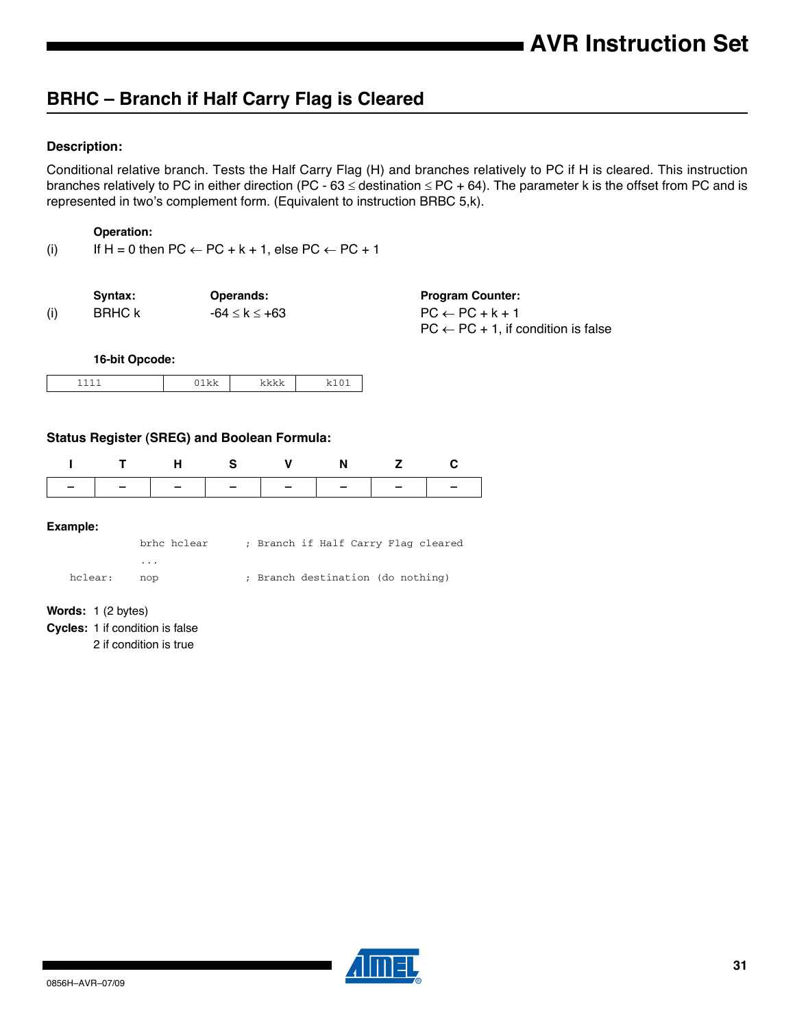## BRHC – Branch if Half Carry Flag is Cleared

### Description:

Conditional relative branch. Tests the Half Carry Flag (H) and branches relatively to PC if H is cleared. This instruction branches relatively to PC in either direction (PC - 63 ≤ destination ≤ PC + 64). The parameter k is the offset from PC and is represented in two's complement form. (Equivalent to instruction BRBC 5,k).

**Operation:**

(i) If H = 0 then PC ← PC + k + 1, else PC ← PC + 1

| | Syntax: | Operands: | Program Counter: |
|---|---|---|---|
| (i) | BRHC k | -64 ≤ k ≤ +63 | PC ← PC + k + 1<br>PC ← PC + 1, if condition is false |

**16-bit Opcode:**

| 1111 | 01kk | kkkk | k101 |
|---|---|---|---|

### Status Register (SREG) and Boolean Formula:

| I | T | H | S | V | N | Z | C |
|---|---|---|---|---|---|---|---|
| – | – | – | – | – | – | – | – |

**Example:**

```
        brhc hclear     ; Branch if Half Carry Flag cleared
        ...
hclear: nop             ; Branch destination (do nothing)
```

**Words:** 1 (2 bytes)

**Cycles:** 1 if condition is false
2 if condition is true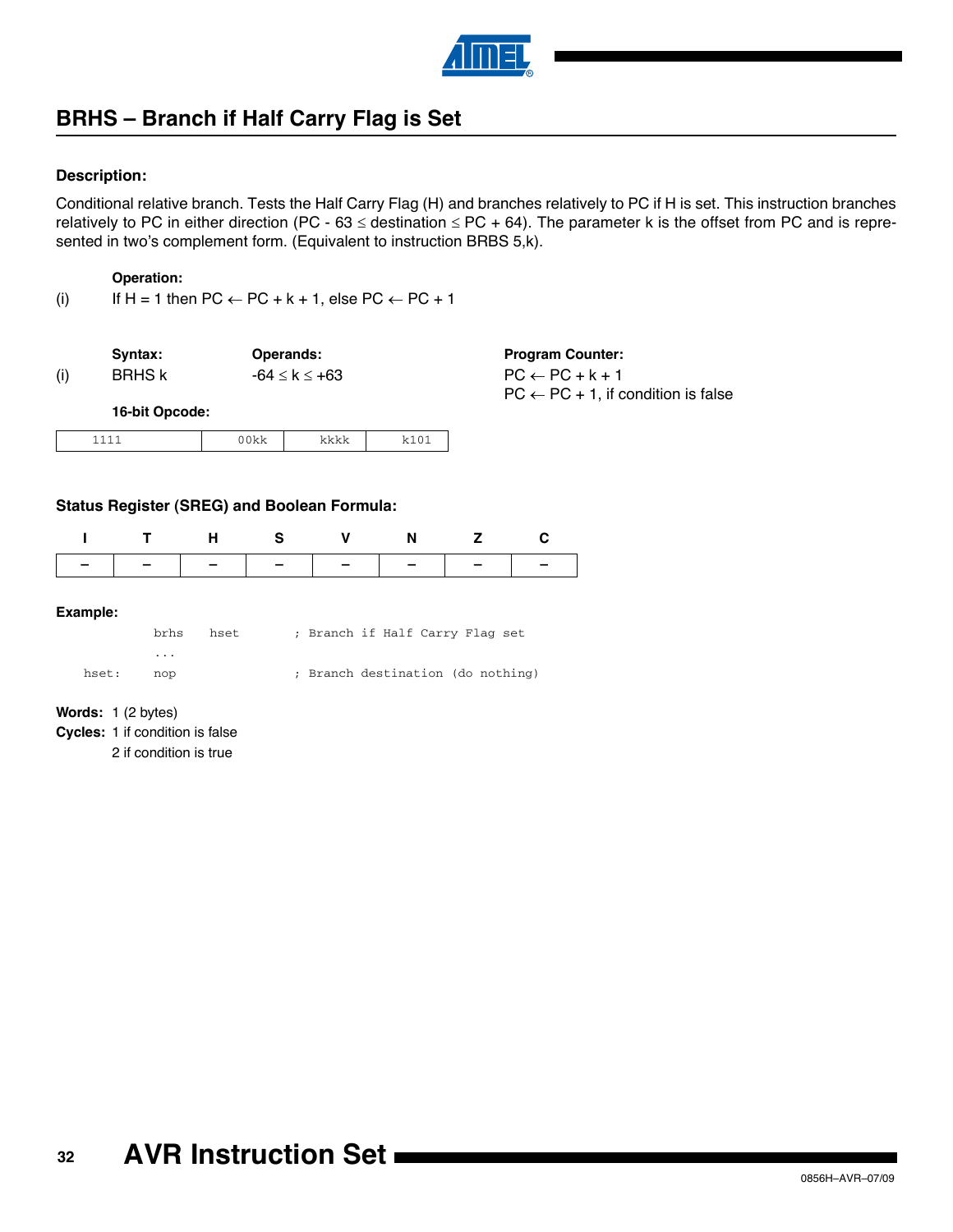## BRHS – Branch if Half Carry Flag is Set

### Description:

Conditional relative branch. Tests the Half Carry Flag (H) and branches relatively to PC if H is set. This instruction branches relatively to PC in either direction ($PC - 63 \leq destination \leq PC + 64$). The parameter k is the offset from PC and is represented in two's complement form. (Equivalent to instruction BRBS 5,k).

**Operation:**

(i) If H = 1 then PC ← PC + k + 1, else PC ← PC + 1

| | Syntax: | Operands: | Program Counter: |
|---|---|---|---|
| (i) | BRHS k | $-64 \leq k \leq +63$ | PC ← PC + k + 1<br>PC ← PC + 1, if condition is false |

**16-bit Opcode:**

| 1111 | 00kk | kkkk | k101 |
|---|---|---|---|

### Status Register (SREG) and Boolean Formula:

| I | T | H | S | V | N | Z | C |
|---|---|---|---|---|---|---|---|
| – | – | – | – | – | – | – | – |

**Example:**

```
        brhs    hset        ; Branch if Half Carry Flag set
        ...
hset:   nop                 ; Branch destination (do nothing)
```

**Words:** 1 (2 bytes)

**Cycles:** 1 if condition is false
2 if condition is true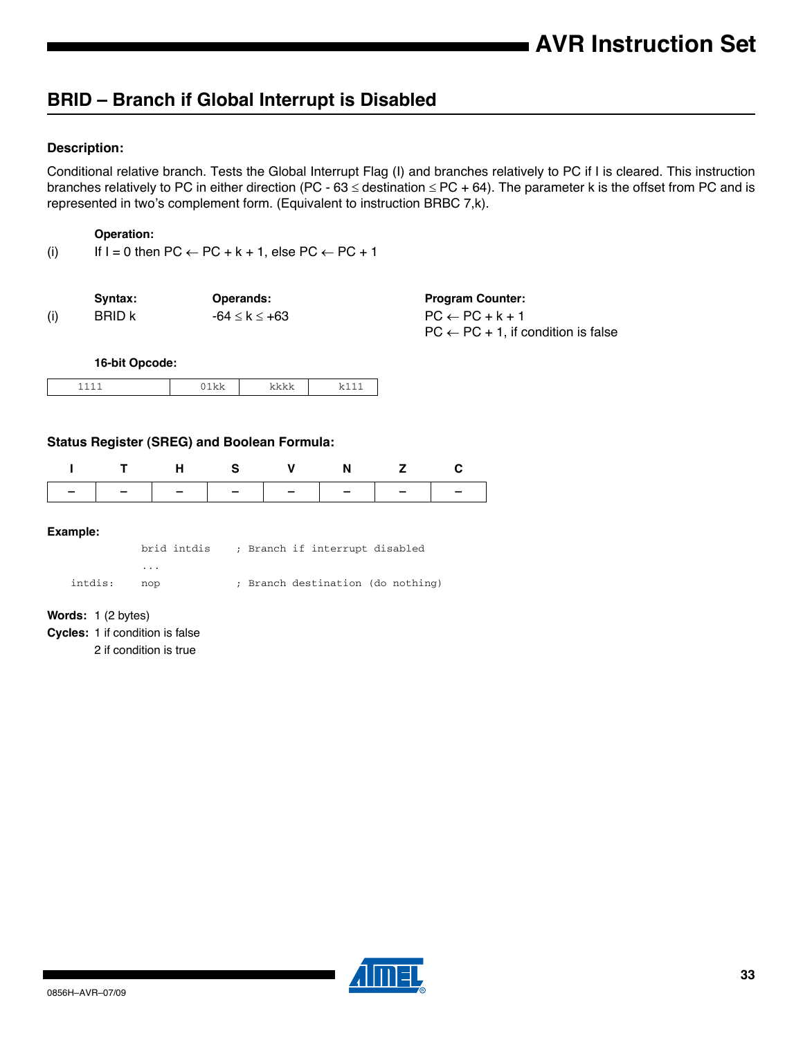## BRID – Branch if Global Interrupt is Disabled

### Description:

Conditional relative branch. Tests the Global Interrupt Flag (I) and branches relatively to PC if I is cleared. This instruction branches relatively to PC in either direction (PC - 63 ≤ destination ≤ PC + 64). The parameter k is the offset from PC and is represented in two's complement form. (Equivalent to instruction BRBC 7,k).

**Operation:**

(i) If I = 0 then PC ← PC + k + 1, else PC ← PC + 1

| | Syntax: | Operands: | Program Counter: |
|---|---|---|---|
| (i) | BRID k | -64 ≤ k ≤ +63 | PC ← PC + k + 1<br>PC ← PC + 1, if condition is false |

**16-bit Opcode:**

| 1111 | 01kk | kkkk | k111 |
|---|---|---|---|

### Status Register (SREG) and Boolean Formula:

| I | T | H | S | V | N | Z | C |
|---|---|---|---|---|---|---|---|
| – | – | – | – | – | – | – | – |

**Example:**

```
        brid intdis     ; Branch if interrupt disabled
        ...
intdis: nop             ; Branch destination (do nothing)
```

**Words:** 1 (2 bytes)

**Cycles:** 1 if condition is false
2 if condition is true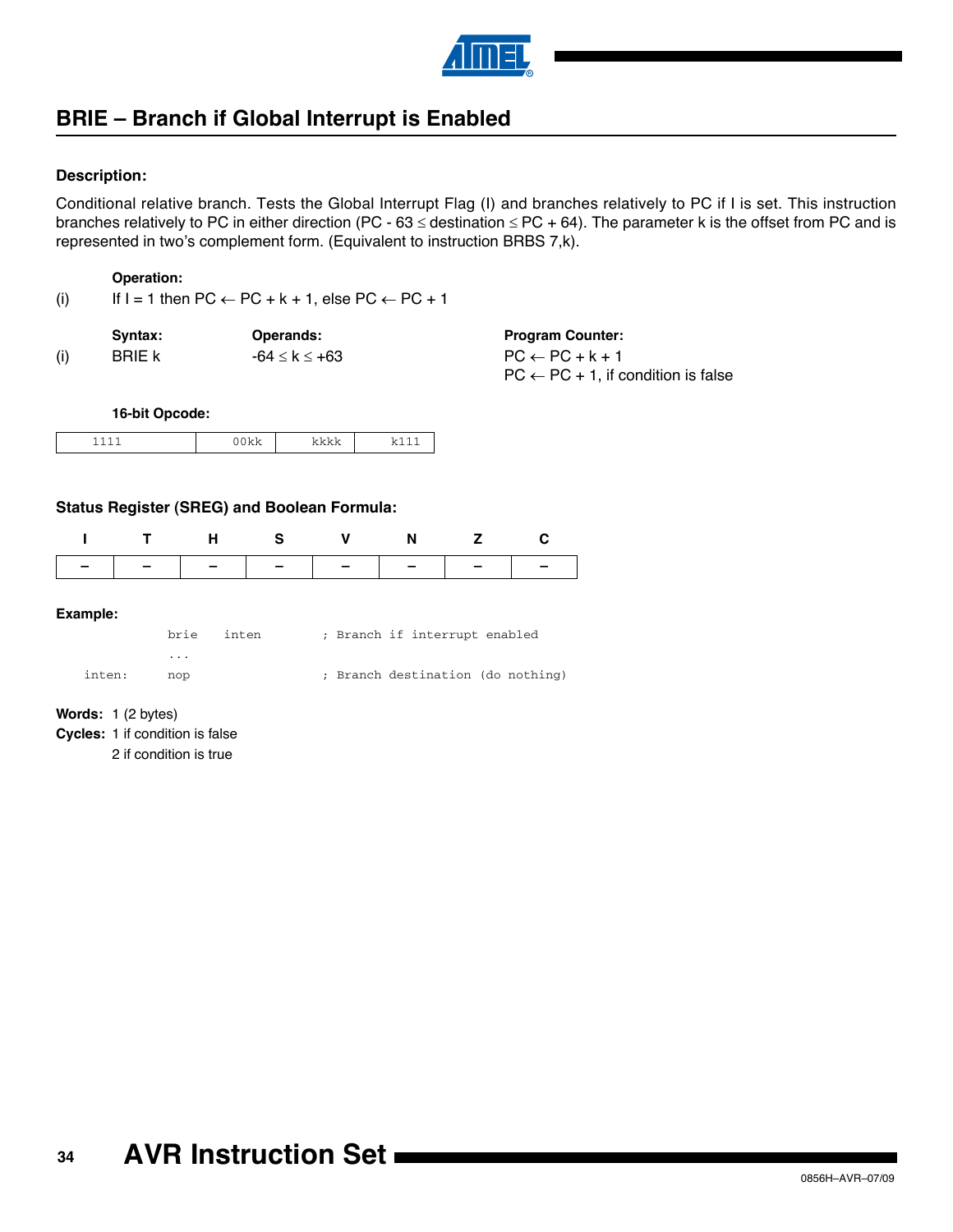## BRIE – Branch if Global Interrupt is Enabled

**Description:**

Conditional relative branch. Tests the Global Interrupt Flag (I) and branches relatively to PC if I is set. This instruction branches relatively to PC in either direction ($PC - 63 \leq destination \leq PC + 64$). The parameter k is the offset from PC and is represented in two's complement form. (Equivalent to instruction BRBS 7,k).

**Operation:**

(i) If I = 1 then PC ← PC + k + 1, else PC ← PC + 1

| | Syntax: | Operands: | Program Counter: |
|---|---|---|---|
| (i) | BRIE k | $-64 \leq k \leq +63$ | PC ← PC + k + 1<br>PC ← PC + 1, if condition is false |

**16-bit Opcode:**

| 1111 | 00kk | kkkk | k111 |
|---|---|---|---|

**Status Register (SREG) and Boolean Formula:**

| I | T | H | S | V | N | Z | C |
|---|---|---|---|---|---|---|---|
| – | – | – | – | – | – | – | – |

**Example:**

```
        brie    inten       ; Branch if interrupt enabled
        ...
inten:  nop                 ; Branch destination (do nothing)
```

**Words:** 1 (2 bytes)

**Cycles:** 1 if condition is false
2 if condition is true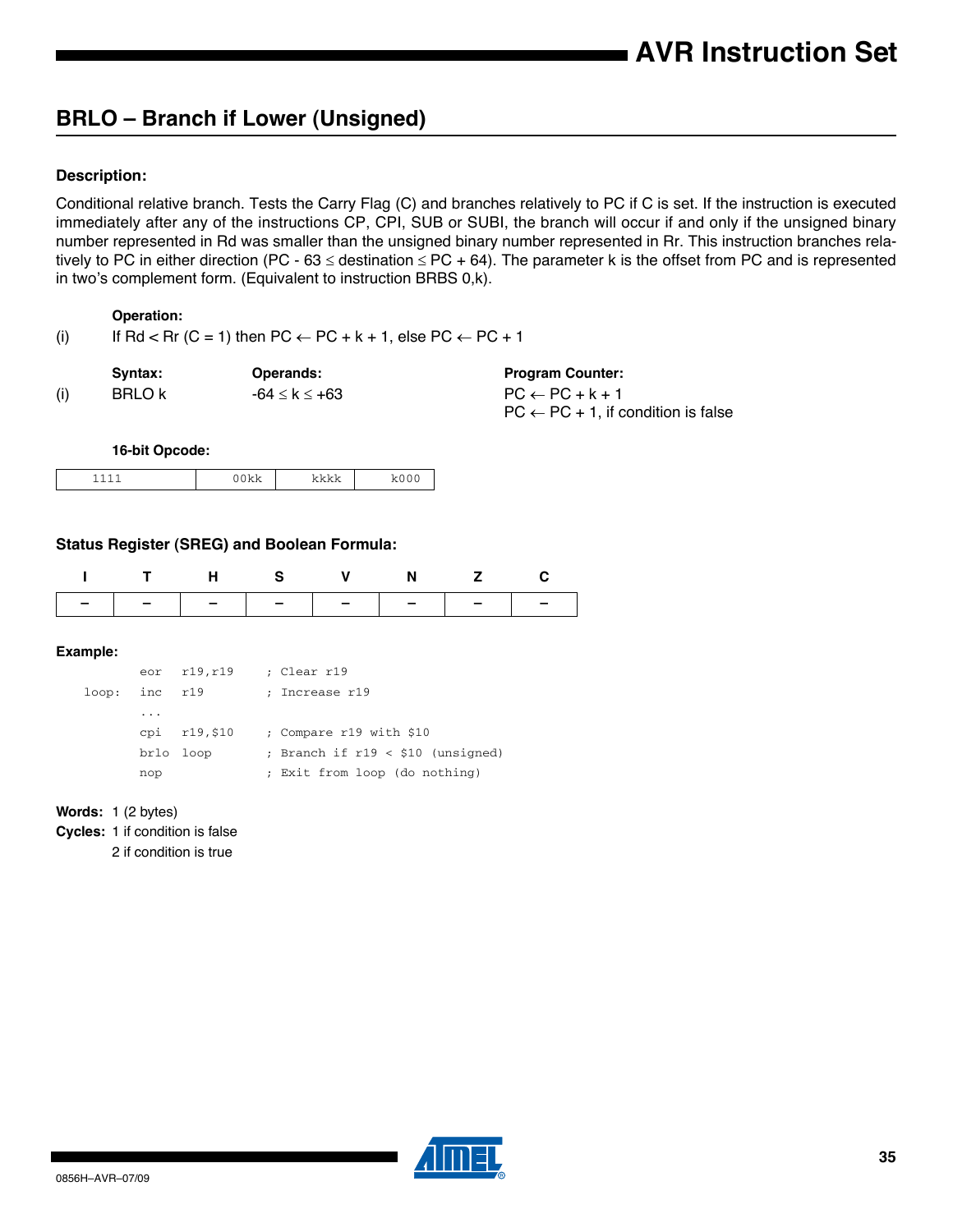## BRLO – Branch if Lower (Unsigned)

### Description:

Conditional relative branch. Tests the Carry Flag (C) and branches relatively to PC if C is set. If the instruction is executed immediately after any of the instructions CP, CPI, SUB or SUBI, the branch will occur if and only if the unsigned binary number represented in Rd was smaller than the unsigned binary number represented in Rr. This instruction branches relatively to PC in either direction (PC - 63 ≤ destination ≤ PC + 64). The parameter k is the offset from PC and is represented in two's complement form. (Equivalent to instruction BRBS 0,k).

**Operation:**

(i) If Rd < Rr (C = 1) then PC ← PC + k + 1, else PC ← PC + 1

| | Syntax: | Operands: | Program Counter: |
|---|---|---|---|
| (i) | BRLO k | -64 ≤ k ≤ +63 | PC ← PC + k + 1<br>PC ← PC + 1, if condition is false |

**16-bit Opcode:**

| 1111 | 00kk | kkkk | k000 |
|---|---|---|---|

### Status Register (SREG) and Boolean Formula:

| I | T | H | S | V | N | Z | C |
|---|---|---|---|---|---|---|---|
| – | – | – | – | – | – | – | – |

**Example:**

```
        eor  r19,r19    ; Clear r19
loop:   inc  r19        ; Increase r19
        ...
        cpi  r19,$10    ; Compare r19 with $10
        brlo loop       ; Branch if r19 < $10 (unsigned)
        nop             ; Exit from loop (do nothing)
```

**Words:** 1 (2 bytes)

**Cycles:** 1 if condition is false
2 if condition is true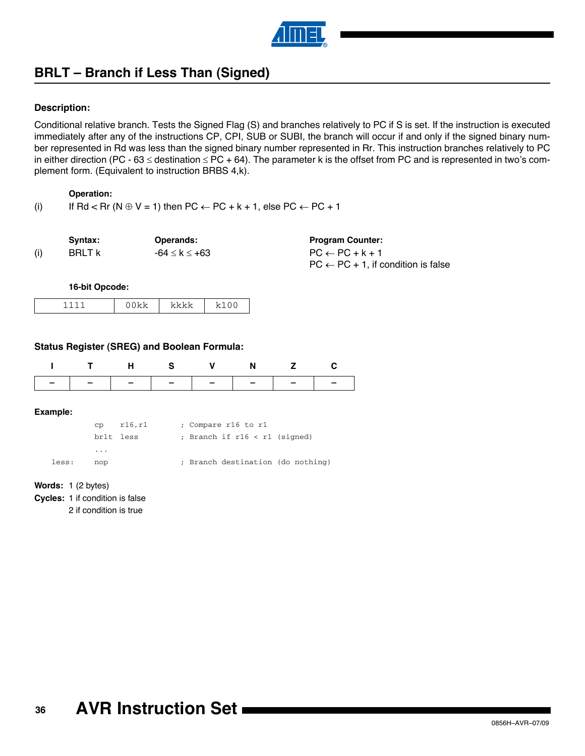## BRLT – Branch if Less Than (Signed)

**Description:**

Conditional relative branch. Tests the Signed Flag (S) and branches relatively to PC if S is set. If the instruction is executed immediately after any of the instructions CP, CPI, SUB or SUBI, the branch will occur if and only if the signed binary number represented in Rd was less than the signed binary number represented in Rr. This instruction branches relatively to PC in either direction (PC - 63 ≤ destination ≤ PC + 64). The parameter k is the offset from PC and is represented in two's complement form. (Equivalent to instruction BRBS 4,k).

**Operation:**

(i) If Rd < Rr ($N \oplus V = 1$) then PC ← PC + k + 1, else PC ← PC + 1

| | Syntax: | Operands: | Program Counter: |
|---|---|---|---|
| (i) | BRLT k | -64 ≤ k ≤ +63 | PC ← PC + k + 1<br>PC ← PC + 1, if condition is false |

**16-bit Opcode:**

| 1111 | 00kk | kkkk | k100 |
|---|---|---|---|

**Status Register (SREG) and Boolean Formula:**

| I | T | H | S | V | N | Z | C |
|---|---|---|---|---|---|---|---|
| – | – | – | – | – | – | – | – |

**Example:**

```
        cp    r16,r1      ; Compare r16 to r1
        brlt  less        ; Branch if r16 < r1 (signed)
        ...
less:   nop               ; Branch destination (do nothing)
```

**Words:** 1 (2 bytes)

**Cycles:** 1 if condition is false
2 if condition is true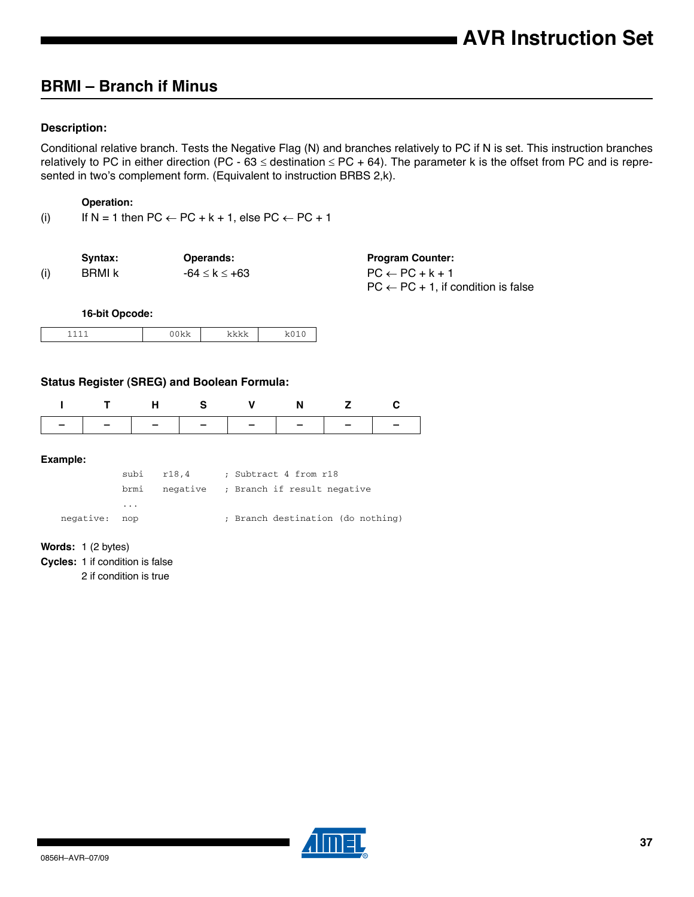## BRMI – Branch if Minus

#### Description:

Conditional relative branch. Tests the Negative Flag (N) and branches relatively to PC if N is set. This instruction branches relatively to PC in either direction (PC - 63 ≤ destination ≤ PC + 64). The parameter k is the offset from PC and is represented in two's complement form. (Equivalent to instruction BRBS 2,k).

**Operation:**

(i) If N = 1 then PC ← PC + k + 1, else PC ← PC + 1

| | Syntax: | Operands: | Program Counter: |
|---|---|---|---|
| (i) | BRMI k | -64 ≤ k ≤ +63 | PC ← PC + k + 1<br>PC ← PC + 1, if condition is false |

**16-bit Opcode:**

| 1111 | 00kk | kkkk | k010 |
|---|---|---|---|

#### Status Register (SREG) and Boolean Formula:

| I | T | H | S | V | N | Z | C |
|---|---|---|---|---|---|---|---|
| – | – | – | – | – | – | – | – |

#### Example:

```
            subi    r18,4       ; Subtract 4 from r18
            brmi    negative    ; Branch if result negative
            ...
negative:   nop                 ; Branch destination (do nothing)
```

**Words:** 1 (2 bytes)

**Cycles:** 1 if condition is false
2 if condition is true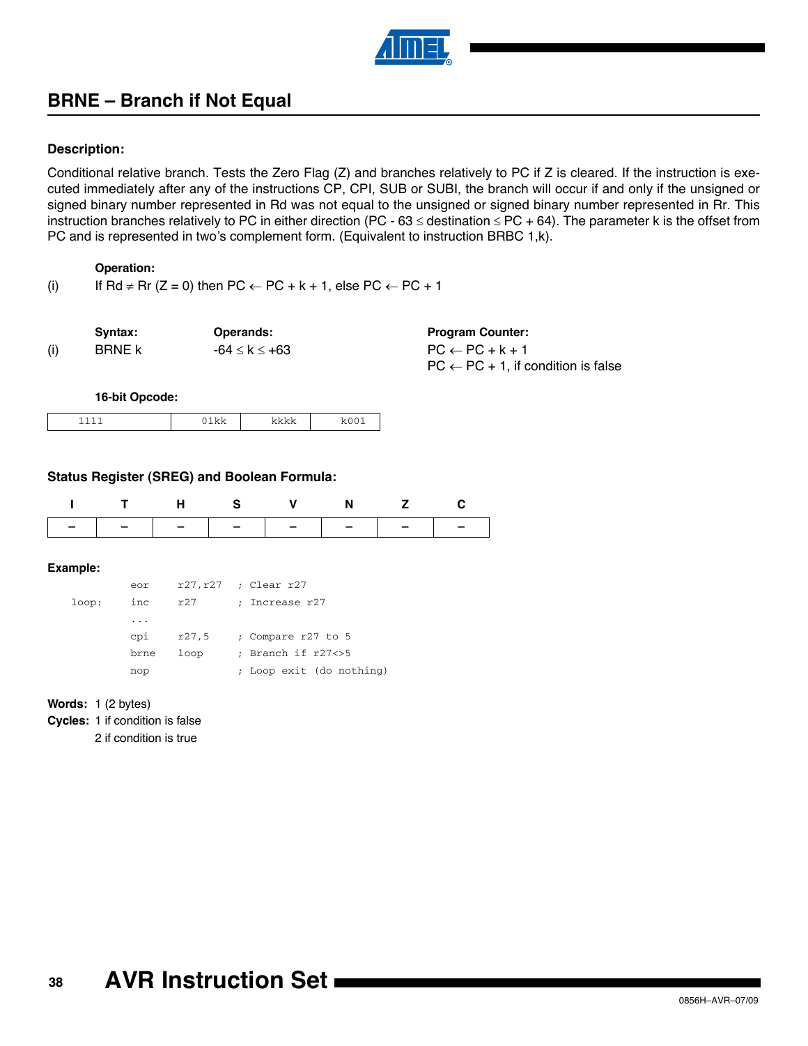## BRNE – Branch if Not Equal

**Description:**

Conditional relative branch. Tests the Zero Flag (Z) and branches relatively to PC if Z is cleared. If the instruction is executed immediately after any of the instructions CP, CPI, SUB or SUBI, the branch will occur if and only if the unsigned or signed binary number represented in Rd was not equal to the unsigned or signed binary number represented in Rr. This instruction branches relatively to PC in either direction ($PC - 63 \leq destination \leq PC + 64$). The parameter k is the offset from PC and is represented in two's complement form. (Equivalent to instruction BRBC 1,k).

**Operation:**

(i) If Rd $\neq$ Rr (Z = 0) then PC $\leftarrow$ PC + k + 1, else PC $\leftarrow$ PC + 1

| | Syntax: | Operands: | Program Counter: |
|---|---|---|---|
| (i) | BRNE k | $-64 \leq k \leq +63$ | PC $\leftarrow$ PC + k + 1<br>PC $\leftarrow$ PC + 1, if condition is false |

**16-bit Opcode:**

| 1111 | 01kk | kkkk | k001 |
|---|---|---|---|

**Status Register (SREG) and Boolean Formula:**

| I | T | H | S | V | N | Z | C |
|---|---|---|---|---|---|---|---|
| – | – | – | – | – | – | – | – |

**Example:**

```
        eor    r27,r27   ; Clear r27
loop:   inc    r27       ; Increase r27
        ...
        cpi    r27,5     ; Compare r27 to 5
        brne   loop      ; Branch if r27<>5
        nop              ; Loop exit (do nothing)
```

**Words:** 1 (2 bytes)

**Cycles:** 1 if condition is false
2 if condition is true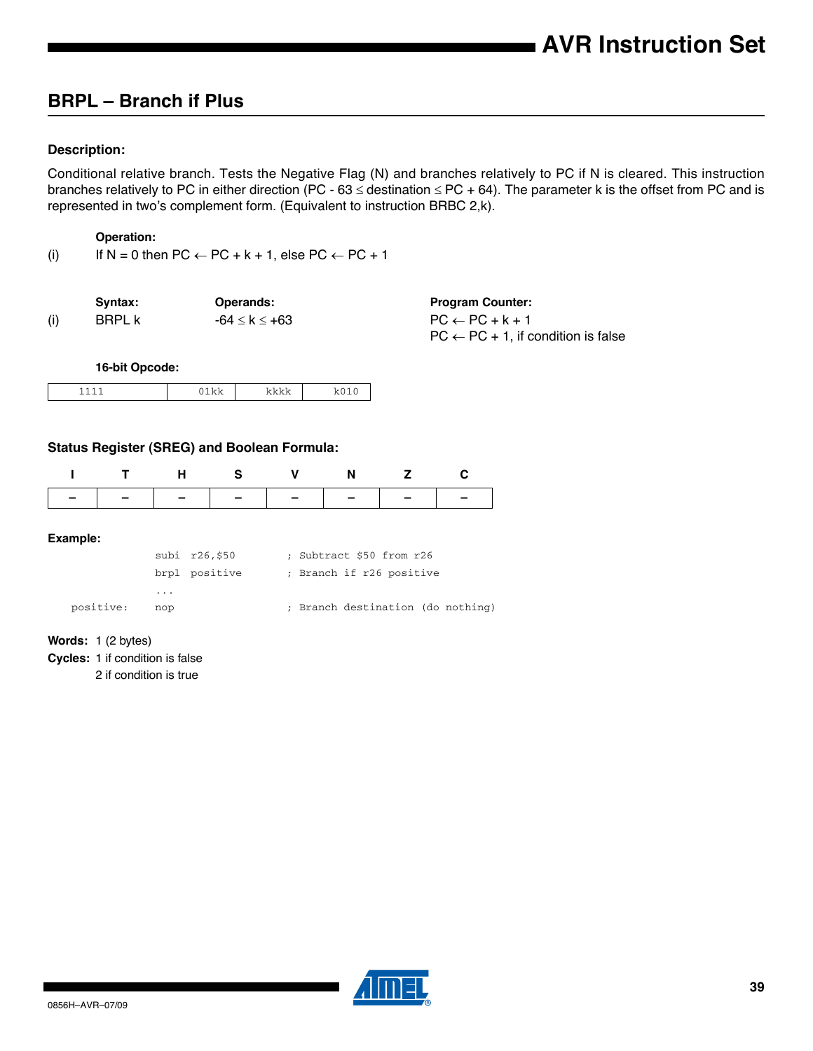## BRPL – Branch if Plus

### Description:

Conditional relative branch. Tests the Negative Flag (N) and branches relatively to PC if N is cleared. This instruction branches relatively to PC in either direction (PC - 63 ≤ destination ≤ PC + 64). The parameter k is the offset from PC and is represented in two's complement form. (Equivalent to instruction BRBC 2,k).

**Operation:**

(i) If N = 0 then PC ← PC + k + 1, else PC ← PC + 1

| | Syntax: | Operands: | Program Counter: |
|---|---|---|---|
| (i) | BRPL k | -64 ≤ k ≤ +63 | PC ← PC + k + 1<br>PC ← PC + 1, if condition is false |

**16-bit Opcode:**

| 1111 | 01kk | kkkk | k010 |
|---|---|---|---|

### Status Register (SREG) and Boolean Formula:

| I | T | H | S | V | N | Z | C |
|---|---|---|---|---|---|---|---|
| – | – | – | – | – | – | – | – |

### Example:

```
            subi r26,$50        ; Subtract $50 from r26
            brpl positive       ; Branch if r26 positive
            ...
  positive: nop                 ; Branch destination (do nothing)
```

**Words:** 1 (2 bytes)

**Cycles:** 1 if condition is false
2 if condition is true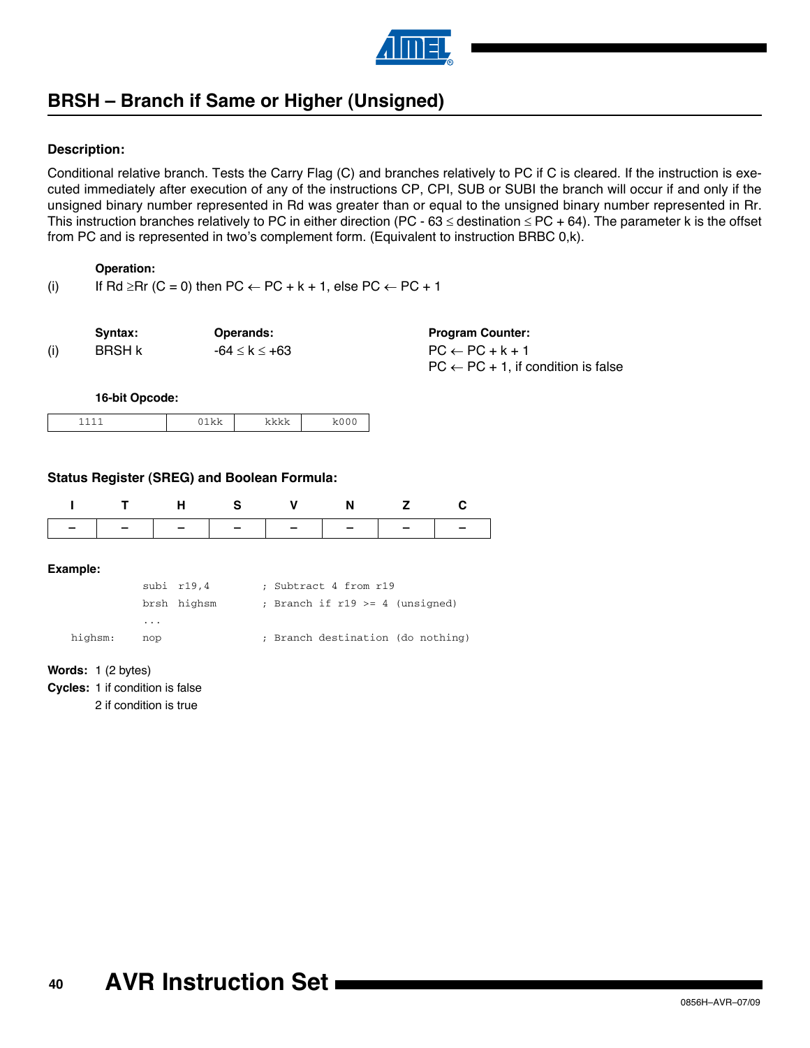## BRSH – Branch if Same or Higher (Unsigned)

**Description:**

Conditional relative branch. Tests the Carry Flag (C) and branches relatively to PC if C is cleared. If the instruction is executed immediately after execution of any of the instructions CP, CPI, SUB or SUBI the branch will occur if and only if the unsigned binary number represented in Rd was greater than or equal to the unsigned binary number represented in Rr. This instruction branches relatively to PC in either direction ($PC - 63 \leq destination \leq PC + 64$). The parameter k is the offset from PC and is represented in two's complement form. (Equivalent to instruction BRBC 0,k).

**Operation:**

(i) If $Rd \geq Rr$ (C = 0) then $PC \leftarrow PC + k + 1$, else $PC \leftarrow PC + 1$

| | Syntax: | Operands: | Program Counter: |
|---|---|---|---|
| (i) | BRSH k | $-64 \leq k \leq +63$ | $PC \leftarrow PC + k + 1$ <br> $PC \leftarrow PC + 1$, if condition is false |

**16-bit Opcode:**

| 1111 | 01kk | kkkk | k000 |
|---|---|---|---|

**Status Register (SREG) and Boolean Formula:**

| I | T | H | S | V | N | Z | C |
|---|---|---|---|---|---|---|---|
| – | – | – | – | – | – | – | – |

**Example:**

```
            subi  r19,4       ; Subtract 4 from r19
            brsh  highsm      ; Branch if r19 >= 4 (unsigned)
            ...
    highsm: nop               ; Branch destination (do nothing)
```

**Words:** 1 (2 bytes)

**Cycles:** 1 if condition is false
2 if condition is true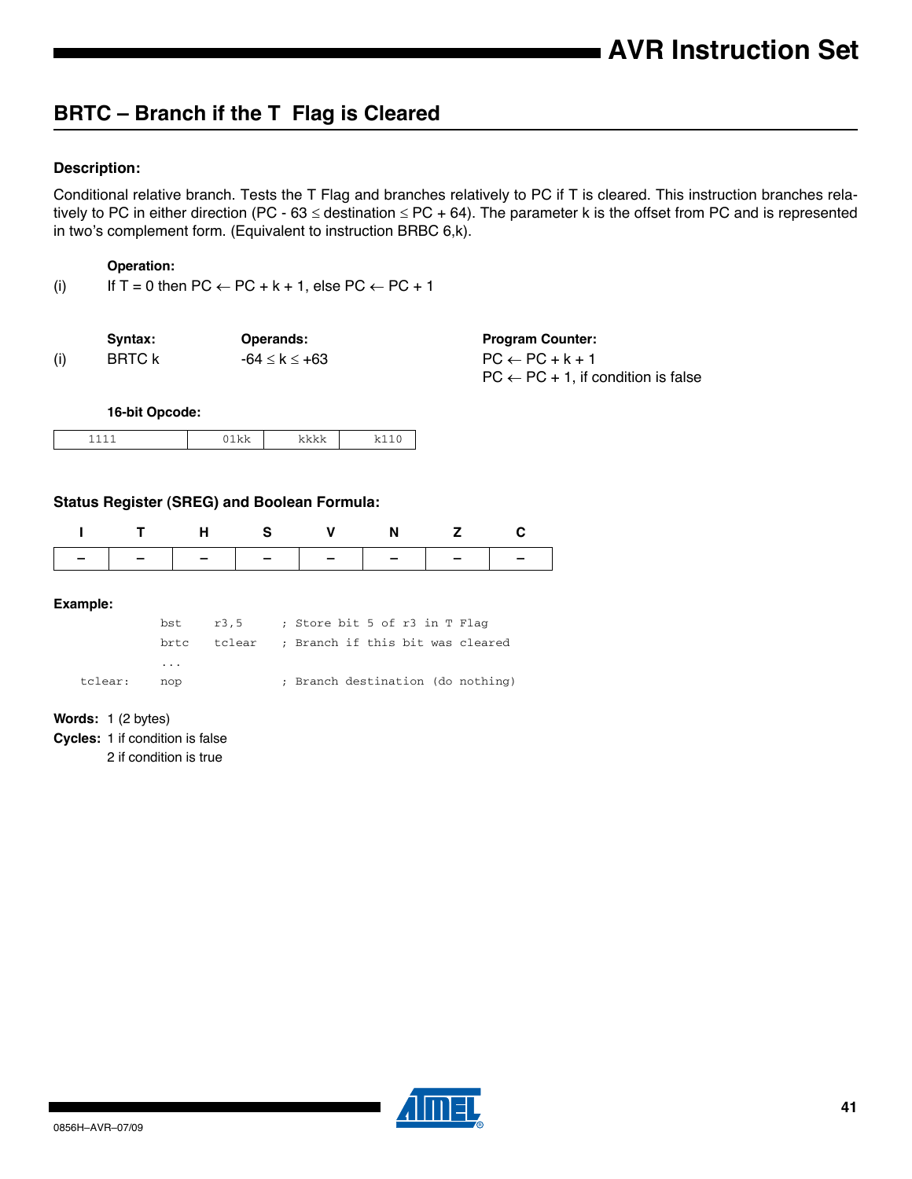## BRTC – Branch if the T Flag is Cleared

### Description:

Conditional relative branch. Tests the T Flag and branches relatively to PC if T is cleared. This instruction branches relatively to PC in either direction (PC - 63 ≤ destination ≤ PC + 64). The parameter k is the offset from PC and is represented in two's complement form. (Equivalent to instruction BRBC 6,k).

**Operation:**

(i) If T = 0 then PC ← PC + k + 1, else PC ← PC + 1

| | Syntax: | Operands: | Program Counter: |
|---|---|---|---|
| (i) | BRTC k | -64 ≤ k ≤ +63 | PC ← PC + k + 1<br>PC ← PC + 1, if condition is false |

**16-bit Opcode:**

| 1111 | 01kk | kkkk | k110 |
|---|---|---|---|

### Status Register (SREG) and Boolean Formula:

| I | T | H | S | V | N | Z | C |
|---|---|---|---|---|---|---|---|
| – | – | – | – | – | – | – | – |

**Example:**

```
            bst     r3,5      ; Store bit 5 of r3 in T Flag
            brtc    tclear    ; Branch if this bit was cleared
            ...
tclear:     nop               ; Branch destination (do nothing)
```

**Words:** 1 (2 bytes)

**Cycles:** 1 if condition is false
2 if condition is true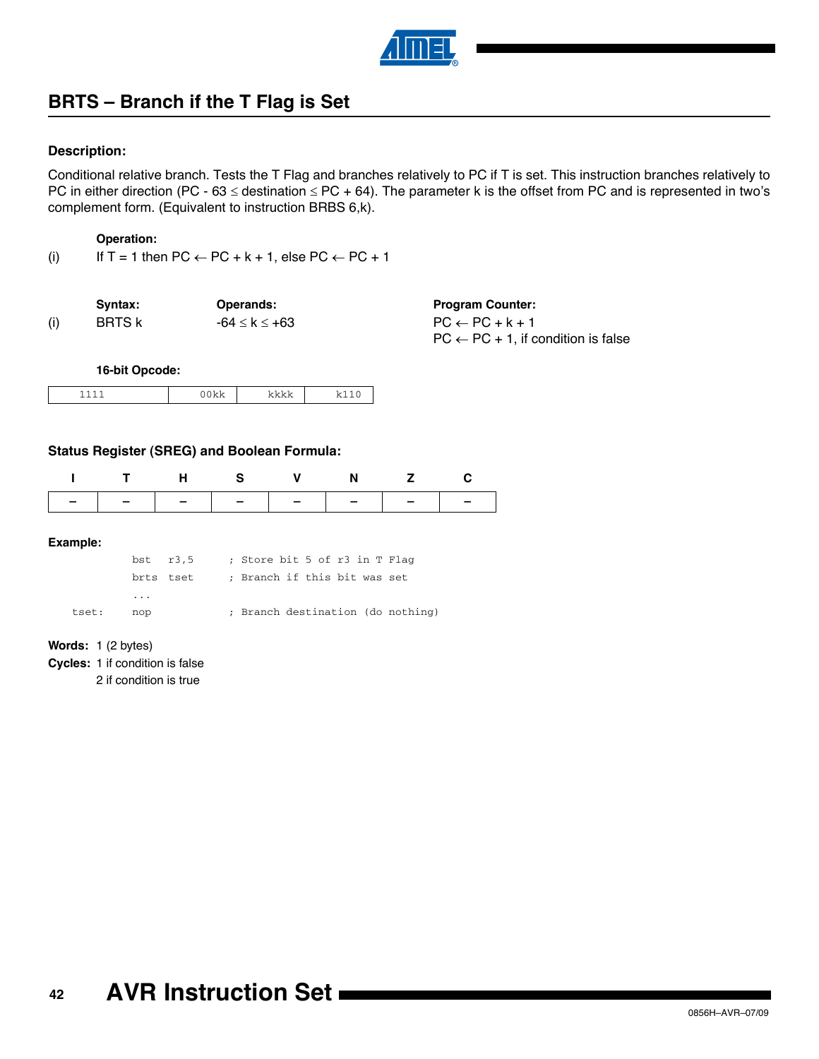## BRTS – Branch if the T Flag is Set

### Description:

Conditional relative branch. Tests the T Flag and branches relatively to PC if T is set. This instruction branches relatively to PC in either direction ($PC - 63 \leq destination \leq PC + 64$). The parameter k is the offset from PC and is represented in two's complement form. (Equivalent to instruction BRBS 6,k).

**Operation:**

(i) If T = 1 then $PC \leftarrow PC + k + 1$, else $PC \leftarrow PC + 1$

| | Syntax: | Operands: | Program Counter: |
|---|---|---|---|
| (i) | BRTS k | $-64 \leq k \leq +63$ | $PC \leftarrow PC + k + 1$<br>$PC \leftarrow PC + 1$, if condition is false |

**16-bit Opcode:**

| 1111 | 00kk | kkkk | k110 |
|---|---|---|---|

### Status Register (SREG) and Boolean Formula:

| I | T | H | S | V | N | Z | C |
|---|---|---|---|---|---|---|---|
| – | – | – | – | – | – | – | – |

**Example:**

```
         bst   r3,5      ; Store bit 5 of r3 in T Flag
         brts  tset      ; Branch if this bit was set
         ...
tset:    nop             ; Branch destination (do nothing)
```

**Words:** 1 (2 bytes)

**Cycles:** 1 if condition is false
2 if condition is true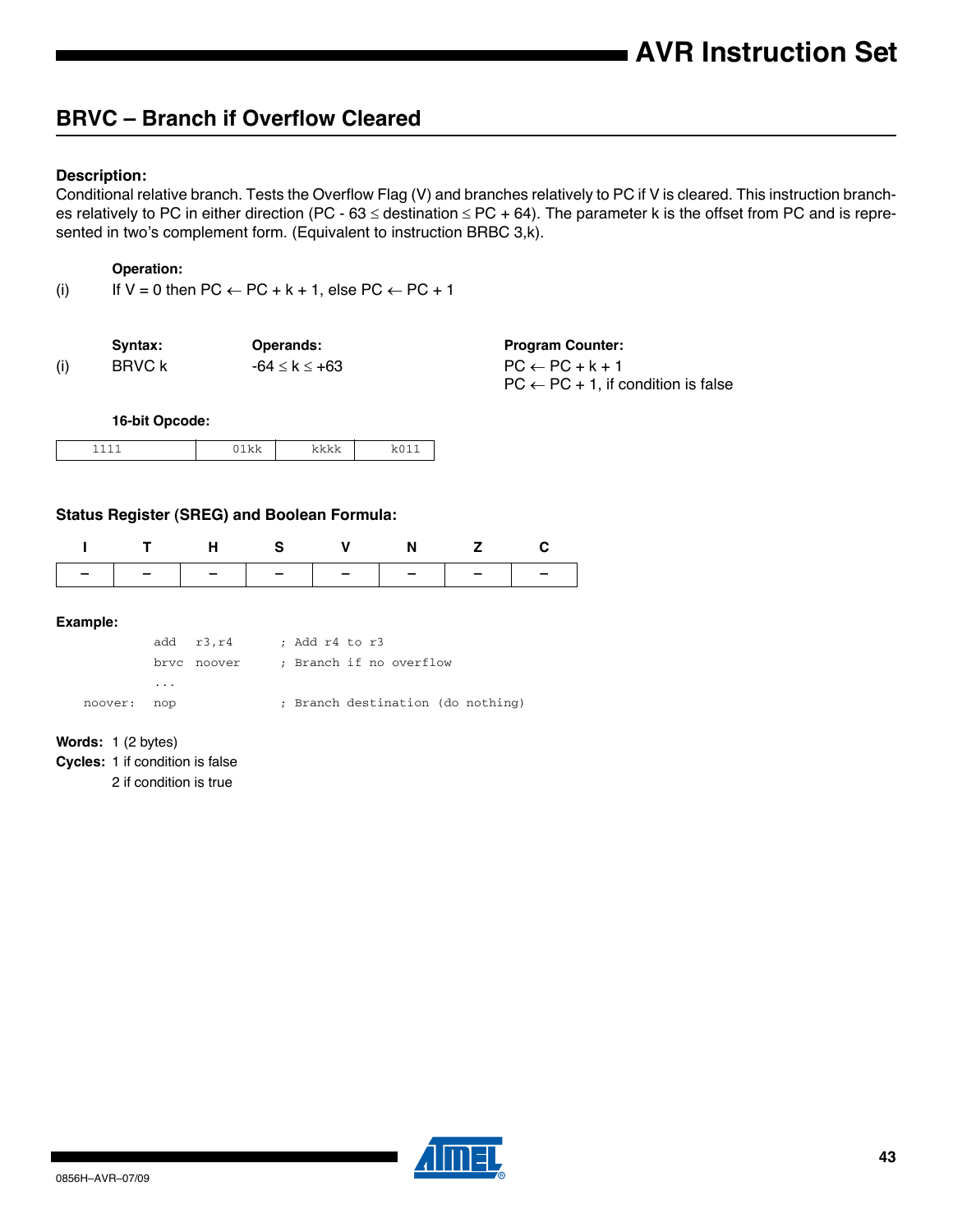## BRVC – Branch if Overflow Cleared

### Description:

Conditional relative branch. Tests the Overflow Flag (V) and branches relatively to PC if V is cleared. This instruction branches relatively to PC in either direction (PC - 63 ≤ destination ≤ PC + 64). The parameter k is the offset from PC and is represented in two's complement form. (Equivalent to instruction BRBC 3,k).

**Operation:**

(i) If V = 0 then PC ← PC + k + 1, else PC ← PC + 1

| | Syntax: | Operands: | Program Counter: |
|---|---|---|---|
| (i) | BRVC k | -64 ≤ k ≤ +63 | PC ← PC + k + 1<br>PC ← PC + 1, if condition is false |

**16-bit Opcode:**

| 1111 | 01kk | kkkk | k011 |
|---|---|---|---|

### Status Register (SREG) and Boolean Formula:

| I | T | H | S | V | N | Z | C |
|---|---|---|---|---|---|---|---|
| – | – | – | – | – | – | – | – |

**Example:**

```
          add   r3,r4       ; Add r4 to r3
          brvc  noover      ; Branch if no overflow
          ...
noover:   nop               ; Branch destination (do nothing)
```

**Words:** 1 (2 bytes)

**Cycles:** 1 if condition is false
2 if condition is true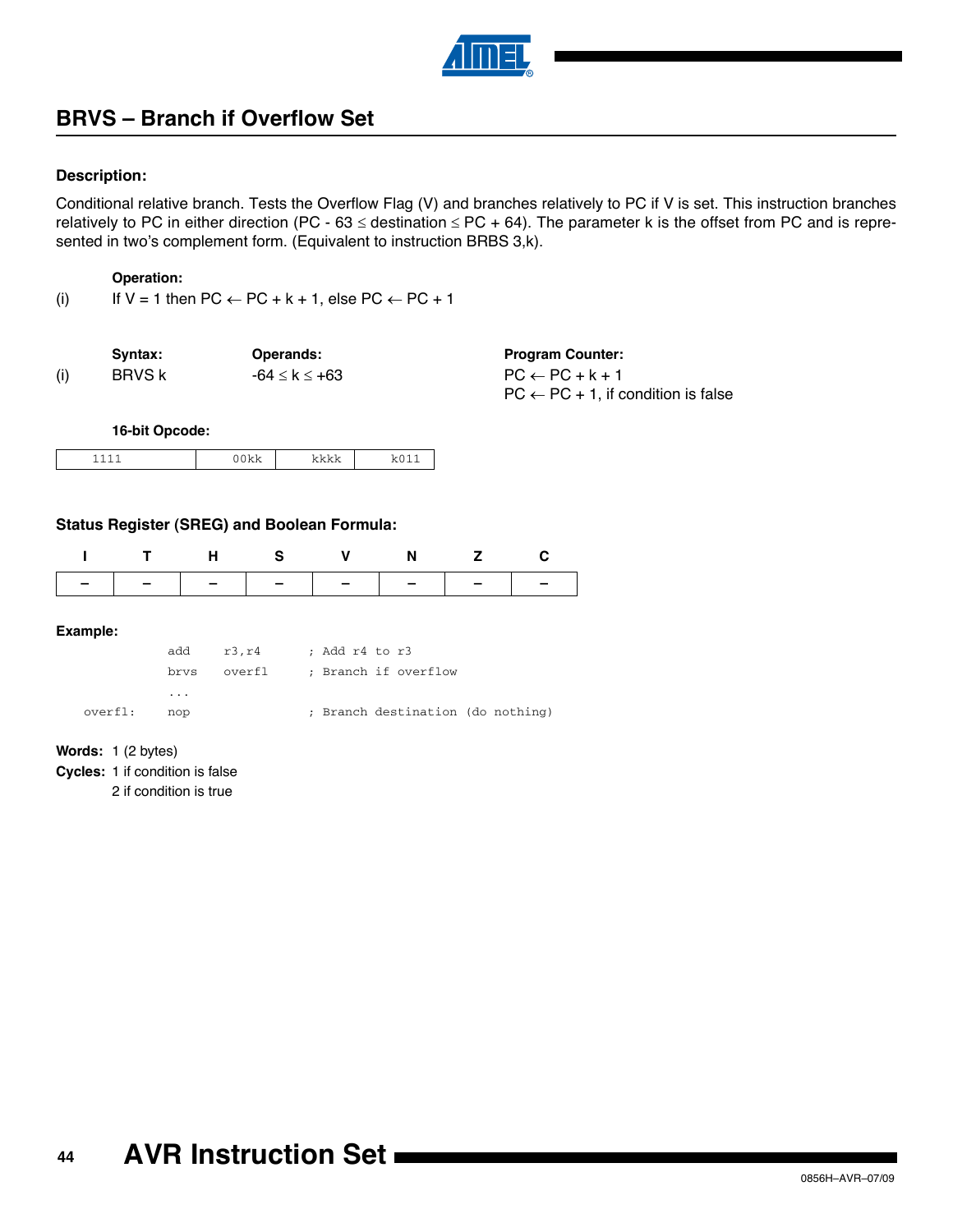## BRVS – Branch if Overflow Set

### Description:

Conditional relative branch. Tests the Overflow Flag (V) and branches relatively to PC if V is set. This instruction branches relatively to PC in either direction (PC - 63 ≤ destination ≤ PC + 64). The parameter k is the offset from PC and is represented in two's complement form. (Equivalent to instruction BRBS 3,k).

**Operation:**

(i) If V = 1 then PC ← PC + k + 1, else PC ← PC + 1

| | Syntax: | Operands: | Program Counter: |
|---|---|---|---|
| (i) | BRVS k | -64 ≤ k ≤ +63 | PC ← PC + k + 1<br>PC ← PC + 1, if condition is false |

**16-bit Opcode:**

| 1111 | 00kk | kkkk | k011 |
|---|---|---|---|

### Status Register (SREG) and Boolean Formula:

| I | T | H | S | V | N | Z | C |
|---|---|---|---|---|---|---|---|
| – | – | – | – | – | – | – | – |

**Example:**

```
        add   r3,r4     ; Add r4 to r3
        brvs  overfl    ; Branch if overflow
        ...
overfl: nop             ; Branch destination (do nothing)
```

**Words:** 1 (2 bytes)

**Cycles:** 1 if condition is false
2 if condition is true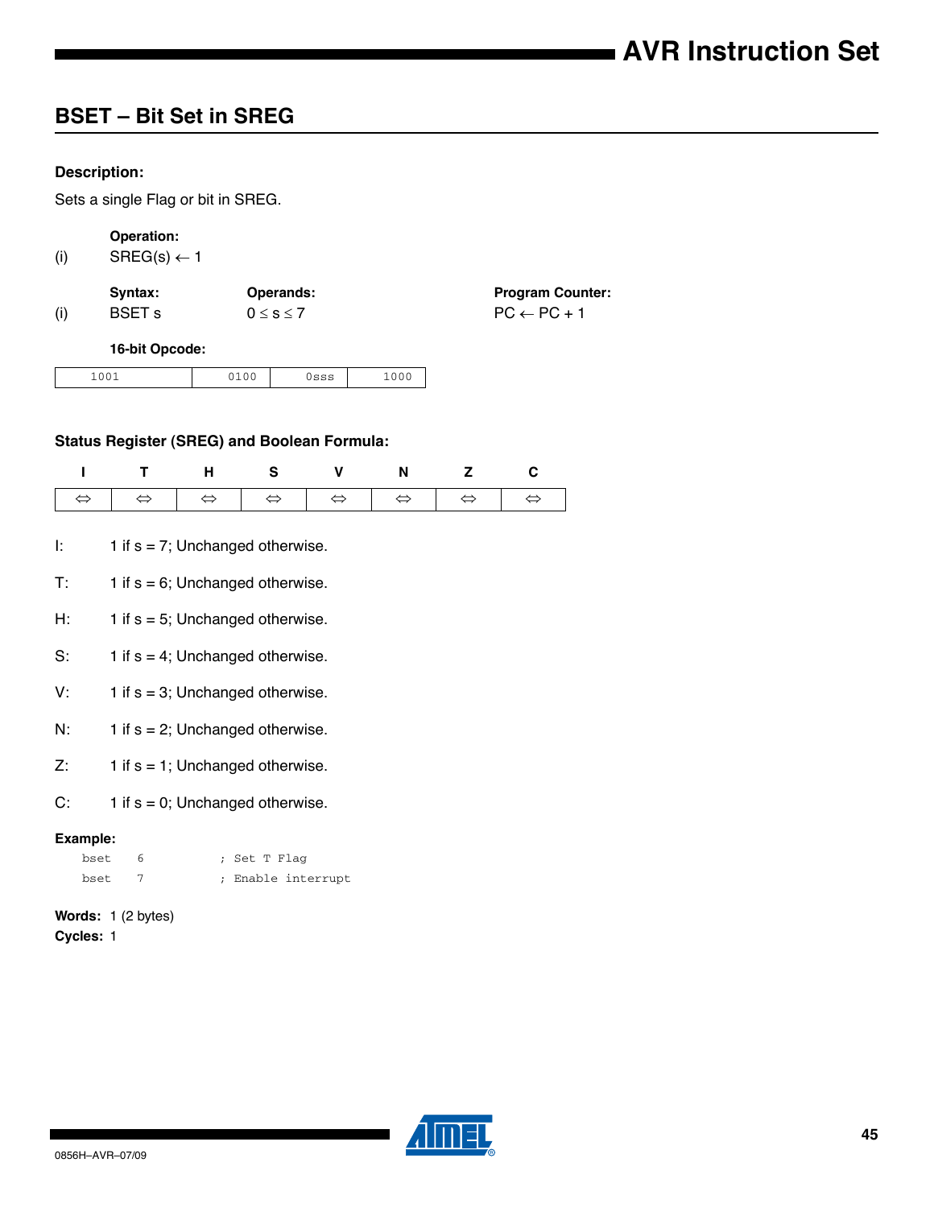## BSET – Bit Set in SREG

**Description:**

Sets a single Flag or bit in SREG.

| | **Operation:** | | |
|---|---|---|---|
| (i) | SREG(s) ← 1 | | |
| | **Syntax:** | **Operands:** | **Program Counter:** |
| (i) | BSET s | $0 \leq s \leq 7$ | PC ← PC + 1 |

**16-bit Opcode:**

| 1001 | 0100 | 0sss | 1000 |
|---|---|---|---|

**Status Register (SREG) and Boolean Formula:**

| I | T | H | S | V | N | Z | C |
|---|---|---|---|---|---|---|---|
| ⇔ | ⇔ | ⇔ | ⇔ | ⇔ | ⇔ | ⇔ | ⇔ |

I: 1 if s = 7; Unchanged otherwise.

T: 1 if s = 6; Unchanged otherwise.

H: 1 if s = 5; Unchanged otherwise.

S: 1 if s = 4; Unchanged otherwise.

V: 1 if s = 3; Unchanged otherwise.

N: 1 if s = 2; Unchanged otherwise.

Z: 1 if s = 1; Unchanged otherwise.

C: 1 if s = 0; Unchanged otherwise.

**Example:**

```
bset   6          ; Set T Flag
bset   7          ; Enable interrupt
```

**Words:** 1 (2 bytes)

**Cycles:** 1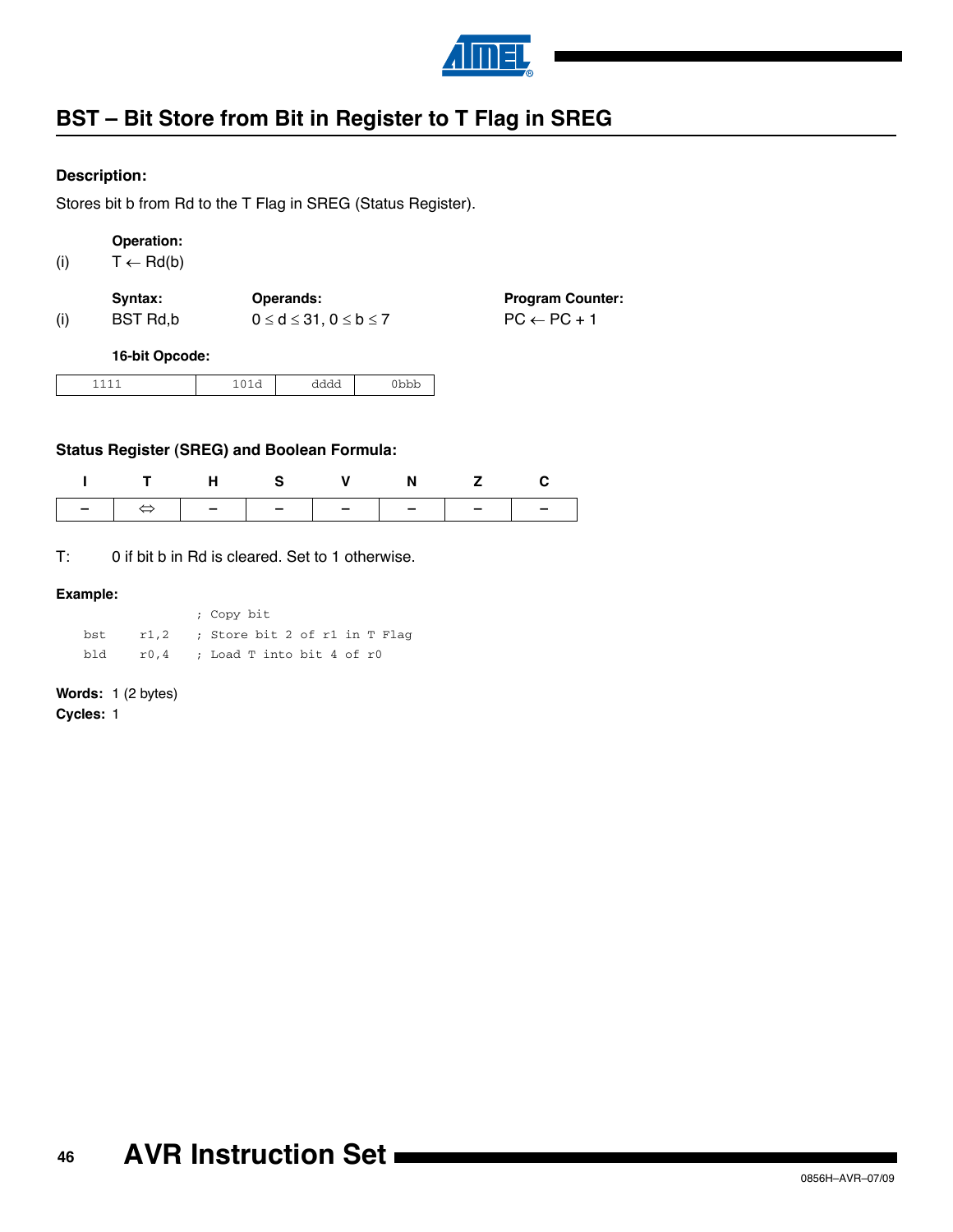## BST – Bit Store from Bit in Register to T Flag in SREG

**Description:**

Stores bit b from Rd to the T Flag in SREG (Status Register).

| | **Operation:** | | |
|---|---|---|---|
| (i) | T ← Rd(b) | | |
| | **Syntax:** | **Operands:** | **Program Counter:** |
| (i) | BST Rd,b | 0 ≤ d ≤ 31, 0 ≤ b ≤ 7 | PC ← PC + 1 |

**16-bit Opcode:**

| 1111 | 101d | dddd | 0bbb |
|---|---|---|---|

**Status Register (SREG) and Boolean Formula:**

| I | T | H | S | V | N | Z | C |
|---|---|---|---|---|---|---|---|
| – | ⇔ | – | – | – | – | – | – |

T: 0 if bit b in Rd is cleared. Set to 1 otherwise.

**Example:**

```
                ; Copy bit
    bst   r1,2  ; Store bit 2 of r1 in T Flag
    bld   r0,4  ; Load T into bit 4 of r0
```

**Words:** 1 (2 bytes)

**Cycles:** 1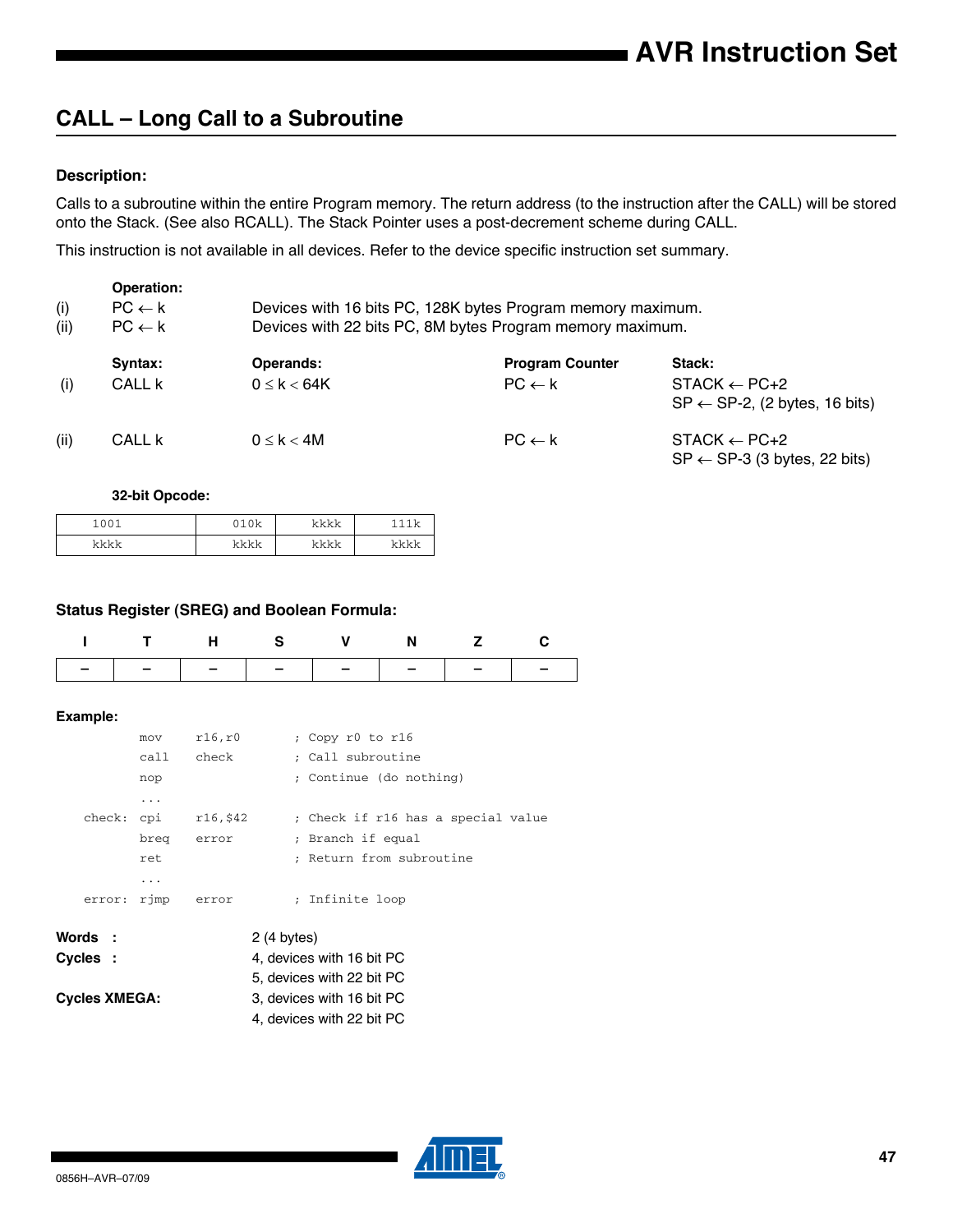## CALL – Long Call to a Subroutine

### Description:

Calls to a subroutine within the entire Program memory. The return address (to the instruction after the CALL) will be stored onto the Stack. (See also RCALL). The Stack Pointer uses a post-decrement scheme during CALL.

This instruction is not available in all devices. Refer to the device specific instruction set summary.

| | Operation: | |
|---|---|---|
| (i) | $PC \leftarrow k$ | Devices with 16 bits PC, 128K bytes Program memory maximum. |
| (ii) | $PC \leftarrow k$ | Devices with 22 bits PC, 8M bytes Program memory maximum. |

| | Syntax: | Operands: | Program Counter | Stack: |
|---|---|---|---|---|
| (i) | CALL k | $0 \le k < 64K$ | $PC \leftarrow k$ | STACK ← PC+2<br>SP ← SP-2, (2 bytes, 16 bits) |
| (ii) | CALL k | $0 \le k < 4M$ | $PC \leftarrow k$ | STACK ← PC+2<br>SP ← SP-3 (3 bytes, 22 bits) |

**32-bit Opcode:**

| | | | |
|---|---|---|---|
| 1001 | 010k | kkkk | 111k |
| kkkk | kkkk | kkkk | kkkk |

### Status Register (SREG) and Boolean Formula:

| I | T | H | S | V | N | Z | C |
|---|---|---|---|---|---|---|---|
| – | – | – | – | – | – | – | – |

**Example:**

```
        mov   r16,r0        ; Copy r0 to r16
        call  check         ; Call subroutine
        nop                 ; Continue (do nothing)
        ...
check:  cpi   r16,$42       ; Check if r16 has a special value
        breq  error         ; Branch if equal
        ret                 ; Return from subroutine
        ...
error:  rjmp  error         ; Infinite loop
```

**Words :** 2 (4 bytes)

**Cycles :** 4, devices with 16 bit PC
5, devices with 22 bit PC

**Cycles XMEGA:** 3, devices with 16 bit PC
4, devices with 22 bit PC

0856H–AVR–07/09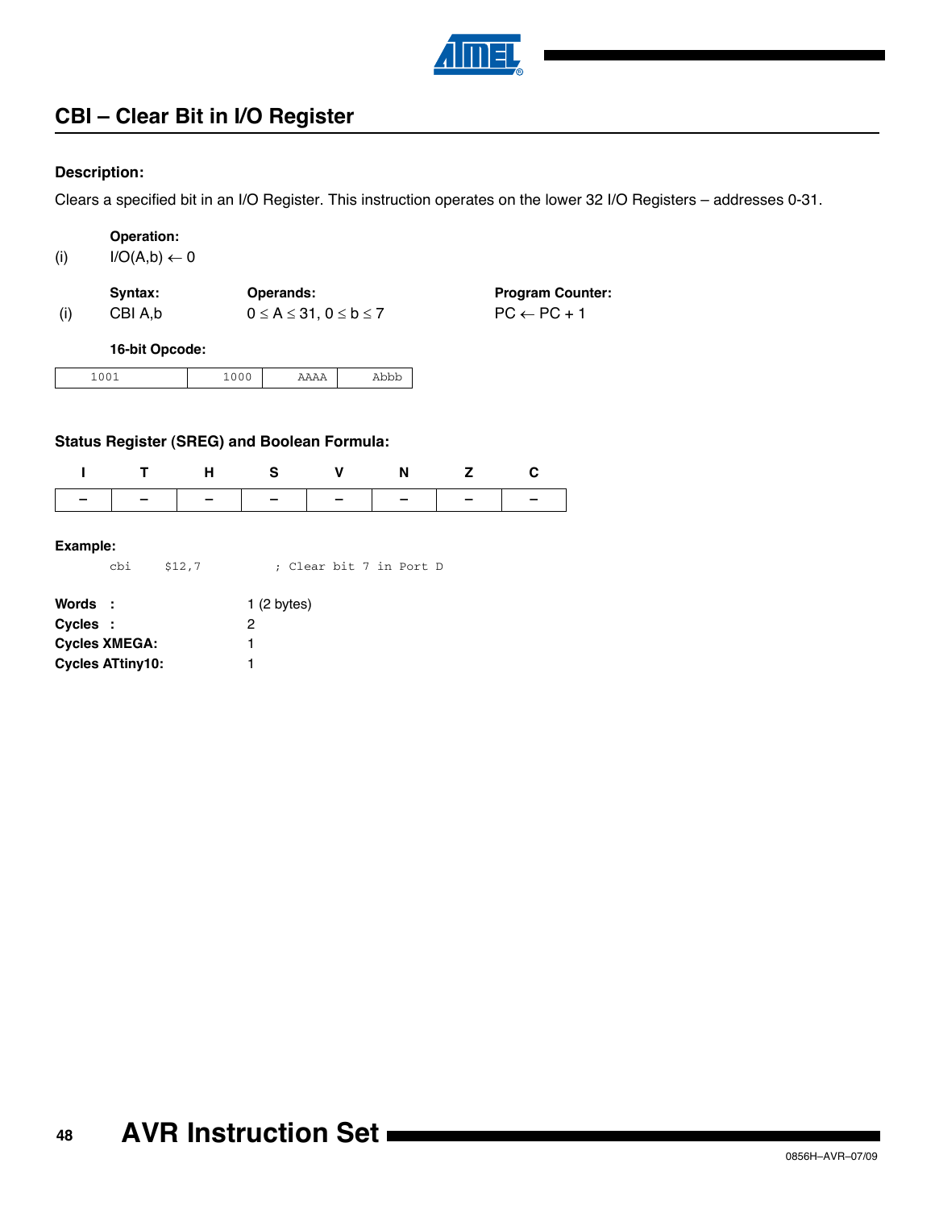## CBI – Clear Bit in I/O Register

### Description:

Clears a specified bit in an I/O Register. This instruction operates on the lower 32 I/O Registers – addresses 0-31.

**Operation:**

(i) $I/O(A,b) \leftarrow 0$

| | Syntax: | Operands: | Program Counter: |
|---|---|---|---|
| (i) | CBI A,b | $0 \leq A \leq 31, 0 \leq b \leq 7$ | $PC \leftarrow PC + 1$ |

**16-bit Opcode:**

| 1001 | 1000 | AAAA | Abbb |
|---|---|---|---|

### Status Register (SREG) and Boolean Formula:

| I | T | H | S | V | N | Z | C |
|---|---|---|---|---|---|---|---|
| – | – | – | – | – | – | – | – |

**Example:**

```
cbi    $12,7        ; Clear bit 7 in Port D
```

**Words :** 1 (2 bytes)
**Cycles :** 2
**Cycles XMEGA:** 1
**Cycles ATtiny10:** 1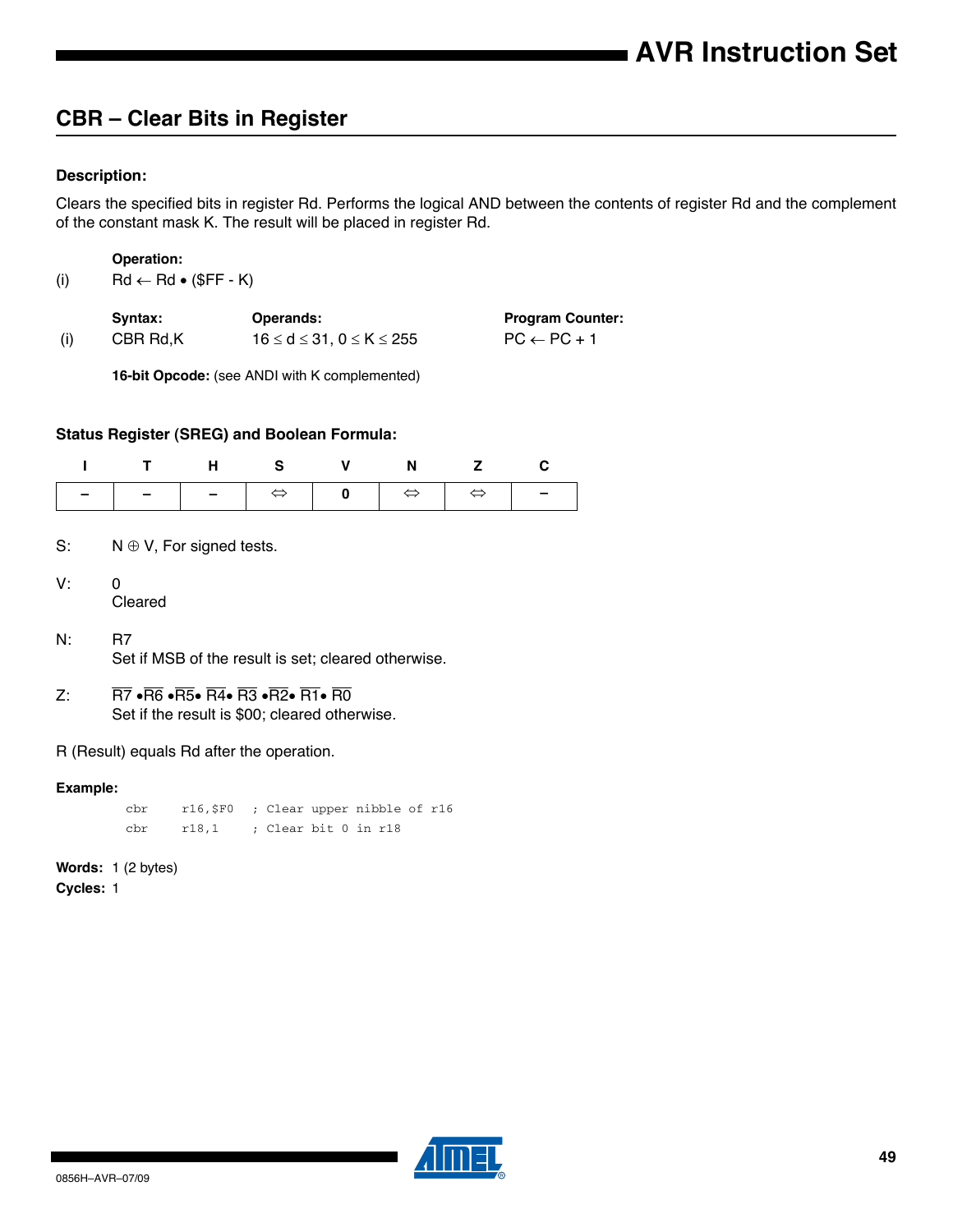## CBR – Clear Bits in Register

**Description:**

Clears the specified bits in register Rd. Performs the logical AND between the contents of register Rd and the complement of the constant mask K. The result will be placed in register Rd.

| | **Operation:** | | |
|---|---|---|---|
| (i) | $Rd \leftarrow Rd \bullet (\$FF - K)$ | | |
| | **Syntax:** | **Operands:** | **Program Counter:** |
| (i) | CBR Rd,K | $16 \leq d \leq 31,\ 0 \leq K \leq 255$ | $PC \leftarrow PC + 1$ |

**16-bit Opcode:** (see ANDI with K complemented)

**Status Register (SREG) and Boolean Formula:**

| I | T | H | S | V | N | Z | C |
|---|---|---|---|---|---|---|---|
| – | – | – | ⇔ | 0 | ⇔ | ⇔ | – |

S: $N \oplus V$, For signed tests.

V: 0
Cleared

N: R7
Set if MSB of the result is set; cleared otherwise.

Z: $\overline{R7} \bullet \overline{R6} \bullet \overline{R5} \bullet \overline{R4} \bullet \overline{R3} \bullet \overline{R2} \bullet \overline{R1} \bullet \overline{R0}$
Set if the result is \$00; cleared otherwise.

R (Result) equals Rd after the operation.

**Example:**

```
cbr     r16,$F0   ; Clear upper nibble of r16
cbr     r18,1     ; Clear bit 0 in r18
```

**Words:** 1 (2 bytes)

**Cycles:** 1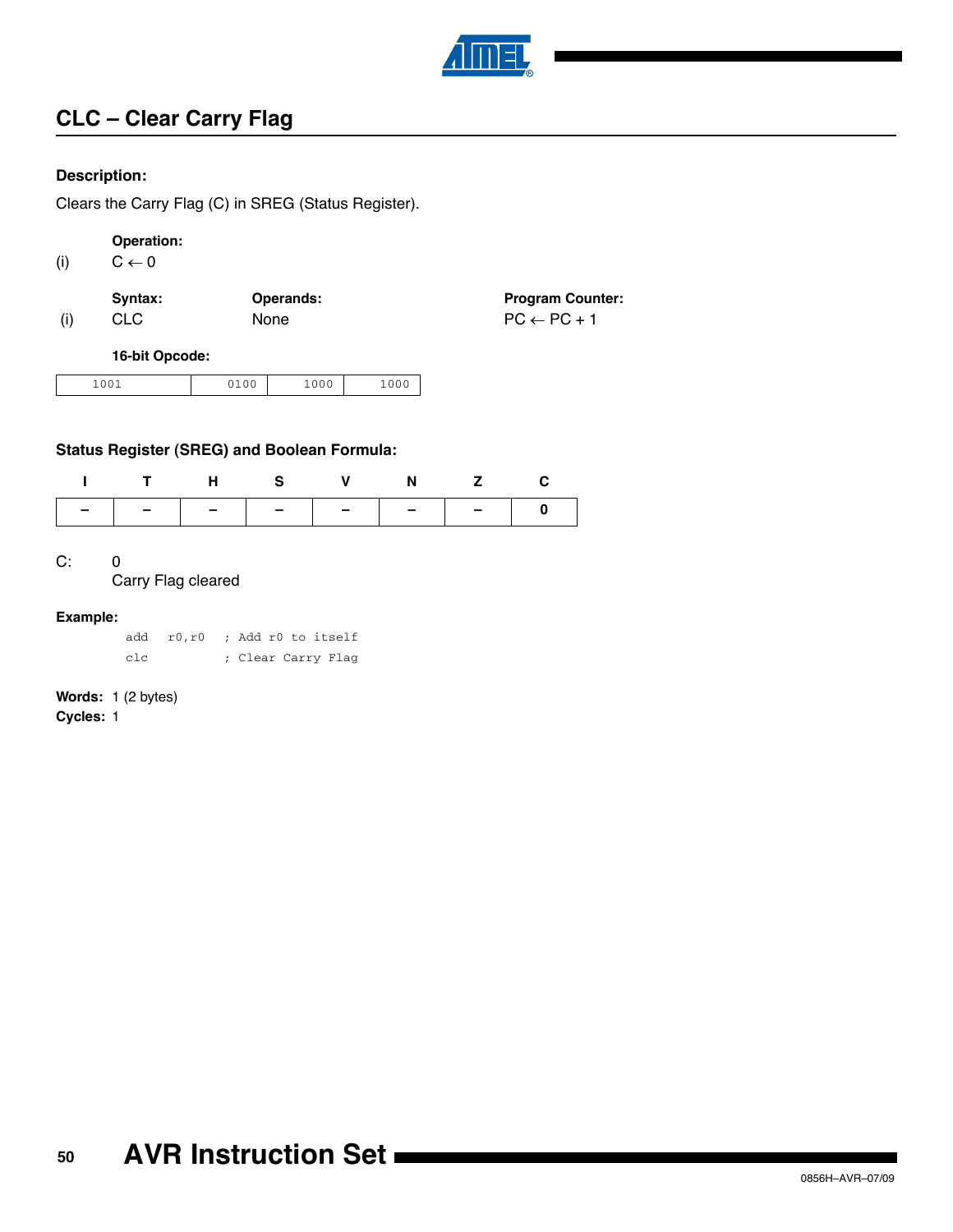## CLC – Clear Carry Flag

### Description:

Clears the Carry Flag (C) in SREG (Status Register).

**Operation:**

(i) $C \leftarrow 0$

| | Syntax: | Operands: | Program Counter: |
|---|---|---|---|
| (i) | CLC | None | $PC \leftarrow PC + 1$ |

**16-bit Opcode:**

| 1001 | 0100 | 1000 | 1000 |
|---|---|---|---|

### Status Register (SREG) and Boolean Formula:

| I | T | H | S | V | N | Z | C |
|---|---|---|---|---|---|---|---|
| – | – | – | – | – | – | – | 0 |

C: 0
Carry Flag cleared

**Example:**

```
add   r0,r0   ; Add r0 to itself
clc           ; Clear Carry Flag
```

**Words:** 1 (2 bytes)
**Cycles:** 1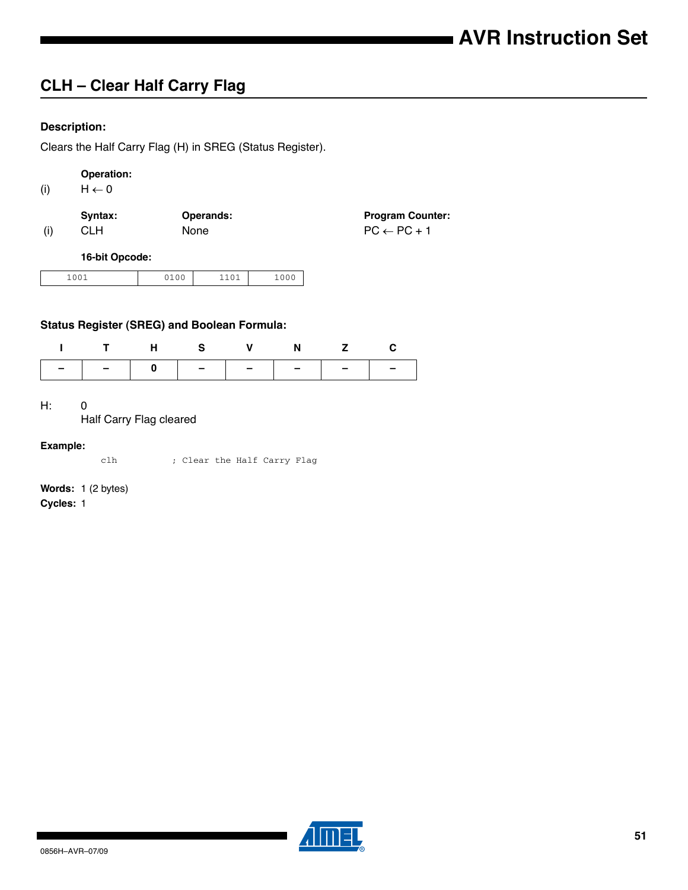## CLH – Clear Half Carry Flag

**Description:**

Clears the Half Carry Flag (H) in SREG (Status Register).

| | **Operation:** | | |
|---|---|---|---|
| (i) | $H \leftarrow 0$ | | |
| | **Syntax:** | **Operands:** | **Program Counter:** |
| (i) | CLH | None | $PC \leftarrow PC + 1$ |

**16-bit Opcode:**

| 1001 | 0100 | 1101 | 1000 |
|---|---|---|---|

**Status Register (SREG) and Boolean Formula:**

| I | T | H | S | V | N | Z | C |
|---|---|---|---|---|---|---|---|
| – | – | 0 | – | – | – | – | – |

H: 0
Half Carry Flag cleared

**Example:**

```
clh          ; Clear the Half Carry Flag
```

**Words:** 1 (2 bytes)
**Cycles:** 1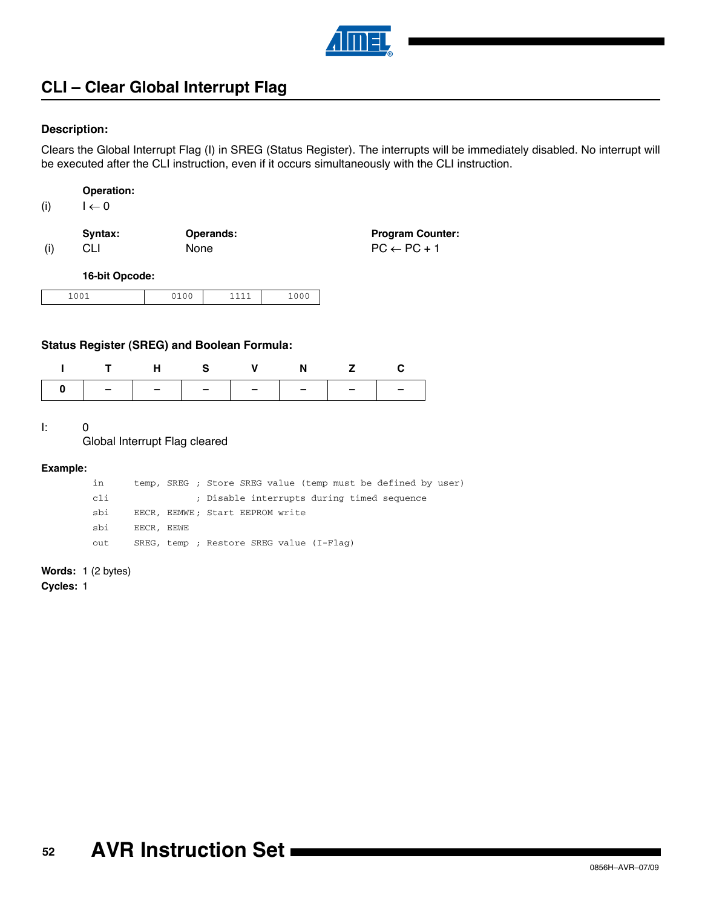## CLI – Clear Global Interrupt Flag

### Description:

Clears the Global Interrupt Flag (I) in SREG (Status Register). The interrupts will be immediately disabled. No interrupt will be executed after the CLI instruction, even if it occurs simultaneously with the CLI instruction.

| | Operation: | | |
|---|---|---|---|
| (i) | $I \leftarrow 0$ | | |
| | **Syntax:** | **Operands:** | **Program Counter:** |
| (i) | CLI | None | $PC \leftarrow PC + 1$ |

**16-bit Opcode:**

| 1001 | 0100 | 1111 | 1000 |
|---|---|---|---|

### Status Register (SREG) and Boolean Formula:

| I | T | H | S | V | N | Z | C |
|---|---|---|---|---|---|---|---|
| 0 | – | – | – | – | – | – | – |

I: 0
Global Interrupt Flag cleared

**Example:**

```
in    temp, SREG ; Store SREG value (temp must be defined by user)
cli              ; Disable interrupts during timed sequence
sbi   EECR, EEMWE; Start EEPROM write
sbi   EECR, EEWE
out   SREG, temp ; Restore SREG value (I-Flag)
```

**Words:** 1 (2 bytes)
**Cycles:** 1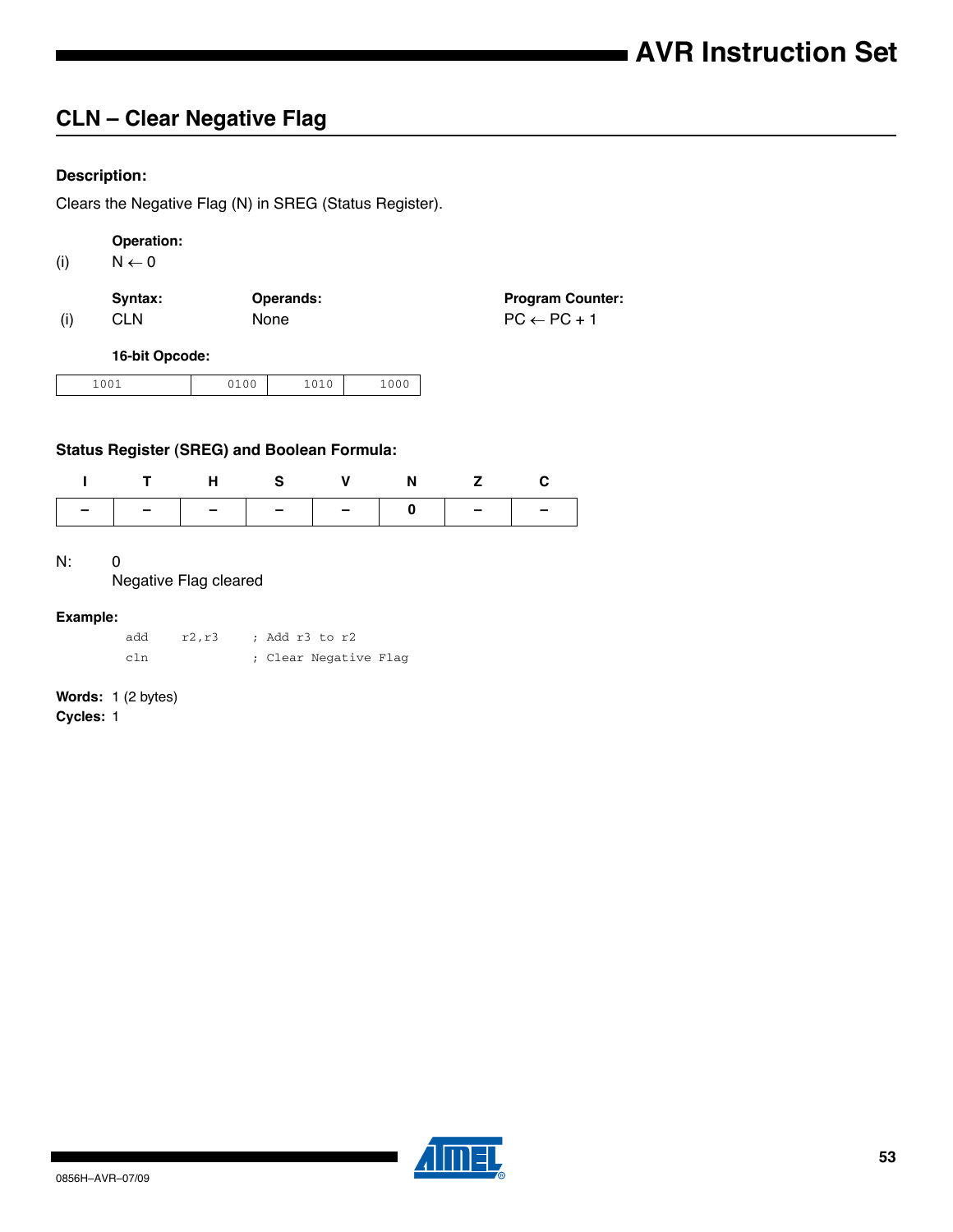## CLN – Clear Negative Flag

#### Description:

Clears the Negative Flag (N) in SREG (Status Register).

|  | Operation: |
|---|---|
| (i) | $N \leftarrow 0$ |

|  | Syntax: | Operands: | Program Counter: |
|---|---|---|---|
| (i) | CLN | None | $PC \leftarrow PC + 1$ |

#### 16-bit Opcode:

| 1001 | 0100 | 1010 | 1000 |
|---|---|---|---|

#### Status Register (SREG) and Boolean Formula:

| I | T | H | S | V | N | Z | C |
|---|---|---|---|---|---|---|---|
| – | – | – | – | – | 0 | – | – |

N: 0
Negative Flag cleared

#### Example:

```
add   r2,r3    ; Add r3 to r2
cln            ; Clear Negative Flag
```

**Words:** 1 (2 bytes)
**Cycles:** 1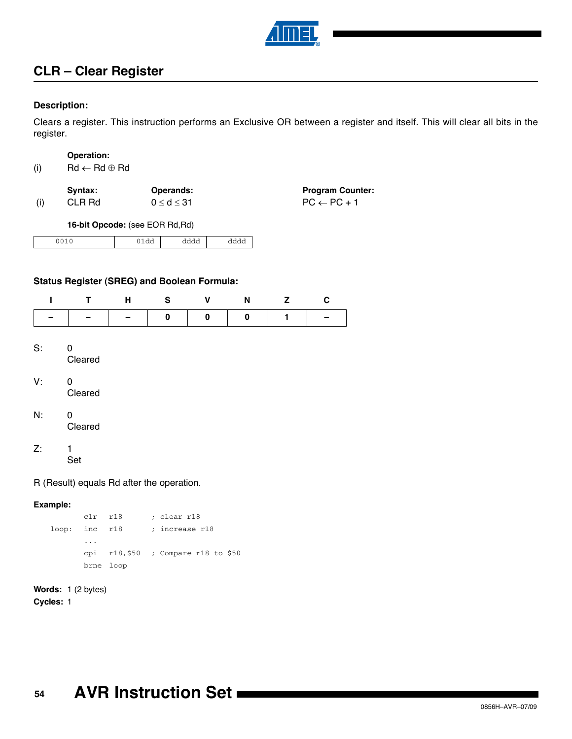## CLR – Clear Register

### Description:

Clears a register. This instruction performs an Exclusive OR between a register and itself. This will clear all bits in the register.

**Operation:**

(i) Rd ← Rd ⊕ Rd

| | Syntax: | Operands: | Program Counter: |
|---|---|---|---|
| (i) | CLR Rd | 0 ≤ d ≤ 31 | PC ← PC + 1 |

**16-bit Opcode:** (see EOR Rd,Rd)

| 0010 | 01dd | dddd | dddd |
|---|---|---|---|

### Status Register (SREG) and Boolean Formula:

| I | T | H | S | V | N | Z | C |
|---|---|---|---|---|---|---|---|
| – | – | – | 0 | 0 | 0 | 1 | – |

S: 0
Cleared

V: 0
Cleared

N: 0
Cleared

Z: 1
Set

R (Result) equals Rd after the operation.

**Example:**

```
        clr   r18        ; clear r18
loop:   inc   r18        ; increase r18
        ...
        cpi   r18,$50    ; Compare r18 to $50
        brne  loop
```

**Words:** 1 (2 bytes)
**Cycles:** 1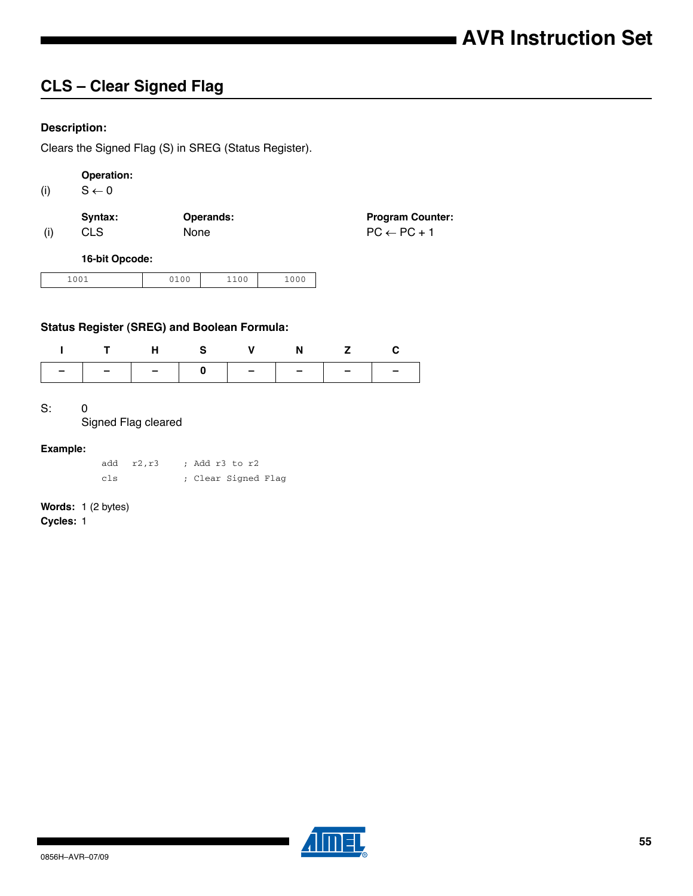## CLS – Clear Signed Flag

### Description:

Clears the Signed Flag (S) in SREG (Status Register).

| | Operation: | | |
|---|---|---|---|
| (i) | $S \leftarrow 0$ | | |
| | **Syntax:** | **Operands:** | **Program Counter:** |
| (i) | CLS | None | $PC \leftarrow PC + 1$ |

**16-bit Opcode:**

| 1001 | 0100 | 1100 | 1000 |
|---|---|---|---|

### Status Register (SREG) and Boolean Formula:

| I | T | H | S | V | N | Z | C |
|---|---|---|---|---|---|---|---|
| – | – | – | 0 | – | – | – | – |

S: 0
Signed Flag cleared

### Example:

```
add   r2,r3     ; Add r3 to r2
cls             ; Clear Signed Flag
```

**Words:** 1 (2 bytes)
**Cycles:** 1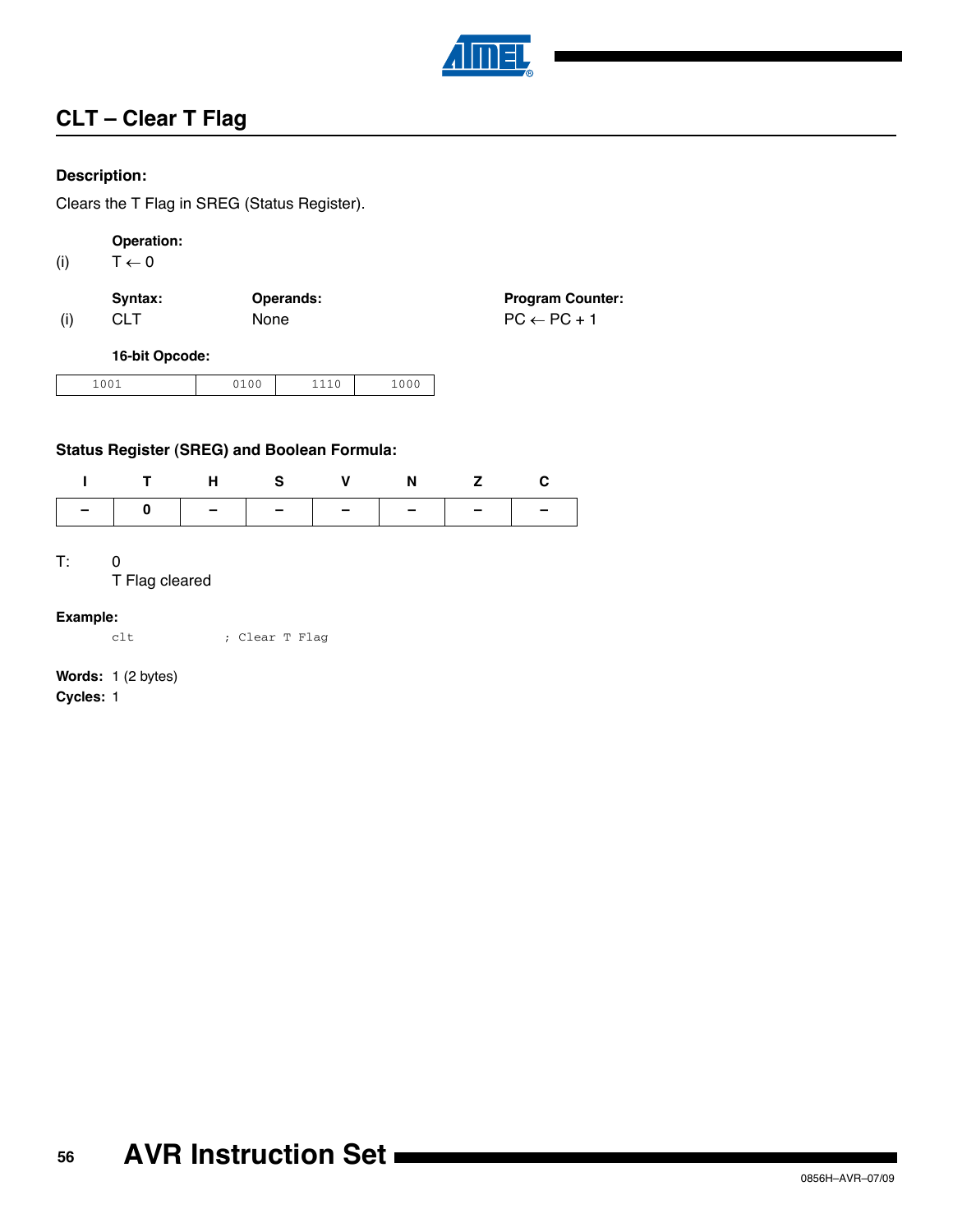## CLT – Clear T Flag

### Description:

Clears the T Flag in SREG (Status Register).

**Operation:**

(i) $T \leftarrow 0$

| | Syntax: | Operands: | Program Counter: |
|---|---|---|---|
| (i) | CLT | None | $PC \leftarrow PC + 1$ |

**16-bit Opcode:**

| 1001 | 0100 | 1110 | 1000 |
|---|---|---|---|

### Status Register (SREG) and Boolean Formula:

| I | T | H | S | V | N | Z | C |
|---|---|---|---|---|---|---|---|
| – | 0 | – | – | – | – | – | – |

T: 0
T Flag cleared

**Example:**

```
clt             ; Clear T Flag
```

**Words:** 1 (2 bytes)
**Cycles:** 1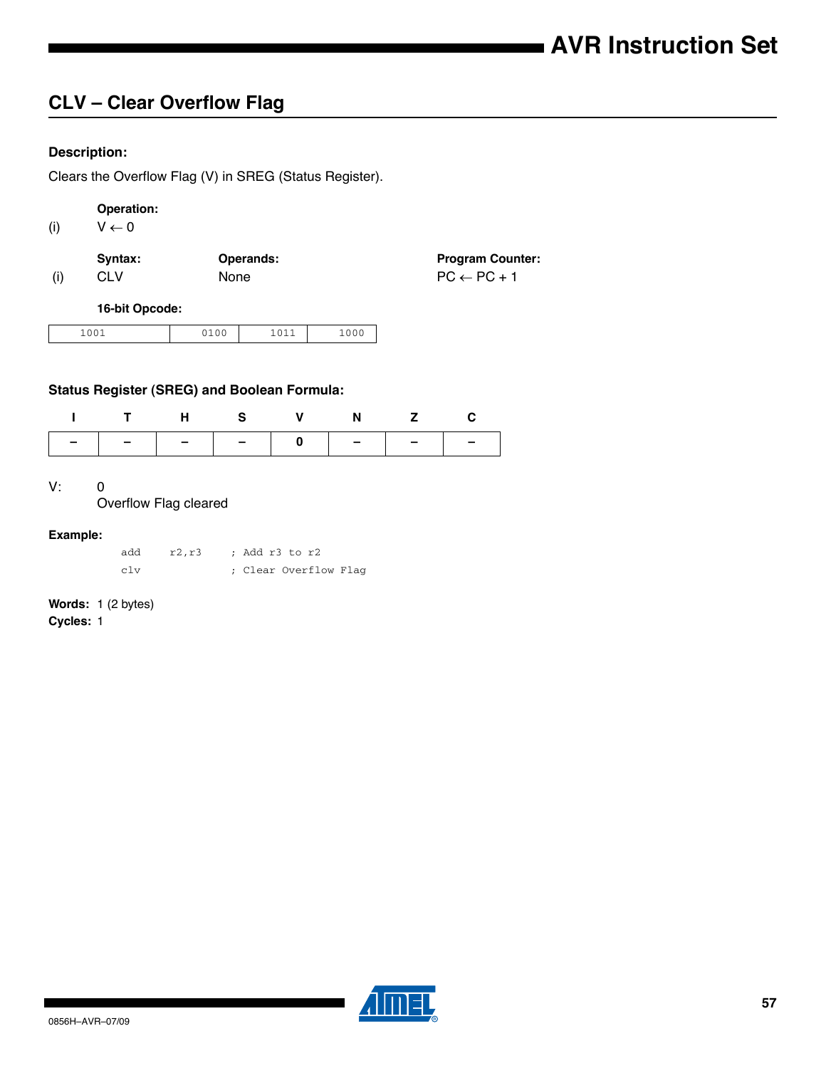## CLV – Clear Overflow Flag

### Description:

Clears the Overflow Flag (V) in SREG (Status Register).

**Operation:**

(i) $V \leftarrow 0$

| | Syntax: | Operands: | Program Counter: |
|---|---|---|---|
| (i) | CLV | None | $PC \leftarrow PC + 1$ |

**16-bit Opcode:**

| 1001 | 0100 | 1011 | 1000 |
|---|---|---|---|

### Status Register (SREG) and Boolean Formula:

| I | T | H | S | V | N | Z | C |
|---|---|---|---|---|---|---|---|
| – | – | – | – | 0 | – | – | – |

V: 0
Overflow Flag cleared

### Example:

```
add   r2,r3    ; Add r3 to r2
clv            ; Clear Overflow Flag
```

**Words:** 1 (2 bytes)
**Cycles:** 1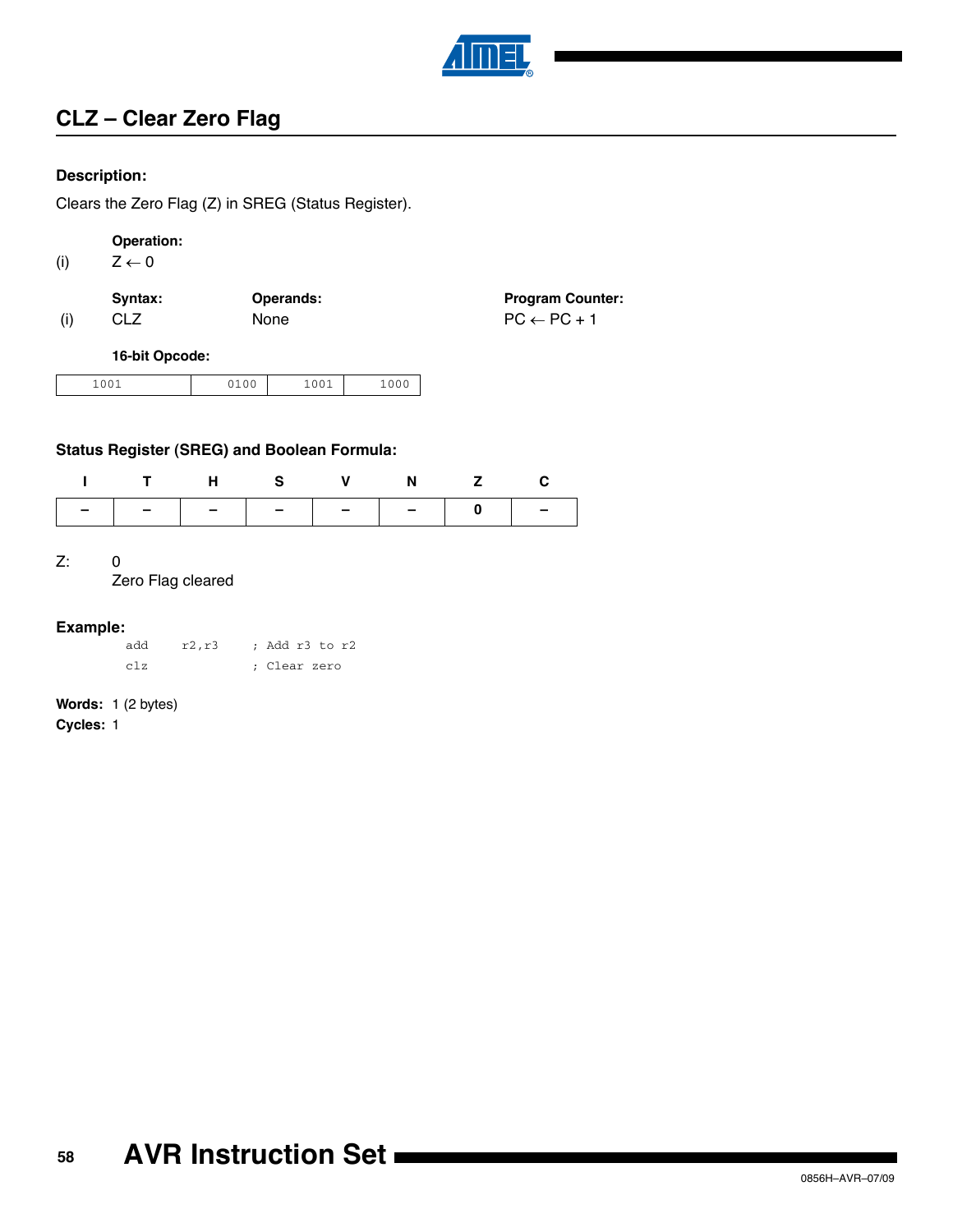## CLZ – Clear Zero Flag

**Description:**

Clears the Zero Flag (Z) in SREG (Status Register).

| | Operation: |
|---|---|
| (i) | $Z \leftarrow 0$ |

| | Syntax: | Operands: | Program Counter: |
|---|---|---|---|
| (i) | CLZ | None | $PC \leftarrow PC + 1$ |

**16-bit Opcode:**

| 1001 | 0100 | 1001 | 1000 |
|---|---|---|---|

**Status Register (SREG) and Boolean Formula:**

| I | T | H | S | V | N | Z | C |
|---|---|---|---|---|---|---|---|
| – | – | – | – | – | – | 0 | – |

Z: 0
Zero Flag cleared

**Example:**

```
add   r2,r3    ; Add r3 to r2
clz            ; Clear zero
```

**Words:** 1 (2 bytes)
**Cycles:** 1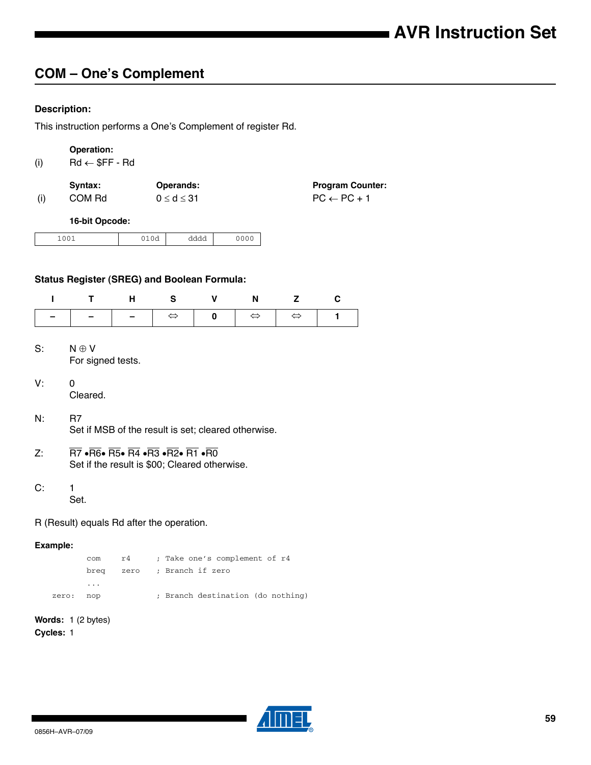## COM – One's Complement

#### Description:

This instruction performs a One's Complement of register Rd.

|  | Operation: |
|---|---|
| (i) | Rd ← \$FF - Rd |

|  | Syntax: | Operands: | Program Counter: |
|---|---|---|---|
| (i) | COM Rd | $0 \le d \le 31$ | PC ← PC + 1 |

**16-bit Opcode:**

| 1001 | 010d | dddd | 0000 |
|---|---|---|---|

#### Status Register (SREG) and Boolean Formula:

| I | T | H | S | V | N | Z | C |
|---|---|---|---|---|---|---|---|
| – | – | – | ⇔ | 0 | ⇔ | ⇔ | 1 |

S: $N \oplus V$
For signed tests.

V: 0
Cleared.

N: R7
Set if MSB of the result is set; cleared otherwise.

Z: $\overline{R7} \bullet \overline{R6} \bullet \overline{R5} \bullet \overline{R4} \bullet \overline{R3} \bullet \overline{R2} \bullet \overline{R1} \bullet \overline{R0}$
Set if the result is \$00; Cleared otherwise.

C: 1
Set.

R (Result) equals Rd after the operation.

#### Example:

```
        com    r4      ; Take one's complement of r4
        breq   zero    ; Branch if zero
        ...
zero:   nop            ; Branch destination (do nothing)
```

**Words:** 1 (2 bytes)

**Cycles:** 1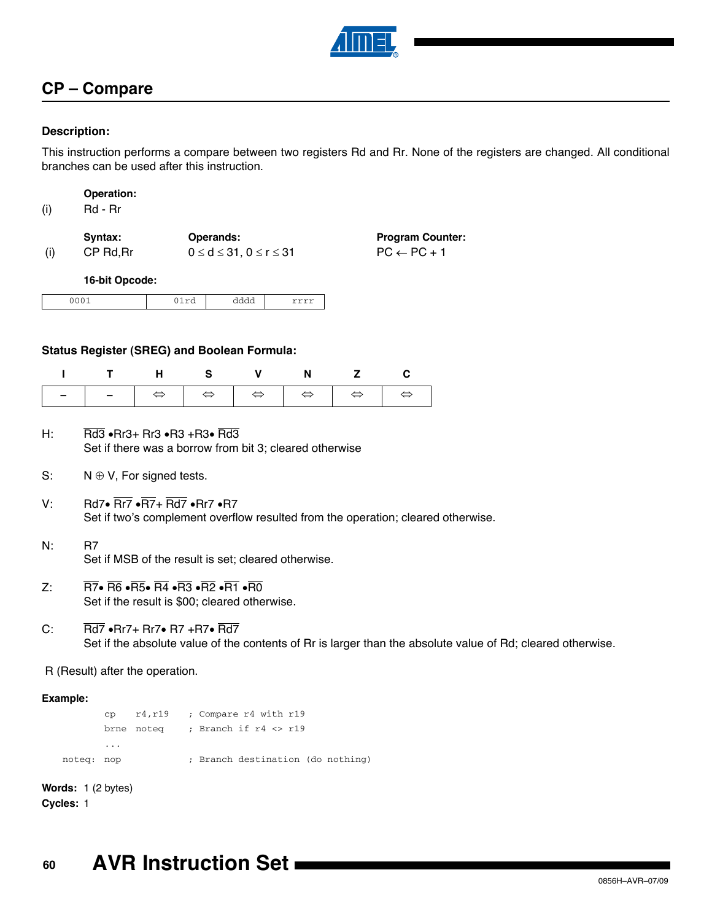## CP – Compare

### Description:

This instruction performs a compare between two registers Rd and Rr. None of the registers are changed. All conditional branches can be used after this instruction.

**Operation:**

(i) Rd - Rr

| | Syntax: | Operands: | Program Counter: |
|---|---|---|---|
| (i) | CP Rd,Rr | $0 \le d \le 31$, $0 \le r \le 31$ | $PC \leftarrow PC + 1$ |

**16-bit Opcode:**

| 0001 | 01rd | dddd | rrrr |
|---|---|---|---|

### Status Register (SREG) and Boolean Formula:

| I | T | H | S | V | N | Z | C |
|---|---|---|---|---|---|---|---|
| – | – | ⇔ | ⇔ | ⇔ | ⇔ | ⇔ | ⇔ |

H: $\overline{Rd3} \bullet Rr3 + Rr3 \bullet R3 + R3 \bullet \overline{Rd3}$
Set if there was a borrow from bit 3; cleared otherwise

S: $N \oplus V$, For signed tests.

V: $Rd7 \bullet \overline{Rr7} \bullet \overline{R7} + \overline{Rd7} \bullet Rr7 \bullet R7$
Set if two's complement overflow resulted from the operation; cleared otherwise.

N: $R7$
Set if MSB of the result is set; cleared otherwise.

Z: $\overline{R7} \bullet \overline{R6} \bullet \overline{R5} \bullet \overline{R4} \bullet \overline{R3} \bullet \overline{R2} \bullet \overline{R1} \bullet \overline{R0}$
Set if the result is \$00; cleared otherwise.

C: $\overline{Rd7} \bullet Rr7 + Rr7 \bullet R7 + R7 \bullet \overline{Rd7}$
Set if the absolute value of the contents of Rr is larger than the absolute value of Rd; cleared otherwise.

R (Result) after the operation.

**Example:**

```
        cp    r4,r19    ; Compare r4 with r19
        brne  noteq     ; Branch if r4 <> r19
        ...
noteq:  nop             ; Branch destination (do nothing)
```

**Words:** 1 (2 bytes)

**Cycles:** 1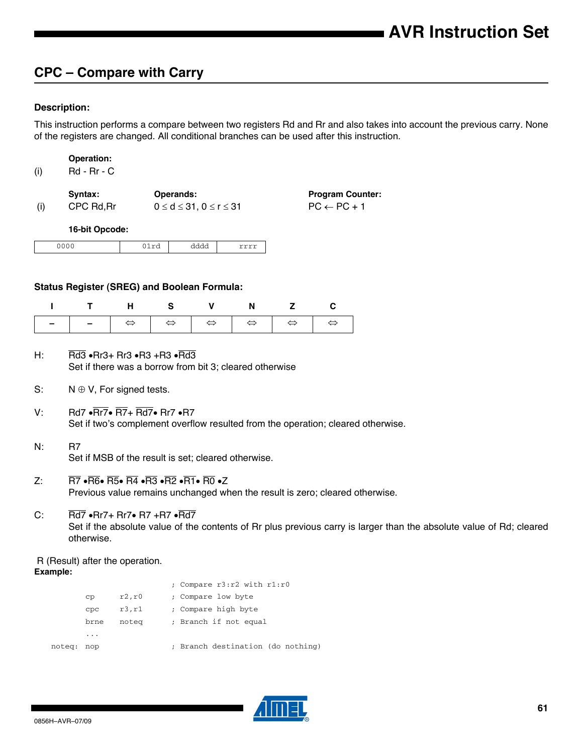## CPC – Compare with Carry

### Description:

This instruction performs a compare between two registers Rd and Rr and also takes into account the previous carry. None of the registers are changed. All conditional branches can be used after this instruction.

**Operation:**

(i) Rd - Rr - C

| | Syntax: | Operands: | Program Counter: |
|---|---|---|---|
| (i) | CPC Rd,Rr | $0 \le d \le 31$, $0 \le r \le 31$ | PC ← PC + 1 |

**16-bit Opcode:**

| 0000 | 01rd | dddd | rrrr |
|---|---|---|---|

### Status Register (SREG) and Boolean Formula:

| I | T | H | S | V | N | Z | C |
|---|---|---|---|---|---|---|---|
| – | – | ⇔ | ⇔ | ⇔ | ⇔ | ⇔ | ⇔ |

H: $\overline{Rd3} \bullet Rr3 + Rr3 \bullet R3 + R3 \bullet \overline{Rd3}$
Set if there was a borrow from bit 3; cleared otherwise

S: $N \oplus V$, For signed tests.

V: $Rd7 \bullet \overline{Rr7} \bullet \overline{R7} + \overline{Rd7} \bullet Rr7 \bullet R7$
Set if two's complement overflow resulted from the operation; cleared otherwise.

N: R7
Set if MSB of the result is set; cleared otherwise.

Z: $\overline{R7} \bullet \overline{R6} \bullet \overline{R5} \bullet \overline{R4} \bullet \overline{R3} \bullet \overline{R2} \bullet \overline{R1} \bullet \overline{R0} \bullet Z$
Previous value remains unchanged when the result is zero; cleared otherwise.

C: $\overline{Rd7} \bullet Rr7 + Rr7 \bullet R7 + R7 \bullet \overline{Rd7}$
Set if the absolute value of the contents of Rr plus previous carry is larger than the absolute value of Rd; cleared otherwise.

R (Result) after the operation.

**Example:**

```
                        ; Compare r3:r2 with r1:r0
        cp      r2,r0   ; Compare low byte
        cpc     r3,r1   ; Compare high byte
        brne    noteq   ; Branch if not equal
        ...
noteq:  nop             ; Branch destination (do nothing)
```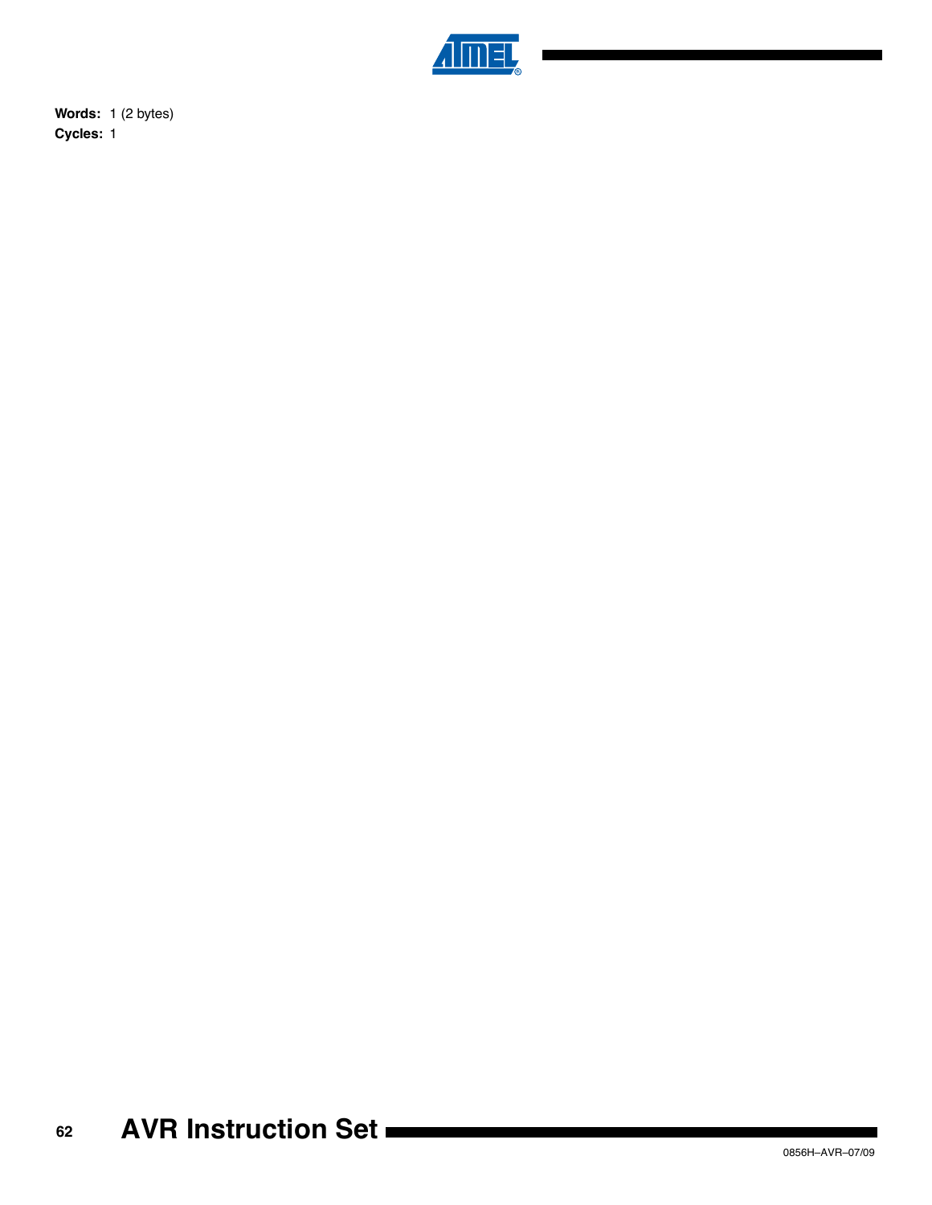**Words:** 1 (2 bytes)

**Cycles:** 1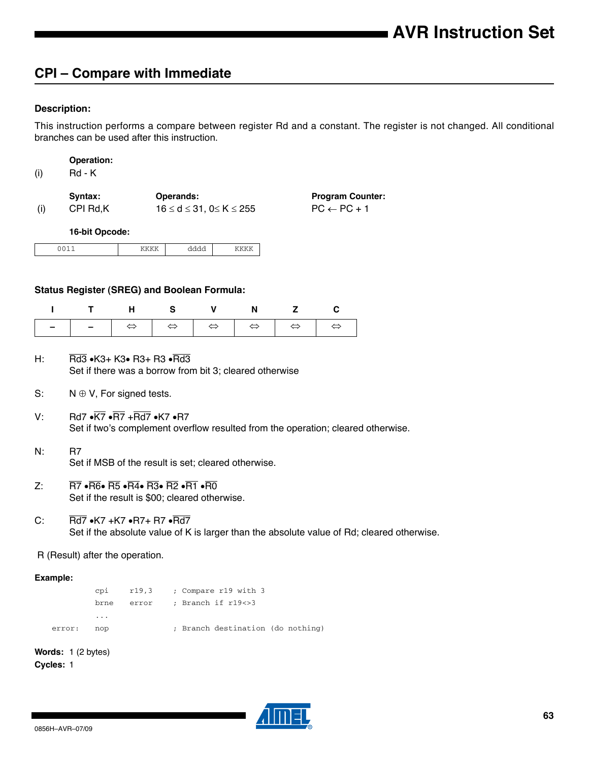## CPI – Compare with Immediate

### Description:

This instruction performs a compare between register Rd and a constant. The register is not changed. All conditional branches can be used after this instruction.

**Operation:**

(i) Rd - K

| | Syntax: | Operands: | Program Counter: |
|---|---|---|---|
| (i) | CPI Rd,K | $16 \leq d \leq 31$, $0 \leq K \leq 255$ | PC ← PC + 1 |

**16-bit Opcode:**

| 0011 | KKKK | dddd | KKKK |
|---|---|---|---|

### Status Register (SREG) and Boolean Formula:

| I | T | H | S | V | N | Z | C |
|---|---|---|---|---|---|---|---|
| – | – | ⇔ | ⇔ | ⇔ | ⇔ | ⇔ | ⇔ |

H: $\overline{Rd3} \bullet K3 + K3 \bullet R3 + R3 \bullet \overline{Rd3}$
Set if there was a borrow from bit 3; cleared otherwise

S: $N \oplus V$, For signed tests.

V: $Rd7 \bullet \overline{K7} \bullet \overline{R7} + \overline{Rd7} \bullet K7 \bullet R7$
Set if two's complement overflow resulted from the operation; cleared otherwise.

N: R7
Set if MSB of the result is set; cleared otherwise.

Z: $\overline{R7} \bullet \overline{R6} \bullet \overline{R5} \bullet \overline{R4} \bullet \overline{R3} \bullet \overline{R2} \bullet \overline{R1} \bullet \overline{R0}$
Set if the result is \$00; cleared otherwise.

C: $\overline{Rd7} \bullet K7 + K7 \bullet R7 + R7 \bullet \overline{Rd7}$
Set if the absolute value of K is larger than the absolute value of Rd; cleared otherwise.

R (Result) after the operation.

**Example:**

```
        cpi     r19,3      ; Compare r19 with 3
        brne    error      ; Branch if r19<>3
        ...
error:  nop                ; Branch destination (do nothing)
```

**Words:** 1 (2 bytes)

**Cycles:** 1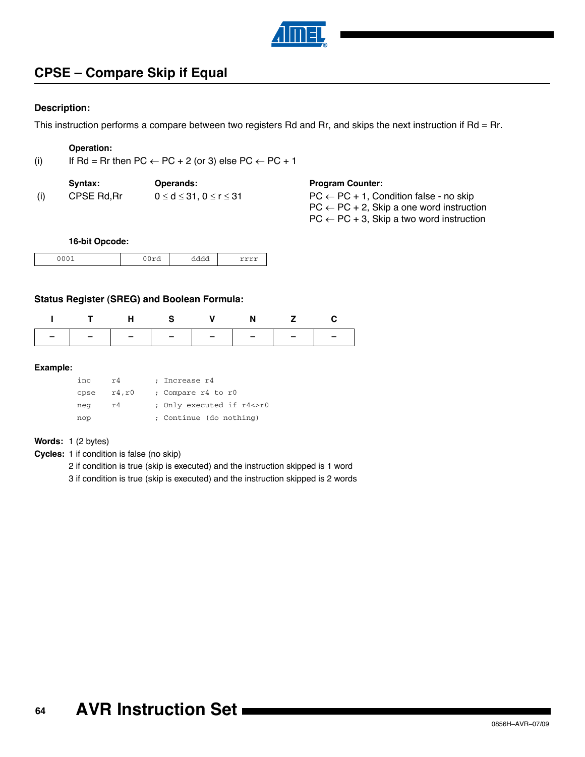## CPSE – Compare Skip if Equal

### Description:

This instruction performs a compare between two registers Rd and Rr, and skips the next instruction if Rd = Rr.

**Operation:**

(i) If Rd = Rr then PC ← PC + 2 (or 3) else PC ← PC + 1

| | Syntax: | Operands: | Program Counter: |
|---|---|---|---|
| (i) | CPSE Rd,Rr | $0 \le d \le 31$, $0 \le r \le 31$ | PC ← PC + 1, Condition false - no skip<br>PC ← PC + 2, Skip a one word instruction<br>PC ← PC + 3, Skip a two word instruction |

**16-bit Opcode:**

| 0001 | 00rd | dddd | rrrr |
|---|---|---|---|

### Status Register (SREG) and Boolean Formula:

| I | T | H | S | V | N | Z | C |
|---|---|---|---|---|---|---|---|
| – | – | – | – | – | – | – | – |

### Example:

```
inc     r4        ; Increase r4
cpse    r4,r0     ; Compare r4 to r0
neg     r4        ; Only executed if r4<>r0
nop               ; Continue (do nothing)
```

**Words:** 1 (2 bytes)

**Cycles:** 1 if condition is false (no skip)
2 if condition is true (skip is executed) and the instruction skipped is 1 word
3 if condition is true (skip is executed) and the instruction skipped is 2 words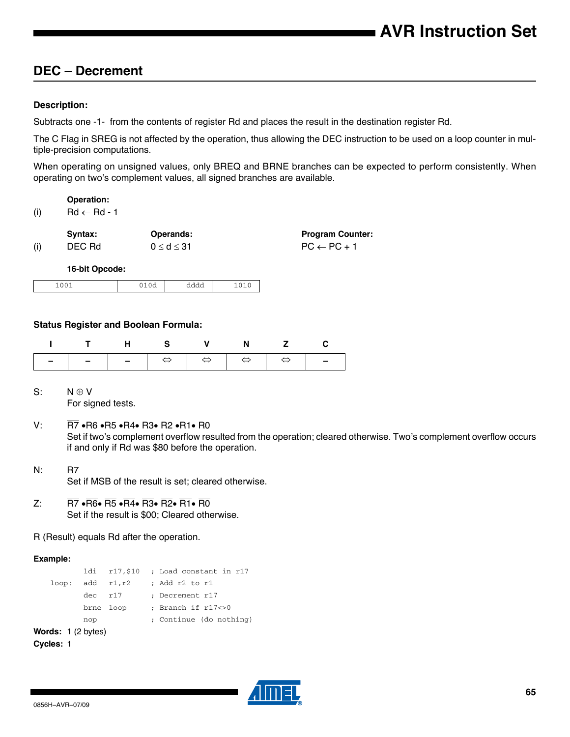## DEC – Decrement

**Description:**

Subtracts one -1- from the contents of register Rd and places the result in the destination register Rd.

The C Flag in SREG is not affected by the operation, thus allowing the DEC instruction to be used on a loop counter in multiple-precision computations.

When operating on unsigned values, only BREQ and BRNE branches can be expected to perform consistently. When operating on two's complement values, all signed branches are available.

**Operation:**

(i) Rd ← Rd - 1

| | **Syntax:** | **Operands:** | **Program Counter:** |
|---|---|---|---|
| (i) | DEC Rd | $0 \le d \le 31$ | PC ← PC + 1 |

**16-bit Opcode:**

| 1001 | 010d | dddd | 1010 |
|---|---|---|---|

**Status Register and Boolean Formula:**

| I | T | H | S | V | N | Z | C |
|---|---|---|---|---|---|---|---|
| – | – | – | ⇔ | ⇔ | ⇔ | ⇔ | – |

S: $N \oplus V$
For signed tests.

V: $\overline{R7} \bullet R6 \bullet R5 \bullet R4 \bullet R3 \bullet R2 \bullet R1 \bullet R0$
Set if two's complement overflow resulted from the operation; cleared otherwise. Two's complement overflow occurs if and only if Rd was $80 before the operation.

N: R7
Set if MSB of the result is set; cleared otherwise.

Z: $\overline{R7} \bullet \overline{R6} \bullet \overline{R5} \bullet \overline{R4} \bullet \overline{R3} \bullet \overline{R2} \bullet \overline{R1} \bullet \overline{R0}$
Set if the result is $00; Cleared otherwise.

R (Result) equals Rd after the operation.

**Example:**

```
        ldi   r17,$10    ; Load constant in r17
loop:   add   r1,r2      ; Add r2 to r1
        dec   r17        ; Decrement r17
        brne  loop       ; Branch if r17<>0
        nop              ; Continue (do nothing)
```

**Words:** 1 (2 bytes)

**Cycles:** 1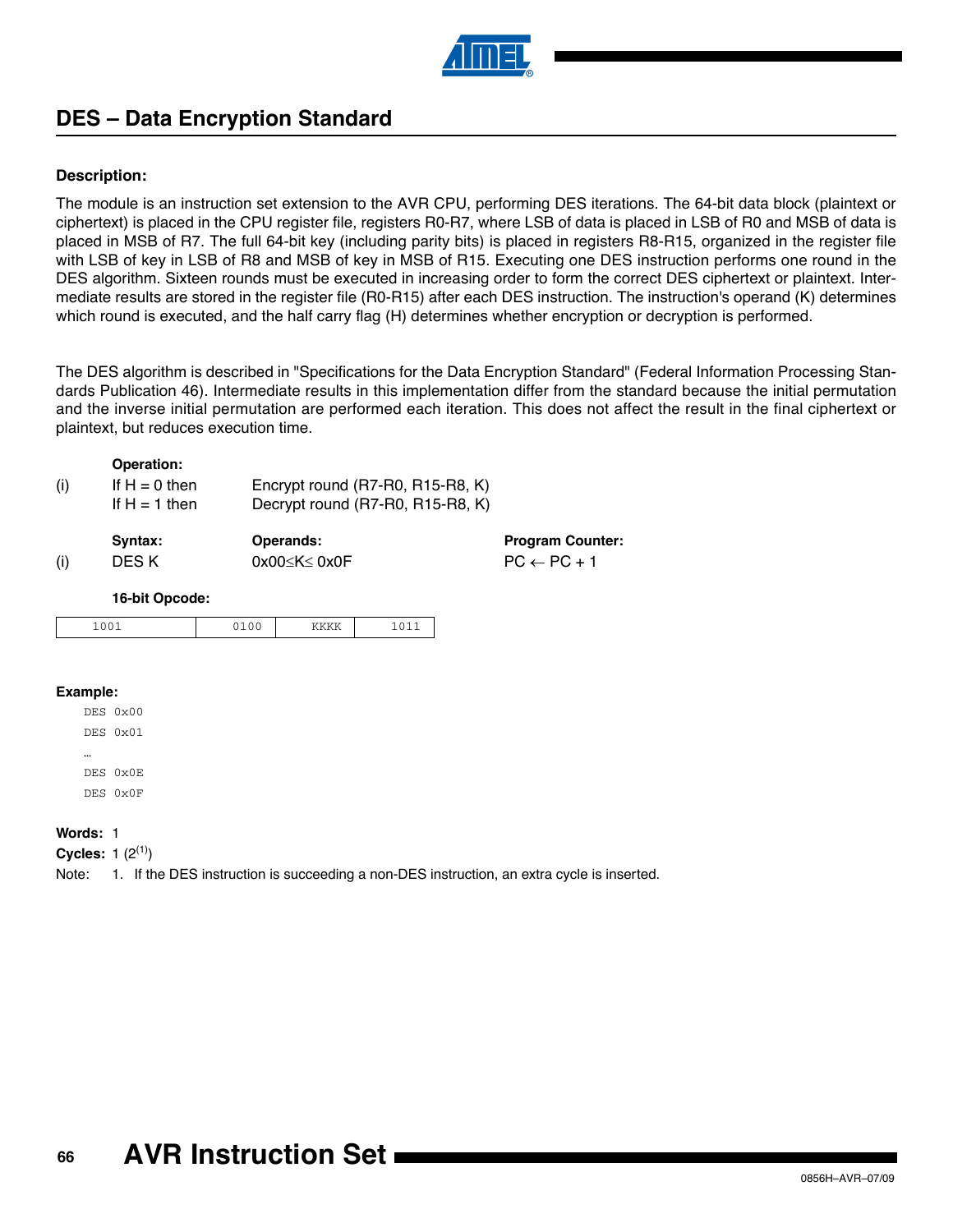## DES – Data Encryption Standard

### Description:

The module is an instruction set extension to the AVR CPU, performing DES iterations. The 64-bit data block (plaintext or ciphertext) is placed in the CPU register file, registers R0-R7, where LSB of data is placed in LSB of R0 and MSB of data is placed in MSB of R7. The full 64-bit key (including parity bits) is placed in registers R8-R15, organized in the register file with LSB of key in LSB of R8 and MSB of key in MSB of R15. Executing one DES instruction performs one round in the DES algorithm. Sixteen rounds must be executed in increasing order to form the correct DES ciphertext or plaintext. Intermediate results are stored in the register file (R0-R15) after each DES instruction. The instruction's operand (K) determines which round is executed, and the half carry flag (H) determines whether encryption or decryption is performed.

The DES algorithm is described in "Specifications for the Data Encryption Standard" (Federal Information Processing Standards Publication 46). Intermediate results in this implementation differ from the standard because the initial permutation and the inverse initial permutation are performed each iteration. This does not affect the result in the final ciphertext or plaintext, but reduces execution time.

|  | **Operation:** |  |
|---|---|---|
| (i) | If H = 0 then | Encrypt round (R7-R0, R15-R8, K) |
|  | If H = 1 then | Decrypt round (R7-R0, R15-R8, K) |

|  | **Syntax:** | **Operands:** | **Program Counter:** |
|---|---|---|---|
| (i) | DES K | 0x00≤K≤ 0x0F | PC ← PC + 1 |

**16-bit Opcode:**

| 1001 | 0100 | KKKK | 1011 |
|---|---|---|---|

### Example:

```
DES 0x00
DES 0x01
…
DES 0x0E
DES 0x0F
```

**Words:** 1

**Cycles:** 1 (2[1])

Note: 1. If the DES instruction is succeeding a non-DES instruction, an extra cycle is inserted.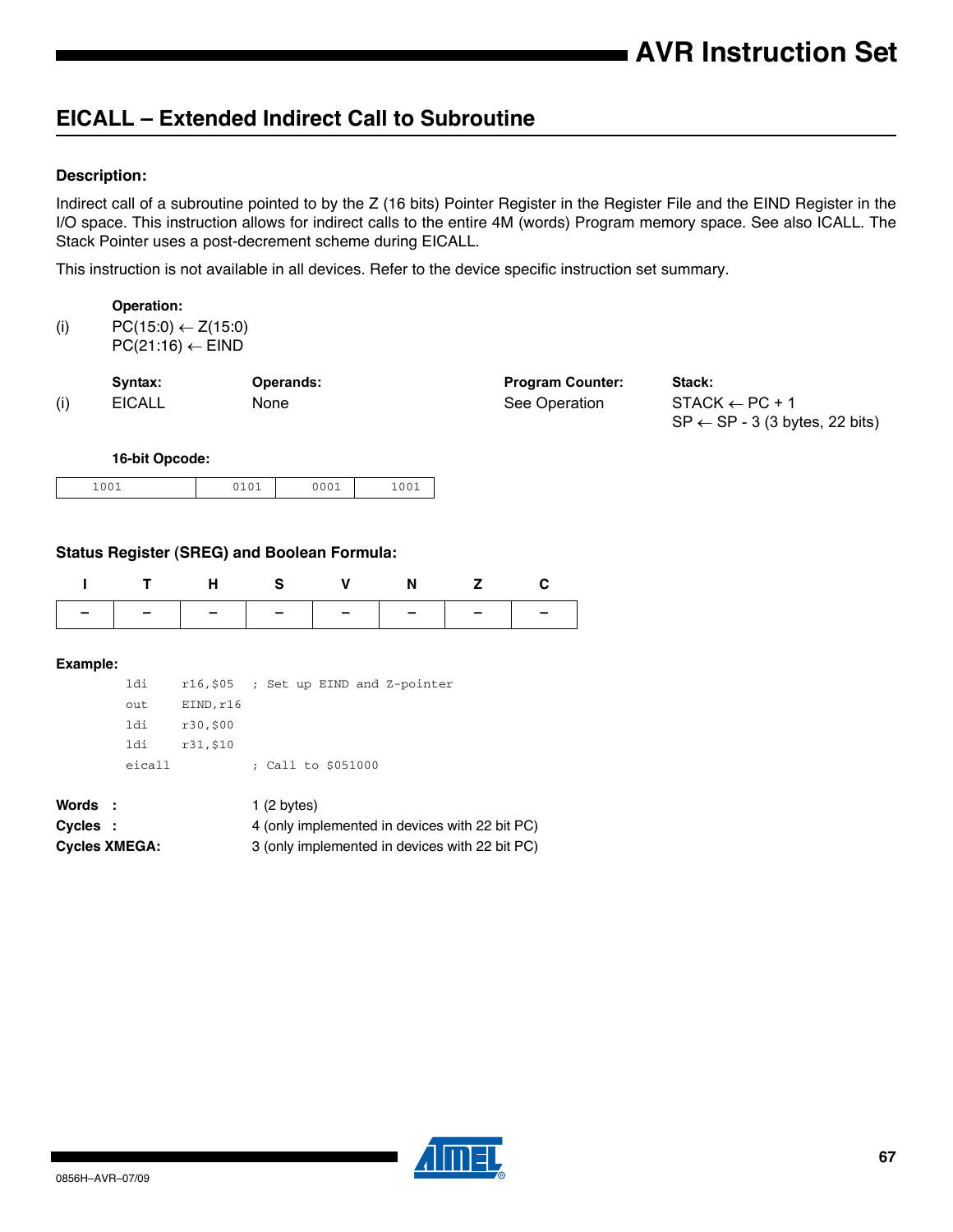## EICALL – Extended Indirect Call to Subroutine

### Description:

Indirect call of a subroutine pointed to by the Z (16 bits) Pointer Register in the Register File and the EIND Register in the I/O space. This instruction allows for indirect calls to the entire 4M (words) Program memory space. See also ICALL. The Stack Pointer uses a post-decrement scheme during EICALL.

This instruction is not available in all devices. Refer to the device specific instruction set summary.

**Operation:**

(i) PC(15:0) ← Z(15:0)
PC(21:16) ← EIND

| | Syntax: | Operands: | Program Counter: | Stack: |
|---|---|---|---|---|
| (i) | EICALL | None | See Operation | STACK ← PC + 1<br>SP ← SP - 3 (3 bytes, 22 bits) |

**16-bit Opcode:**

| 1001 | 0101 | 0001 | 1001 |
|---|---|---|---|

### Status Register (SREG) and Boolean Formula:

| I | T | H | S | V | N | Z | C |
|---|---|---|---|---|---|---|---|
| – | – | – | – | – | – | – | – |

**Example:**

```
ldi    r16,$05   ; Set up EIND and Z-pointer
out    EIND,r16
ldi    r30,$00
ldi    r31,$10
eicall           ; Call to $051000
```

**Words :** 1 (2 bytes)
**Cycles :** 4 (only implemented in devices with 22 bit PC)
**Cycles XMEGA:** 3 (only implemented in devices with 22 bit PC)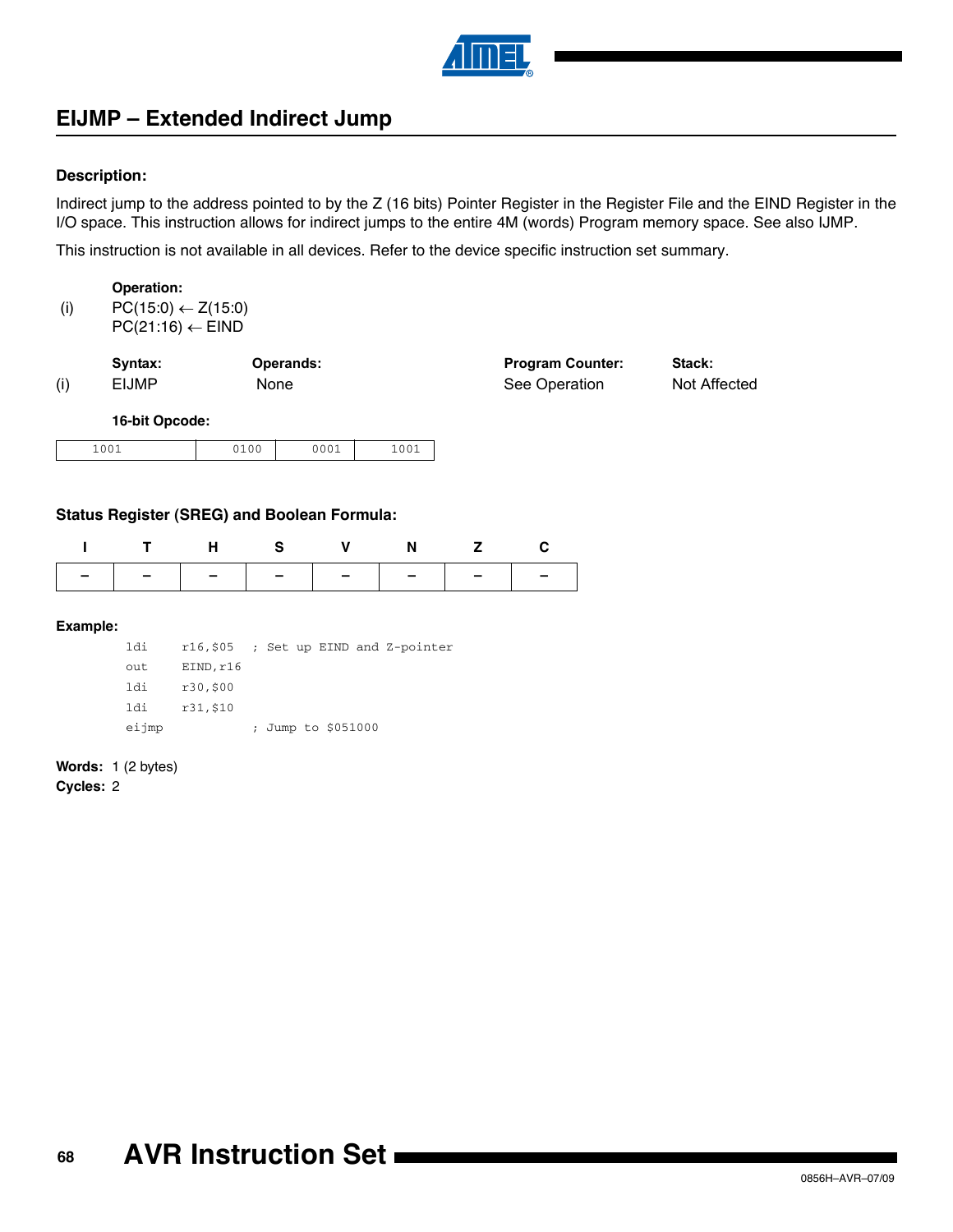## EIJMP – Extended Indirect Jump

### Description:

Indirect jump to the address pointed to by the Z (16 bits) Pointer Register in the Register File and the EIND Register in the I/O space. This instruction allows for indirect jumps to the entire 4M (words) Program memory space. See also IJMP.

This instruction is not available in all devices. Refer to the device specific instruction set summary.

| | Operation: |
|---|---|
| (i) | PC(15:0) ← Z(15:0)<br>PC(21:16) ← EIND |

| | Syntax: | Operands: | Program Counter: | Stack: |
|---|---|---|---|---|
| (i) | EIJMP | None | See Operation | Not Affected |

**16-bit Opcode:**

| 1001 | 0100 | 0001 | 1001 |
|---|---|---|---|

### Status Register (SREG) and Boolean Formula:

| I | T | H | S | V | N | Z | C |
|---|---|---|---|---|---|---|---|
| – | – | – | – | – | – | – | – |

**Example:**

```
ldi     r16,$05   ; Set up EIND and Z-pointer
out     EIND,r16
ldi     r30,$00
ldi     r31,$10
eijmp             ; Jump to $051000
```

**Words:** 1 (2 bytes)
**Cycles:** 2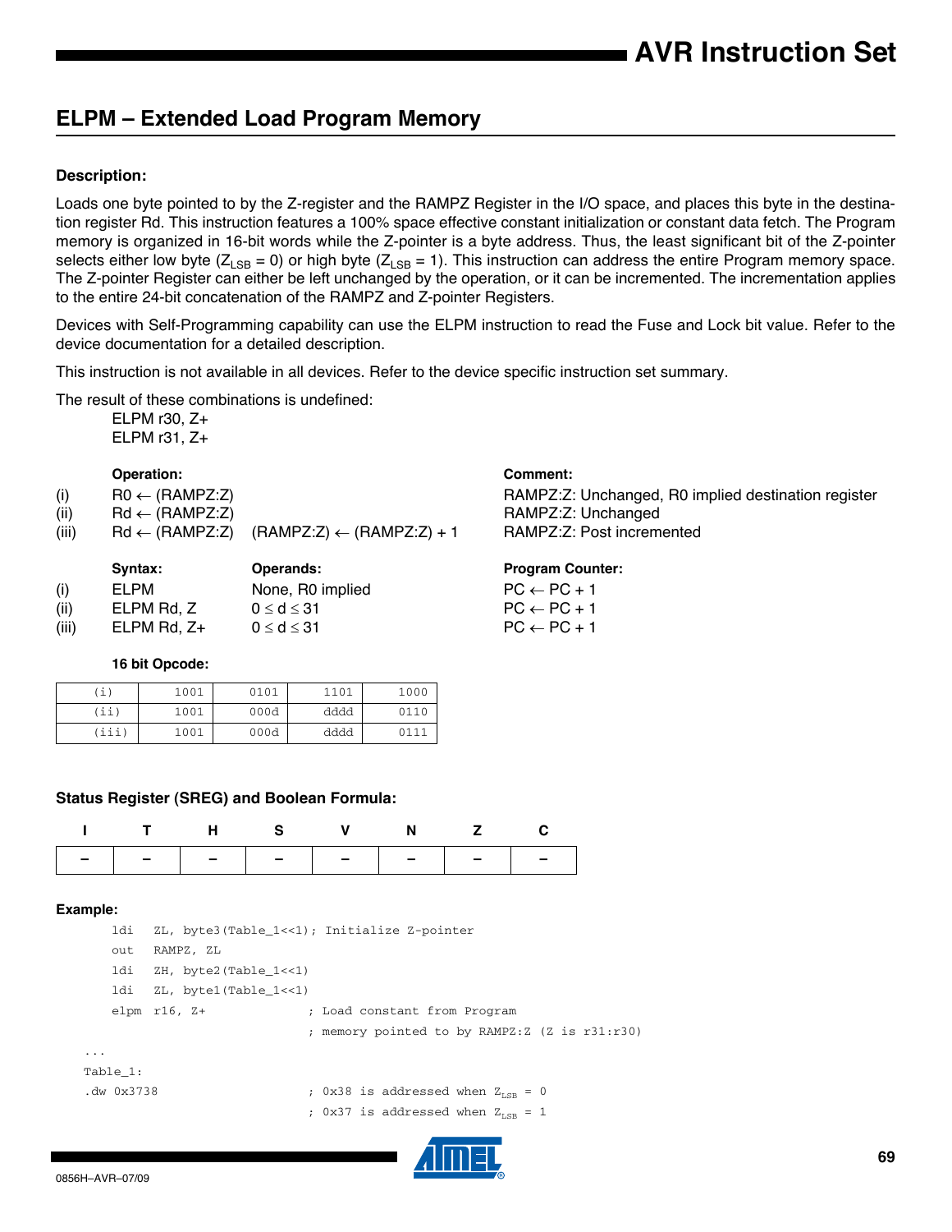## ELPM – Extended Load Program Memory

### Description:

Loads one byte pointed to by the Z-register and the RAMPZ Register in the I/O space, and places this byte in the destination register Rd. This instruction features a 100% space effective constant initialization or constant data fetch. The Program memory is organized in 16-bit words while the Z-pointer is a byte address. Thus, the least significant bit of the Z-pointer selects either low byte ($Z_{LSB} = 0$) or high byte ($Z_{LSB} = 1$). This instruction can address the entire Program memory space. The Z-pointer Register can either be left unchanged by the operation, or it can be incremented. The incrementation applies to the entire 24-bit concatenation of the RAMPZ and Z-pointer Registers.

Devices with Self-Programming capability can use the ELPM instruction to read the Fuse and Lock bit value. Refer to the device documentation for a detailed description.

This instruction is not available in all devices. Refer to the device specific instruction set summary.

The result of these combinations is undefined:

ELPM r30, Z+
ELPM r31, Z+

| | Operation: | | Comment: |
|---|---|---|---|
| (i) | R0 ← (RAMPZ:Z) | | RAMPZ:Z: Unchanged, R0 implied destination register |
| (ii) | Rd ← (RAMPZ:Z) | | RAMPZ:Z: Unchanged |
| (iii) | Rd ← (RAMPZ:Z) | (RAMPZ:Z) ← (RAMPZ:Z) + 1 | RAMPZ:Z: Post incremented |

| | Syntax: | Operands: | Program Counter: |
|---|---|---|---|
| (i) | ELPM | None, R0 implied | PC ← PC + 1 |
| (ii) | ELPM Rd, Z | $0 \le d \le 31$ | PC ← PC + 1 |
| (iii) | ELPM Rd, Z+ | $0 \le d \le 31$ | PC ← PC + 1 |

**16 bit Opcode:**

| | | | | |
|---|---|---|---|---|
| (i) | 1001 | 0101 | 1101 | 1000 |
| (ii) | 1001 | 000d | dddd | 0110 |
| (iii) | 1001 | 000d | dddd | 0111 |

### Status Register (SREG) and Boolean Formula:

| I | T | H | S | V | N | Z | C |
|---|---|---|---|---|---|---|---|
| – | – | – | – | – | – | – | – |

### Example:

```
      ldi   ZL, byte3(Table_1<<1); Initialize Z-pointer
      out   RAMPZ, ZL
      ldi   ZH, byte2(Table_1<<1)
      ldi   ZL, byte1(Table_1<<1)
      elpm  r16, Z+              ; Load constant from Program
                                 ; memory pointed to by RAMPZ:Z (Z is r31:r30)
...
Table_1:
.dw 0x3738                       ; 0x38 is addressed when ZLSB = 0
                                 ; 0x37 is addressed when ZLSB = 1
```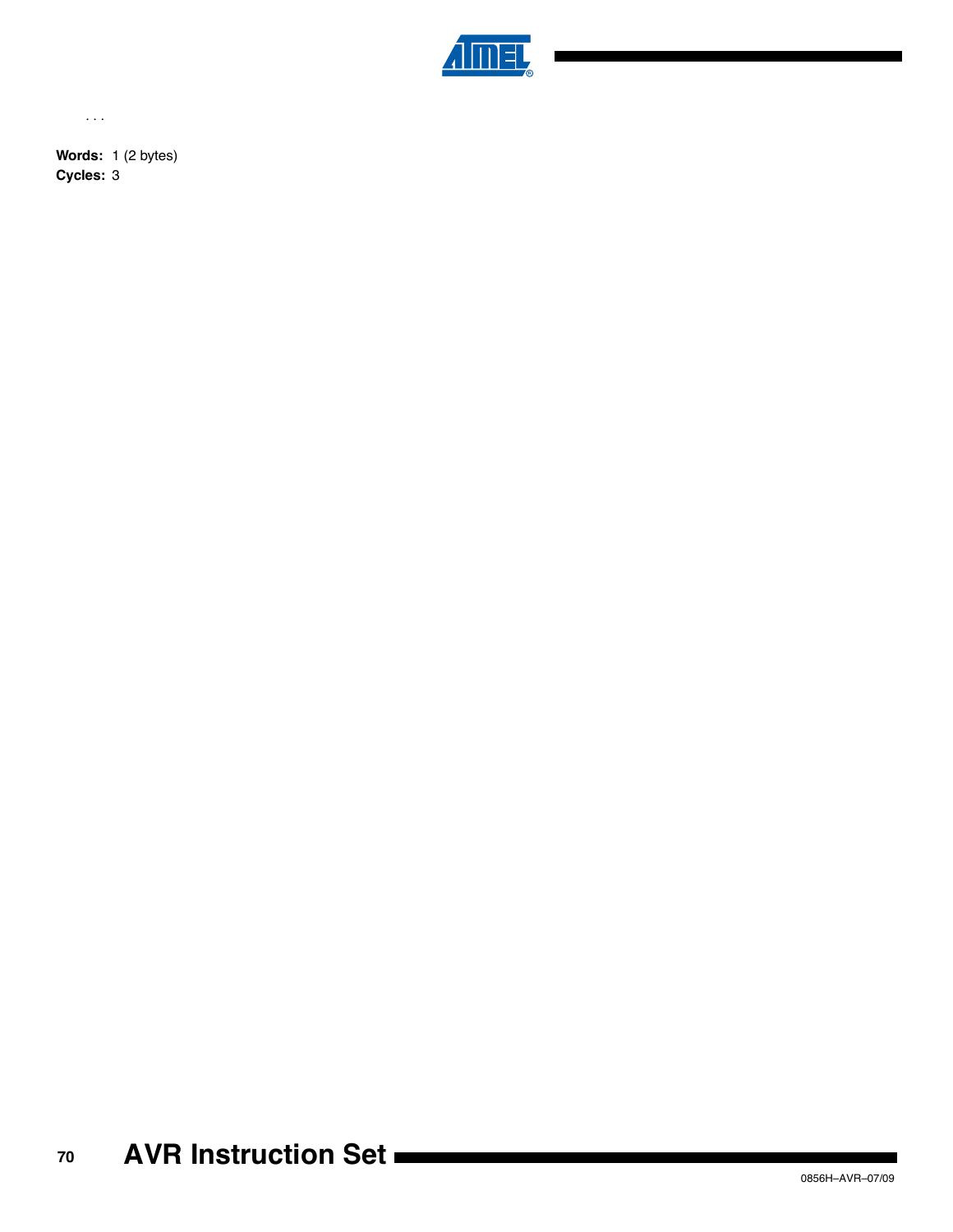. . .

**Words:** 1 (2 bytes)
**Cycles:** 3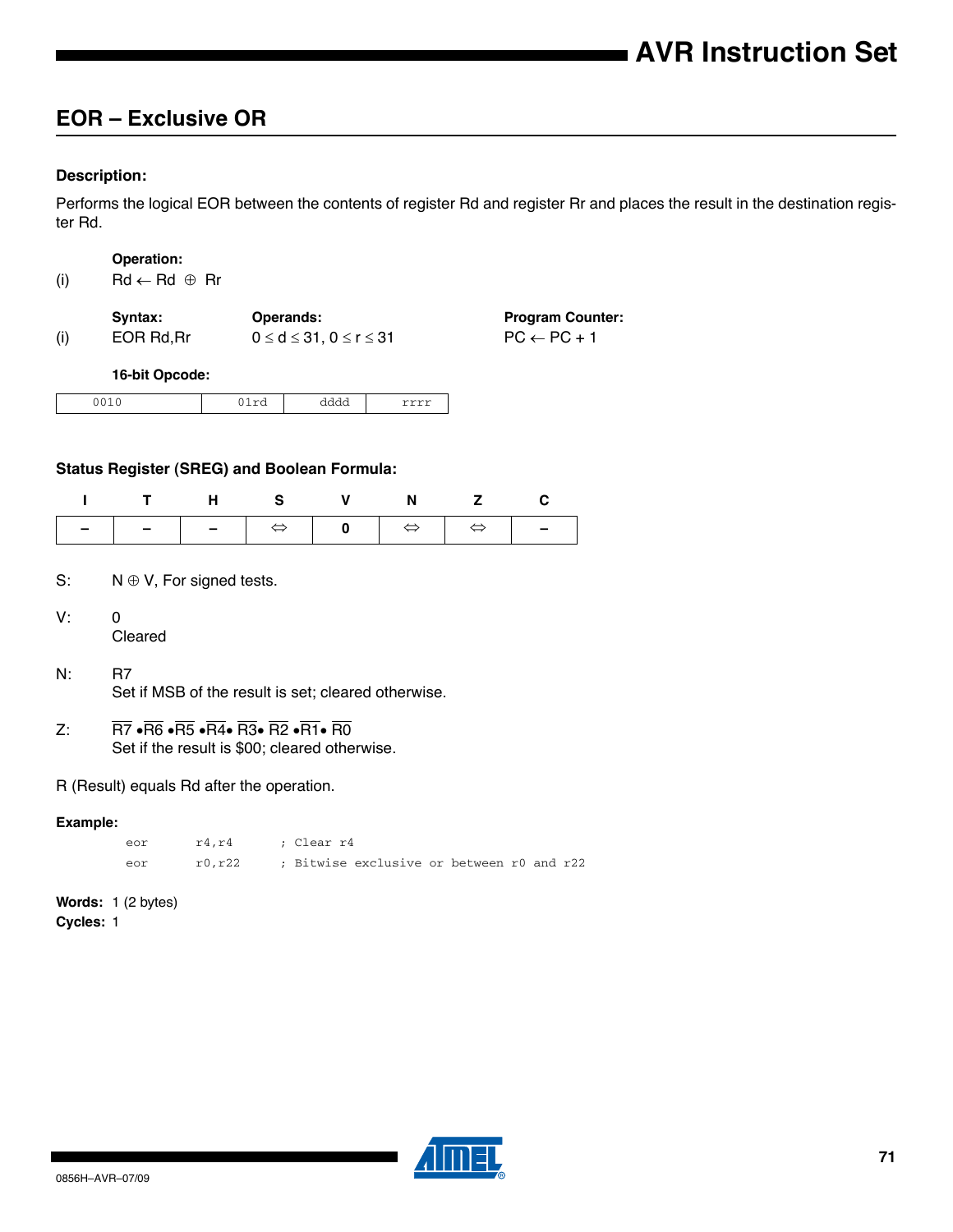## EOR – Exclusive OR

### Description:

Performs the logical EOR between the contents of register Rd and register Rr and places the result in the destination register Rd.

**Operation:**

(i) $Rd \leftarrow Rd \oplus Rr$

| | Syntax: | Operands: | Program Counter: |
|---|---|---|---|
| (i) | EOR Rd,Rr | $0 \leq d \leq 31, 0 \leq r \leq 31$ | $PC \leftarrow PC + 1$ |

**16-bit Opcode:**

| 0010 | 01rd | dddd | rrrr |
|---|---|---|---|

### Status Register (SREG) and Boolean Formula:

| I | T | H | S | V | N | Z | C |
|---|---|---|---|---|---|---|---|
| – | – | – | ⇔ | 0 | ⇔ | ⇔ | – |

S: $N \oplus V$, For signed tests.

V: 0
Cleared

N: R7
Set if MSB of the result is set; cleared otherwise.

Z: $\overline{R7} \bullet \overline{R6} \bullet \overline{R5} \bullet \overline{R4} \bullet \overline{R3} \bullet \overline{R2} \bullet \overline{R1} \bullet \overline{R0}$
Set if the result is $00; cleared otherwise.

R (Result) equals Rd after the operation.

**Example:**

```
eor     r4,r4      ; Clear r4
eor     r0,r22     ; Bitwise exclusive or between r0 and r22
```

**Words:** 1 (2 bytes)

**Cycles:** 1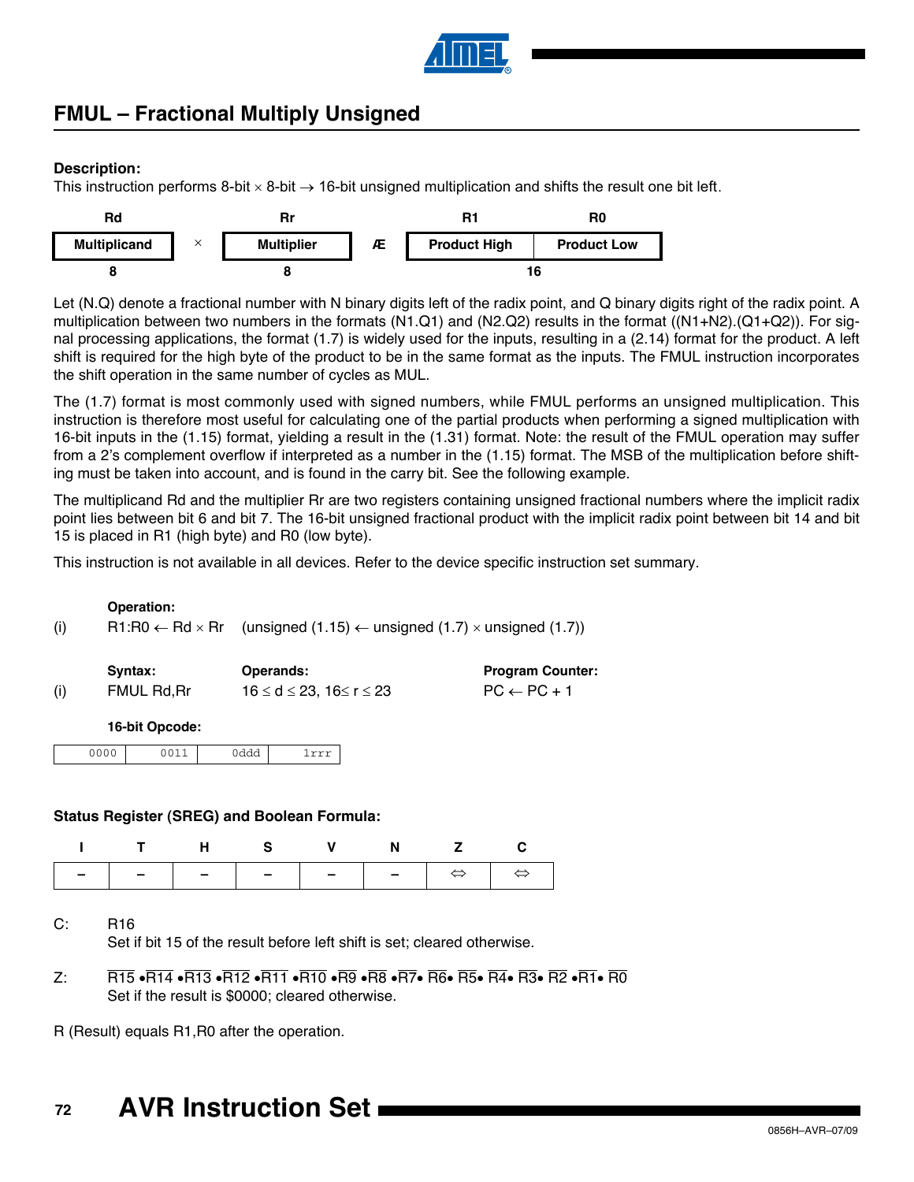## FMUL – Fractional Multiply Unsigned

**Description:**

This instruction performs 8-bit × 8-bit → 16-bit unsigned multiplication and shifts the result one bit left.

| Rd | | Rr | | R1 | R0 |
|---|---|---|---|---|---|
| **Multiplicand** | × | **Multiplier** | Æ | **Product High** | **Product Low** |
| 8 | | 8 | | 16 | |

Let (N.Q) denote a fractional number with N binary digits left of the radix point, and Q binary digits right of the radix point. A multiplication between two numbers in the formats (N1.Q1) and (N2.Q2) results in the format ((N1+N2).(Q1+Q2)). For signal processing applications, the format (1.7) is widely used for the inputs, resulting in a (2.14) format for the product. A left shift is required for the high byte of the product to be in the same format as the inputs. The FMUL instruction incorporates the shift operation in the same number of cycles as MUL.

The (1.7) format is most commonly used with signed numbers, while FMUL performs an unsigned multiplication. This instruction is therefore most useful for calculating one of the partial products when performing a signed multiplication with 16-bit inputs in the (1.15) format, yielding a result in the (1.31) format. Note: the result of the FMUL operation may suffer from a 2's complement overflow if interpreted as a number in the (1.15) format. The MSB of the multiplication before shifting must be taken into account, and is found in the carry bit. See the following example.

The multiplicand Rd and the multiplier Rr are two registers containing unsigned fractional numbers where the implicit radix point lies between bit 6 and bit 7. The 16-bit unsigned fractional product with the implicit radix point between bit 14 and bit 15 is placed in R1 (high byte) and R0 (low byte).

This instruction is not available in all devices. Refer to the device specific instruction set summary.

**Operation:**

(i) R1:R0 ← Rd × Rr (unsigned (1.15) ← unsigned (1.7) × unsigned (1.7))

| | **Syntax:** | **Operands:** | **Program Counter:** |
|---|---|---|---|
| (i) | FMUL Rd,Rr | 16 ≤ d ≤ 23, 16≤ r ≤ 23 | PC ← PC + 1 |

**16-bit Opcode:**

| 0000 | 0011 | 0ddd | 1rrr |
|---|---|---|---|

**Status Register (SREG) and Boolean Formula:**

| I | T | H | S | V | N | Z | C |
|---|---|---|---|---|---|---|---|
| – | – | – | – | – | – | ⇔ | ⇔ |

C: R16
Set if bit 15 of the result before left shift is set; cleared otherwise.

Z: $\overline{R15} \bullet \overline{R14} \bullet \overline{R13} \bullet \overline{R12} \bullet \overline{R11} \bullet \overline{R10} \bullet \overline{R9} \bullet \overline{R8} \bullet \overline{R7} \bullet \overline{R6} \bullet \overline{R5} \bullet \overline{R4} \bullet \overline{R3} \bullet \overline{R2} \bullet \overline{R1} \bullet \overline{R0}$
Set if the result is \$0000; cleared otherwise.

R (Result) equals R1,R0 after the operation.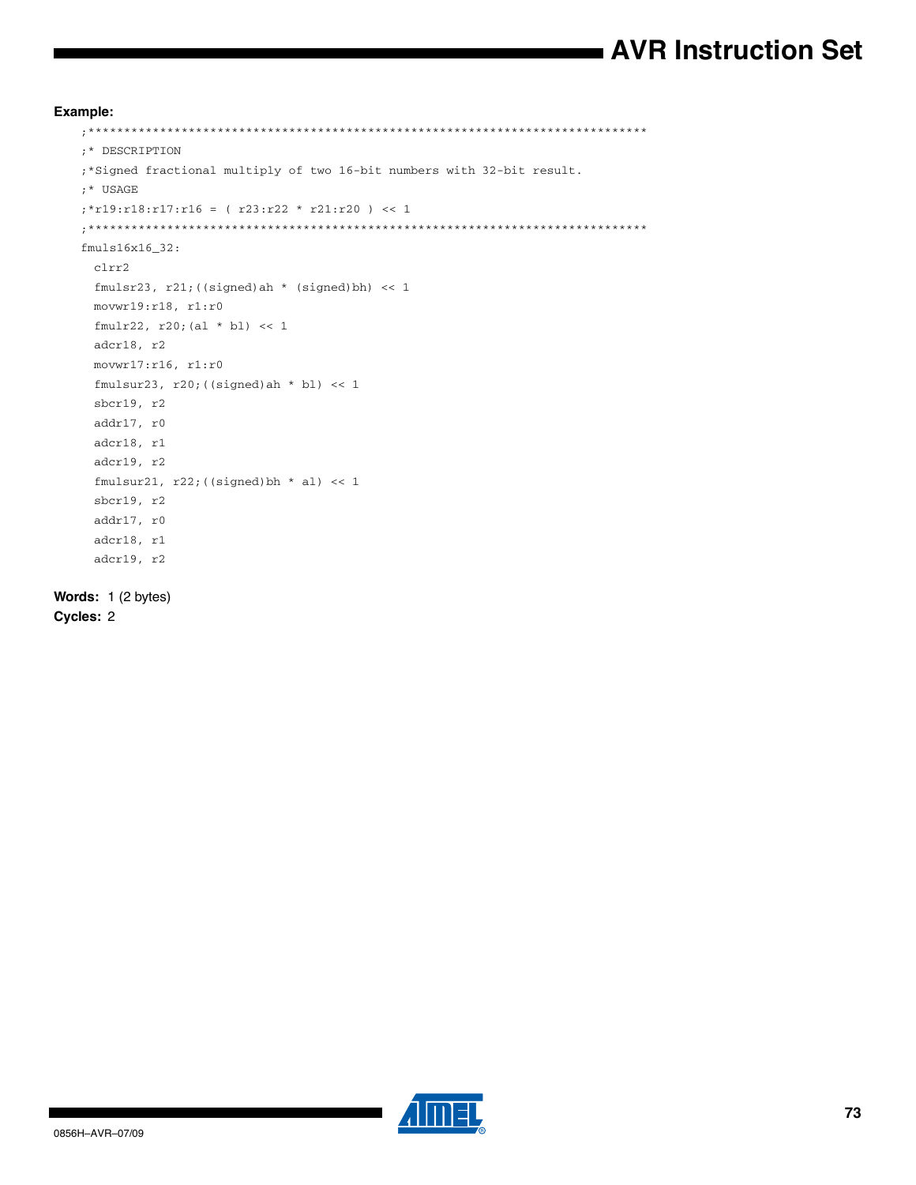**Example:**

```
;******************************************************************************
;* DESCRIPTION
;*Signed fractional multiply of two 16-bit numbers with 32-bit result.
;* USAGE
;*r19:r18:r17:r16 = ( r23:r22 * r21:r20 ) << 1
;******************************************************************************
fmuls16x16_32:
  clrr2
  fmulsr23, r21;((signed)ah * (signed)bh) << 1
  movwr19:r18, r1:r0
  fmulr22, r20;(al * bl) << 1
  adcr18, r2
  movwr17:r16, r1:r0
  fmulsur23, r20;((signed)ah * bl) << 1
  sbcr19, r2
  addr17, r0
  adcr18, r1
  adcr19, r2
  fmulsur21, r22;((signed)bh * al) << 1
  sbcr19, r2
  addr17, r0
  adcr18, r1
  adcr19, r2
```

**Words:** 1 (2 bytes)

**Cycles:** 2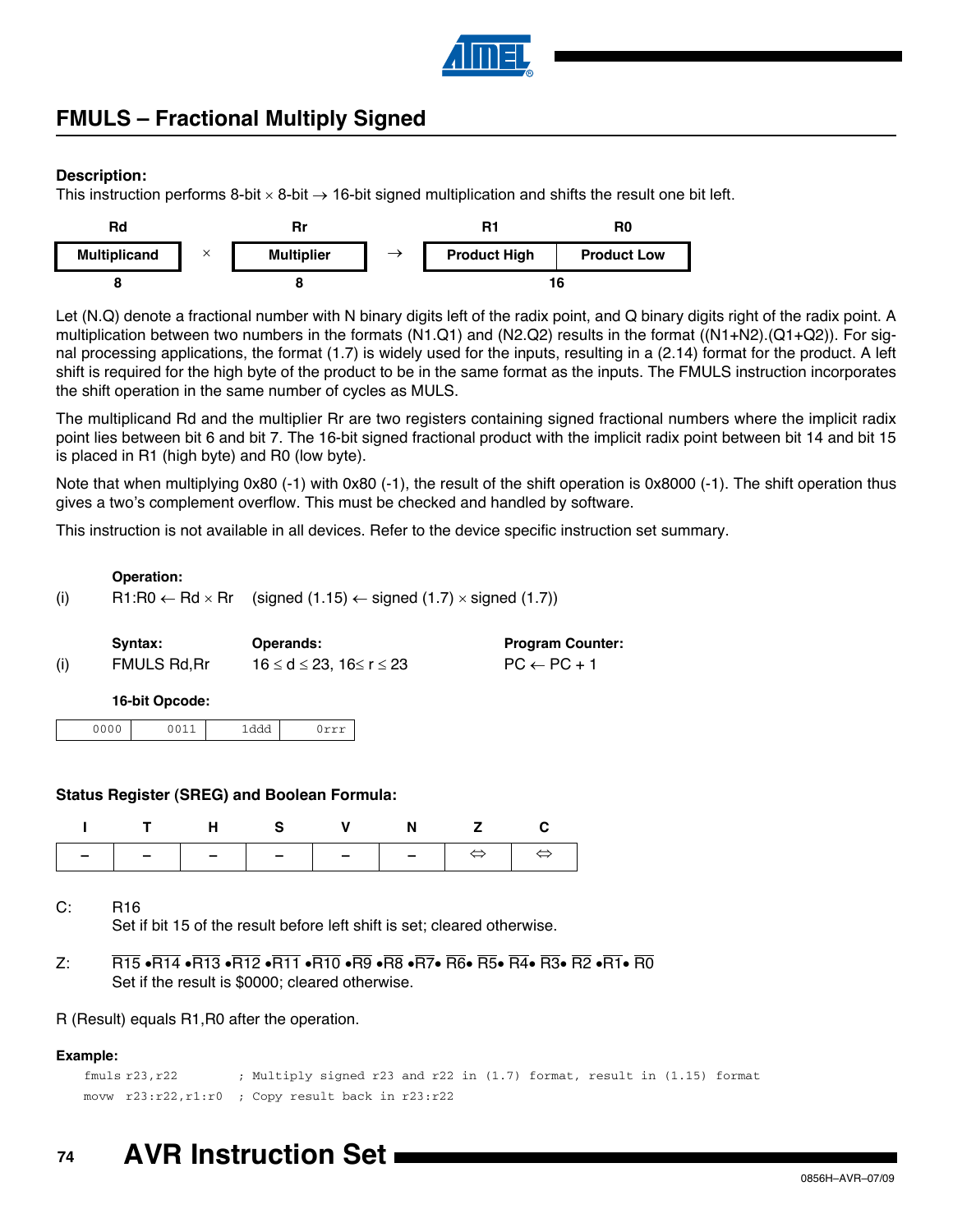## FMULS – Fractional Multiply Signed

**Description:**

This instruction performs 8-bit × 8-bit → 16-bit signed multiplication and shifts the result one bit left.

| Rd | | Rr | | R1 | R0 |
|---|---|---|---|---|---|
| Multiplicand | × | Multiplier | → | Product High | Product Low |
| 8 | | 8 | | 16 | |

Let (N.Q) denote a fractional number with N binary digits left of the radix point, and Q binary digits right of the radix point. A multiplication between two numbers in the formats (N1.Q1) and (N2.Q2) results in the format ((N1+N2).(Q1+Q2)). For signal processing applications, the format (1.7) is widely used for the inputs, resulting in a (2.14) format for the product. A left shift is required for the high byte of the product to be in the same format as the inputs. The FMULS instruction incorporates the shift operation in the same number of cycles as MULS.

The multiplicand Rd and the multiplier Rr are two registers containing signed fractional numbers where the implicit radix point lies between bit 6 and bit 7. The 16-bit signed fractional product with the implicit radix point between bit 14 and bit 15 is placed in R1 (high byte) and R0 (low byte).

Note that when multiplying 0x80 (-1) with 0x80 (-1), the result of the shift operation is 0x8000 (-1). The shift operation thus gives a two's complement overflow. This must be checked and handled by software.

This instruction is not available in all devices. Refer to the device specific instruction set summary.

**Operation:**

(i) R1:R0 ← Rd × Rr (signed (1.15) ← signed (1.7) × signed (1.7))

| | Syntax: | Operands: | Program Counter: |
|---|---|---|---|
| (i) | FMULS Rd,Rr | 16 ≤ d ≤ 23, 16≤ r ≤ 23 | PC ← PC + 1 |

**16-bit Opcode:**

| 0000 | 0011 | 1ddd | 0rrr |
|---|---|---|---|

**Status Register (SREG) and Boolean Formula:**

| I | T | H | S | V | N | Z | C |
|---|---|---|---|---|---|---|---|
| – | – | – | – | – | – | ⇔ | ⇔ |

C: R16
Set if bit 15 of the result before left shift is set; cleared otherwise.

Z: $\overline{R15} \bullet \overline{R14} \bullet \overline{R13} \bullet \overline{R12} \bullet \overline{R11} \bullet \overline{R10} \bullet \overline{R9} \bullet \overline{R8} \bullet \overline{R7} \bullet \overline{R6} \bullet \overline{R5} \bullet \overline{R4} \bullet \overline{R3} \bullet \overline{R2} \bullet \overline{R1} \bullet \overline{R0}$
Set if the result is $0000; cleared otherwise.

R (Result) equals R1,R0 after the operation.

**Example:**

```
fmuls r23,r22        ; Multiply signed r23 and r22 in (1.7) format, result in (1.15) format
movw  r23:r22,r1:r0  ; Copy result back in r23:r22
```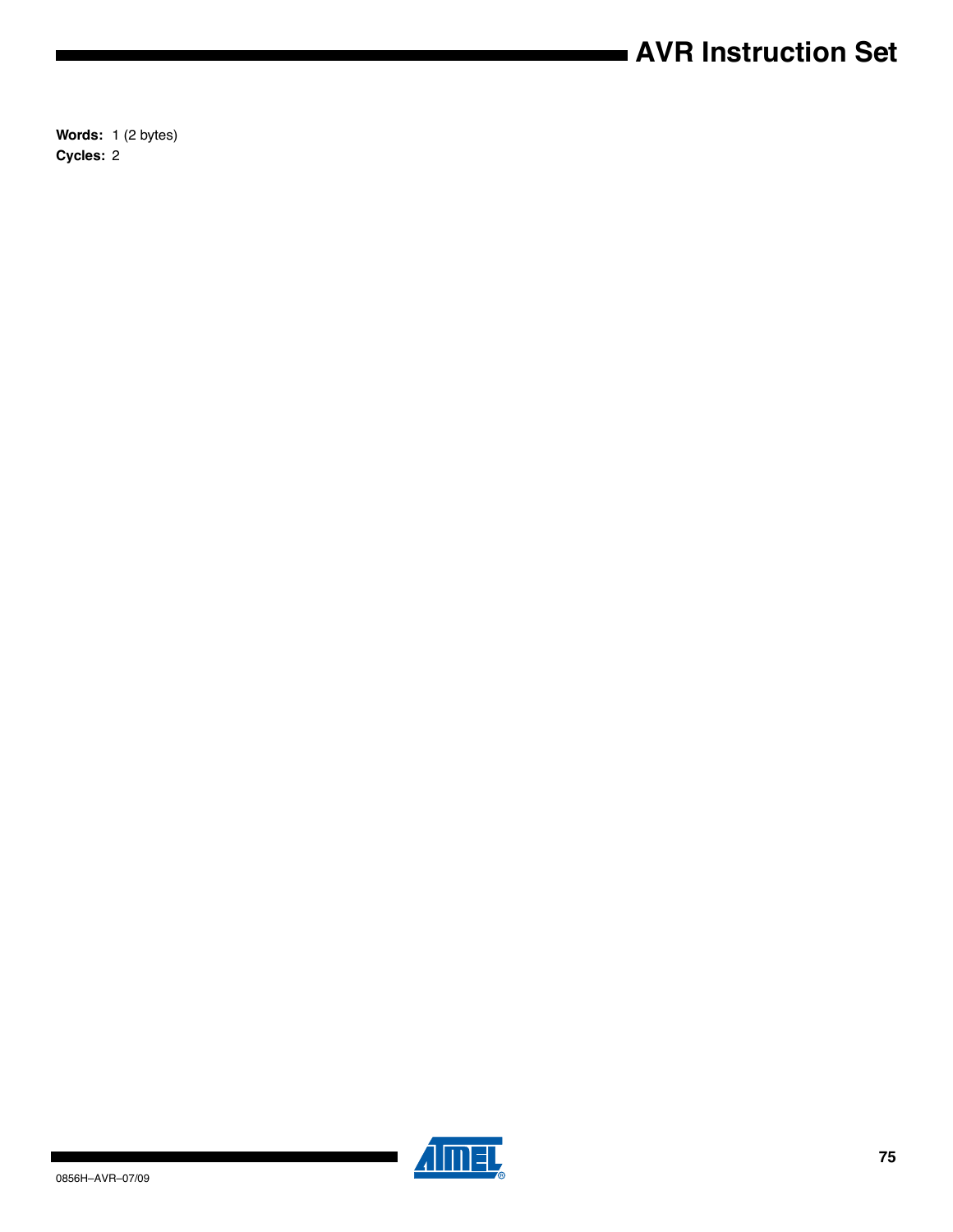**Words:** 1 (2 bytes)

**Cycles:** 2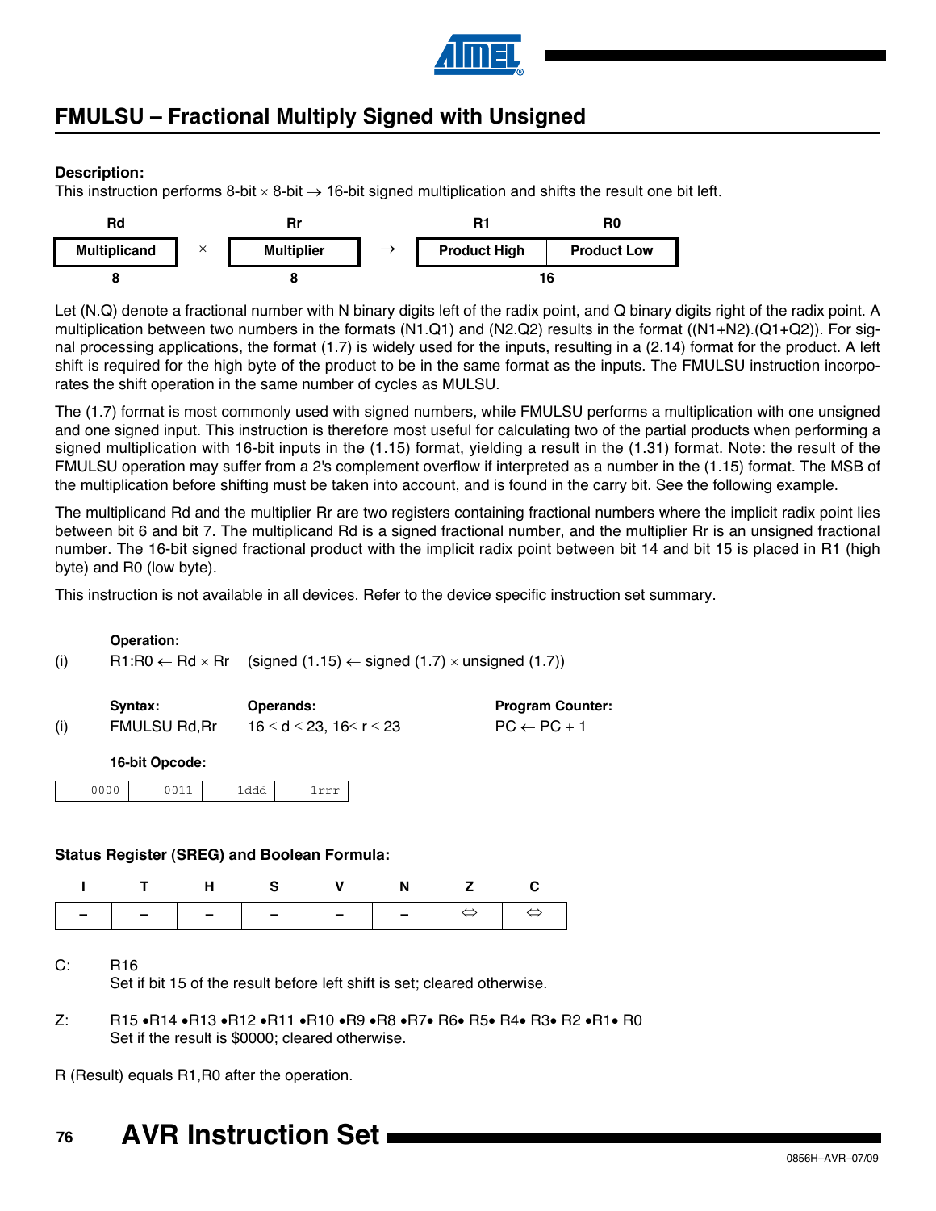## FMULSU – Fractional Multiply Signed with Unsigned

**Description:**

This instruction performs 8-bit × 8-bit → 16-bit signed multiplication and shifts the result one bit left.

| Rd | | Rr | | R1 | R0 |
|---|---|---|---|---|---|
| Multiplicand | × | Multiplier | → | Product High | Product Low |
| 8 | | 8 | | 16 | |

Let (N.Q) denote a fractional number with N binary digits left of the radix point, and Q binary digits right of the radix point. A multiplication between two numbers in the formats (N1.Q1) and (N2.Q2) results in the format ((N1+N2).(Q1+Q2)). For signal processing applications, the format (1.7) is widely used for the inputs, resulting in a (2.14) format for the product. A left shift is required for the high byte of the product to be in the same format as the inputs. The FMULSU instruction incorporates the shift operation in the same number of cycles as MULSU.

The (1.7) format is most commonly used with signed numbers, while FMULSU performs a multiplication with one unsigned and one signed input. This instruction is therefore most useful for calculating two of the partial products when performing a signed multiplication with 16-bit inputs in the (1.15) format, yielding a result in the (1.31) format. Note: the result of the FMULSU operation may suffer from a 2's complement overflow if interpreted as a number in the (1.15) format. The MSB of the multiplication before shifting must be taken into account, and is found in the carry bit. See the following example.

The multiplicand Rd and the multiplier Rr are two registers containing fractional numbers where the implicit radix point lies between bit 6 and bit 7. The multiplicand Rd is a signed fractional number, and the multiplier Rr is an unsigned fractional number. The 16-bit signed fractional product with the implicit radix point between bit 14 and bit 15 is placed in R1 (high byte) and R0 (low byte).

This instruction is not available in all devices. Refer to the device specific instruction set summary.

**Operation:**

(i) R1:R0 ← Rd × Rr (signed (1.15) ← signed (1.7) × unsigned (1.7))

| | Syntax: | Operands: | Program Counter: |
|---|---|---|---|
| (i) | FMULSU Rd,Rr | 16 ≤ d ≤ 23, 16≤ r ≤ 23 | PC ← PC + 1 |

**16-bit Opcode:**

| 0000 | 0011 | 1ddd | 1rrr |
|---|---|---|---|

**Status Register (SREG) and Boolean Formula:**

| I | T | H | S | V | N | Z | C |
|---|---|---|---|---|---|---|---|
| – | – | – | – | – | – | ⇔ | ⇔ |

C: R16
Set if bit 15 of the result before left shift is set; cleared otherwise.

Z: $\overline{R15} \bullet \overline{R14} \bullet \overline{R13} \bullet \overline{R12} \bullet \overline{R11} \bullet \overline{R10} \bullet \overline{R9} \bullet \overline{R8} \bullet \overline{R7} \bullet \overline{R6} \bullet \overline{R5} \bullet \overline{R4} \bullet \overline{R3} \bullet \overline{R2} \bullet \overline{R1} \bullet \overline{R0}$
Set if the result is \$0000; cleared otherwise.

R (Result) equals R1,R0 after the operation.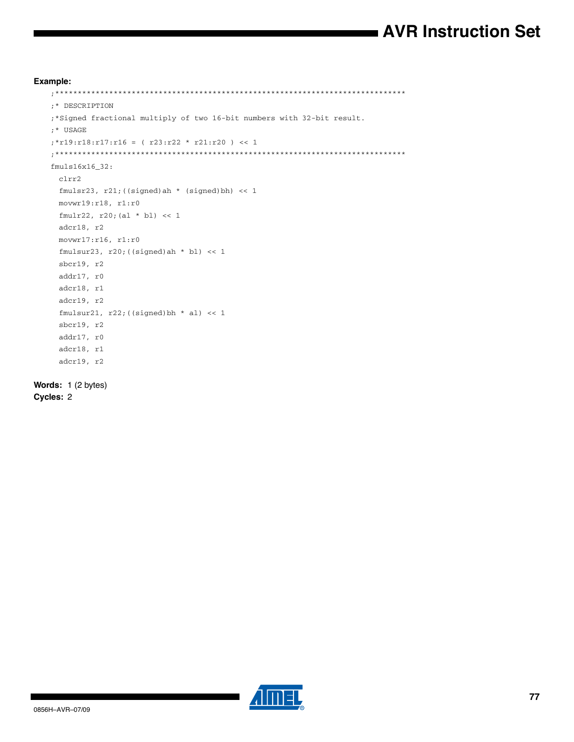**Example:**

```
;******************************************************************************
;* DESCRIPTION
;*Signed fractional multiply of two 16-bit numbers with 32-bit result.
;* USAGE
;*r19:r18:r17:r16 = ( r23:r22 * r21:r20 ) << 1
;******************************************************************************
fmuls16x16_32:
  clrr2
  fmulsr23, r21;((signed)ah * (signed)bh) << 1
  movwr19:r18, r1:r0
  fmulr22, r20;(al * bl) << 1
  adcr18, r2
  movwr17:r16, r1:r0
  fmulsur23, r20;((signed)ah * bl) << 1
  sbcr19, r2
  addr17, r0
  adcr18, r1
  adcr19, r2
  fmulsur21, r22;((signed)bh * al) << 1
  sbcr19, r2
  addr17, r0
  adcr18, r1
  adcr19, r2
```

**Words:** 1 (2 bytes)
**Cycles:** 2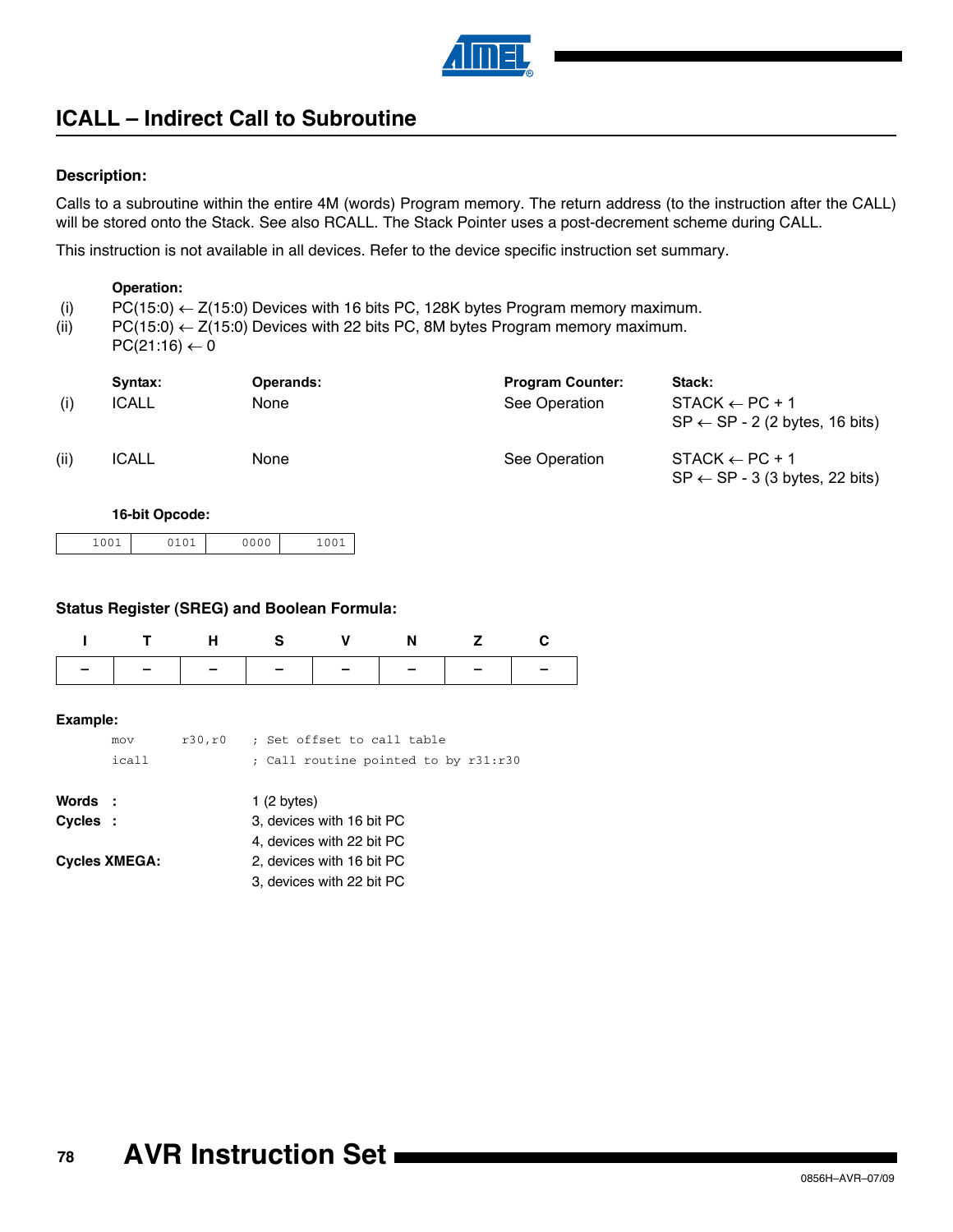## ICALL – Indirect Call to Subroutine

### Description:

Calls to a subroutine within the entire 4M (words) Program memory. The return address (to the instruction after the CALL) will be stored onto the Stack. See also RCALL. The Stack Pointer uses a post-decrement scheme during CALL.

This instruction is not available in all devices. Refer to the device specific instruction set summary.

**Operation:**

(i) PC(15:0) ← Z(15:0) Devices with 16 bits PC, 128K bytes Program memory maximum.

(ii) PC(15:0) ← Z(15:0) Devices with 22 bits PC, 8M bytes Program memory maximum.
PC(21:16) ← 0

| | Syntax: | Operands: | Program Counter: | Stack: |
|---|---|---|---|---|
| (i) | ICALL | None | See Operation | STACK ← PC + 1<br>SP ← SP - 2 (2 bytes, 16 bits) |
| (ii) | ICALL | None | See Operation | STACK ← PC + 1<br>SP ← SP - 3 (3 bytes, 22 bits) |

**16-bit Opcode:**

| 1001 | 0101 | 0000 | 1001 |
|---|---|---|---|

### Status Register (SREG) and Boolean Formula:

| I | T | H | S | V | N | Z | C |
|---|---|---|---|---|---|---|---|
| – | – | – | – | – | – | – | – |

**Example:**

```
mov     r30,r0    ; Set offset to call table
icall             ; Call routine pointed to by r31:r30
```

**Words :** 1 (2 bytes)

**Cycles :** 3, devices with 16 bit PC
4, devices with 22 bit PC

**Cycles XMEGA:** 2, devices with 16 bit PC
3, devices with 22 bit PC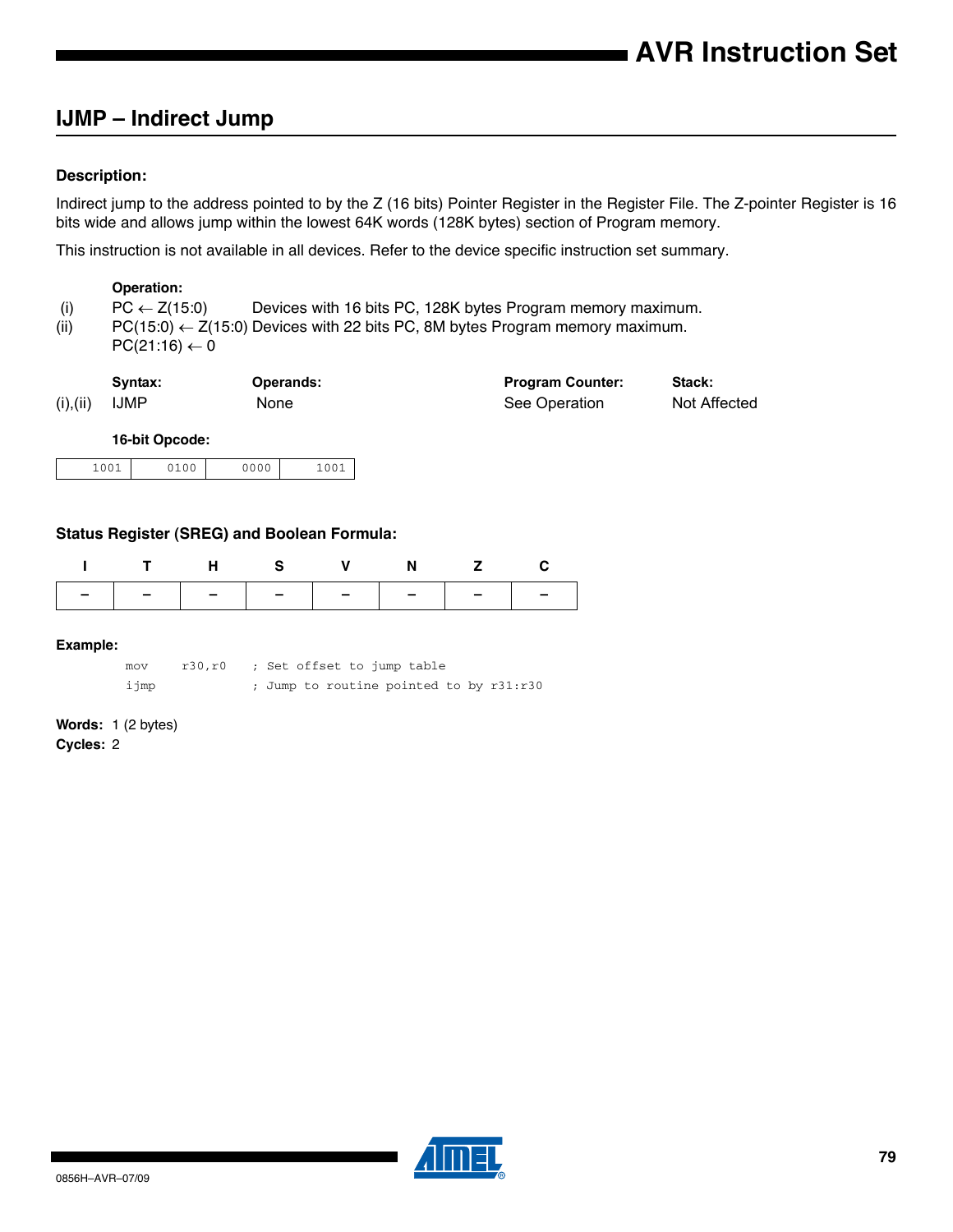## IJMP – Indirect Jump

### Description:

Indirect jump to the address pointed to by the Z (16 bits) Pointer Register in the Register File. The Z-pointer Register is 16 bits wide and allows jump within the lowest 64K words (128K bytes) section of Program memory.

This instruction is not available in all devices. Refer to the device specific instruction set summary.

**Operation:**

| | | |
|---|---|---|
| (i) | PC ← Z(15:0) | Devices with 16 bits PC, 128K bytes Program memory maximum. |
| (ii) | PC(15:0) ← Z(15:0)<br>PC(21:16) ← 0 | Devices with 22 bits PC, 8M bytes Program memory maximum. |

| | Syntax: | Operands: | Program Counter: | Stack: |
|---|---|---|---|---|
| (i),(ii) | IJMP | None | See Operation | Not Affected |

**16-bit Opcode:**

| | | | |
|---|---|---|---|
| 1001 | 0100 | 0000 | 1001 |

### Status Register (SREG) and Boolean Formula:

| I | T | H | S | V | N | Z | C |
|---|---|---|---|---|---|---|---|
| – | – | – | – | – | – | – | – |

### Example:

```
mov    r30,r0    ; Set offset to jump table
ijmp             ; Jump to routine pointed to by r31:r30
```

**Words:** 1 (2 bytes)
**Cycles:** 2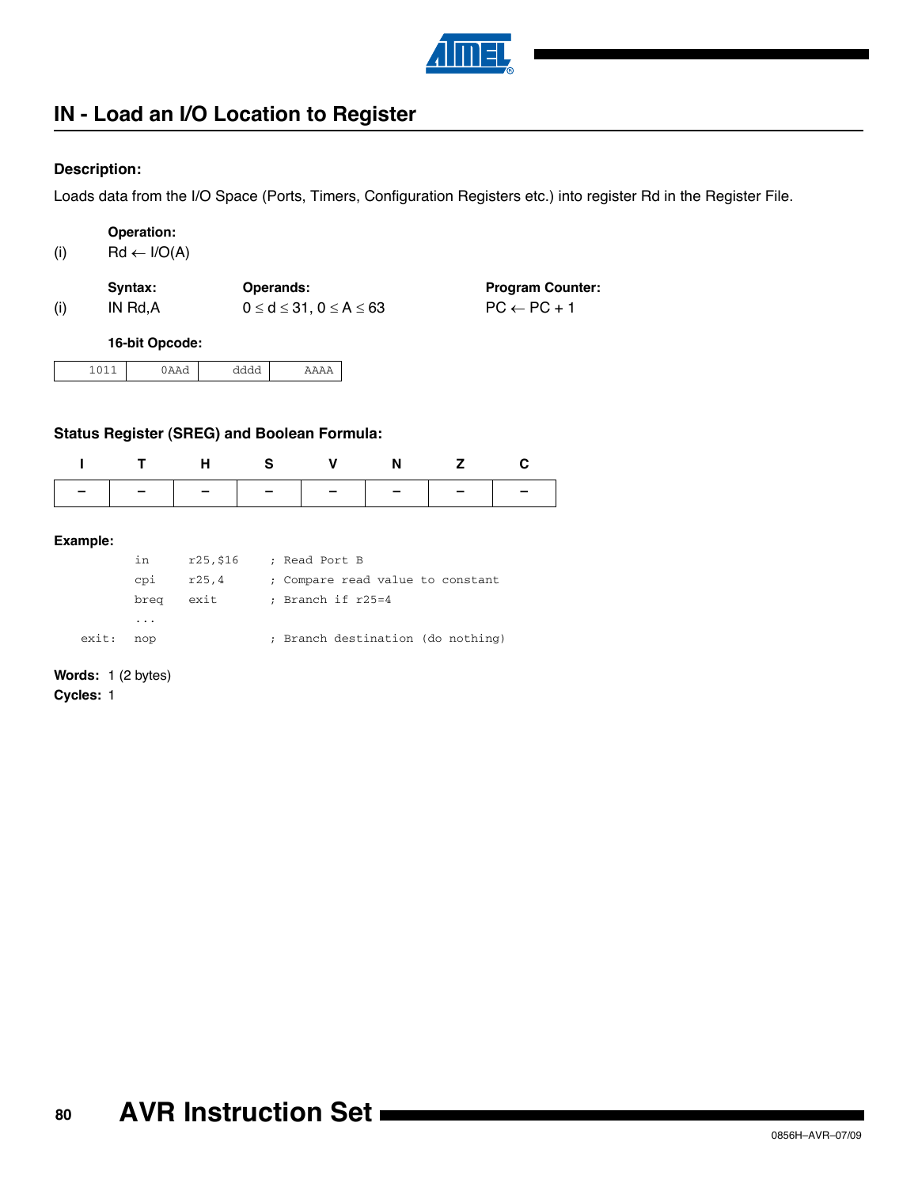## IN - Load an I/O Location to Register

### Description:

Loads data from the I/O Space (Ports, Timers, Configuration Registers etc.) into register Rd in the Register File.

|  | Operation: |
|---|---|
| (i) | Rd ← I/O(A) |

|  | Syntax: | Operands: | Program Counter: |
|---|---|---|---|
| (i) | IN Rd,A | $0 \le d \le 31$, $0 \le A \le 63$ | PC ← PC + 1 |

**16-bit Opcode:**

| 1011 | 0AAd | dddd | AAAA |
|---|---|---|---|

### Status Register (SREG) and Boolean Formula:

| I | T | H | S | V | N | Z | C |
|---|---|---|---|---|---|---|---|
| – | – | – | – | – | – | – | – |

**Example:**

```
        in      r25,$16     ; Read Port B
        cpi     r25,4       ; Compare read value to constant
        breq    exit        ; Branch if r25=4
        ...
exit:   nop                 ; Branch destination (do nothing)
```

**Words:** 1 (2 bytes)

**Cycles:** 1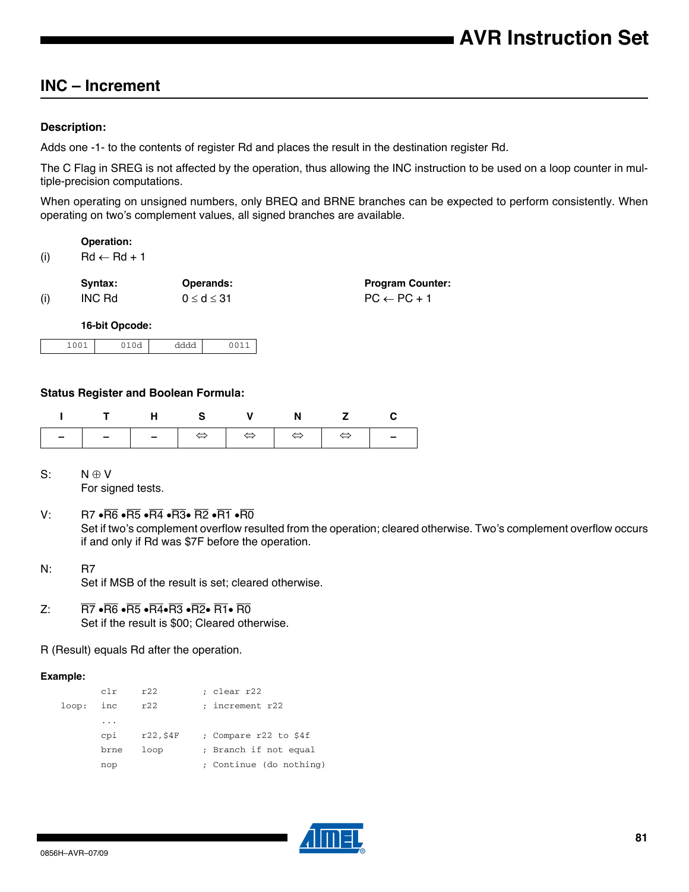## INC – Increment

**Description:**

Adds one -1- to the contents of register Rd and places the result in the destination register Rd.

The C Flag in SREG is not affected by the operation, thus allowing the INC instruction to be used on a loop counter in multiple-precision computations.

When operating on unsigned numbers, only BREQ and BRNE branches can be expected to perform consistently. When operating on two's complement values, all signed branches are available.

**Operation:**

(i) $Rd \leftarrow Rd + 1$

| | **Syntax:** | **Operands:** | **Program Counter:** |
|---|---|---|---|
| (i) | INC Rd | $0 \leq d \leq 31$ | $PC \leftarrow PC + 1$ |

**16-bit Opcode:**

| 1001 | 010d | dddd | 0011 |
|---|---|---|---|

**Status Register and Boolean Formula:**

| I | T | H | S | V | N | Z | C |
|---|---|---|---|---|---|---|---|
| – | – | – | ⇔ | ⇔ | ⇔ | ⇔ | – |

S: $N \oplus V$
For signed tests.

V: $R7 \bullet \overline{R6} \bullet \overline{R5} \bullet \overline{R4} \bullet \overline{R3} \bullet \overline{R2} \bullet \overline{R1} \bullet \overline{R0}$
Set if two's complement overflow resulted from the operation; cleared otherwise. Two's complement overflow occurs if and only if Rd was \$7F before the operation.

N: $R7$
Set if MSB of the result is set; cleared otherwise.

Z: $\overline{R7} \bullet \overline{R6} \bullet \overline{R5} \bullet \overline{R4} \bullet \overline{R3} \bullet \overline{R2} \bullet \overline{R1} \bullet \overline{R0}$
Set if the result is \$00; Cleared otherwise.

R (Result) equals Rd after the operation.

**Example:**

```
        clr     r22         ; clear r22
loop:   inc     r22         ; increment r22
        ...
        cpi     r22,$4F     ; Compare r22 to $4f
        brne    loop        ; Branch if not equal
        nop                 ; Continue (do nothing)
```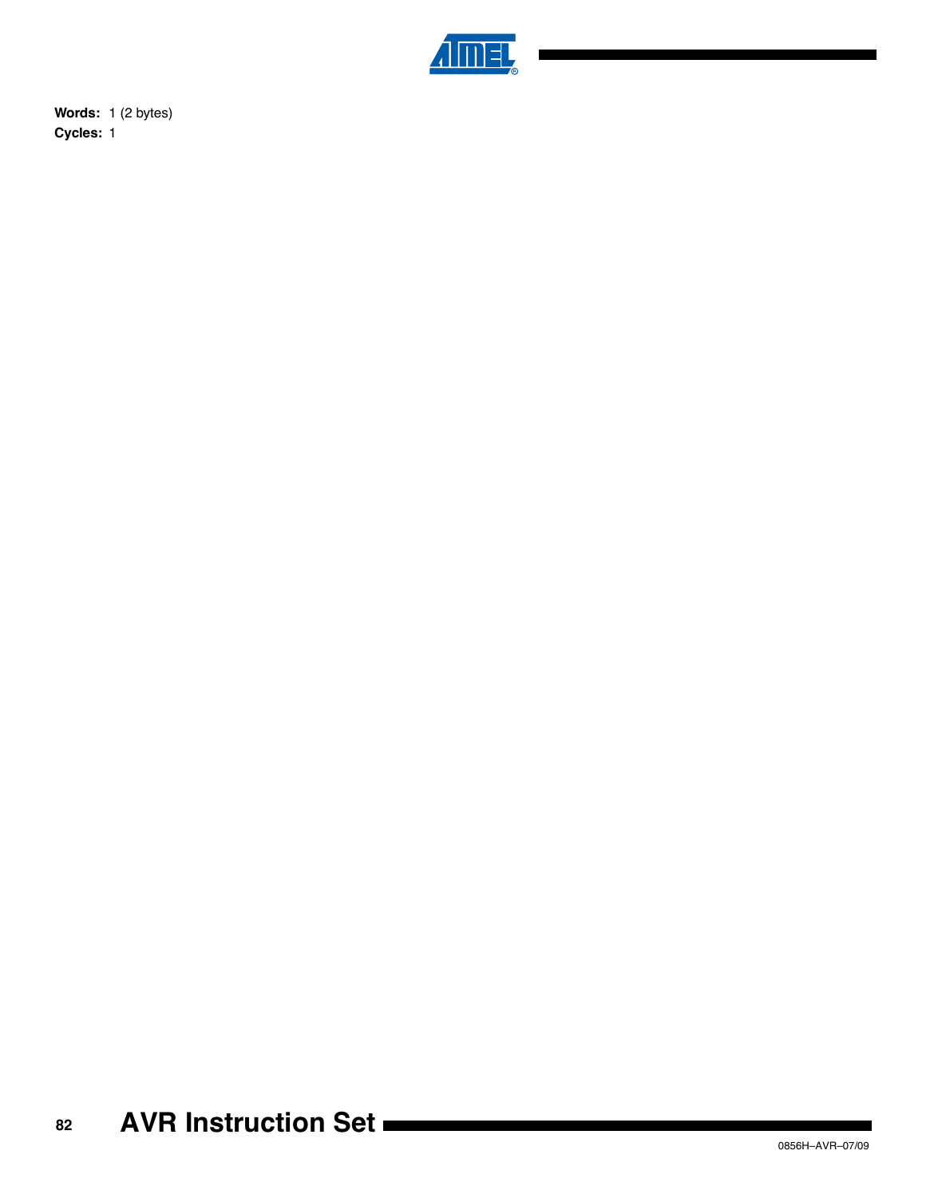**Words:** 1 (2 bytes)

**Cycles:** 1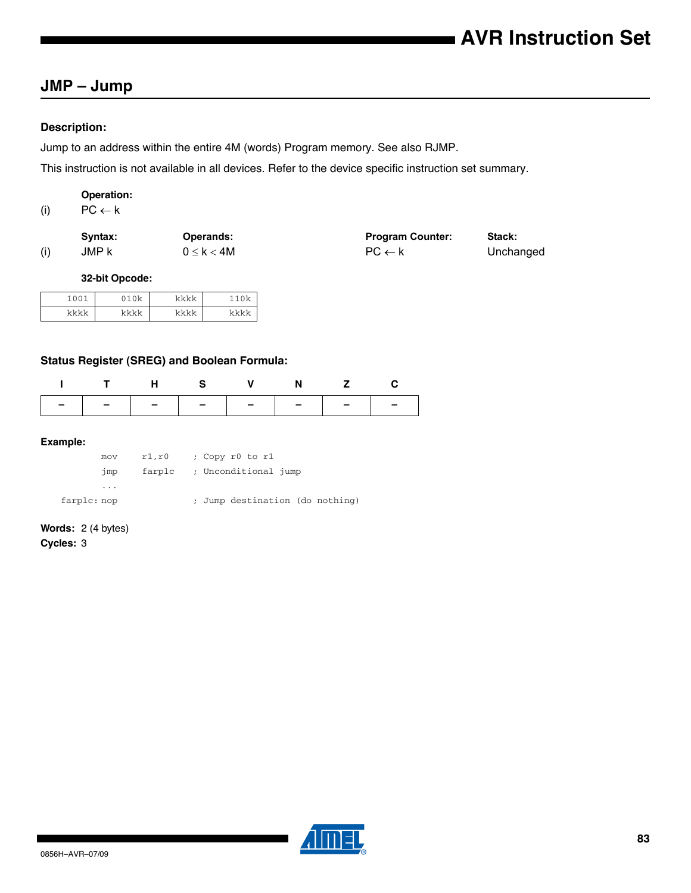## JMP – Jump

#### Description:

Jump to an address within the entire 4M (words) Program memory. See also RJMP.

This instruction is not available in all devices. Refer to the device specific instruction set summary.

| | Operation: |
|---|---|
| (i) | PC ← k |

| | Syntax: | Operands: | Program Counter: | Stack: |
|---|---|---|---|---|
| (i) | JMP k | $0 \le k < 4M$ | PC ← k | Unchanged |

**32-bit Opcode:**

| | | | |
|---|---|---|---|
| 1001 | 010k | kkkk | 110k |
| kkkk | kkkk | kkkk | kkkk |

#### Status Register (SREG) and Boolean Formula:

| I | T | H | S | V | N | Z | C |
|---|---|---|---|---|---|---|---|
| – | – | – | – | – | – | – | – |

#### Example:

```
        mov     r1,r0     ; Copy r0 to r1
        jmp     farplc    ; Unconditional jump
        ...
farplc: nop               ; Jump destination (do nothing)
```

**Words:** 2 (4 bytes)
**Cycles:** 3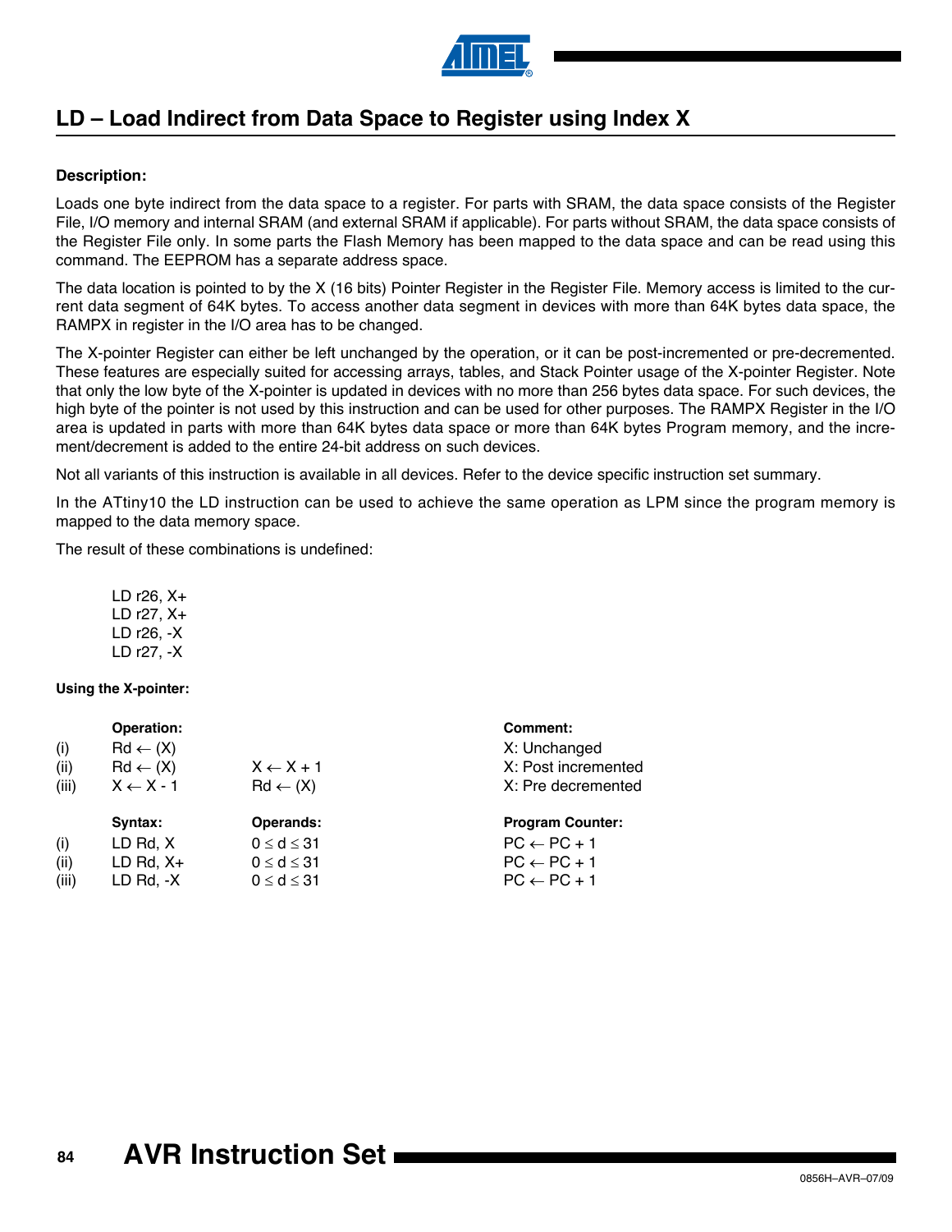## LD – Load Indirect from Data Space to Register using Index X

**Description:**

Loads one byte indirect from the data space to a register. For parts with SRAM, the data space consists of the Register File, I/O memory and internal SRAM (and external SRAM if applicable). For parts without SRAM, the data space consists of the Register File only. In some parts the Flash Memory has been mapped to the data space and can be read using this command. The EEPROM has a separate address space.

The data location is pointed to by the X (16 bits) Pointer Register in the Register File. Memory access is limited to the current data segment of 64K bytes. To access another data segment in devices with more than 64K bytes data space, the RAMPX in register in the I/O area has to be changed.

The X-pointer Register can either be left unchanged by the operation, or it can be post-incremented or pre-decremented. These features are especially suited for accessing arrays, tables, and Stack Pointer usage of the X-pointer Register. Note that only the low byte of the X-pointer is updated in devices with no more than 256 bytes data space. For such devices, the high byte of the pointer is not used by this instruction and can be used for other purposes. The RAMPX Register in the I/O area is updated in parts with more than 64K bytes data space or more than 64K bytes Program memory, and the increment/decrement is added to the entire 24-bit address on such devices.

Not all variants of this instruction is available in all devices. Refer to the device specific instruction set summary.

In the ATtiny10 the LD instruction can be used to achieve the same operation as LPM since the program memory is mapped to the data memory space.

The result of these combinations is undefined:

```
LD r26, X+
LD r27, X+
LD r26, -X
LD r27, -X
```

**Using the X-pointer:**

| | Operation: | | Comment: |
|---|---|---|---|
| (i) | Rd ← (X) | | X: Unchanged |
| (ii) | Rd ← (X) | X ← X + 1 | X: Post incremented |
| (iii) | X ← X - 1 | Rd ← (X) | X: Pre decremented |

| | Syntax: | Operands: | Program Counter: |
|---|---|---|---|
| (i) | LD Rd, X | $0 \leq d \leq 31$ | PC ← PC + 1 |
| (ii) | LD Rd, X+ | $0 \leq d \leq 31$ | PC ← PC + 1 |
| (iii) | LD Rd, -X | $0 \leq d \leq 31$ | PC ← PC + 1 |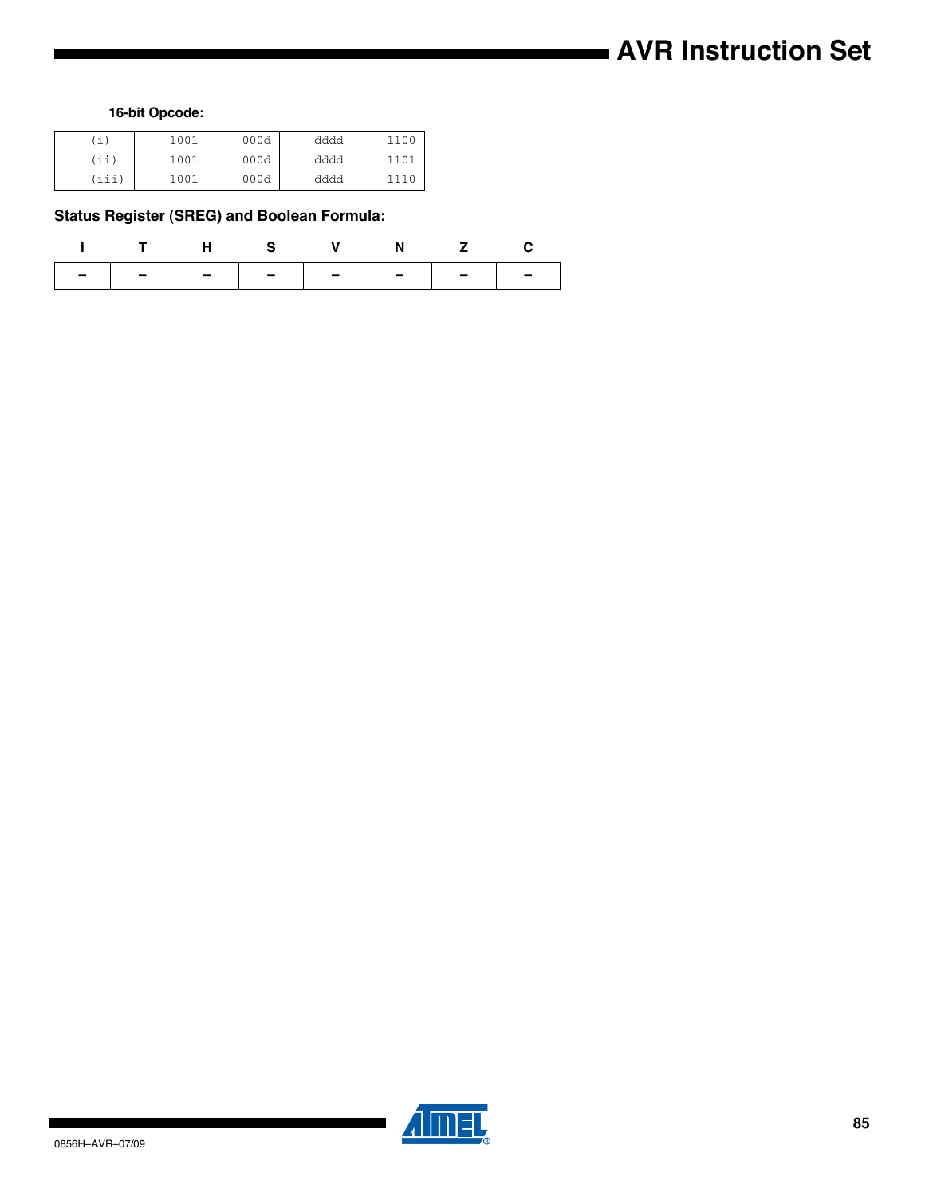**16-bit Opcode:**

| (i) | 1001 | 000d | dddd | 1100 |
|---|---|---|---|---|
| (ii) | 1001 | 000d | dddd | 1101 |
| (iii) | 1001 | 000d | dddd | 1110 |

### Status Register (SREG) and Boolean Formula:

| I | T | H | S | V | N | Z | C |
|---|---|---|---|---|---|---|---|
| – | – | – | – | – | – | – | – |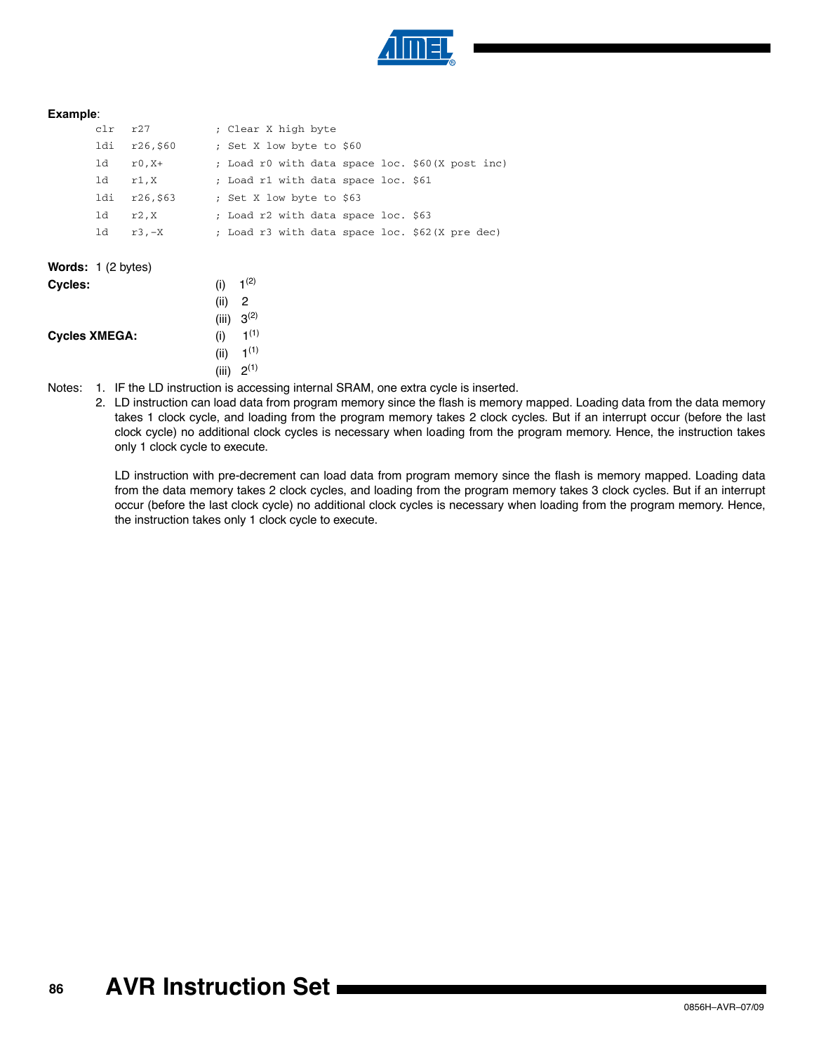**Example**:

```
clr   r27          ; Clear X high byte
ldi   r26,$60      ; Set X low byte to $60
ld    r0,X+        ; Load r0 with data space loc. $60(X post inc)
ld    r1,X         ; Load r1 with data space loc. $61
ldi   r26,$63      ; Set X low byte to $63
ld    r2,X         ; Load r2 with data space loc. $63
ld    r3,-X        ; Load r3 with data space loc. $62(X pre dec)
```

**Words:** 1 (2 bytes)

**Cycles:**
(i) 1[2]
(ii) 2
(iii) 3[2]

**Cycles XMEGA:**
(i) 1[1]
(ii) 1[1]
(iii) 2[1]

Notes:
1. IF the LD instruction is accessing internal SRAM, one extra cycle is inserted.
2. LD instruction can load data from program memory since the flash is memory mapped. Loading data from the data memory takes 1 clock cycle, and loading from the program memory takes 2 clock cycles. But if an interrupt occur (before the last clock cycle) no additional clock cycles is necessary when loading from the program memory. Hence, the instruction takes only 1 clock cycle to execute.

   LD instruction with pre-decrement can load data from program memory since the flash is memory mapped. Loading data from the data memory takes 2 clock cycles, and loading from the program memory takes 3 clock cycles. But if an interrupt occur (before the last clock cycle) no additional clock cycles is necessary when loading from the program memory. Hence, the instruction takes only 1 clock cycle to execute.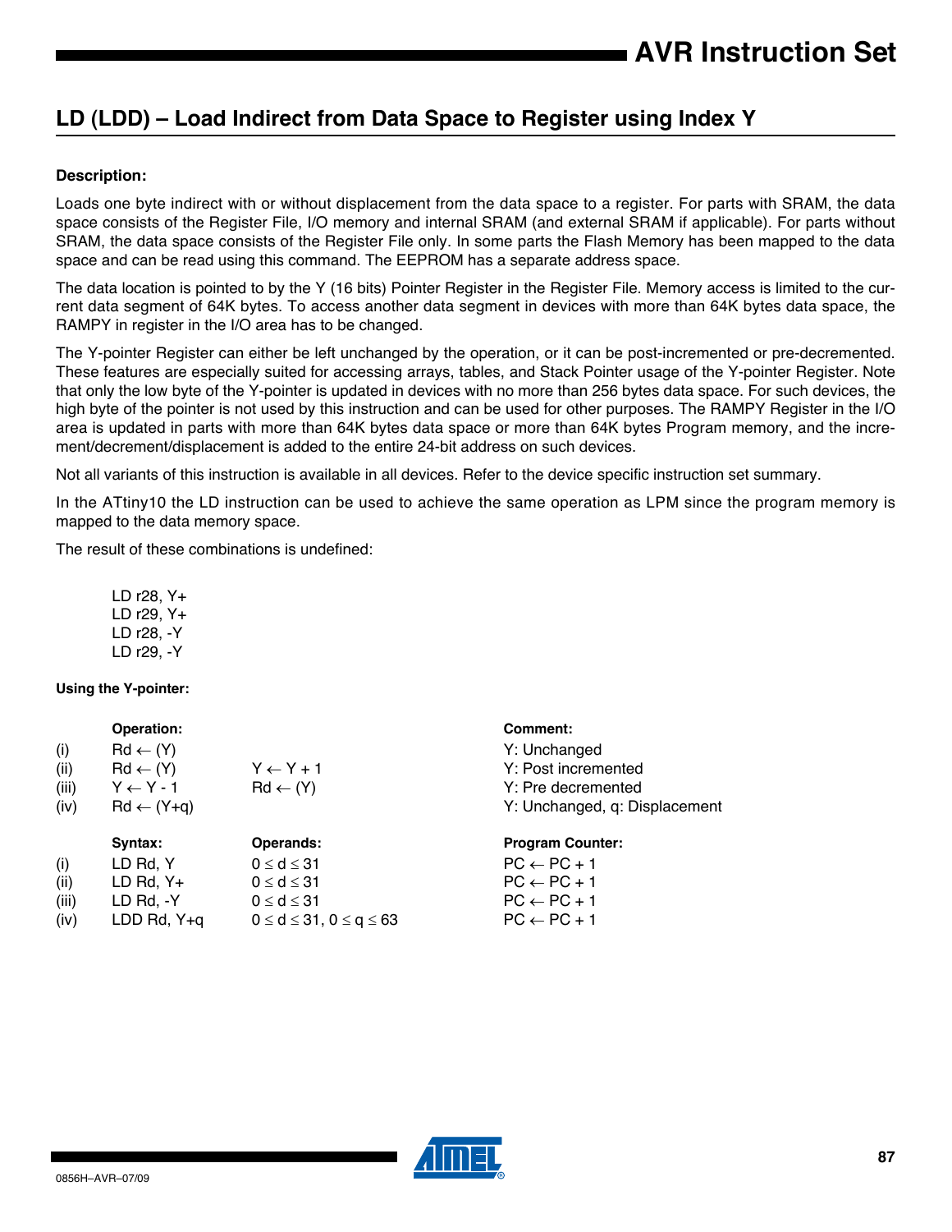## LD (LDD) – Load Indirect from Data Space to Register using Index Y

**Description:**

Loads one byte indirect with or without displacement from the data space to a register. For parts with SRAM, the data space consists of the Register File, I/O memory and internal SRAM (and external SRAM if applicable). For parts without SRAM, the data space consists of the Register File only. In some parts the Flash Memory has been mapped to the data space and can be read using this command. The EEPROM has a separate address space.

The data location is pointed to by the Y (16 bits) Pointer Register in the Register File. Memory access is limited to the current data segment of 64K bytes. To access another data segment in devices with more than 64K bytes data space, the RAMPY in register in the I/O area has to be changed.

The Y-pointer Register can either be left unchanged by the operation, or it can be post-incremented or pre-decremented. These features are especially suited for accessing arrays, tables, and Stack Pointer usage of the Y-pointer Register. Note that only the low byte of the Y-pointer is updated in devices with no more than 256 bytes data space. For such devices, the high byte of the pointer is not used by this instruction and can be used for other purposes. The RAMPY Register in the I/O area is updated in parts with more than 64K bytes data space or more than 64K bytes Program memory, and the increment/decrement/displacement is added to the entire 24-bit address on such devices.

Not all variants of this instruction is available in all devices. Refer to the device specific instruction set summary.

In the ATtiny10 the LD instruction can be used to achieve the same operation as LPM since the program memory is mapped to the data memory space.

The result of these combinations is undefined:

```
LD r28, Y+
LD r29, Y+
LD r28, -Y
LD r29, -Y
```

**Using the Y-pointer:**

| | Operation: | | Comment: |
|---|---|---|---|
| (i) | Rd ← (Y) | | Y: Unchanged |
| (ii) | Rd ← (Y) | Y ← Y + 1 | Y: Post incremented |
| (iii) | Y ← Y - 1 | Rd ← (Y) | Y: Pre decremented |
| (iv) | Rd ← (Y+q) | | Y: Unchanged, q: Displacement |

| | Syntax: | Operands: | Program Counter: |
|---|---|---|---|
| (i) | LD Rd, Y | $0 \le d \le 31$ | PC ← PC + 1 |
| (ii) | LD Rd, Y+ | $0 \le d \le 31$ | PC ← PC + 1 |
| (iii) | LD Rd, -Y | $0 \le d \le 31$ | PC ← PC + 1 |
| (iv) | LDD Rd, Y+q | $0 \le d \le 31$, $0 \le q \le 63$ | PC ← PC + 1 |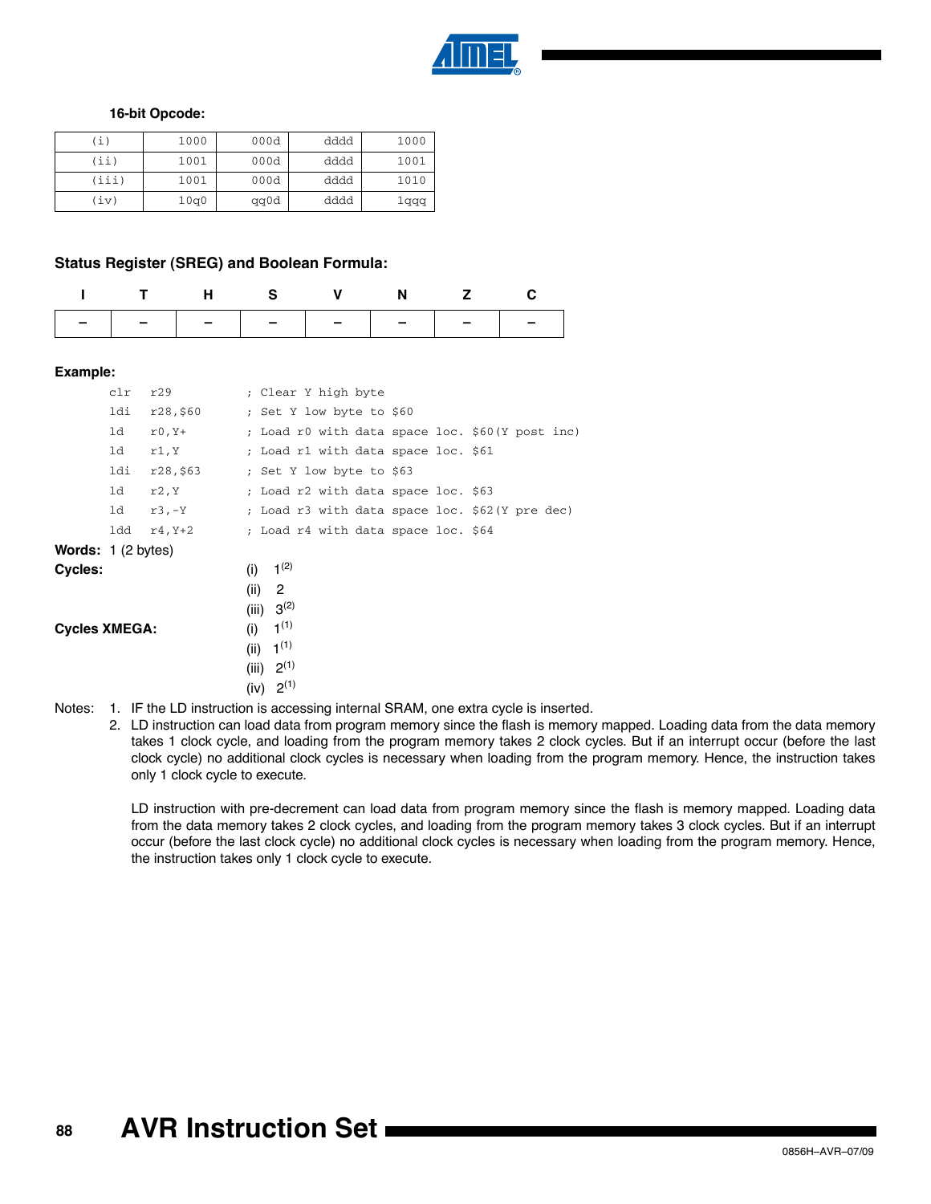**16-bit Opcode:**

| | | | | |
|---|---|---|---|---|
| (i) | 1000 | 000d | dddd | 1000 |
| (ii) | 1001 | 000d | dddd | 1001 |
| (iii) | 1001 | 000d | dddd | 1010 |
| (iv) | 10q0 | qq0d | dddd | 1qqq |

### Status Register (SREG) and Boolean Formula:

| I | T | H | S | V | N | Z | C |
|---|---|---|---|---|---|---|---|
| – | – | – | – | – | – | – | – |

**Example:**

```
clr   r29           ; Clear Y high byte
ldi   r28,$60       ; Set Y low byte to $60
ld    r0,Y+         ; Load r0 with data space loc. $60(Y post inc)
ld    r1,Y          ; Load r1 with data space loc. $61
ldi   r28,$63       ; Set Y low byte to $63
ld    r2,Y          ; Load r2 with data space loc. $63
ld    r3,-Y         ; Load r3 with data space loc. $62(Y pre dec)
ldd   r4,Y+2        ; Load r4 with data space loc. $64
```

**Words:** 1 (2 bytes)

**Cycles:**
- (i) 1[2]
- (ii) 2
- (iii) 3[2]

**Cycles XMEGA:**
- (i) 1[1]
- (ii) 1[1]
- (iii) 2[1]
- (iv) 2[1]

Notes:
1. IF the LD instruction is accessing internal SRAM, one extra cycle is inserted.
2. LD instruction can load data from program memory since the flash is memory mapped. Loading data from the data memory takes 1 clock cycle, and loading from the program memory takes 2 clock cycles. But if an interrupt occur (before the last clock cycle) no additional clock cycles is necessary when loading from the program memory. Hence, the instruction takes only 1 clock cycle to execute.

   LD instruction with pre-decrement can load data from program memory since the flash is memory mapped. Loading data from the data memory takes 2 clock cycles, and loading from the program memory takes 3 clock cycles. But if an interrupt occur (before the last clock cycle) no additional clock cycles is necessary when loading from the program memory. Hence, the instruction takes only 1 clock cycle to execute.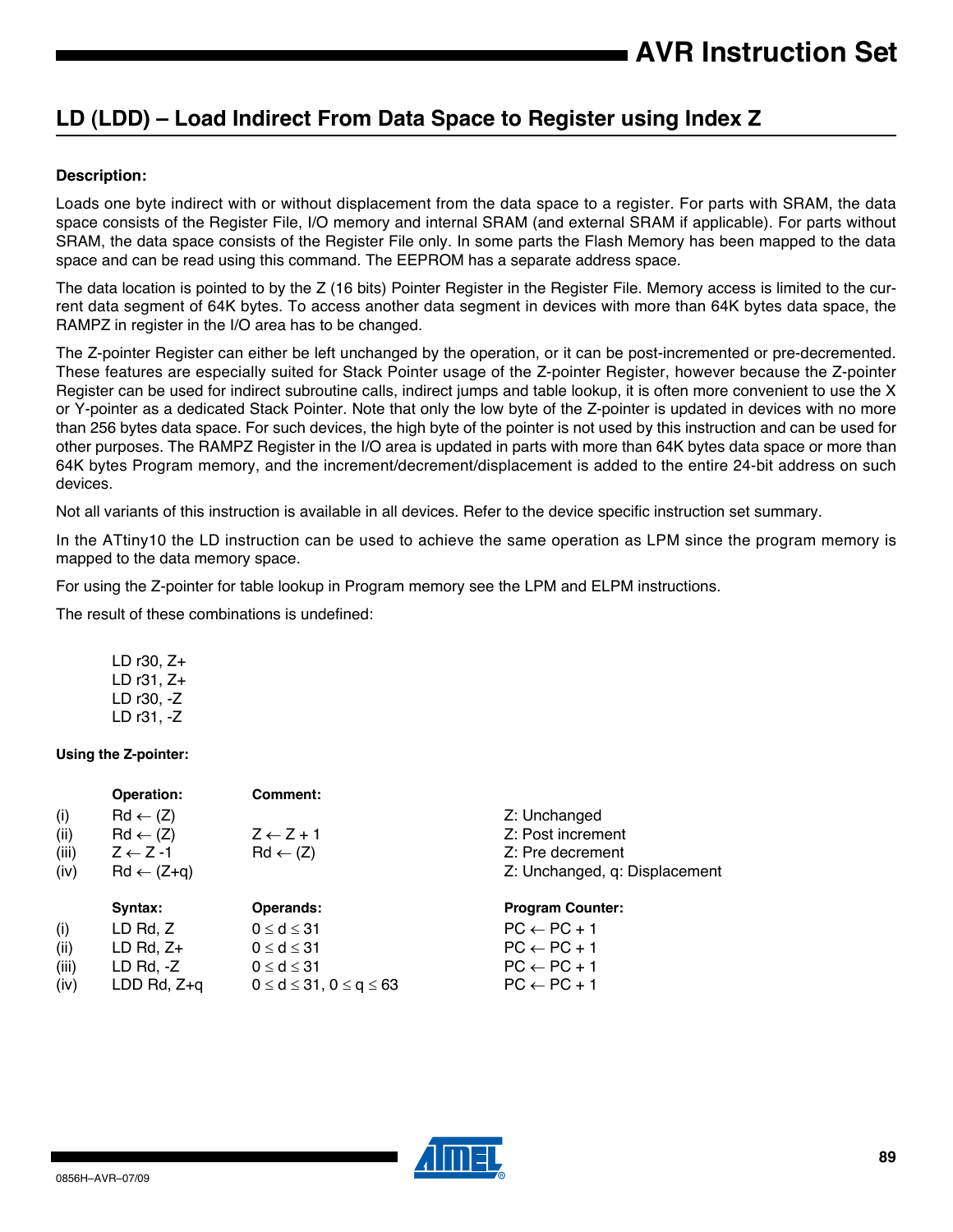## LD (LDD) – Load Indirect From Data Space to Register using Index Z

**Description:**

Loads one byte indirect with or without displacement from the data space to a register. For parts with SRAM, the data space consists of the Register File, I/O memory and internal SRAM (and external SRAM if applicable). For parts without SRAM, the data space consists of the Register File only. In some parts the Flash Memory has been mapped to the data space and can be read using this command. The EEPROM has a separate address space.

The data location is pointed to by the Z (16 bits) Pointer Register in the Register File. Memory access is limited to the current data segment of 64K bytes. To access another data segment in devices with more than 64K bytes data space, the RAMPZ in register in the I/O area has to be changed.

The Z-pointer Register can either be left unchanged by the operation, or it can be post-incremented or pre-decremented. These features are especially suited for Stack Pointer usage of the Z-pointer Register, however because the Z-pointer Register can be used for indirect subroutine calls, indirect jumps and table lookup, it is often more convenient to use the X or Y-pointer as a dedicated Stack Pointer. Note that only the low byte of the Z-pointer is updated in devices with no more than 256 bytes data space. For such devices, the high byte of the pointer is not used by this instruction and can be used for other purposes. The RAMPZ Register in the I/O area is updated in parts with more than 64K bytes data space or more than 64K bytes Program memory, and the increment/decrement/displacement is added to the entire 24-bit address on such devices.

Not all variants of this instruction is available in all devices. Refer to the device specific instruction set summary.

In the ATtiny10 the LD instruction can be used to achieve the same operation as LPM since the program memory is mapped to the data memory space.

For using the Z-pointer for table lookup in Program memory see the LPM and ELPM instructions.

The result of these combinations is undefined:

```
LD r30, Z+
LD r31, Z+
LD r30, -Z
LD r31, -Z
```

**Using the Z-pointer:**

| | Operation: | Comment: | |
|---|---|---|---|
| (i) | Rd ← (Z) | | Z: Unchanged |
| (ii) | Rd ← (Z) | Z ← Z + 1 | Z: Post increment |
| (iii) | Z ← Z -1 | Rd ← (Z) | Z: Pre decrement |
| (iv) | Rd ← (Z+q) | | Z: Unchanged, q: Displacement |

| | Syntax: | Operands: | Program Counter: |
|---|---|---|---|
| (i) | LD Rd, Z | $0 \le d \le 31$ | PC ← PC + 1 |
| (ii) | LD Rd, Z+ | $0 \le d \le 31$ | PC ← PC + 1 |
| (iii) | LD Rd, -Z | $0 \le d \le 31$ | PC ← PC + 1 |
| (iv) | LDD Rd, Z+q | $0 \le d \le 31$, $0 \le q \le 63$ | PC ← PC + 1 |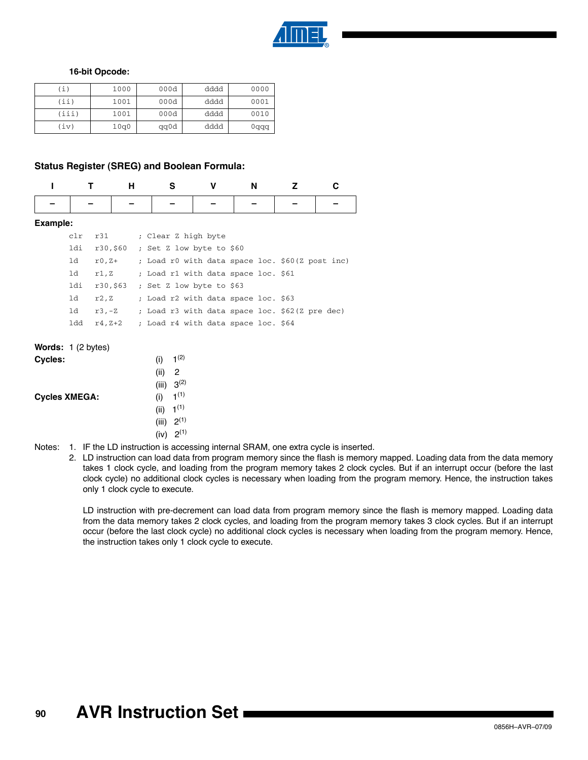### 16-bit Opcode:

| (i) | 1000 | 000d | dddd | 0000 |
|---|---|---|---|---|
| (ii) | 1001 | 000d | dddd | 0001 |
| (iii) | 1001 | 000d | dddd | 0010 |
| (iv) | 10q0 | qq0d | dddd | 0qqq |

### Status Register (SREG) and Boolean Formula:

| I | T | H | S | V | N | Z | C |
|---|---|---|---|---|---|---|---|
| – | – | – | – | – | – | – | – |

**Example:**

```
clr   r31       ; Clear Z high byte
ldi   r30,$60   ; Set Z low byte to $60
ld    r0,Z+     ; Load r0 with data space loc. $60(Z post inc)
ld    r1,Z      ; Load r1 with data space loc. $61
ldi   r30,$63   ; Set Z low byte to $63
ld    r2,Z      ; Load r2 with data space loc. $63
ld    r3,-Z     ; Load r3 with data space loc. $62(Z pre dec)
ldd   r4,Z+2    ; Load r4 with data space loc. $64
```

**Words:** 1 (2 bytes)

**Cycles:**
- (i) 1(2)
- (ii) 2
- (iii) 3(2)

**Cycles XMEGA:**
- (i) 1(1)
- (ii) 1(1)
- (iii) 2(1)
- (iv) 2(1)

Notes:
1. IF the LD instruction is accessing internal SRAM, one extra cycle is inserted.
2. LD instruction can load data from program memory since the flash is memory mapped. Loading data from the data memory takes 1 clock cycle, and loading from the program memory takes 2 clock cycles. But if an interrupt occur (before the last clock cycle) no additional clock cycles is necessary when loading from the program memory. Hence, the instruction takes only 1 clock cycle to execute.

   LD instruction with pre-decrement can load data from program memory since the flash is memory mapped. Loading data from the data memory takes 2 clock cycles, and loading from the program memory takes 3 clock cycles. But if an interrupt occur (before the last clock cycle) no additional clock cycles is necessary when loading from the program memory. Hence, the instruction takes only 1 clock cycle to execute.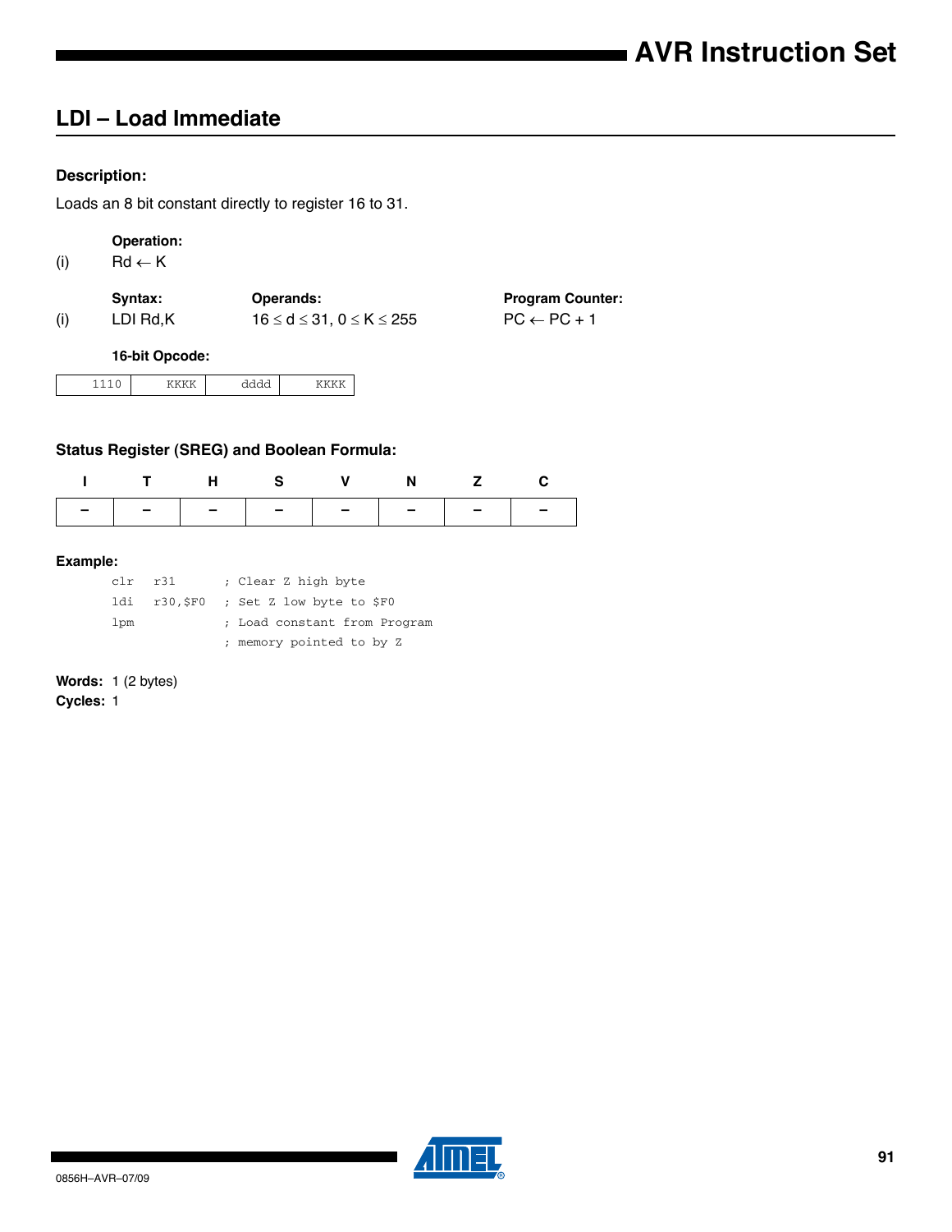## LDI – Load Immediate

### Description:

Loads an 8 bit constant directly to register 16 to 31.

**Operation:**

(i) $Rd \leftarrow K$

| | Syntax: | Operands: | Program Counter: |
|---|---|---|---|
| (i) | LDI Rd,K | $16 \leq d \leq 31$, $0 \leq K \leq 255$ | $PC \leftarrow PC + 1$ |

**16-bit Opcode:**

| 1110 | KKKK | dddd | KKKK |
|---|---|---|---|

### Status Register (SREG) and Boolean Formula:

| I | T | H | S | V | N | Z | C |
|---|---|---|---|---|---|---|---|
| – | – | – | – | – | – | – | – |

### Example:

```
clr   r31       ; Clear Z high byte
ldi   r30,$F0   ; Set Z low byte to $F0
lpm             ; Load constant from Program
                ; memory pointed to by Z
```

**Words:** 1 (2 bytes)

**Cycles:** 1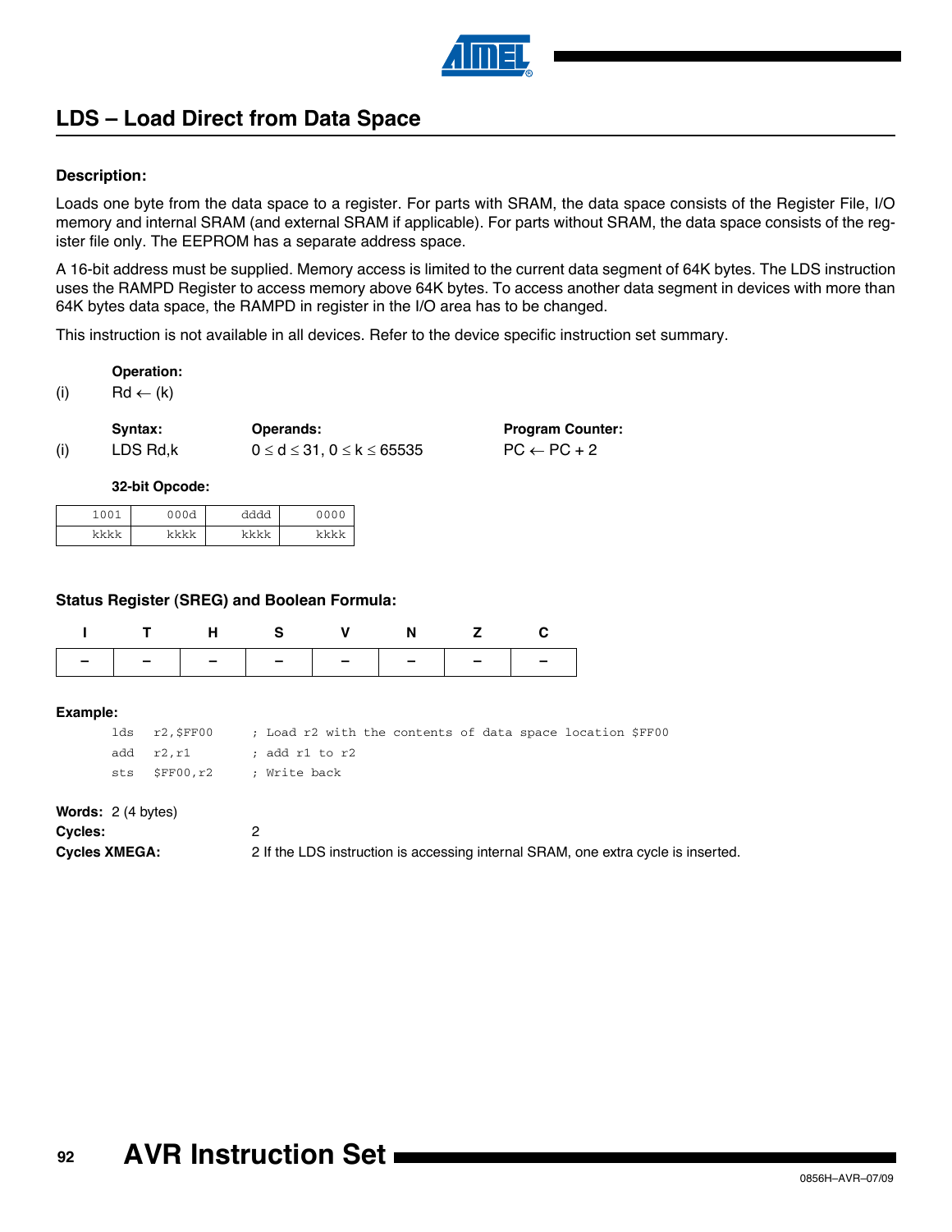## LDS – Load Direct from Data Space

### Description:

Loads one byte from the data space to a register. For parts with SRAM, the data space consists of the Register File, I/O memory and internal SRAM (and external SRAM if applicable). For parts without SRAM, the data space consists of the register file only. The EEPROM has a separate address space.

A 16-bit address must be supplied. Memory access is limited to the current data segment of 64K bytes. The LDS instruction uses the RAMPD Register to access memory above 64K bytes. To access another data segment in devices with more than 64K bytes data space, the RAMPD in register in the I/O area has to be changed.

This instruction is not available in all devices. Refer to the device specific instruction set summary.

**Operation:**

(i) Rd ← (k)

| | Syntax: | Operands: | Program Counter: |
|---|---|---|---|
| (i) | LDS Rd,k | 0 ≤ d ≤ 31, 0 ≤ k ≤ 65535 | PC ← PC + 2 |

**32-bit Opcode:**

| 1001 | 000d | dddd | 0000 |
|---|---|---|---|
| kkkk | kkkk | kkkk | kkkk |

### Status Register (SREG) and Boolean Formula:

| I | T | H | S | V | N | Z | C |
|---|---|---|---|---|---|---|---|
| – | – | – | – | – | – | – | – |

**Example:**

```
lds  r2,$FF00    ; Load r2 with the contents of data space location $FF00
add  r2,r1       ; add r1 to r2
sts  $FF00,r2    ; Write back
```

**Words:** 2 (4 bytes)

**Cycles:** 2

**Cycles XMEGA:** 2 If the LDS instruction is accessing internal SRAM, one extra cycle is inserted.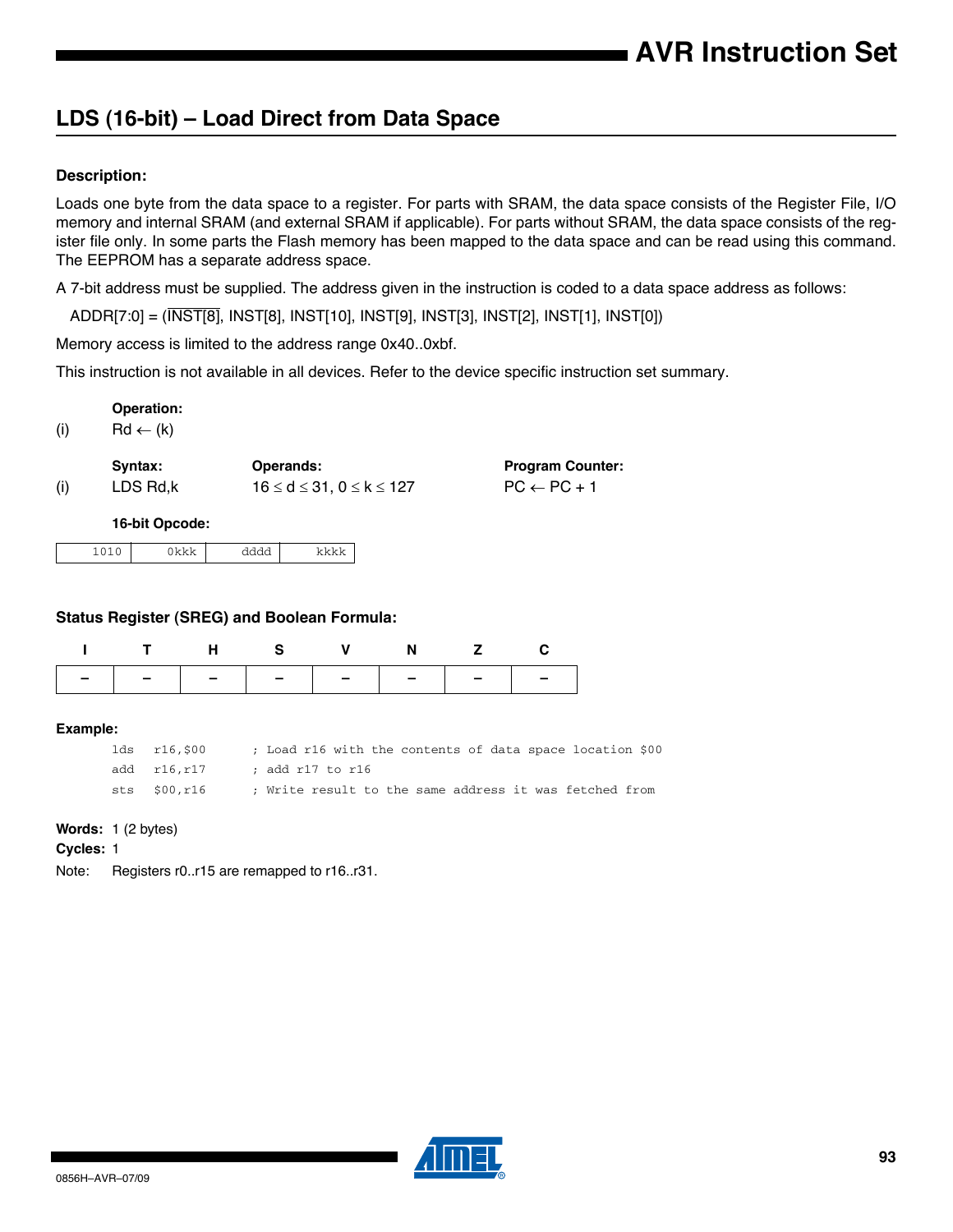## LDS (16-bit) – Load Direct from Data Space

### Description:

Loads one byte from the data space to a register. For parts with SRAM, the data space consists of the Register File, I/O memory and internal SRAM (and external SRAM if applicable). For parts without SRAM, the data space consists of the register file only. In some parts the Flash memory has been mapped to the data space and can be read using this command. The EEPROM has a separate address space.

A 7-bit address must be supplied. The address given in the instruction is coded to a data space address as follows:

ADDR[7:0] = ($\overline{\text{INST[8]}}$, INST[8], INST[10], INST[9], INST[3], INST[2], INST[1], INST[0])

Memory access is limited to the address range 0x40..0xbf.

This instruction is not available in all devices. Refer to the device specific instruction set summary.

**Operation:**

(i) $Rd \leftarrow (k)$

| | Syntax: | Operands: | Program Counter: |
|---|---|---|---|
| (i) | LDS Rd,k | $16 \le d \le 31$, $0 \le k \le 127$ | $PC \leftarrow PC + 1$ |

**16-bit Opcode:**

| 1010 | 0kkk | dddd | kkkk |
|---|---|---|---|

### Status Register (SREG) and Boolean Formula:

| I | T | H | S | V | N | Z | C |
|---|---|---|---|---|---|---|---|
| – | – | – | – | – | – | – | – |

**Example:**

```
lds   r16,$00      ; Load r16 with the contents of data space location $00
add   r16,r17      ; add r17 to r16
sts   $00,r16      ; Write result to the same address it was fetched from
```

**Words:** 1 (2 bytes)

**Cycles:** 1

Note: Registers r0..r15 are remapped to r16..r31.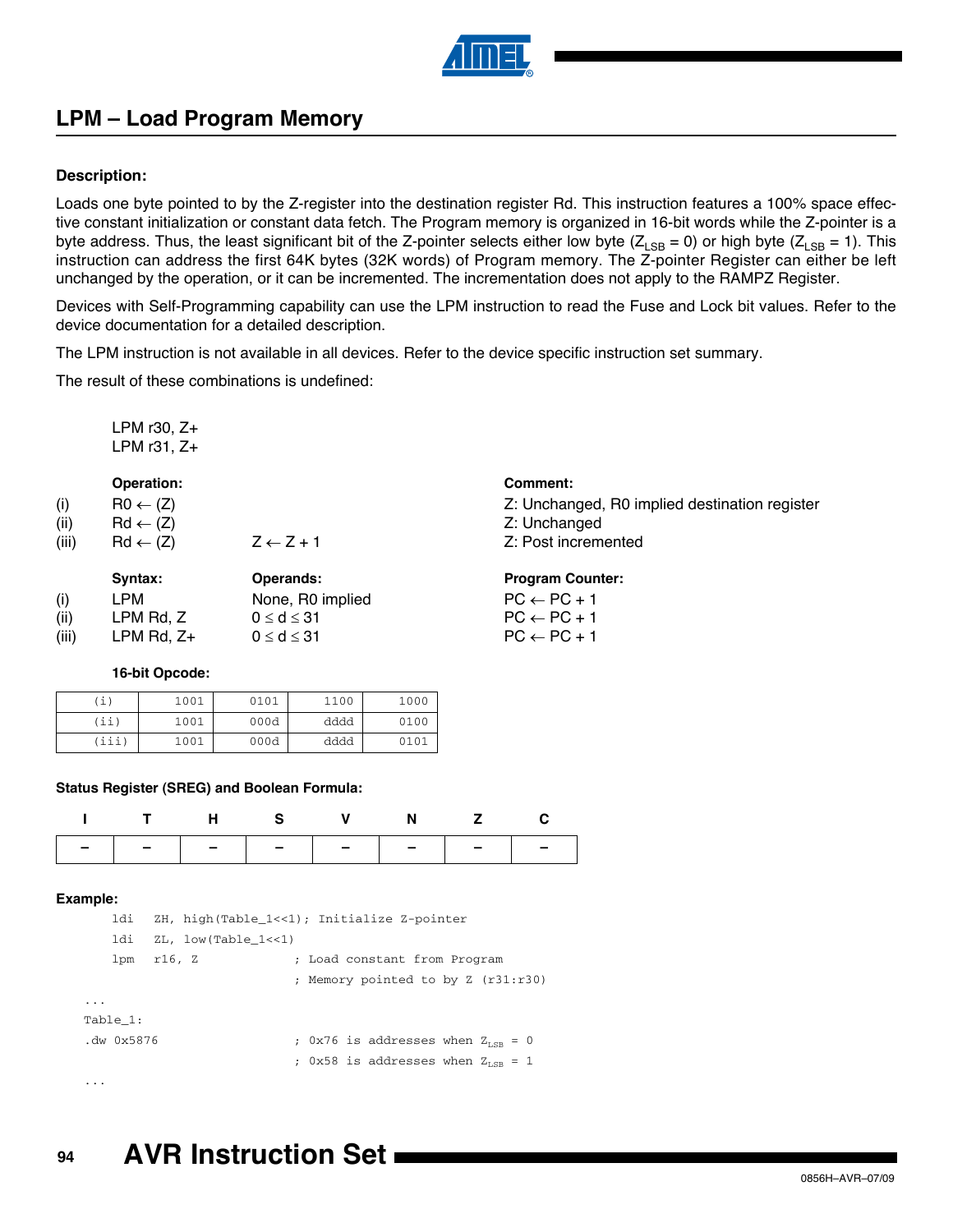## LPM – Load Program Memory

**Description:**

Loads one byte pointed to by the Z-register into the destination register Rd. This instruction features a 100% space effective constant initialization or constant data fetch. The Program memory is organized in 16-bit words while the Z-pointer is a byte address. Thus, the least significant bit of the Z-pointer selects either low byte ($Z_{LSB} = 0$) or high byte ($Z_{LSB} = 1$). This instruction can address the first 64K bytes (32K words) of Program memory. The Z-pointer Register can either be left unchanged by the operation, or it can be incremented. The incrementation does not apply to the RAMPZ Register.

Devices with Self-Programming capability can use the LPM instruction to read the Fuse and Lock bit values. Refer to the device documentation for a detailed description.

The LPM instruction is not available in all devices. Refer to the device specific instruction set summary.

The result of these combinations is undefined:

LPM r30, Z+
LPM r31, Z+

| | Operation: | | Comment: |
|---|---|---|---|
| (i) | $R0 \leftarrow (Z)$ | | Z: Unchanged, R0 implied destination register |
| (ii) | $Rd \leftarrow (Z)$ | | Z: Unchanged |
| (iii) | $Rd \leftarrow (Z)$ | $Z \leftarrow Z + 1$ | Z: Post incremented |

| | Syntax: | Operands: | Program Counter: |
|---|---|---|---|
| (i) | LPM | None, R0 implied | $PC \leftarrow PC + 1$ |
| (ii) | LPM Rd, Z | $0 \leq d \leq 31$ | $PC \leftarrow PC + 1$ |
| (iii) | LPM Rd, Z+ | $0 \leq d \leq 31$ | $PC \leftarrow PC + 1$ |

**16-bit Opcode:**

| | | | | |
|---|---|---|---|---|
| (i) | 1001 | 0101 | 1100 | 1000 |
| (ii) | 1001 | 000d | dddd | 0100 |
| (iii) | 1001 | 000d | dddd | 0101 |

**Status Register (SREG) and Boolean Formula:**

| I | T | H | S | V | N | Z | C |
|---|---|---|---|---|---|---|---|
| – | – | – | – | – | – | – | – |

**Example:**

```
    ldi   ZH, high(Table_1<<1); Initialize Z-pointer
    ldi   ZL, low(Table_1<<1)
    lpm   r16, Z              ; Load constant from Program
                              ; Memory pointed to by Z (r31:r30)
...
Table_1:
.dw 0x5876                    ; 0x76 is addresses when ZLSB = 0
                              ; 0x58 is addresses when ZLSB = 1
...
```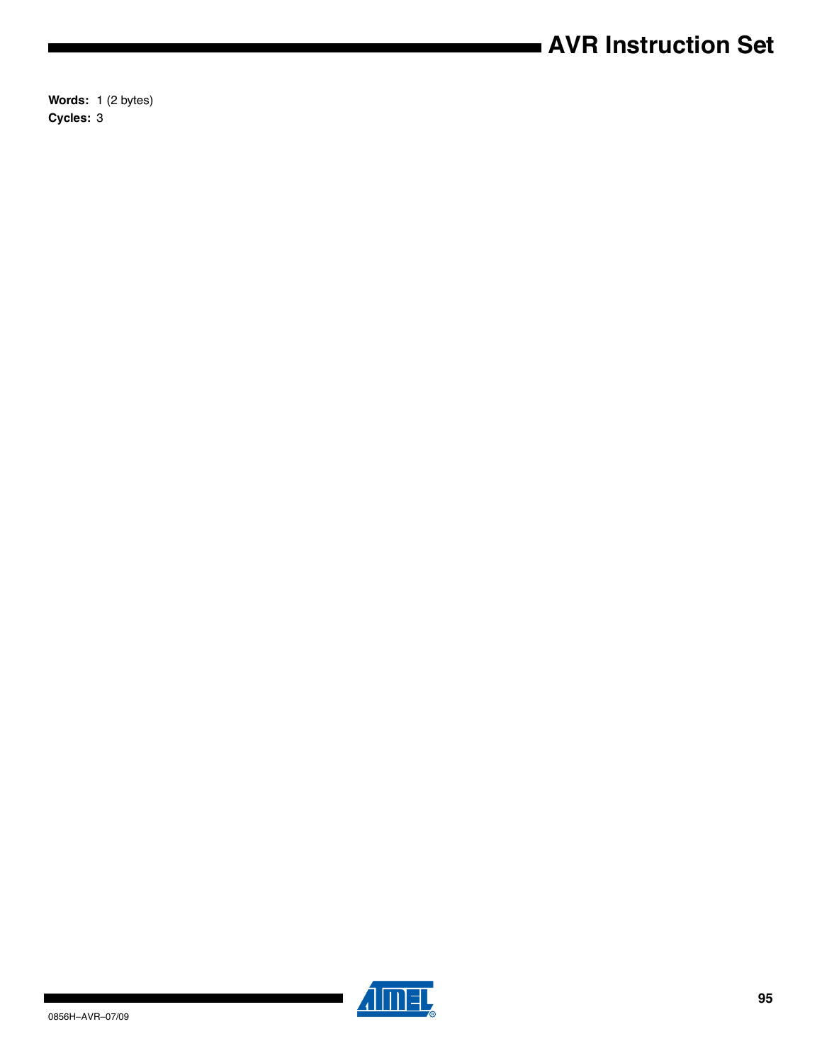**Words:** 1 (2 bytes)

**Cycles:** 3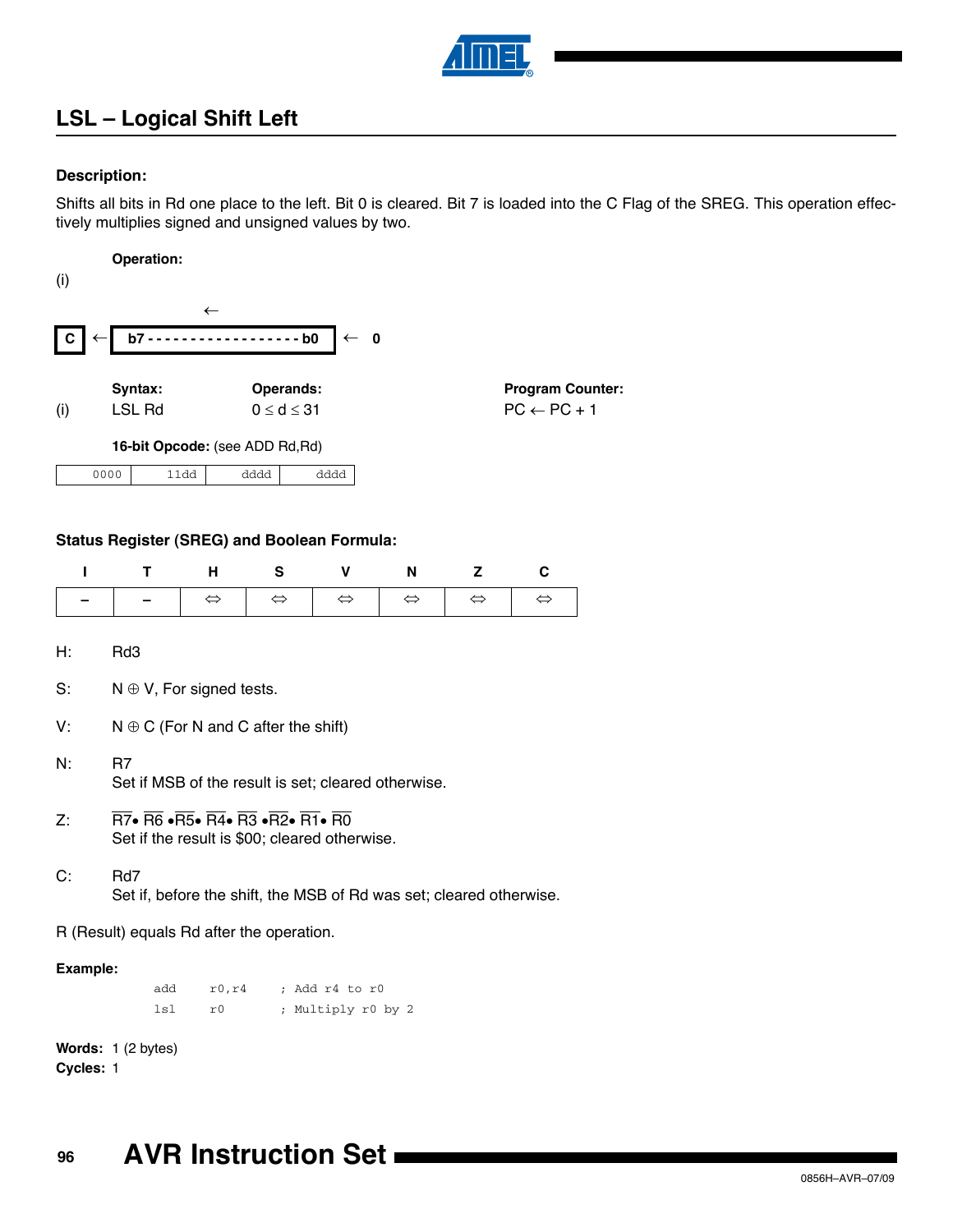## LSL – Logical Shift Left

**Description:**

Shifts all bits in Rd one place to the left. Bit 0 is cleared. Bit 7 is loaded into the C Flag of the SREG. This operation effectively multiplies signed and unsigned values by two.

**Operation:**

(i)

$$\boxed{C} \leftarrow \boxed{b7 \text{ - - - - - - - - - - - - - - - - - - } b0} \leftarrow 0$$

| | Syntax: | Operands: | Program Counter: |
|---|---|---|---|
| (i) | LSL Rd | $0 \leq d \leq 31$ | $PC \leftarrow PC + 1$ |

**16-bit Opcode:** (see ADD Rd,Rd)

| 0000 | 11dd | dddd | dddd |
|---|---|---|---|

**Status Register (SREG) and Boolean Formula:**

| I | T | H | S | V | N | Z | C |
|---|---|---|---|---|---|---|---|
| – | – | ⇔ | ⇔ | ⇔ | ⇔ | ⇔ | ⇔ |

H: Rd3

S: $N \oplus V$, For signed tests.

V: $N \oplus C$ (For N and C after the shift)

N: R7
Set if MSB of the result is set; cleared otherwise.

Z: $\overline{R7} \bullet \overline{R6} \bullet \overline{R5} \bullet \overline{R4} \bullet \overline{R3} \bullet \overline{R2} \bullet \overline{R1} \bullet \overline{R0}$
Set if the result is $00; cleared otherwise.

C: Rd7
Set if, before the shift, the MSB of Rd was set; cleared otherwise.

R (Result) equals Rd after the operation.

**Example:**

```
        add     r0,r4       ; Add r4 to r0
        lsl     r0          ; Multiply r0 by 2
```

**Words:** 1 (2 bytes)
**Cycles:** 1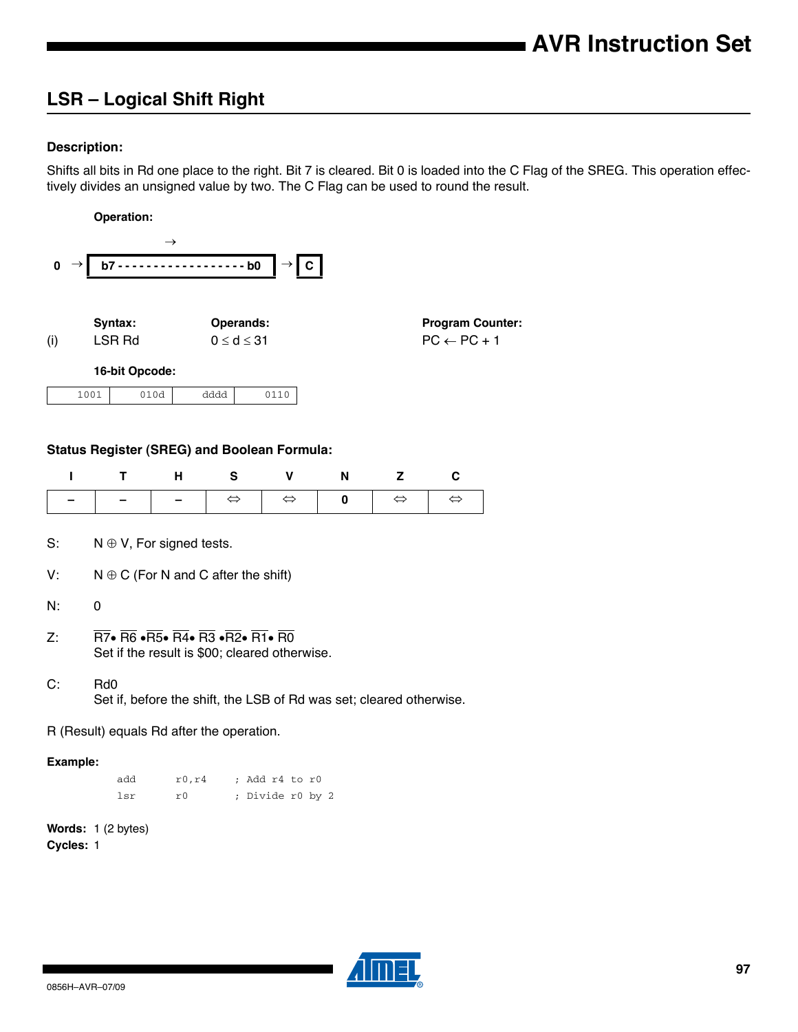## LSR – Logical Shift Right

#### Description:

Shifts all bits in Rd one place to the right. Bit 7 is cleared. Bit 0 is loaded into the C Flag of the SREG. This operation effectively divides an unsigned value by two. The C Flag can be used to round the result.

**Operation:**

$$0 \rightarrow \boxed{b7 \text{ - - - - - - - - - - - - - - - - - - } b0} \rightarrow \boxed{C}$$

| | Syntax: | Operands: | Program Counter: |
|---|---|---|---|
| (i) | LSR Rd | $0 \le d \le 31$ | PC ← PC + 1 |

**16-bit Opcode:**

| 1001 | 010d | dddd | 0110 |
|---|---|---|---|

#### Status Register (SREG) and Boolean Formula:

| I | T | H | S | V | N | Z | C |
|---|---|---|---|---|---|---|---|
| – | – | – | ⇔ | ⇔ | 0 | ⇔ | ⇔ |

S: $N \oplus V$, For signed tests.

V: $N \oplus C$ (For N and C after the shift)

N: 0

Z: $\overline{R7} \bullet \overline{R6} \bullet \overline{R5} \bullet \overline{R4} \bullet \overline{R3} \bullet \overline{R2} \bullet \overline{R1} \bullet \overline{R0}$
Set if the result is $00; cleared otherwise.

C: Rd0
Set if, before the shift, the LSB of Rd was set; cleared otherwise.

R (Result) equals Rd after the operation.

**Example:**

```
add    r0,r4    ; Add r4 to r0
lsr    r0       ; Divide r0 by 2
```

**Words:** 1 (2 bytes)
**Cycles:** 1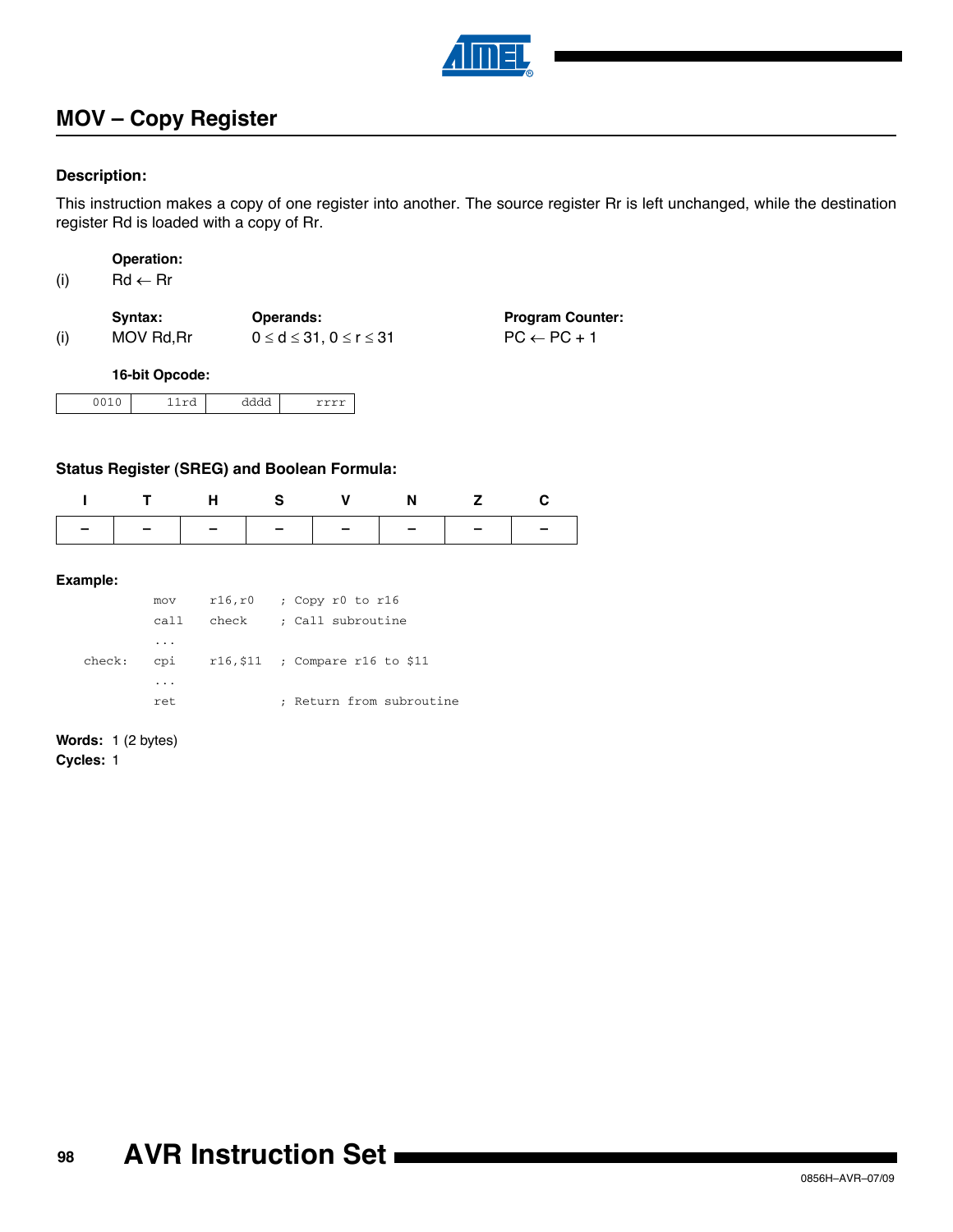## MOV – Copy Register

### Description:

This instruction makes a copy of one register into another. The source register Rr is left unchanged, while the destination register Rd is loaded with a copy of Rr.

|  | Operation: |
|---|---|
| (i) | $Rd \leftarrow Rr$ |

|  | Syntax: | Operands: | Program Counter: |
|---|---|---|---|
| (i) | MOV Rd,Rr | $0 \le d \le 31$, $0 \le r \le 31$ | $PC \leftarrow PC + 1$ |

**16-bit Opcode:**

| 0010 | 11rd | dddd | rrrr |
|---|---|---|---|

### Status Register (SREG) and Boolean Formula:

| I | T | H | S | V | N | Z | C |
|---|---|---|---|---|---|---|---|
| – | – | – | – | – | – | – | – |

### Example:

```
        mov     r16,r0    ; Copy r0 to r16
        call    check     ; Call subroutine
        ...
check:  cpi     r16,$11   ; Compare r16 to $11
        ...
        ret               ; Return from subroutine
```

**Words:** 1 (2 bytes)
**Cycles:** 1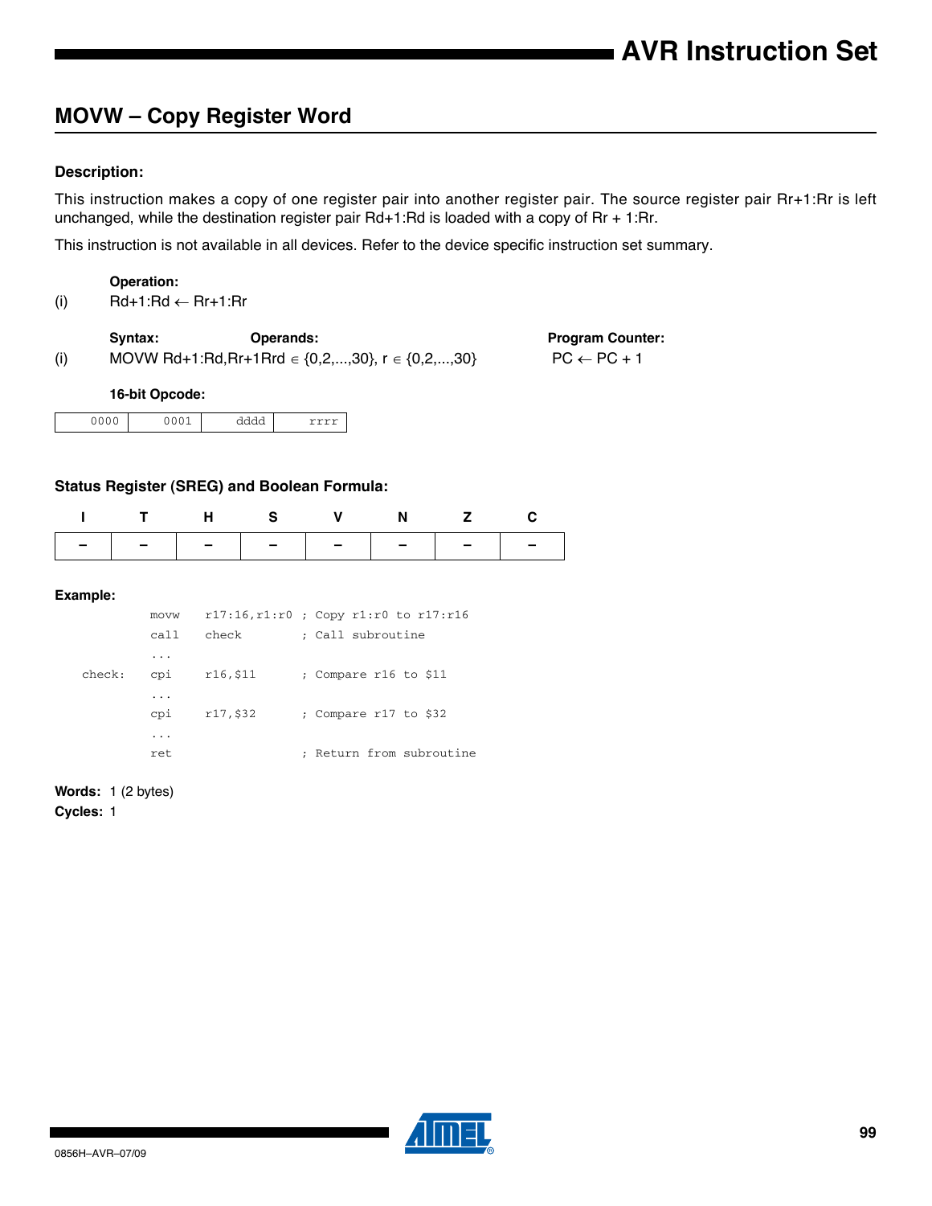## MOVW – Copy Register Word

### Description:

This instruction makes a copy of one register pair into another register pair. The source register pair Rr+1:Rr is left unchanged, while the destination register pair Rd+1:Rd is loaded with a copy of Rr + 1:Rr.

This instruction is not available in all devices. Refer to the device specific instruction set summary.

**Operation:**

(i) Rd+1:Rd ← Rr+1:Rr

| | Syntax: | Operands: | Program Counter: |
|---|---|---|---|
| (i) | MOVW Rd+1:Rd,Rr+1Rr | d ∈ {0,2,...,30}, r ∈ {0,2,...,30} | PC ← PC + 1 |

**16-bit Opcode:**

| 0000 | 0001 | dddd | rrrr |
|---|---|---|---|

### Status Register (SREG) and Boolean Formula:

| I | T | H | S | V | N | Z | C |
|---|---|---|---|---|---|---|---|
| – | – | – | – | – | – | – | – |

### Example:

```
        movw   r17:16,r1:r0  ; Copy r1:r0 to r17:r16
        call   check         ; Call subroutine
        ...
check:  cpi    r16,$11       ; Compare r16 to $11
        ...
        cpi    r17,$32       ; Compare r17 to $32
        ...
        ret                  ; Return from subroutine
```

**Words:** 1 (2 bytes)

**Cycles:** 1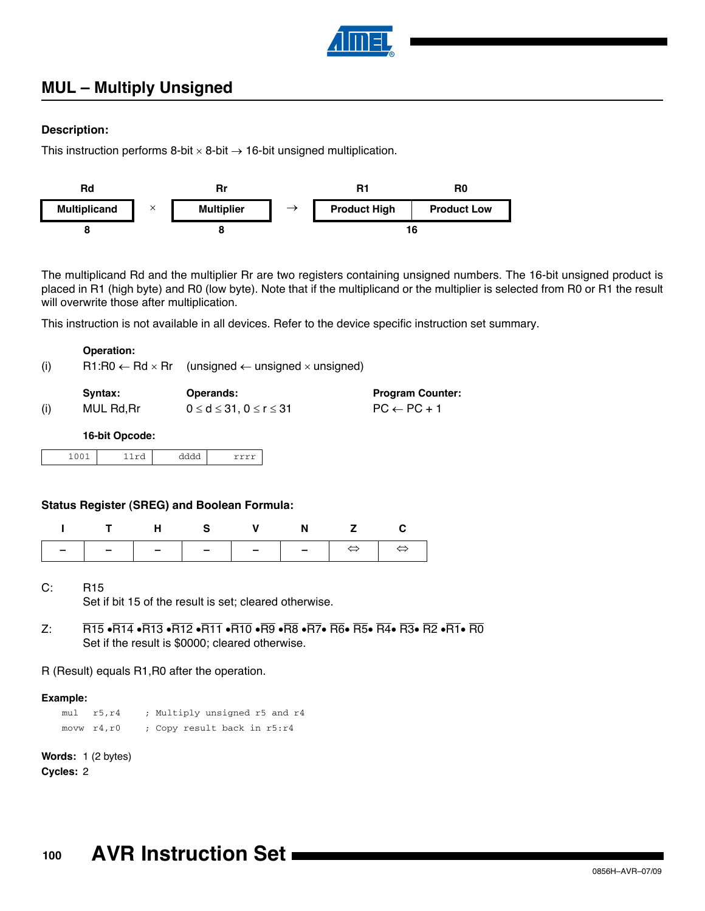## MUL – Multiply Unsigned

### Description:

This instruction performs 8-bit × 8-bit → 16-bit unsigned multiplication.

| Rd | | Rr | | R1 | R0 |
|---|---|---|---|---|---|
| Multiplicand | × | Multiplier | → | Product High | Product Low |
| 8 | | 8 | | 16 | |

The multiplicand Rd and the multiplier Rr are two registers containing unsigned numbers. The 16-bit unsigned product is placed in R1 (high byte) and R0 (low byte). Note that if the multiplicand or the multiplier is selected from R0 or R1 the result will overwrite those after multiplication.

This instruction is not available in all devices. Refer to the device specific instruction set summary.

**Operation:**

(i) R1:R0 ← Rd × Rr (unsigned ← unsigned × unsigned)

| | Syntax: | Operands: | Program Counter: |
|---|---|---|---|
| (i) | MUL Rd,Rr | $0 \le d \le 31$, $0 \le r \le 31$ | PC ← PC + 1 |

**16-bit Opcode:**

| 1001 | 11rd | dddd | rrrr |
|---|---|---|---|

### Status Register (SREG) and Boolean Formula:

| I | T | H | S | V | N | Z | C |
|---|---|---|---|---|---|---|---|
| – | – | – | – | – | – | ⇔ | ⇔ |

C: R15
Set if bit 15 of the result is set; cleared otherwise.

Z: $\overline{R15} \bullet \overline{R14} \bullet \overline{R13} \bullet \overline{R12} \bullet \overline{R11} \bullet \overline{R10} \bullet \overline{R9} \bullet \overline{R8} \bullet \overline{R7} \bullet \overline{R6} \bullet \overline{R5} \bullet \overline{R4} \bullet \overline{R3} \bullet \overline{R2} \bullet \overline{R1} \bullet \overline{R0}$
Set if the result is \$0000; cleared otherwise.

R (Result) equals R1,R0 after the operation.

**Example:**

```
mul   r5,r4    ; Multiply unsigned r5 and r4
movw  r4,r0    ; Copy result back in r5:r4
```

**Words:** 1 (2 bytes)
**Cycles:** 2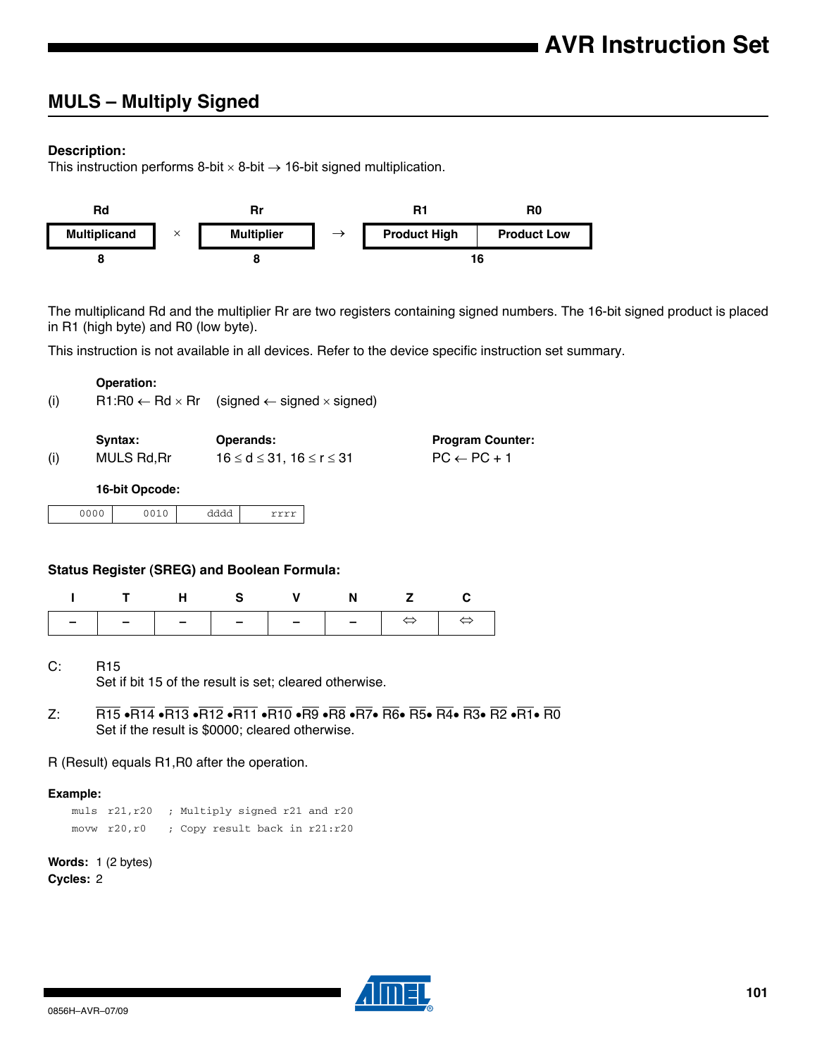## MULS – Multiply Signed

**Description:**

This instruction performs 8-bit × 8-bit → 16-bit signed multiplication.

| Rd | | Rr | | R1 | R0 |
|---|---|---|---|---|---|
| **Multiplicand** | × | **Multiplier** | → | **Product High** | **Product Low** |
| 8 | | 8 | | 16 | |

The multiplicand Rd and the multiplier Rr are two registers containing signed numbers. The 16-bit signed product is placed in R1 (high byte) and R0 (low byte).

This instruction is not available in all devices. Refer to the device specific instruction set summary.

**Operation:**

(i) R1:R0 ← Rd × Rr    (signed ← signed × signed)

| | **Syntax:** | **Operands:** | **Program Counter:** |
|---|---|---|---|
| (i) | MULS Rd,Rr | 16 ≤ d ≤ 31, 16 ≤ r ≤ 31 | PC ← PC + 1 |

**16-bit Opcode:**

| 0000 | 0010 | dddd | rrrr |
|---|---|---|---|

**Status Register (SREG) and Boolean Formula:**

| I | T | H | S | V | N | Z | C |
|---|---|---|---|---|---|---|---|
| – | – | – | – | – | – | ⇔ | ⇔ |

C: R15
Set if bit 15 of the result is set; cleared otherwise.

Z: $\overline{R15} \bullet \overline{R14} \bullet \overline{R13} \bullet \overline{R12} \bullet \overline{R11} \bullet \overline{R10} \bullet \overline{R9} \bullet \overline{R8} \bullet \overline{R7} \bullet \overline{R6} \bullet \overline{R5} \bullet \overline{R4} \bullet \overline{R3} \bullet \overline{R2} \bullet \overline{R1} \bullet \overline{R0}$
Set if the result is \$0000; cleared otherwise.

R (Result) equals R1,R0 after the operation.

**Example:**

```
muls  r21,r20   ; Multiply signed r21 and r20
movw  r20,r0    ; Copy result back in r21:r20
```

**Words:** 1 (2 bytes)
**Cycles:** 2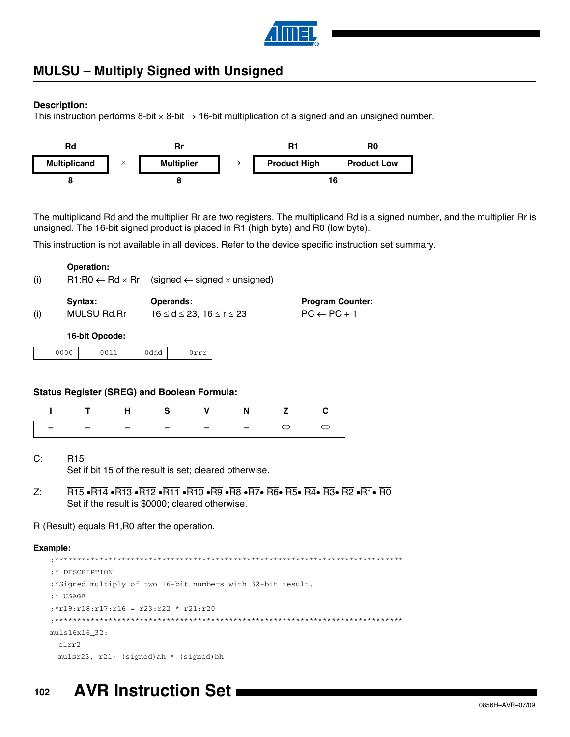## MULSU – Multiply Signed with Unsigned

**Description:**

This instruction performs 8-bit × 8-bit → 16-bit multiplication of a signed and an unsigned number.

| Rd | | Rr | | R1 | R0 |
|---|---|---|---|---|---|
| Multiplicand | × | Multiplier | → | Product High | Product Low |
| 8 | | 8 | | 16 | |

The multiplicand Rd and the multiplier Rr are two registers. The multiplicand Rd is a signed number, and the multiplier Rr is unsigned. The 16-bit signed product is placed in R1 (high byte) and R0 (low byte).

This instruction is not available in all devices. Refer to the device specific instruction set summary.

**Operation:**

(i) R1:R0 ← Rd × Rr (signed ← signed × unsigned)

| | Syntax: | Operands: | Program Counter: |
|---|---|---|---|
| (i) | MULSU Rd,Rr | 16 ≤ d ≤ 23, 16 ≤ r ≤ 23 | PC ← PC + 1 |

**16-bit Opcode:**

| 0000 | 0011 | 0ddd | 0rrr |
|---|---|---|---|

**Status Register (SREG) and Boolean Formula:**

| I | T | H | S | V | N | Z | C |
|---|---|---|---|---|---|---|---|
| – | – | – | – | – | – | ⇔ | ⇔ |

C: R15
Set if bit 15 of the result is set; cleared otherwise.

Z: $\overline{R15} \bullet \overline{R14} \bullet \overline{R13} \bullet \overline{R12} \bullet \overline{R11} \bullet \overline{R10} \bullet \overline{R9} \bullet \overline{R8} \bullet \overline{R7} \bullet \overline{R6} \bullet \overline{R5} \bullet \overline{R4} \bullet \overline{R3} \bullet \overline{R2} \bullet \overline{R1} \bullet \overline{R0}$
Set if the result is \$0000; cleared otherwise.

R (Result) equals R1,R0 after the operation.

**Example:**

```
;******************************************************************************
;* DESCRIPTION
;*Signed multiply of two 16-bit numbers with 32-bit result.
;* USAGE
;*r19:r18:r17:r16 = r23:r22 * r21:r20
;******************************************************************************
muls16x16_32:
  clrr2
  mulsr23, r21; (signed)ah * (signed)bh
```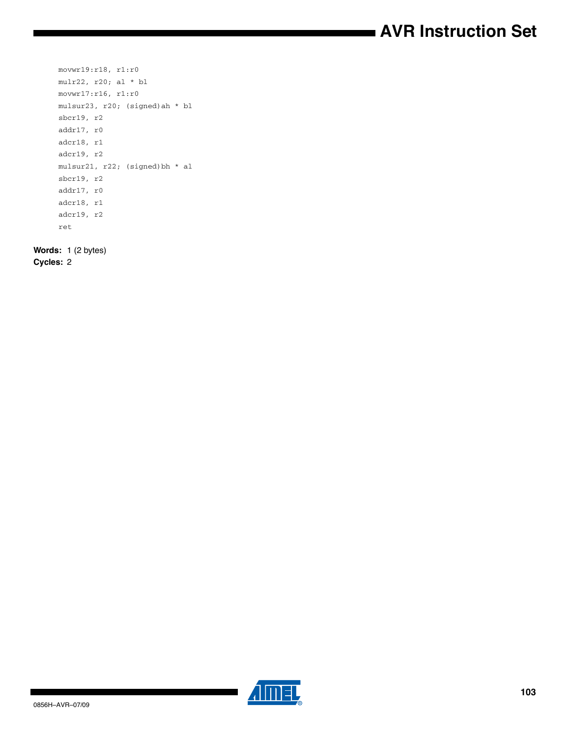```
movwr19:r18, r1:r0
mulr22, r20; al * bl
movwr17:r16, r1:r0
mulsur23, r20; (signed)ah * bl
sbcr19, r2
addr17, r0
adcr18, r1
adcr19, r2
mulsur21, r22; (signed)bh * al
sbcr19, r2
addr17, r0
adcr18, r1
adcr19, r2
ret
```

**Words:** 1 (2 bytes)

**Cycles:** 2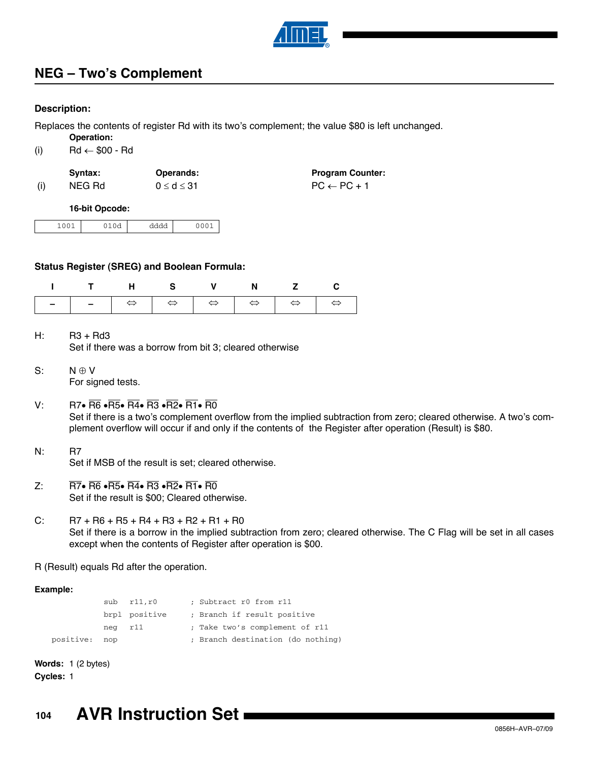## NEG – Two's Complement

### Description:

Replaces the contents of register Rd with its two's complement; the value \$80 is left unchanged.

**Operation:**

(i) $Rd \leftarrow \$00 - Rd$

| | **Syntax:** | **Operands:** | **Program Counter:** |
|---|---|---|---|
| (i) | NEG Rd | $0 \le d \le 31$ | $PC \leftarrow PC + 1$ |

**16-bit Opcode:**

| 1001 | 010d | dddd | 0001 |
|---|---|---|---|

### Status Register (SREG) and Boolean Formula:

| I | T | H | S | V | N | Z | C |
|---|---|---|---|---|---|---|---|
| – | – | ⇔ | ⇔ | ⇔ | ⇔ | ⇔ | ⇔ |

H: $R3 + Rd3$
Set if there was a borrow from bit 3; cleared otherwise

S: $N \oplus V$
For signed tests.

V: $R7 \bullet \overline{R6} \bullet \overline{R5} \bullet \overline{R4} \bullet \overline{R3} \bullet \overline{R2} \bullet \overline{R1} \bullet \overline{R0}$
Set if there is a two's complement overflow from the implied subtraction from zero; cleared otherwise. A two's complement overflow will occur if and only if the contents of the Register after operation (Result) is \$80.

N: $R7$
Set if MSB of the result is set; cleared otherwise.

Z: $\overline{R7} \bullet \overline{R6} \bullet \overline{R5} \bullet \overline{R4} \bullet \overline{R3} \bullet \overline{R2} \bullet \overline{R1} \bullet \overline{R0}$
Set if the result is \$00; Cleared otherwise.

C: $R7 + R6 + R5 + R4 + R3 + R2 + R1 + R0$
Set if there is a borrow in the implied subtraction from zero; cleared otherwise. The C Flag will be set in all cases except when the contents of Register after operation is \$00.

R (Result) equals Rd after the operation.

**Example:**

```
           sub   r11,r0       ; Subtract r0 from r11
           brpl  positive     ; Branch if result positive
           neg   r11          ; Take two's complement of r11
positive:  nop                ; Branch destination (do nothing)
```

**Words:** 1 (2 bytes)

**Cycles:** 1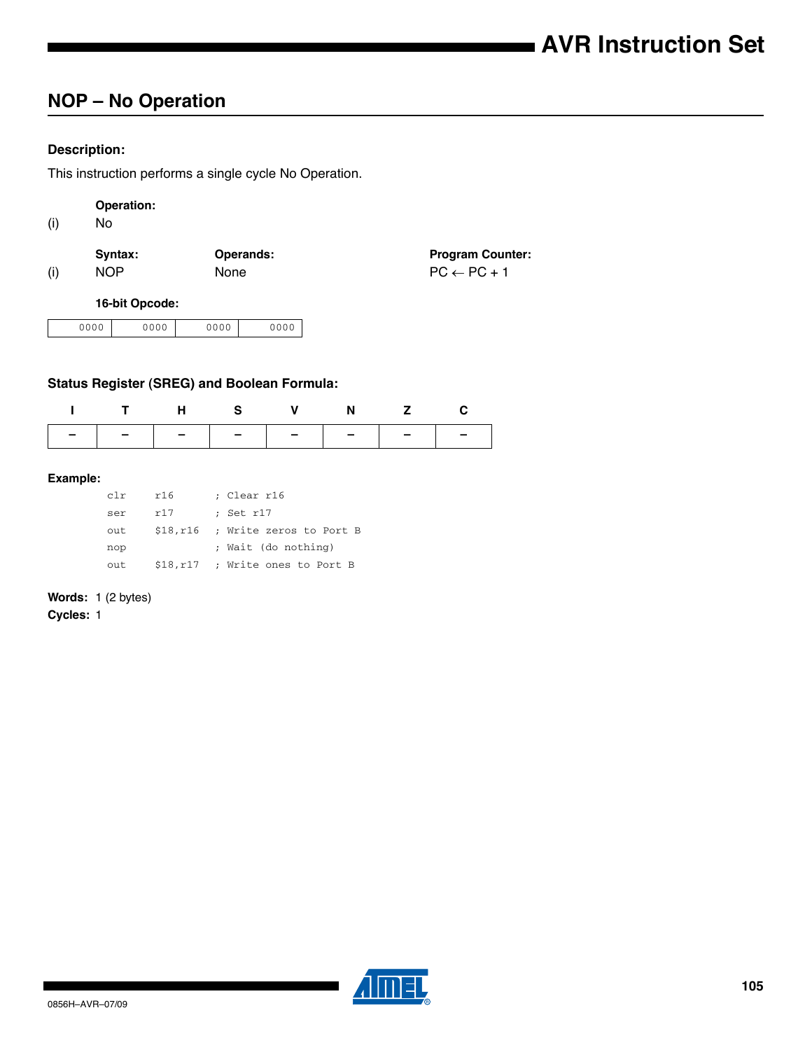## NOP – No Operation

### Description:

This instruction performs a single cycle No Operation.

**Operation:**

(i) No

| | Syntax: | Operands: | Program Counter: |
|---|---|---|---|
| (i) | NOP | None | PC ← PC + 1 |

**16-bit Opcode:**

| 0000 | 0000 | 0000 | 0000 |
|---|---|---|---|

### Status Register (SREG) and Boolean Formula:

| I | T | H | S | V | N | Z | C |
|---|---|---|---|---|---|---|---|
| – | – | – | – | – | – | – | – |

**Example:**

```
clr   r16      ; Clear r16
ser   r17      ; Set r17
out   $18,r16  ; Write zeros to Port B
nop            ; Wait (do nothing)
out   $18,r17  ; Write ones to Port B
```

**Words:** 1 (2 bytes)

**Cycles:** 1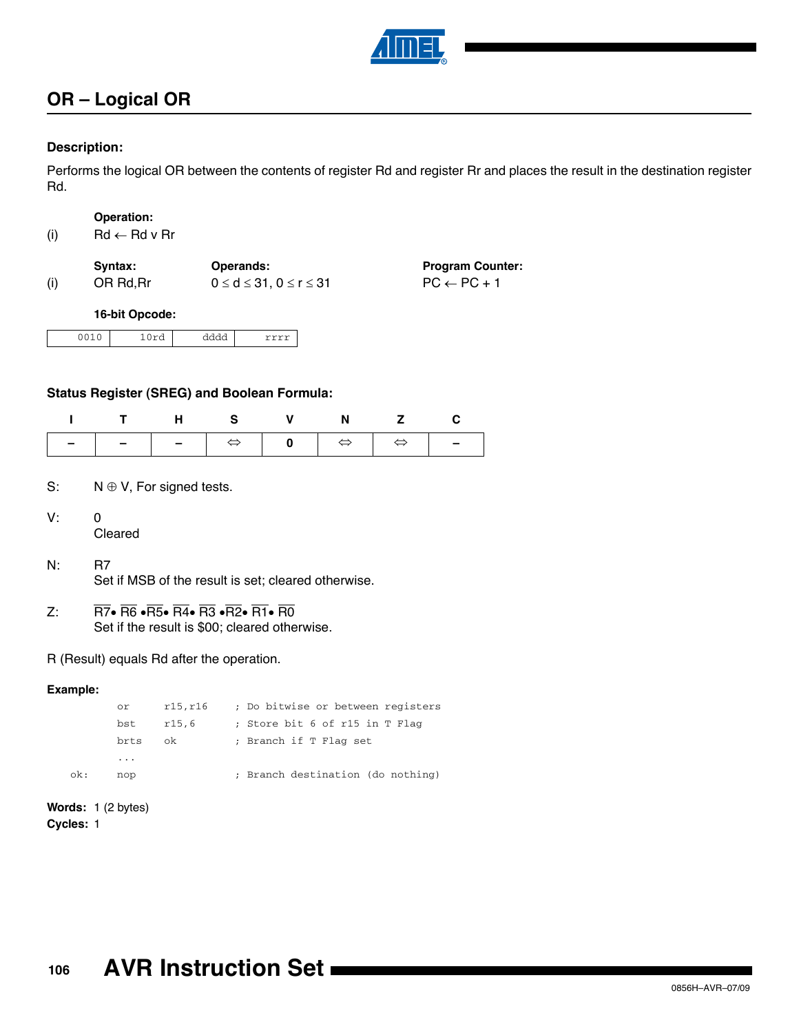## OR – Logical OR

### Description:

Performs the logical OR between the contents of register Rd and register Rr and places the result in the destination register Rd.

**Operation:**

(i) Rd ← Rd v Rr

| | Syntax: | Operands: | Program Counter: |
|---|---|---|---|
| (i) | OR Rd,Rr | $0 \le d \le 31$, $0 \le r \le 31$ | PC ← PC + 1 |

**16-bit Opcode:**

| 0010 | 10rd | dddd | rrrr |
|---|---|---|---|

### Status Register (SREG) and Boolean Formula:

| I | T | H | S | V | N | Z | C |
|---|---|---|---|---|---|---|---|
| – | – | – | ⇔ | 0 | ⇔ | ⇔ | – |

S: $N \oplus V$, For signed tests.

V: 0
Cleared

N: R7
Set if MSB of the result is set; cleared otherwise.

Z: $\overline{R7} \bullet \overline{R6} \bullet \overline{R5} \bullet \overline{R4} \bullet \overline{R3} \bullet \overline{R2} \bullet \overline{R1} \bullet \overline{R0}$
Set if the result is \$00; cleared otherwise.

R (Result) equals Rd after the operation.

**Example:**

```
        or      r15,r16     ; Do bitwise or between registers
        bst     r15,6       ; Store bit 6 of r15 in T Flag
        brts    ok          ; Branch if T Flag set
        ...
ok:     nop                 ; Branch destination (do nothing)
```

**Words:** 1 (2 bytes)
**Cycles:** 1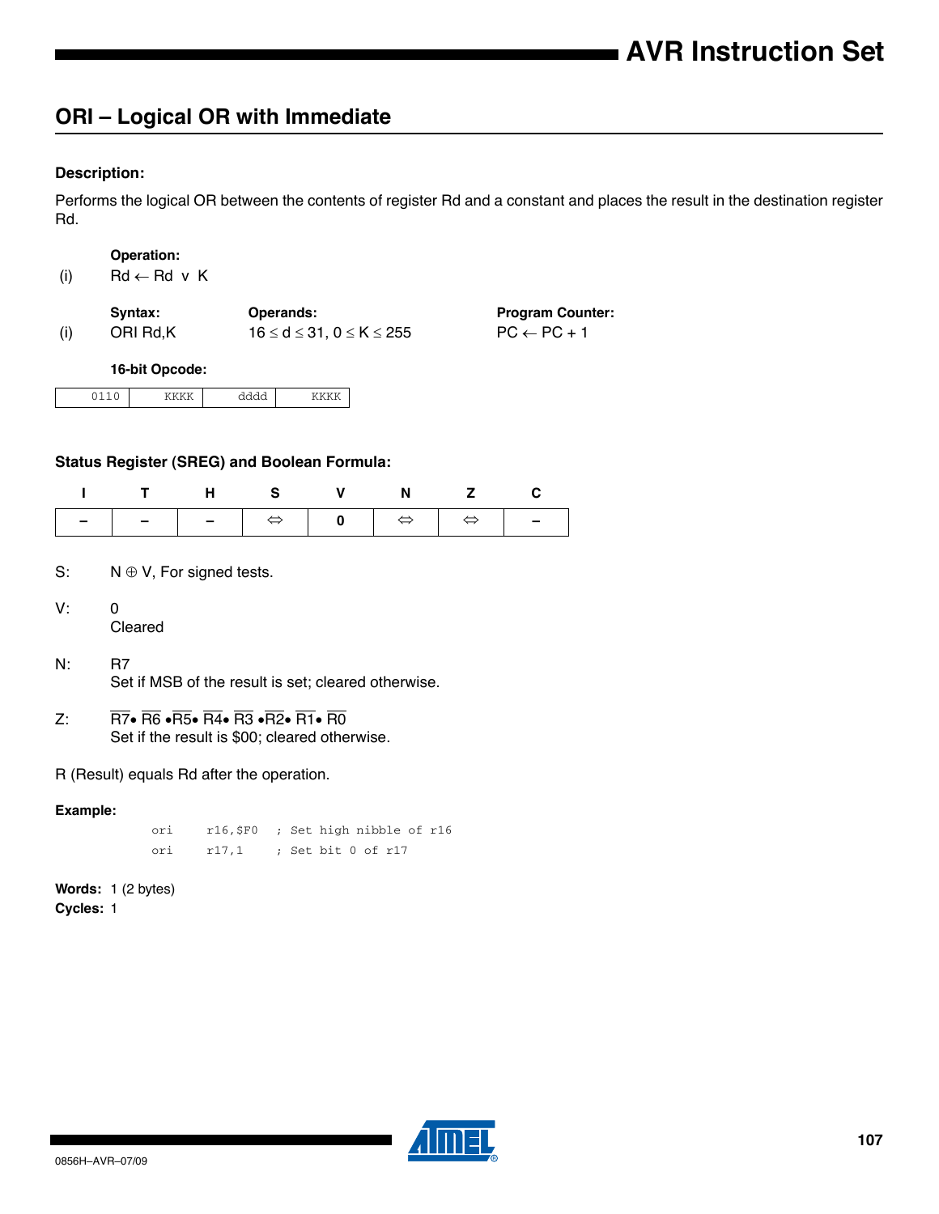## ORI – Logical OR with Immediate

### Description:

Performs the logical OR between the contents of register Rd and a constant and places the result in the destination register Rd.

| | Operation: | | |
|---|---|---|---|
| (i) | $Rd \leftarrow Rd \lor K$ | | |
| | **Syntax:** | **Operands:** | **Program Counter:** |
| (i) | ORI Rd,K | $16 \le d \le 31$, $0 \le K \le 255$ | $PC \leftarrow PC + 1$ |

**16-bit Opcode:**

| 0110 | KKKK | dddd | KKKK |
|---|---|---|---|

### Status Register (SREG) and Boolean Formula:

| I | T | H | S | V | N | Z | C |
|---|---|---|---|---|---|---|---|
| – | – | – | ⇔ | 0 | ⇔ | ⇔ | – |

S: $N \oplus V$, For signed tests.

V: 0
Cleared

N: R7
Set if MSB of the result is set; cleared otherwise.

Z: $\overline{R7} \bullet \overline{R6} \bullet \overline{R5} \bullet \overline{R4} \bullet \overline{R3} \bullet \overline{R2} \bullet \overline{R1} \bullet \overline{R0}$
Set if the result is \$00; cleared otherwise.

R (Result) equals Rd after the operation.

**Example:**

```
ori   r16,$F0   ; Set high nibble of r16
ori   r17,1     ; Set bit 0 of r17
```

**Words:** 1 (2 bytes)
**Cycles:** 1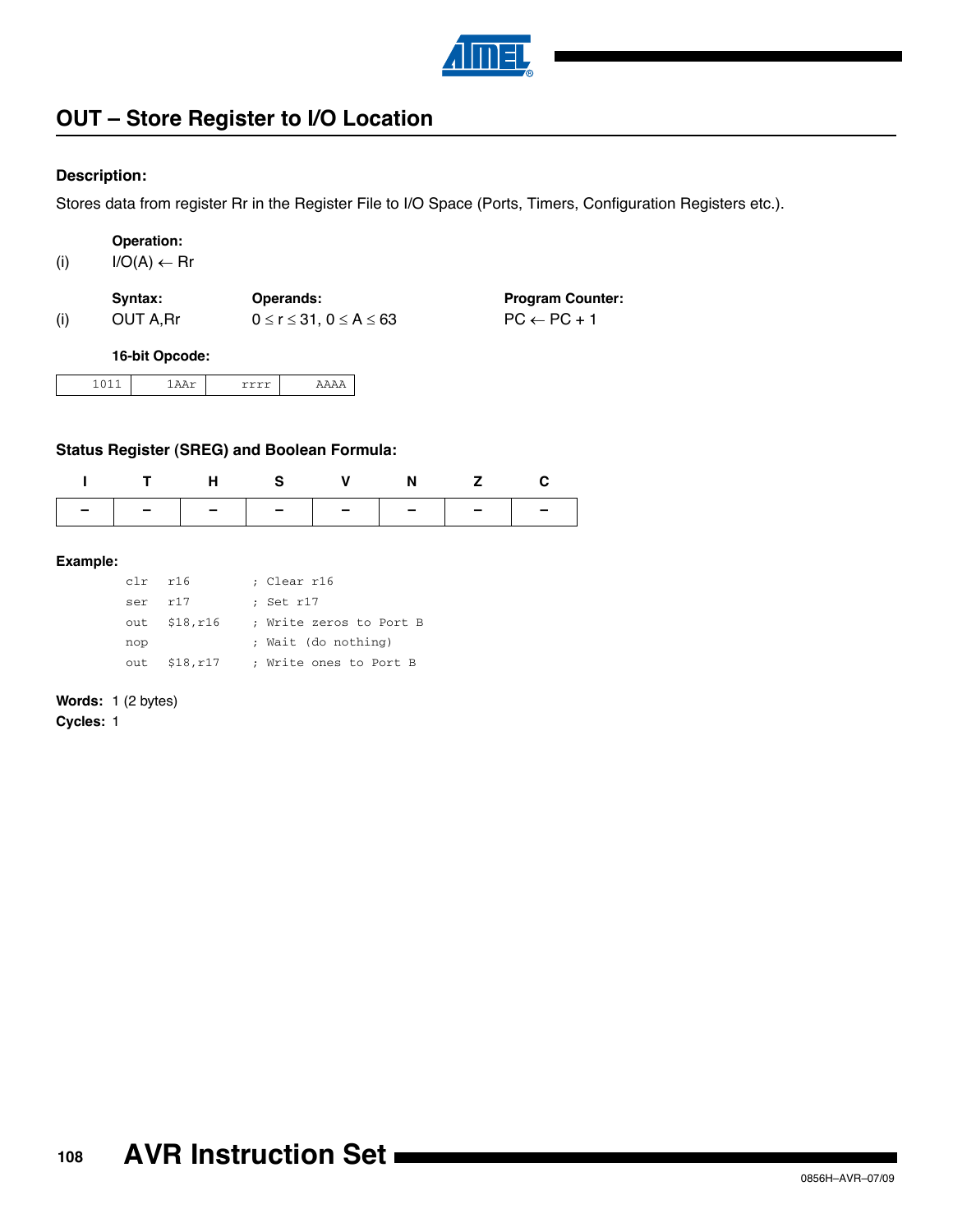## OUT – Store Register to I/O Location

### Description:

Stores data from register Rr in the Register File to I/O Space (Ports, Timers, Configuration Registers etc.).

| | Operation: | | |
|---|---|---|---|
| (i) | I/O(A) ← Rr | | |

| | Syntax: | Operands: | Program Counter: |
|---|---|---|---|
| (i) | OUT A,Rr | $0 \le r \le 31$, $0 \le A \le 63$ | PC ← PC + 1 |

**16-bit Opcode:**

| 1011 | 1AAr | rrrr | AAAA |
|---|---|---|---|

### Status Register (SREG) and Boolean Formula:

| I | T | H | S | V | N | Z | C |
|---|---|---|---|---|---|---|---|
| – | – | – | – | – | – | – | – |

### Example:

```
clr  r16       ; Clear r16
ser  r17       ; Set r17
out  $18,r16   ; Write zeros to Port B
nop            ; Wait (do nothing)
out  $18,r17   ; Write ones to Port B
```

**Words:** 1 (2 bytes)

**Cycles:** 1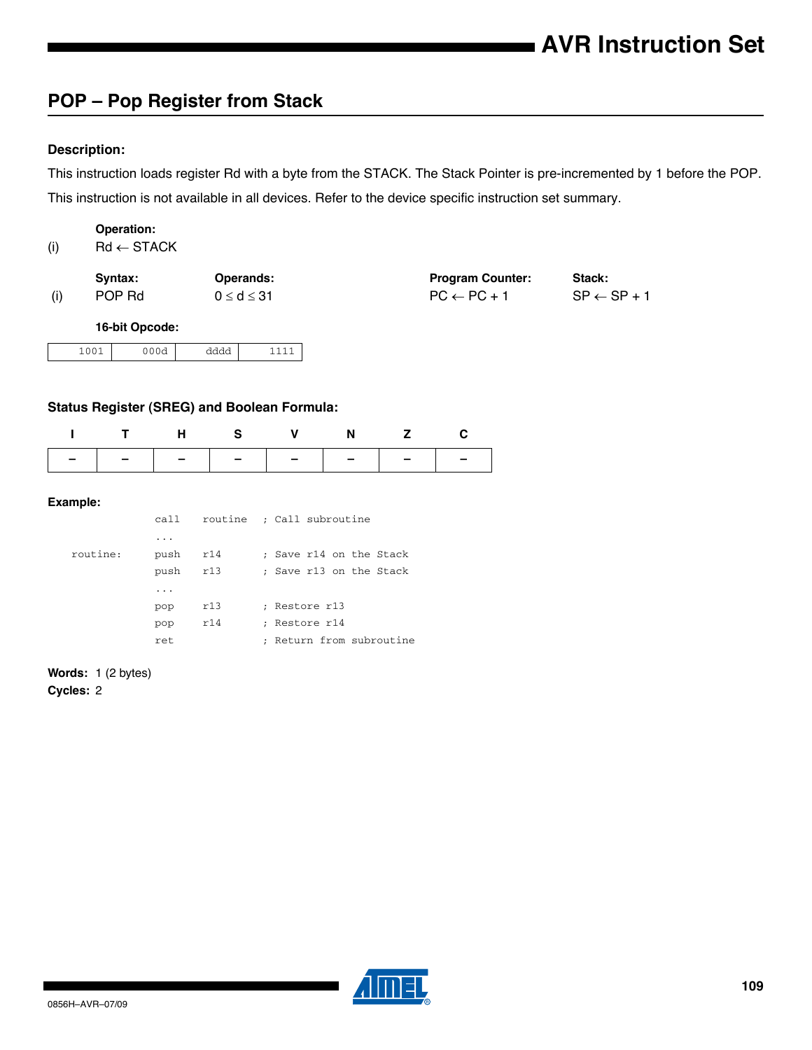## POP – Pop Register from Stack

### Description:

This instruction loads register Rd with a byte from the STACK. The Stack Pointer is pre-incremented by 1 before the POP.

This instruction is not available in all devices. Refer to the device specific instruction set summary.

**Operation:**

(i) $Rd \leftarrow STACK$

| | Syntax: | Operands: | Program Counter: | Stack: |
|---|---|---|---|---|
| (i) | POP Rd | $0 \leq d \leq 31$ | $PC \leftarrow PC + 1$ | $SP \leftarrow SP + 1$ |

**16-bit Opcode:**

| 1001 | 000d | dddd | 1111 |
|---|---|---|---|

### Status Register (SREG) and Boolean Formula:

| I | T | H | S | V | N | Z | C |
|---|---|---|---|---|---|---|---|
| – | – | – | – | – | – | – | – |

### Example:

```
            call    routine  ; Call subroutine
            ...
routine:    push    r14      ; Save r14 on the Stack
            push    r13      ; Save r13 on the Stack
            ...
            pop     r13      ; Restore r13
            pop     r14      ; Restore r14
            ret              ; Return from subroutine
```

**Words:** 1 (2 bytes)

**Cycles:** 2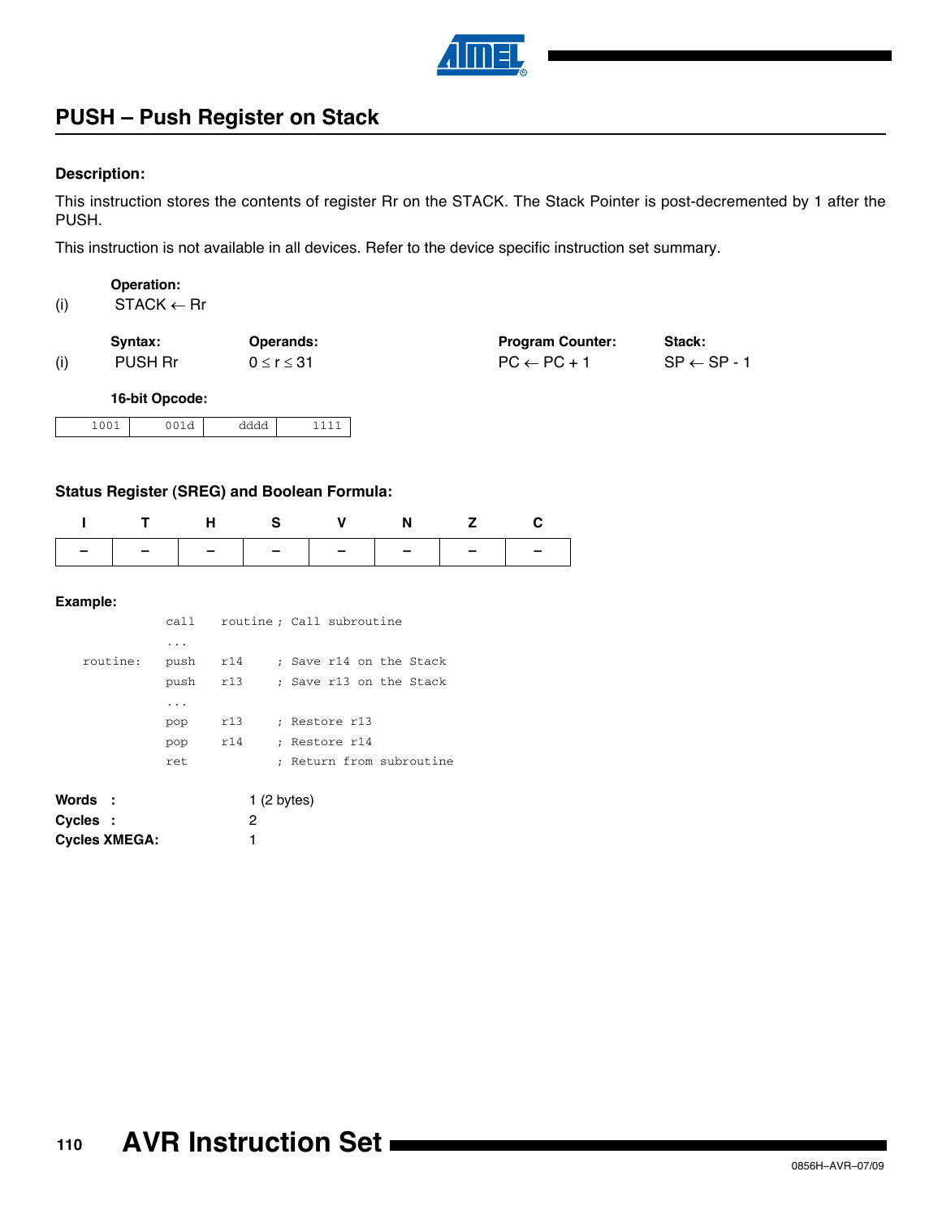## PUSH – Push Register on Stack

### Description:

This instruction stores the contents of register Rr on the STACK. The Stack Pointer is post-decremented by 1 after the PUSH.

This instruction is not available in all devices. Refer to the device specific instruction set summary.

**Operation:**

(i) STACK ← Rr

| | Syntax: | Operands: | Program Counter: | Stack: |
|---|---|---|---|---|
| (i) | PUSH Rr | $0 \le r \le 31$ | PC ← PC + 1 | SP ← SP - 1 |

**16-bit Opcode:**

| 1001 | 001d | dddd | 1111 |
|---|---|---|---|

### Status Register (SREG) and Boolean Formula:

| I | T | H | S | V | N | Z | C |
|---|---|---|---|---|---|---|---|
| – | – | – | – | – | – | – | – |

### Example:

```
            call    routine ; Call subroutine
            ...
routine:    push    r14     ; Save r14 on the Stack
            push    r13     ; Save r13 on the Stack
            ...
            pop     r13     ; Restore r13
            pop     r14     ; Restore r14
            ret             ; Return from subroutine
```

**Words :** 1 (2 bytes)

**Cycles :** 2

**Cycles XMEGA:** 1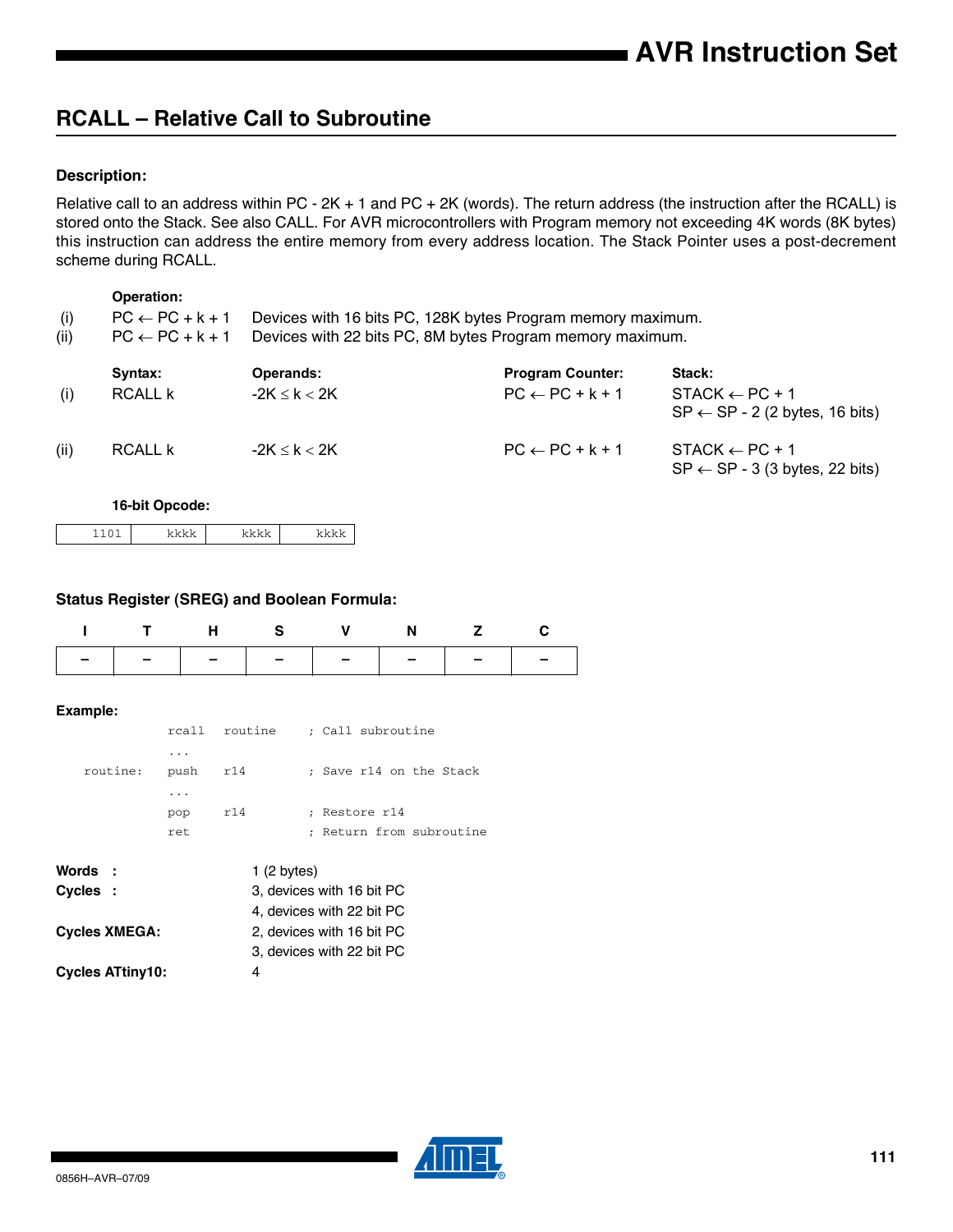## RCALL – Relative Call to Subroutine

### Description:

Relative call to an address within PC - 2K + 1 and PC + 2K (words). The return address (the instruction after the RCALL) is stored onto the Stack. See also CALL. For AVR microcontrollers with Program memory not exceeding 4K words (8K bytes) this instruction can address the entire memory from every address location. The Stack Pointer uses a post-decrement scheme during RCALL.

**Operation:**

| | | |
|---|---|---|
| (i) | $PC \leftarrow PC + k + 1$ | Devices with 16 bits PC, 128K bytes Program memory maximum. |
| (ii) | $PC \leftarrow PC + k + 1$ | Devices with 22 bits PC, 8M bytes Program memory maximum. |

| | Syntax: | Operands: | Program Counter: | Stack: |
|---|---|---|---|---|
| (i) | RCALL k | $-2K \leq k < 2K$ | $PC \leftarrow PC + k + 1$ | $STACK \leftarrow PC + 1$<br>$SP \leftarrow SP - 2$ (2 bytes, 16 bits) |
| (ii) | RCALL k | $-2K \leq k < 2K$ | $PC \leftarrow PC + k + 1$ | $STACK \leftarrow PC + 1$<br>$SP \leftarrow SP - 3$ (3 bytes, 22 bits) |

**16-bit Opcode:**

| 1101 | kkkk | kkkk | kkkk |
|---|---|---|---|

### Status Register (SREG) and Boolean Formula:

| I | T | H | S | V | N | Z | C |
|---|---|---|---|---|---|---|---|
| – | – | – | – | – | – | – | – |

### Example:

```
          rcall   routine     ; Call subroutine
          ...
routine:  push    r14         ; Save r14 on the Stack
          ...
          pop     r14         ; Restore r14
          ret                 ; Return from subroutine
```

| | |
|---|---|
| **Words :** | 1 (2 bytes) |
| **Cycles :** | 3, devices with 16 bit PC<br>4, devices with 22 bit PC |
| **Cycles XMEGA:** | 2, devices with 16 bit PC<br>3, devices with 22 bit PC |
| **Cycles ATtiny10:** | 4 |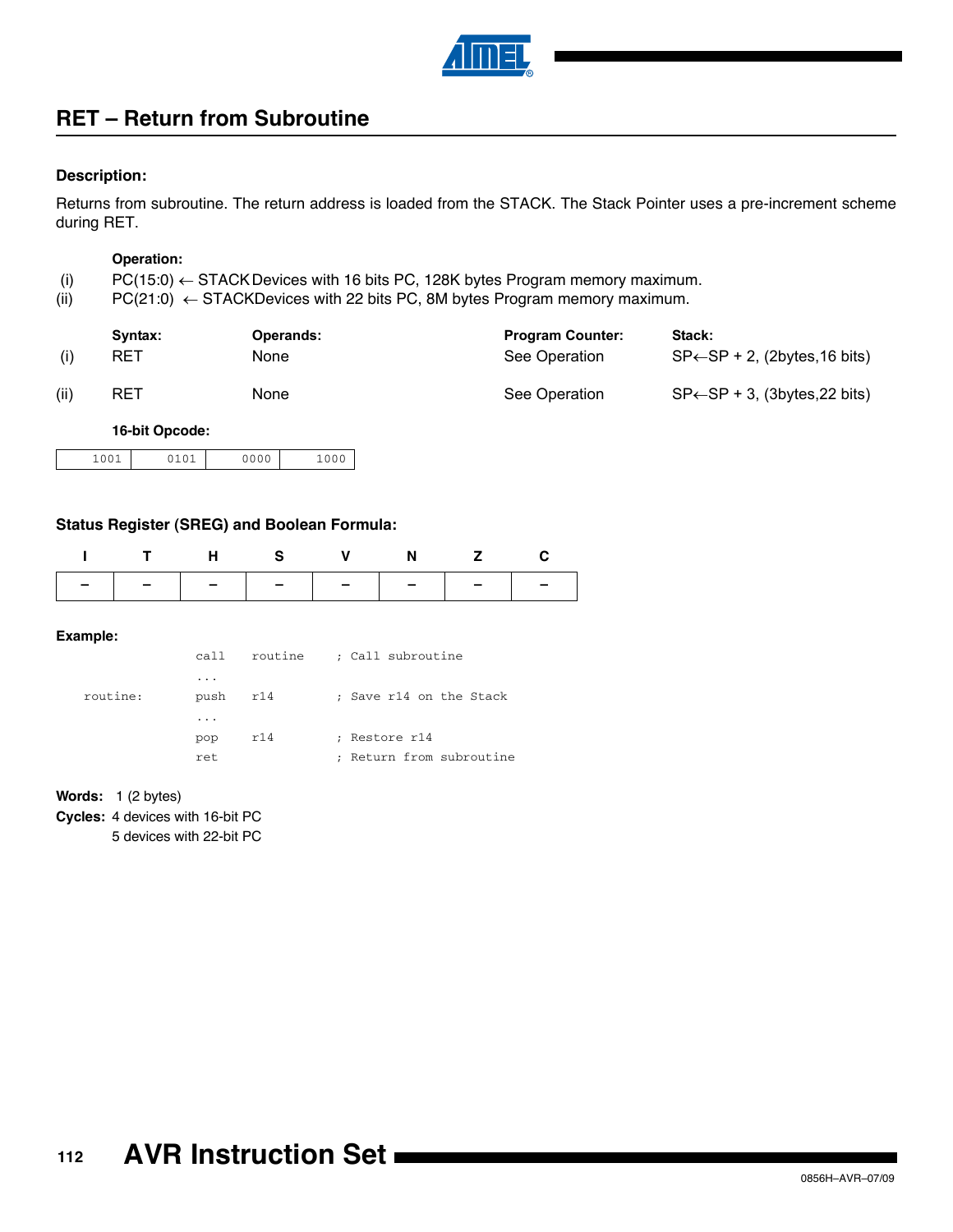## RET – Return from Subroutine

**Description:**

Returns from subroutine. The return address is loaded from the STACK. The Stack Pointer uses a pre-increment scheme during RET.

| | Operation: |
|---|---|
| (i) | PC(15:0) ← STACK Devices with 16 bits PC, 128K bytes Program memory maximum. |
| (ii) | PC(21:0) ← STACK Devices with 22 bits PC, 8M bytes Program memory maximum. |

| | Syntax: | Operands: | Program Counter: | Stack: |
|---|---|---|---|---|
| (i) | RET | None | See Operation | SP←SP + 2, (2bytes,16 bits) |
| (ii) | RET | None | See Operation | SP←SP + 3, (3bytes,22 bits) |

**16-bit Opcode:**

| 1001 | 0101 | 0000 | 1000 |
|---|---|---|---|

**Status Register (SREG) and Boolean Formula:**

| I | T | H | S | V | N | Z | C |
|---|---|---|---|---|---|---|---|
| – | – | – | – | – | – | – | – |

**Example:**

```
            call    routine     ; Call subroutine
            ...
routine:    push    r14         ; Save r14 on the Stack
            ...
            pop     r14         ; Restore r14
            ret                 ; Return from subroutine
```

**Words:** 1 (2 bytes)

**Cycles:** 4 devices with 16-bit PC
5 devices with 22-bit PC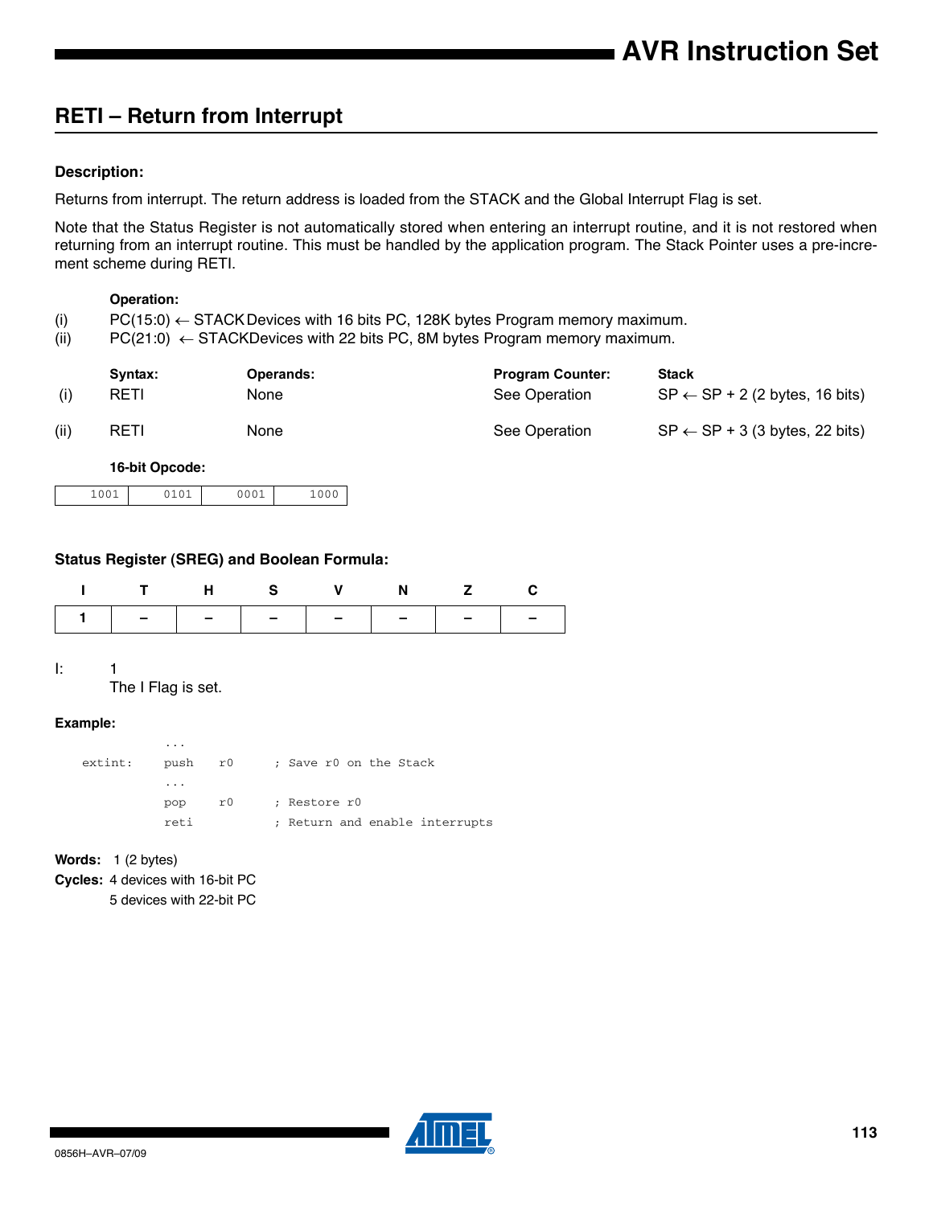## RETI – Return from Interrupt

### Description:

Returns from interrupt. The return address is loaded from the STACK and the Global Interrupt Flag is set.

Note that the Status Register is not automatically stored when entering an interrupt routine, and it is not restored when returning from an interrupt routine. This must be handled by the application program. The Stack Pointer uses a pre-increment scheme during RETI.

**Operation:**

(i) PC(15:0) ← STACK Devices with 16 bits PC, 128K bytes Program memory maximum.

(ii) PC(21:0) ← STACK Devices with 22 bits PC, 8M bytes Program memory maximum.

| | Syntax: | Operands: | Program Counter: | Stack |
|---|---|---|---|---|
| (i) | RETI | None | See Operation | SP ← SP + 2 (2 bytes, 16 bits) |
| (ii) | RETI | None | See Operation | SP ← SP + 3 (3 bytes, 22 bits) |

**16-bit Opcode:**

| 1001 | 0101 | 0001 | 1000 |
|---|---|---|---|

### Status Register (SREG) and Boolean Formula:

| I | T | H | S | V | N | Z | C |
|---|---|---|---|---|---|---|---|
| 1 | – | – | – | – | – | – | – |

I: 1
The I Flag is set.

**Example:**

```
            ...
extint:     push    r0      ; Save r0 on the Stack
            ...
            pop     r0      ; Restore r0
            reti            ; Return and enable interrupts
```

**Words:** 1 (2 bytes)

**Cycles:** 4 devices with 16-bit PC
5 devices with 22-bit PC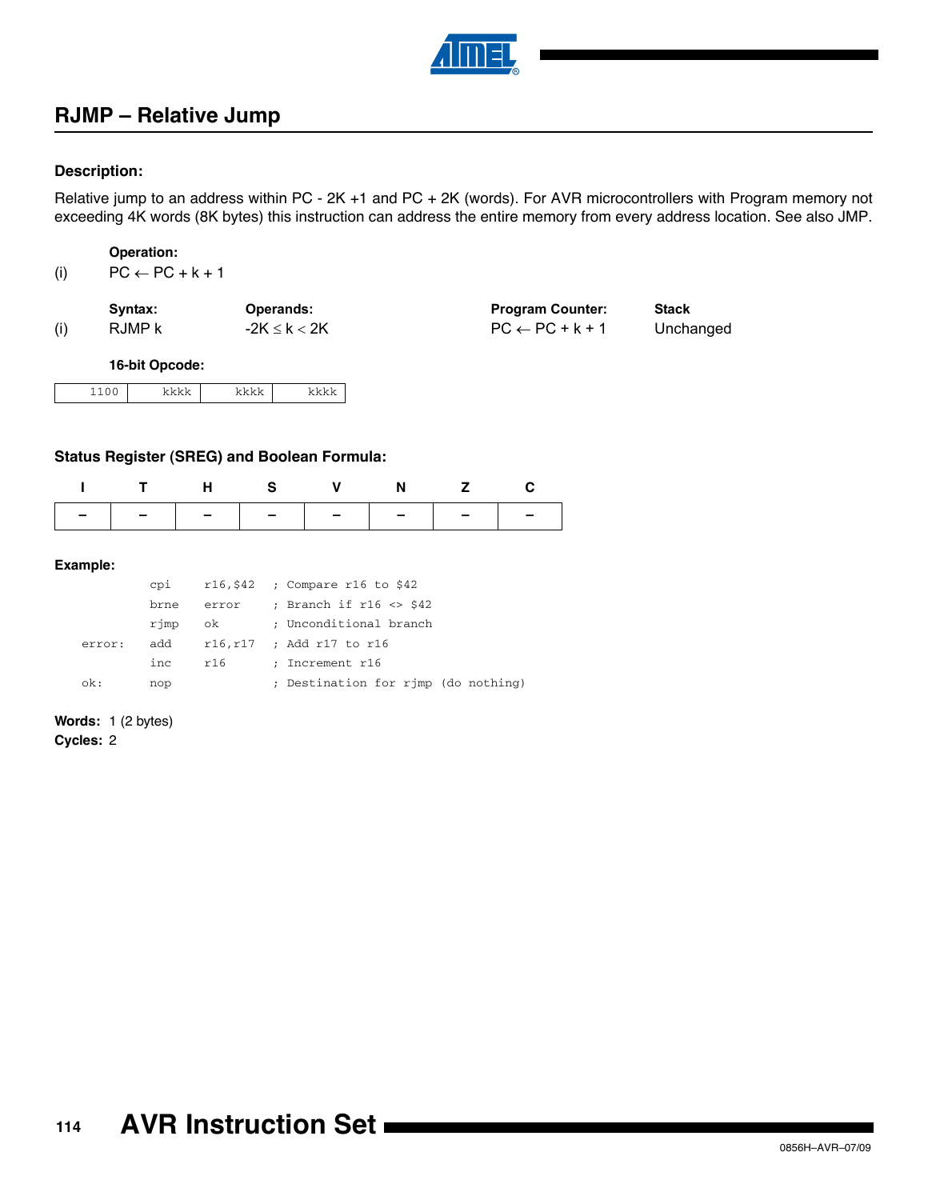## RJMP – Relative Jump

### Description:

Relative jump to an address within PC - 2K +1 and PC + 2K (words). For AVR microcontrollers with Program memory not exceeding 4K words (8K bytes) this instruction can address the entire memory from every address location. See also JMP.

**Operation:**

(i) $PC \leftarrow PC + k + 1$

| | Syntax: | Operands: | Program Counter: | Stack |
|---|---|---|---|---|
| (i) | RJMP k | $-2K \leq k < 2K$ | $PC \leftarrow PC + k + 1$ | Unchanged |

**16-bit Opcode:**

| 1100 | kkkk | kkkk | kkkk |
|---|---|---|---|

### Status Register (SREG) and Boolean Formula:

| I | T | H | S | V | N | Z | C |
|---|---|---|---|---|---|---|---|
| – | – | – | – | – | – | – | – |

### Example:

```
        cpi     r16,$42   ; Compare r16 to $42
        brne    error     ; Branch if r16 <> $42
        rjmp    ok        ; Unconditional branch
error:  add     r16,r17   ; Add r17 to r16
        inc     r16       ; Increment r16
ok:     nop               ; Destination for rjmp (do nothing)
```

**Words:** 1 (2 bytes)

**Cycles:** 2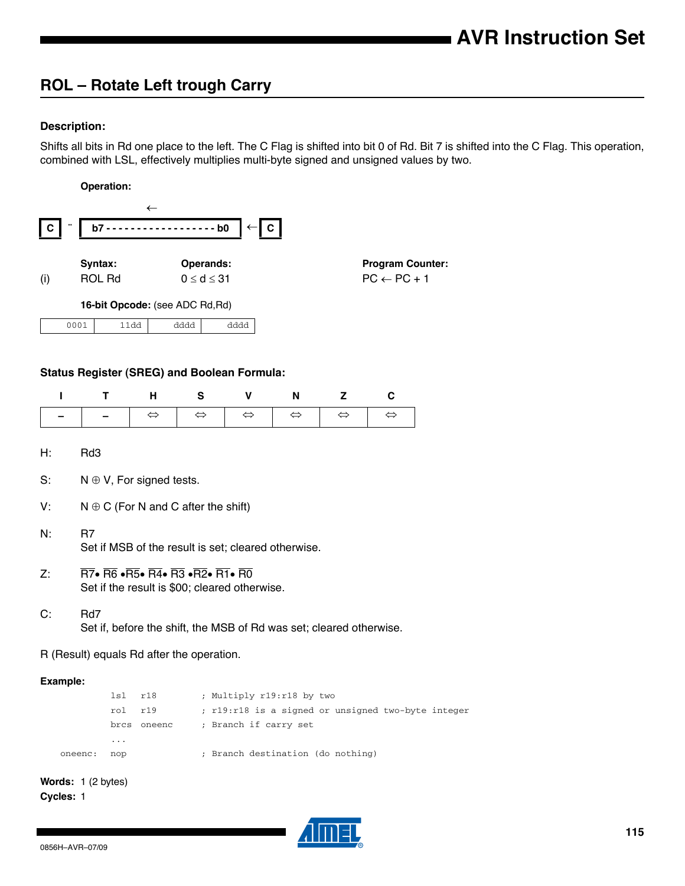## ROL – Rotate Left trough Carry

### Description:

Shifts all bits in Rd one place to the left. The C Flag is shifted into bit 0 of Rd. Bit 7 is shifted into the C Flag. This operation, combined with LSL, effectively multiplies multi-byte signed and unsigned values by two.

**Operation:**

C ¨ b7 - - - - - - - - - - - - - - - - - - b0 ← C

|  | Syntax: | Operands: | Program Counter: |
|---|---|---|---|
| (i) | ROL Rd | $0 \le d \le 31$ | PC ← PC + 1 |

**16-bit Opcode:** (see ADC Rd,Rd)

| 0001 | 11dd | dddd | dddd |
|---|---|---|---|

### Status Register (SREG) and Boolean Formula:

| I | T | H | S | V | N | Z | C |
|---|---|---|---|---|---|---|---|
| – | – | ⇔ | ⇔ | ⇔ | ⇔ | ⇔ | ⇔ |

H: Rd3

S: $N \oplus V$, For signed tests.

V: $N \oplus C$ (For N and C after the shift)

N: R7
Set if MSB of the result is set; cleared otherwise.

Z: $\overline{R7} \bullet \overline{R6} \bullet \overline{R5} \bullet \overline{R4} \bullet \overline{R3} \bullet \overline{R2} \bullet \overline{R1} \bullet \overline{R0}$
Set if the result is $00; cleared otherwise.

C: Rd7
Set if, before the shift, the MSB of Rd was set; cleared otherwise.

R (Result) equals Rd after the operation.

**Example:**

```
        lsl   r18        ; Multiply r19:r18 by two
        rol   r19        ; r19:r18 is a signed or unsigned two-byte integer
        brcs  oneenc     ; Branch if carry set
        ...
oneenc: nop              ; Branch destination (do nothing)
```

**Words:** 1 (2 bytes)
**Cycles:** 1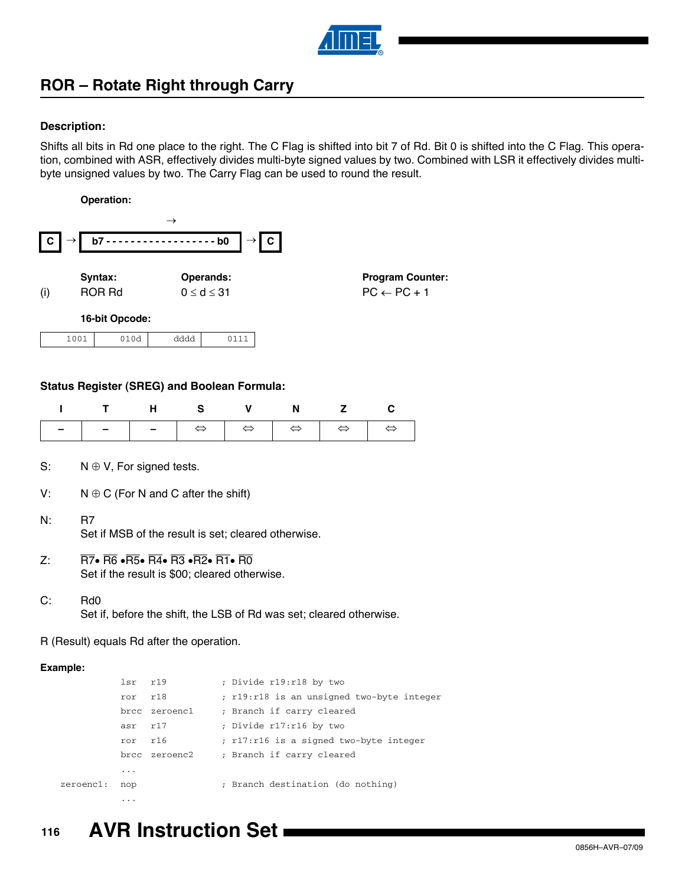## ROR – Rotate Right through Carry

**Description:**

Shifts all bits in Rd one place to the right. The C Flag is shifted into bit 7 of Rd. Bit 0 is shifted into the C Flag. This operation, combined with ASR, effectively divides multi-byte signed values by two. Combined with LSR it effectively divides multi-byte unsigned values by two. The Carry Flag can be used to round the result.

**Operation:**

→

C → b7 - - - - - - - - - - - - - - - - - - b0 → C

| | **Syntax:** | **Operands:** | **Program Counter:** |
|---|---|---|---|
| (i) | ROR Rd | $0 \le d \le 31$ | PC ← PC + 1 |

**16-bit Opcode:**

| 1001 | 010d | dddd | 0111 |
|---|---|---|---|

**Status Register (SREG) and Boolean Formula:**

| I | T | H | S | V | N | Z | C |
|---|---|---|---|---|---|---|---|
| – | – | – | ⇔ | ⇔ | ⇔ | ⇔ | ⇔ |

S: $N \oplus V$, For signed tests.

V: $N \oplus C$ (For N and C after the shift)

N: R7
Set if MSB of the result is set; cleared otherwise.

Z: $\overline{R7} \bullet \overline{R6} \bullet \overline{R5} \bullet \overline{R4} \bullet \overline{R3} \bullet \overline{R2} \bullet \overline{R1} \bullet \overline{R0}$
Set if the result is \$00; cleared otherwise.

C: Rd0
Set if, before the shift, the LSB of Rd was set; cleared otherwise.

R (Result) equals Rd after the operation.

**Example:**

```
            lsr   r19          ; Divide r19:r18 by two
            ror   r18          ; r19:r18 is an unsigned two-byte integer
            brcc  zeroenc1     ; Branch if carry cleared
            asr   r17          ; Divide r17:r16 by two
            ror   r16          ; r17:r16 is a signed two-byte integer
            brcc  zeroenc2     ; Branch if carry cleared
            ...
zeroenc1:   nop                ; Branch destination (do nothing)
            ...
```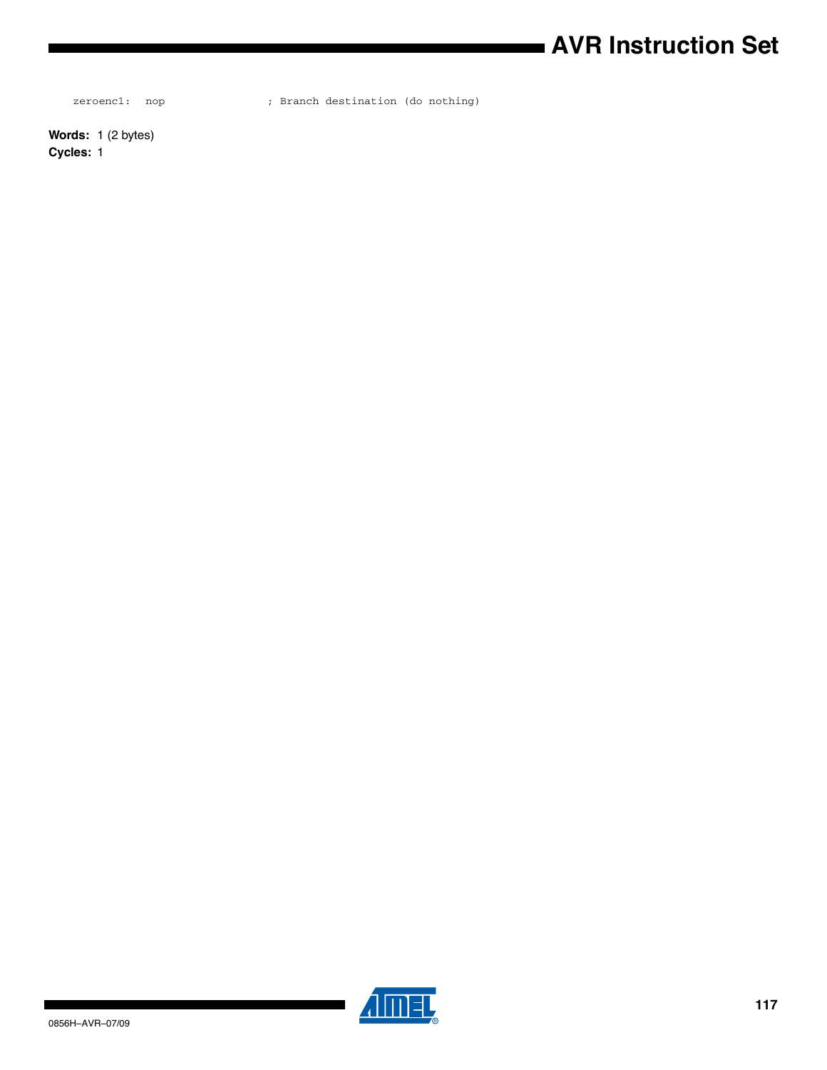```
zeroenc1:  nop              ; Branch destination (do nothing)
```

**Words:** 1 (2 bytes)

**Cycles:** 1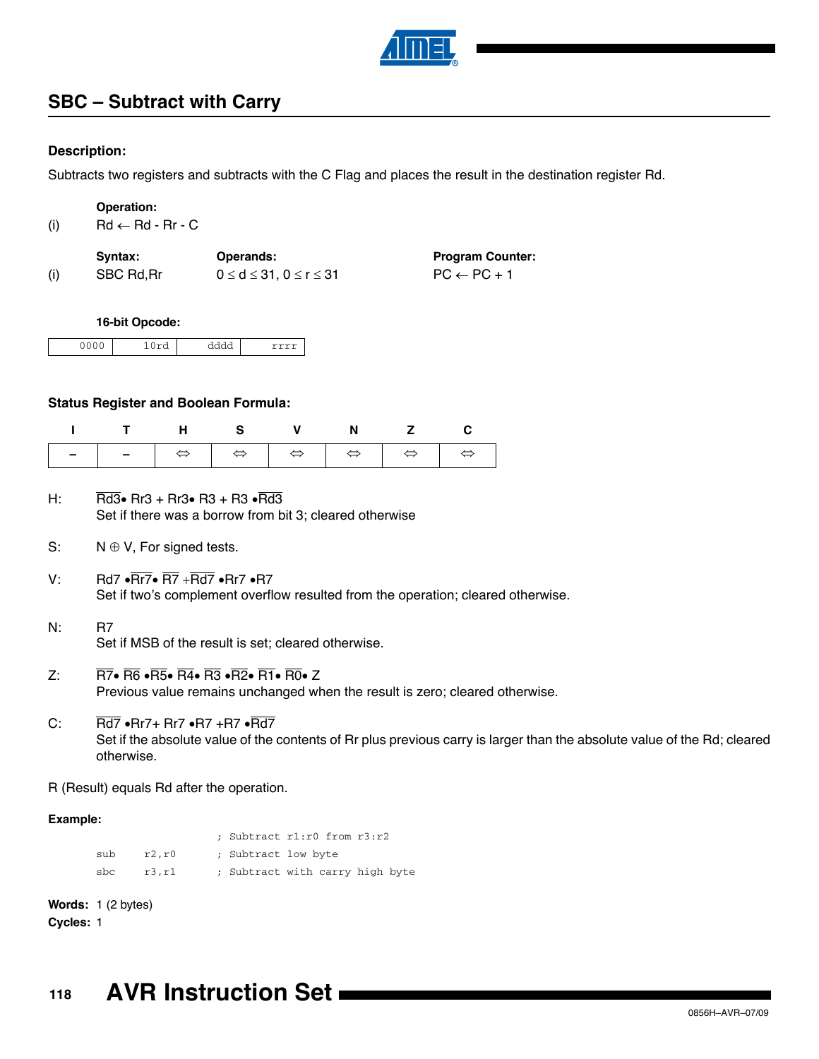## SBC – Subtract with Carry

### Description:

Subtracts two registers and subtracts with the C Flag and places the result in the destination register Rd.

| | Operation: | | |
|---|---|---|---|
| (i) | $Rd \leftarrow Rd - Rr - C$ | | |

| | Syntax: | Operands: | Program Counter: |
|---|---|---|---|
| (i) | SBC Rd,Rr | $0 \le d \le 31$, $0 \le r \le 31$ | $PC \leftarrow PC + 1$ |

**16-bit Opcode:**

| 0000 | 10rd | dddd | rrrr |
|---|---|---|---|

### Status Register and Boolean Formula:

| I | T | H | S | V | N | Z | C |
|---|---|---|---|---|---|---|---|
| – | – | ⇔ | ⇔ | ⇔ | ⇔ | ⇔ | ⇔ |

H: $\overline{Rd3} \bullet Rr3 + Rr3 \bullet R3 + R3 \bullet \overline{Rd3}$
Set if there was a borrow from bit 3; cleared otherwise

S: $N \oplus V$, For signed tests.

V: $Rd7 \bullet \overline{Rr7} \bullet \overline{R7} + \overline{Rd7} \bullet Rr7 \bullet R7$
Set if two's complement overflow resulted from the operation; cleared otherwise.

N: $R7$
Set if MSB of the result is set; cleared otherwise.

Z: $\overline{R7} \bullet \overline{R6} \bullet \overline{R5} \bullet \overline{R4} \bullet \overline{R3} \bullet \overline{R2} \bullet \overline{R1} \bullet \overline{R0} \bullet Z$
Previous value remains unchanged when the result is zero; cleared otherwise.

C: $\overline{Rd7} \bullet Rr7 + Rr7 \bullet R7 + R7 \bullet \overline{Rd7}$
Set if the absolute value of the contents of Rr plus previous carry is larger than the absolute value of the Rd; cleared otherwise.

R (Result) equals Rd after the operation.

**Example:**

```
                    ; Subtract r1:r0 from r3:r2
    sub    r2,r0    ; Subtract low byte
    sbc    r3,r1    ; Subtract with carry high byte
```

**Words:** 1 (2 bytes)

**Cycles:** 1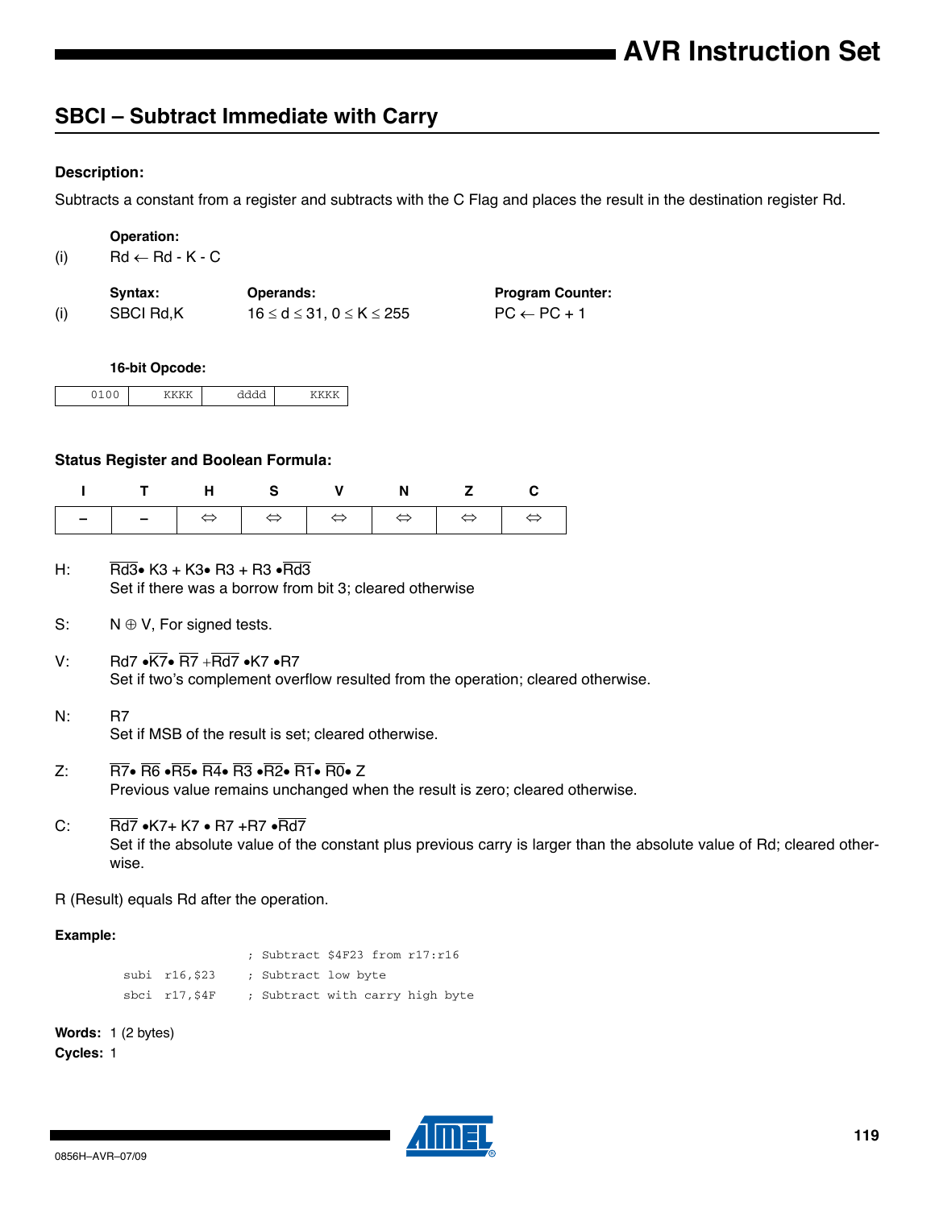## SBCI – Subtract Immediate with Carry

### Description:

Subtracts a constant from a register and subtracts with the C Flag and places the result in the destination register Rd.

**Operation:**

(i) $Rd \leftarrow Rd - K - C$

| | Syntax: | Operands: | Program Counter: |
|---|---|---|---|
| (i) | SBCI Rd,K | $16 \leq d \leq 31, 0 \leq K \leq 255$ | $PC \leftarrow PC + 1$ |

**16-bit Opcode:**

| 0100 | KKKK | dddd | KKKK |
|---|---|---|---|

### Status Register and Boolean Formula:

| I | T | H | S | V | N | Z | C |
|---|---|---|---|---|---|---|---|
| – | – | ⇔ | ⇔ | ⇔ | ⇔ | ⇔ | ⇔ |

H: $\overline{Rd3} \bullet K3 + K3 \bullet R3 + R3 \bullet \overline{Rd3}$
Set if there was a borrow from bit 3; cleared otherwise

S: $N \oplus V$, For signed tests.

V: $Rd7 \bullet \overline{K7} \bullet \overline{R7} + \overline{Rd7} \bullet K7 \bullet R7$
Set if two's complement overflow resulted from the operation; cleared otherwise.

N: $R7$
Set if MSB of the result is set; cleared otherwise.

Z: $\overline{R7} \bullet \overline{R6} \bullet \overline{R5} \bullet \overline{R4} \bullet \overline{R3} \bullet \overline{R2} \bullet \overline{R1} \bullet \overline{R0} \bullet Z$
Previous value remains unchanged when the result is zero; cleared otherwise.

C: $\overline{Rd7} \bullet K7 + K7 \bullet R7 + R7 \bullet \overline{Rd7}$
Set if the absolute value of the constant plus previous carry is larger than the absolute value of Rd; cleared otherwise.

R (Result) equals Rd after the operation.

### Example:

```
                    ; Subtract $4F23 from r17:r16
    subi  r16,$23   ; Subtract low byte
    sbci  r17,$4F   ; Subtract with carry high byte
```

**Words:** 1 (2 bytes)
**Cycles:** 1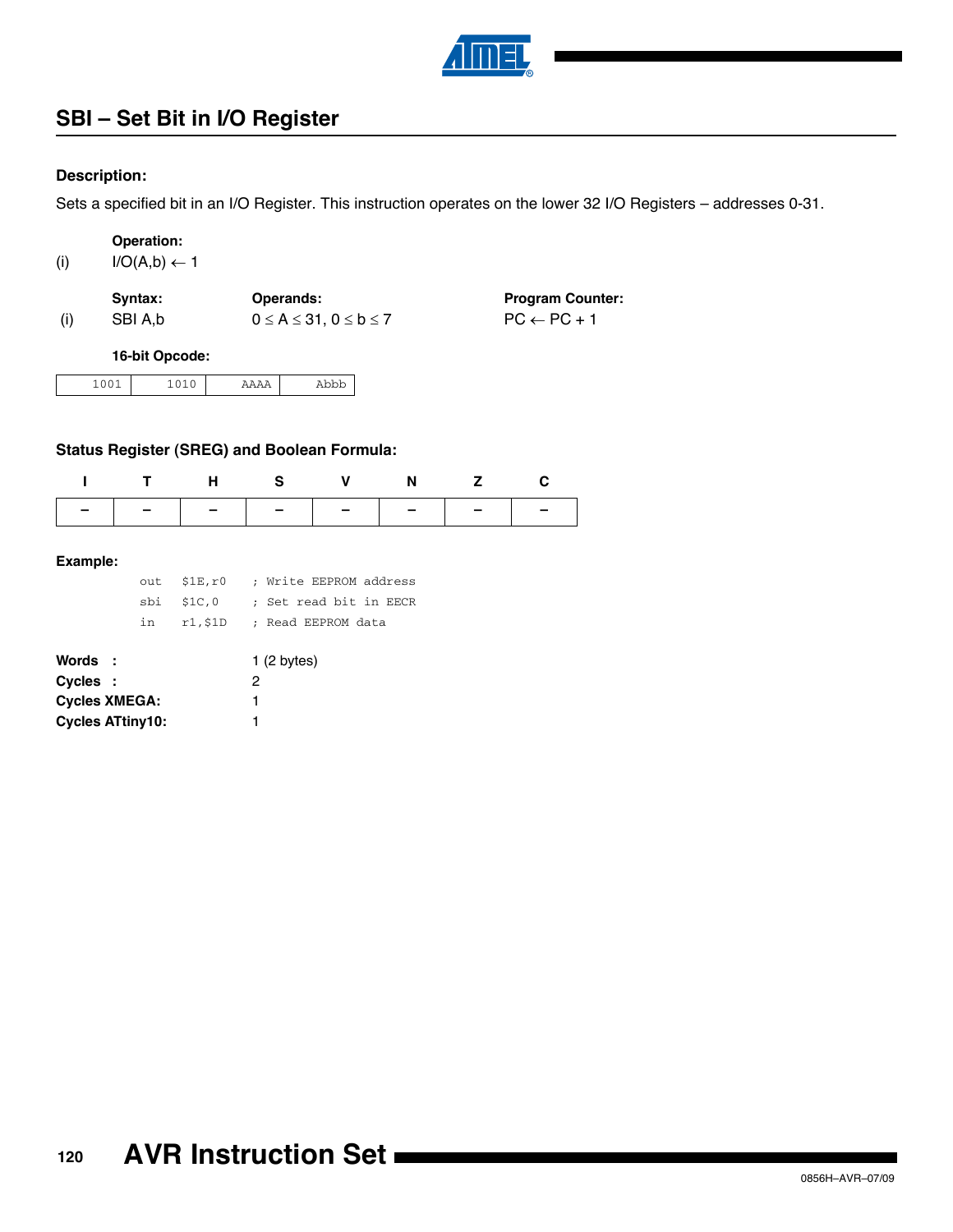## SBI – Set Bit in I/O Register

### Description:

Sets a specified bit in an I/O Register. This instruction operates on the lower 32 I/O Registers – addresses 0-31.

**Operation:**

(i) I/O(A,b) ← 1

| | Syntax: | Operands: | Program Counter: |
|---|---|---|---|
| (i) | SBI A,b | $0 \leq A \leq 31$, $0 \leq b \leq 7$ | PC ← PC + 1 |

**16-bit Opcode:**

| 1001 | 1010 | AAAA | Abbb |
|---|---|---|---|

### Status Register (SREG) and Boolean Formula:

| I | T | H | S | V | N | Z | C |
|---|---|---|---|---|---|---|---|
| – | – | – | – | – | – | – | – |

### Example:

```
out  $1E,r0   ; Write EEPROM address
sbi  $1C,0    ; Set read bit in EECR
in   r1,$1D   ; Read EEPROM data
```

**Words :** 1 (2 bytes)

**Cycles :** 2

**Cycles XMEGA:** 1

**Cycles ATtiny10:** 1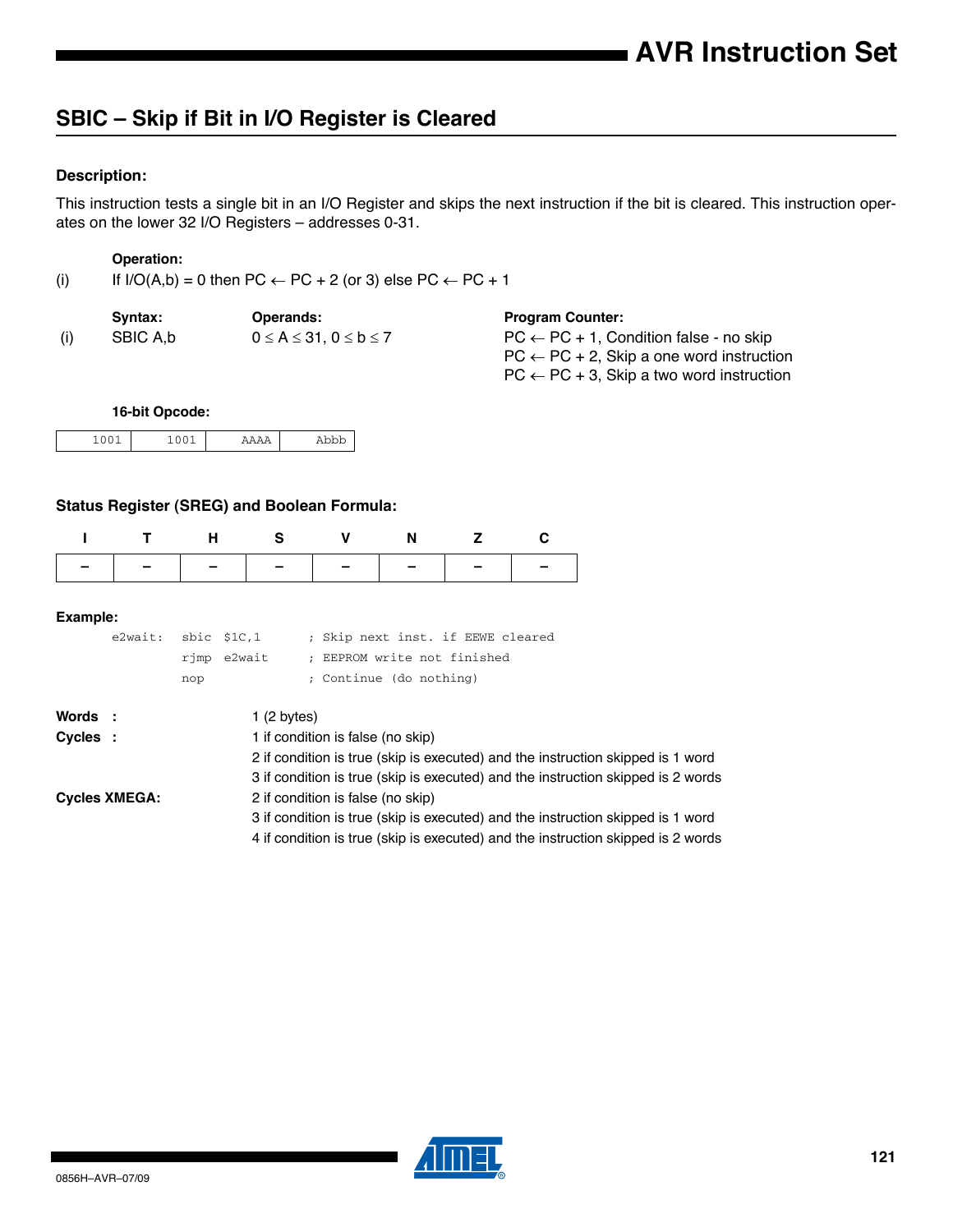## SBIC – Skip if Bit in I/O Register is Cleared

### Description:

This instruction tests a single bit in an I/O Register and skips the next instruction if the bit is cleared. This instruction operates on the lower 32 I/O Registers – addresses 0-31.

**Operation:**

(i) If I/O(A,b) = 0 then PC ← PC + 2 (or 3) else PC ← PC + 1

| | Syntax: | Operands: | Program Counter: |
|---|---|---|---|
| (i) | SBIC A,b | $0 \le A \le 31$, $0 \le b \le 7$ | PC ← PC + 1, Condition false - no skip<br>PC ← PC + 2, Skip a one word instruction<br>PC ← PC + 3, Skip a two word instruction |

**16-bit Opcode:**

| 1001 | 1001 | AAAA | Abbb |
|---|---|---|---|

### Status Register (SREG) and Boolean Formula:

| I | T | H | S | V | N | Z | C |
|---|---|---|---|---|---|---|---|
| – | – | – | – | – | – | – | – |

**Example:**

```
e2wait:  sbic  $1C,1     ; Skip next inst. if EEWE cleared
         rjmp  e2wait    ; EEPROM write not finished
         nop             ; Continue (do nothing)
```

**Words :** 1 (2 bytes)

**Cycles :**
1 if condition is false (no skip)
2 if condition is true (skip is executed) and the instruction skipped is 1 word
3 if condition is true (skip is executed) and the instruction skipped is 2 words

**Cycles XMEGA:**
2 if condition is false (no skip)
3 if condition is true (skip is executed) and the instruction skipped is 1 word
4 if condition is true (skip is executed) and the instruction skipped is 2 words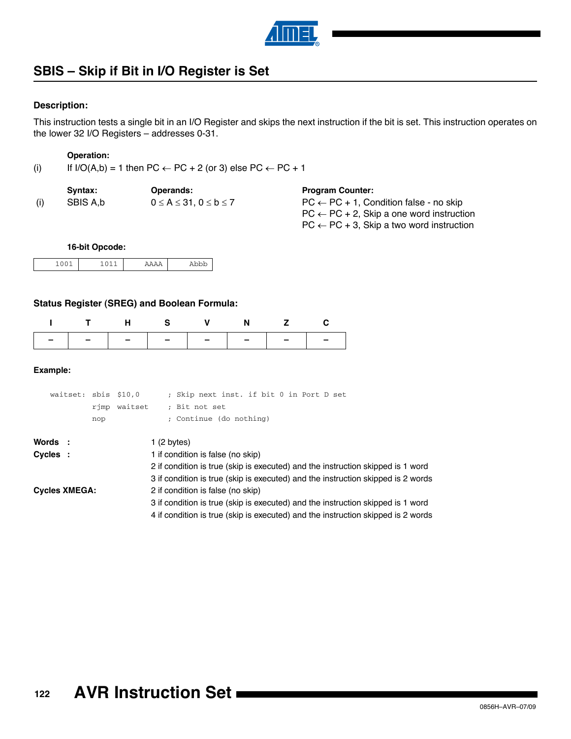## SBIS – Skip if Bit in I/O Register is Set

### Description:

This instruction tests a single bit in an I/O Register and skips the next instruction if the bit is set. This instruction operates on the lower 32 I/O Registers – addresses 0-31.

**Operation:**

(i) If I/O(A,b) = 1 then PC ← PC + 2 (or 3) else PC ← PC + 1

| | Syntax: | Operands: | Program Counter: |
|---|---|---|---|
| (i) | SBIS A,b | $0 \leq A \leq 31$, $0 \leq b \leq 7$ | PC ← PC + 1, Condition false - no skip<br>PC ← PC + 2, Skip a one word instruction<br>PC ← PC + 3, Skip a two word instruction |

**16-bit Opcode:**

| 1001 | 1011 | AAAA | Abbb |
|---|---|---|---|

### Status Register (SREG) and Boolean Formula:

| I | T | H | S | V | N | Z | C |
|---|---|---|---|---|---|---|---|
| – | – | – | – | – | – | – | – |

### Example:

```
waitset: sbis  $10,0      ; Skip next inst. if bit 0 in Port D set
         rjmp  waitset    ; Bit not set
         nop              ; Continue (do nothing)
```

**Words :** 1 (2 bytes)

**Cycles :**
1 if condition is false (no skip)
2 if condition is true (skip is executed) and the instruction skipped is 1 word
3 if condition is true (skip is executed) and the instruction skipped is 2 words

**Cycles XMEGA:**
2 if condition is false (no skip)
3 if condition is true (skip is executed) and the instruction skipped is 1 word
4 if condition is true (skip is executed) and the instruction skipped is 2 words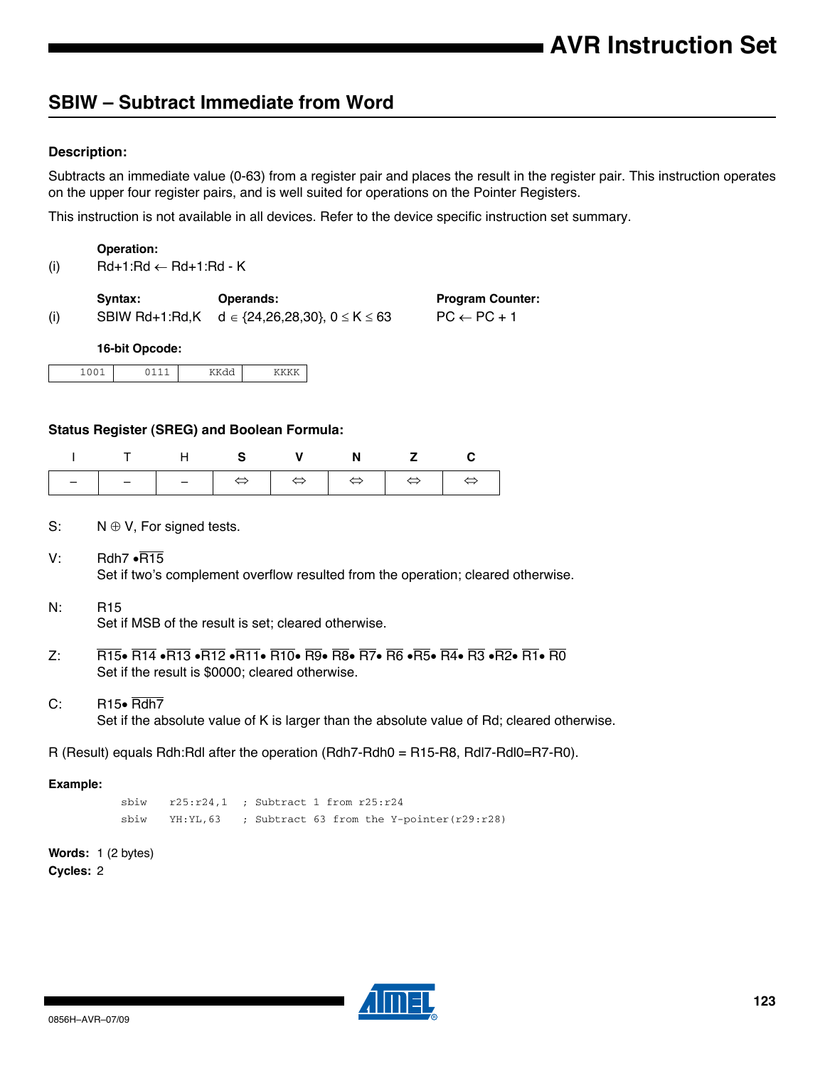## SBIW – Subtract Immediate from Word

### Description:

Subtracts an immediate value (0-63) from a register pair and places the result in the register pair. This instruction operates on the upper four register pairs, and is well suited for operations on the Pointer Registers.

This instruction is not available in all devices. Refer to the device specific instruction set summary.

**Operation:**

(i) $Rd+1:Rd \leftarrow Rd+1:Rd - K$

| | Syntax: | Operands: | Program Counter: |
|---|---|---|---|
| (i) | SBIW Rd+1:Rd,K | $d \in \{24,26,28,30\}$, $0 \le K \le 63$ | $PC \leftarrow PC + 1$ |

**16-bit Opcode:**

| 1001 | 0111 | KKdd | KKKK |
|---|---|---|---|

### Status Register (SREG) and Boolean Formula:

| I | T | H | S | V | N | Z | C |
|---|---|---|---|---|---|---|---|
| – | – | – | ⇔ | ⇔ | ⇔ | ⇔ | ⇔ |

S: $N \oplus V$, For signed tests.

V: $Rdh7 \bullet \overline{R15}$
Set if two's complement overflow resulted from the operation; cleared otherwise.

N: R15
Set if MSB of the result is set; cleared otherwise.

Z: $\overline{R15} \bullet \overline{R14} \bullet \overline{R13} \bullet \overline{R12} \bullet \overline{R11} \bullet \overline{R10} \bullet \overline{R9} \bullet \overline{R8} \bullet \overline{R7} \bullet \overline{R6} \bullet \overline{R5} \bullet \overline{R4} \bullet \overline{R3} \bullet \overline{R2} \bullet \overline{R1} \bullet \overline{R0}$
Set if the result is \$0000; cleared otherwise.

C: $R15 \bullet \overline{Rdh7}$
Set if the absolute value of K is larger than the absolute value of Rd; cleared otherwise.

R (Result) equals Rdh:Rdl after the operation (Rdh7-Rdh0 = R15-R8, Rdl7-Rdl0=R7-R0).

**Example:**

```
sbiw   r25:r24,1   ; Subtract 1 from r25:r24
sbiw   YH:YL,63    ; Subtract 63 from the Y-pointer(r29:r28)
```

**Words:** 1 (2 bytes)

**Cycles:** 2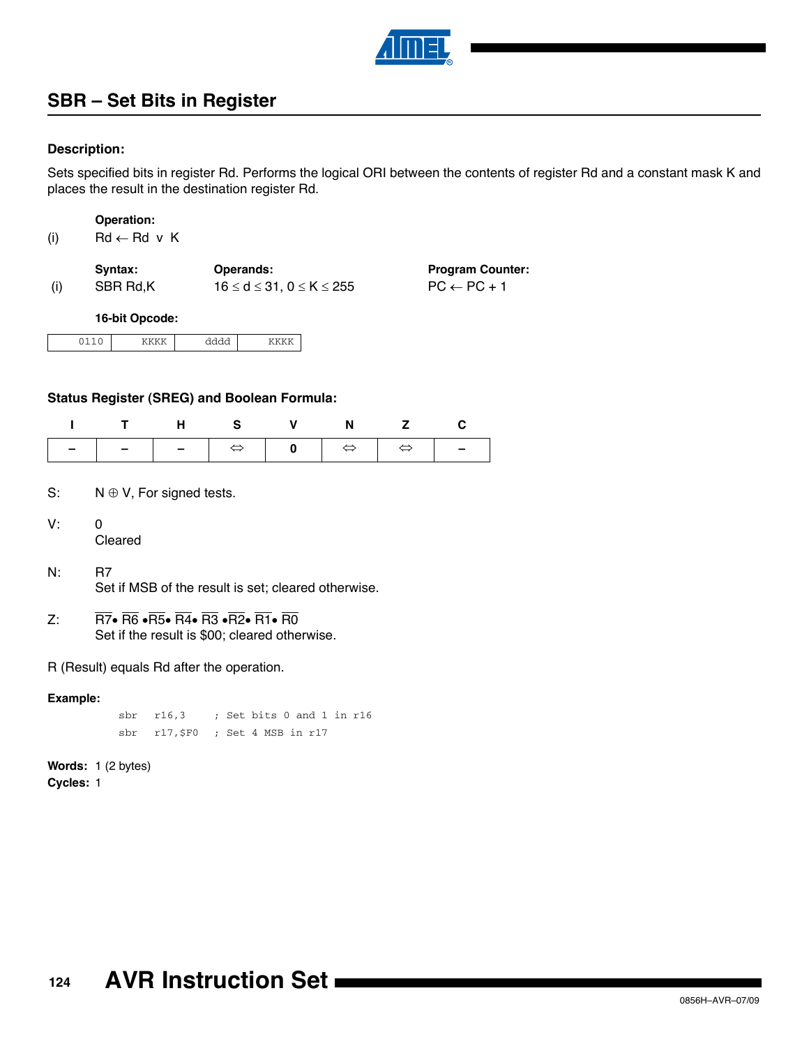## SBR – Set Bits in Register

### Description:

Sets specified bits in register Rd. Performs the logical ORI between the contents of register Rd and a constant mask K and places the result in the destination register Rd.

**Operation:**

(i) $Rd \leftarrow Rd \lor K$

| | Syntax: | Operands: | Program Counter: |
|---|---|---|---|
| (i) | SBR Rd,K | $16 \le d \le 31$, $0 \le K \le 255$ | $PC \leftarrow PC + 1$ |

**16-bit Opcode:**

| 0110 | KKKK | dddd | KKKK |
|---|---|---|---|

### Status Register (SREG) and Boolean Formula:

| I | T | H | S | V | N | Z | C |
|---|---|---|---|---|---|---|---|
| – | – | – | ⇔ | 0 | ⇔ | ⇔ | – |

S: $N \oplus V$, For signed tests.

V: 0
Cleared

N: R7
Set if MSB of the result is set; cleared otherwise.

Z: $\overline{R7} \bullet \overline{R6} \bullet \overline{R5} \bullet \overline{R4} \bullet \overline{R3} \bullet \overline{R2} \bullet \overline{R1} \bullet \overline{R0}$
Set if the result is \$00; cleared otherwise.

R (Result) equals Rd after the operation.

**Example:**

```
sbr   r16,3     ; Set bits 0 and 1 in r16
sbr   r17,$F0   ; Set 4 MSB in r17
```

**Words:** 1 (2 bytes)
**Cycles:** 1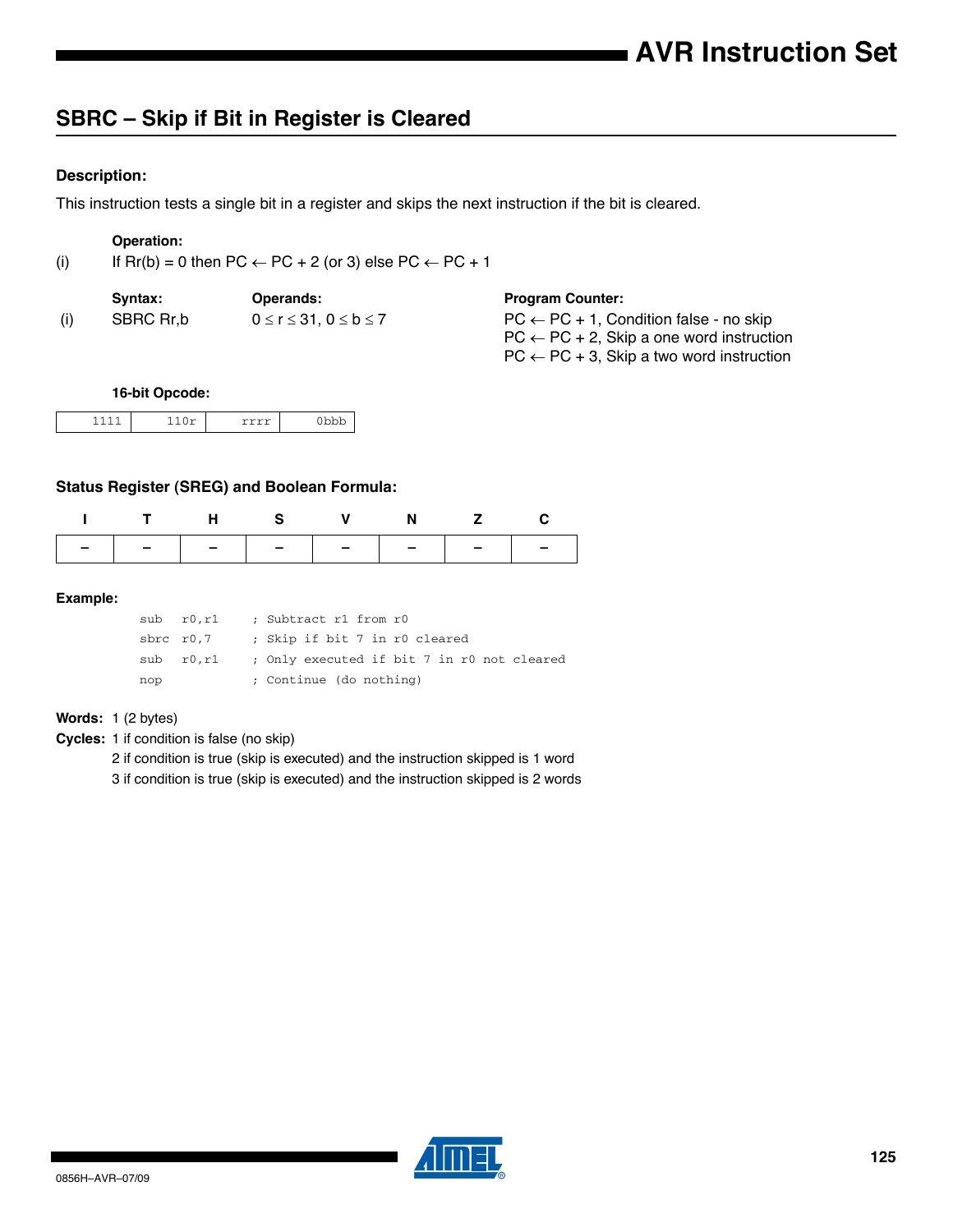## SBRC – Skip if Bit in Register is Cleared

### Description:

This instruction tests a single bit in a register and skips the next instruction if the bit is cleared.

**Operation:**

(i) If Rr(b) = 0 then PC ← PC + 2 (or 3) else PC ← PC + 1

| | Syntax: | Operands: | Program Counter: |
|---|---|---|---|
| (i) | SBRC Rr,b | $0 \le r \le 31$, $0 \le b \le 7$ | PC ← PC + 1, Condition false - no skip<br>PC ← PC + 2, Skip a one word instruction<br>PC ← PC + 3, Skip a two word instruction |

**16-bit Opcode:**

| 1111 | 110r | rrrr | 0bbb |
|---|---|---|---|

### Status Register (SREG) and Boolean Formula:

| I | T | H | S | V | N | Z | C |
|---|---|---|---|---|---|---|---|
| – | – | – | – | – | – | – | – |

### Example:

```
sub  r0,r1    ; Subtract r1 from r0
sbrc r0,7     ; Skip if bit 7 in r0 cleared
sub  r0,r1    ; Only executed if bit 7 in r0 not cleared
nop           ; Continue (do nothing)
```

**Words:** 1 (2 bytes)

**Cycles:** 1 if condition is false (no skip)
2 if condition is true (skip is executed) and the instruction skipped is 1 word
3 if condition is true (skip is executed) and the instruction skipped is 2 words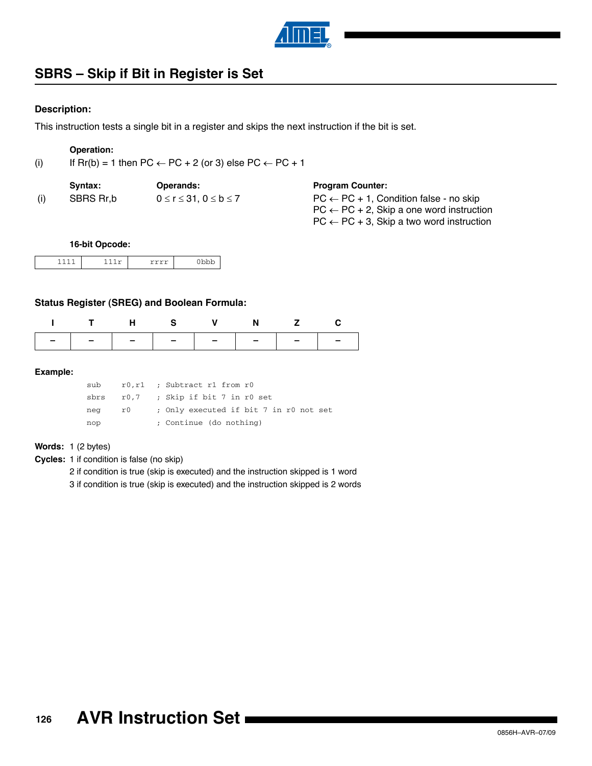## SBRS – Skip if Bit in Register is Set

### Description:

This instruction tests a single bit in a register and skips the next instruction if the bit is set.

**Operation:**

(i) If Rr(b) = 1 then PC ← PC + 2 (or 3) else PC ← PC + 1

| | Syntax: | Operands: | Program Counter: |
|---|---|---|---|
| (i) | SBRS Rr,b | $0 \le r \le 31, 0 \le b \le 7$ | PC ← PC + 1, Condition false - no skip<br>PC ← PC + 2, Skip a one word instruction<br>PC ← PC + 3, Skip a two word instruction |

**16-bit Opcode:**

| 1111 | 111r | rrrr | 0bbb |
|---|---|---|---|

### Status Register (SREG) and Boolean Formula:

| I | T | H | S | V | N | Z | C |
|---|---|---|---|---|---|---|---|
| – | – | – | – | – | – | – | – |

### Example:

```
sub   r0,r1   ; Subtract r1 from r0
sbrs  r0,7    ; Skip if bit 7 in r0 set
neg   r0      ; Only executed if bit 7 in r0 not set
nop           ; Continue (do nothing)
```

**Words:** 1 (2 bytes)

**Cycles:** 1 if condition is false (no skip)
2 if condition is true (skip is executed) and the instruction skipped is 1 word
3 if condition is true (skip is executed) and the instruction skipped is 2 words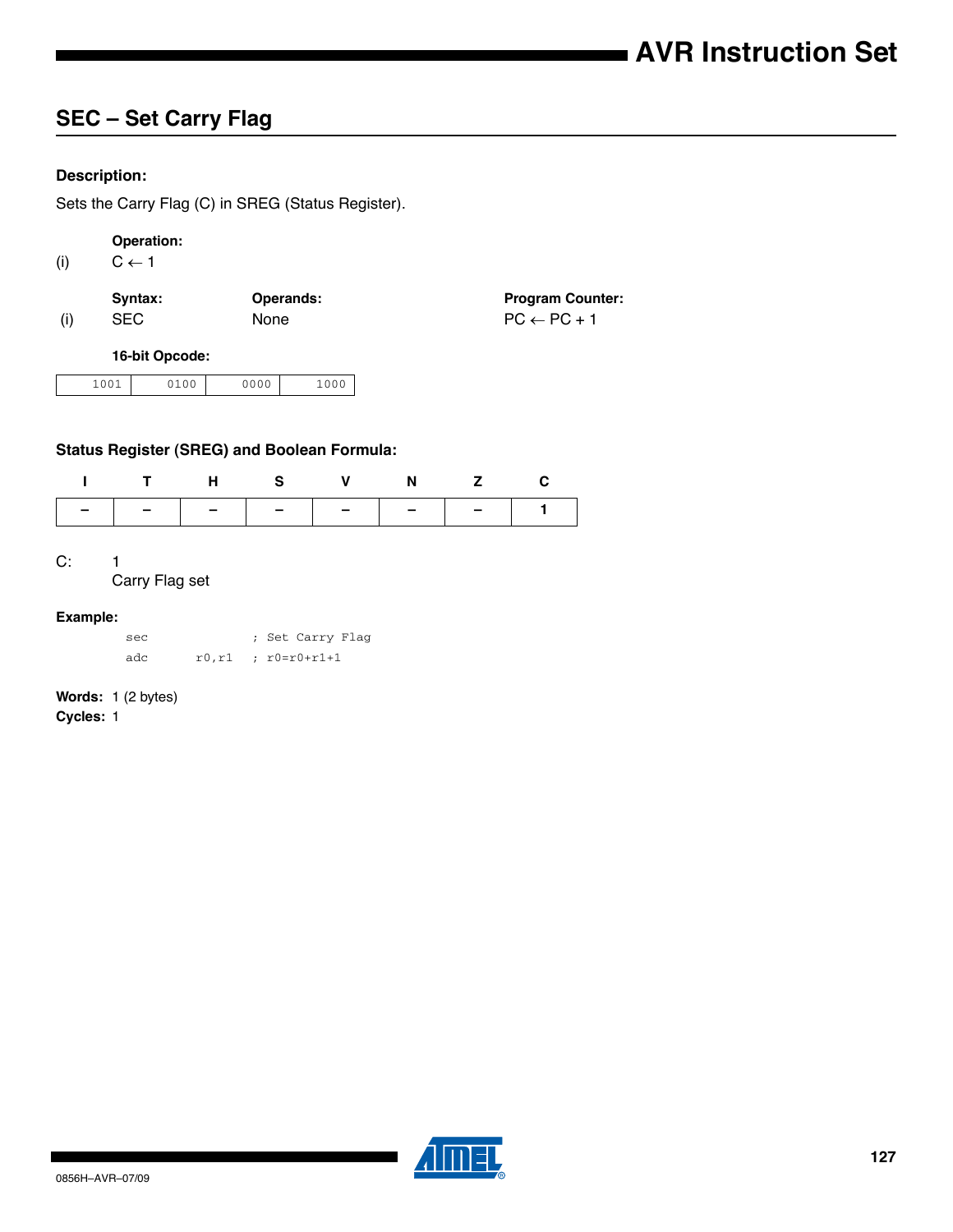## SEC – Set Carry Flag

### Description:

Sets the Carry Flag (C) in SREG (Status Register).

|  | **Operation:** |
|---|---|
| (i) | $C \leftarrow 1$ |

|  | **Syntax:** | **Operands:** | **Program Counter:** |
|---|---|---|---|
| (i) | SEC | None | $PC \leftarrow PC + 1$ |

**16-bit Opcode:**

| 1001 | 0100 | 0000 | 1000 |
|---|---|---|---|

### Status Register (SREG) and Boolean Formula:

| I | T | H | S | V | N | Z | C |
|---|---|---|---|---|---|---|---|
| – | – | – | – | – | – | – | 1 |

C: 1
Carry Flag set

**Example:**

```
sec             ; Set Carry Flag
adc     r0,r1   ; r0=r0+r1+1
```

**Words:** 1 (2 bytes)
**Cycles:** 1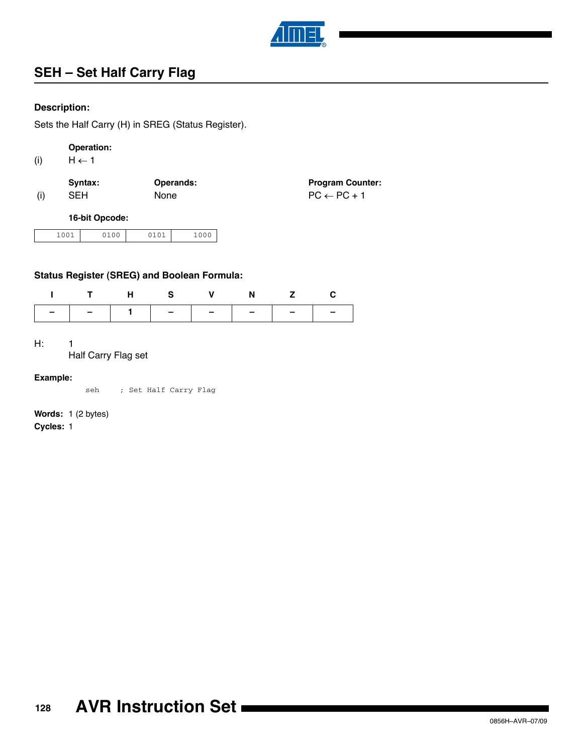## SEH – Set Half Carry Flag

**Description:**

Sets the Half Carry (H) in SREG (Status Register).

| | **Operation:** |
|---|---|
| (i) | $H \leftarrow 1$ |

| | **Syntax:** | **Operands:** | **Program Counter:** |
|---|---|---|---|
| (i) | SEH | None | $PC \leftarrow PC + 1$ |

**16-bit Opcode:**

| 1001 | 0100 | 0101 | 1000 |
|---|---|---|---|

**Status Register (SREG) and Boolean Formula:**

| I | T | H | S | V | N | Z | C |
|---|---|---|---|---|---|---|---|
| – | – | 1 | – | – | – | – | – |

H: 1
Half Carry Flag set

**Example:**

```
seh     ; Set Half Carry Flag
```

**Words:** 1 (2 bytes)
**Cycles:** 1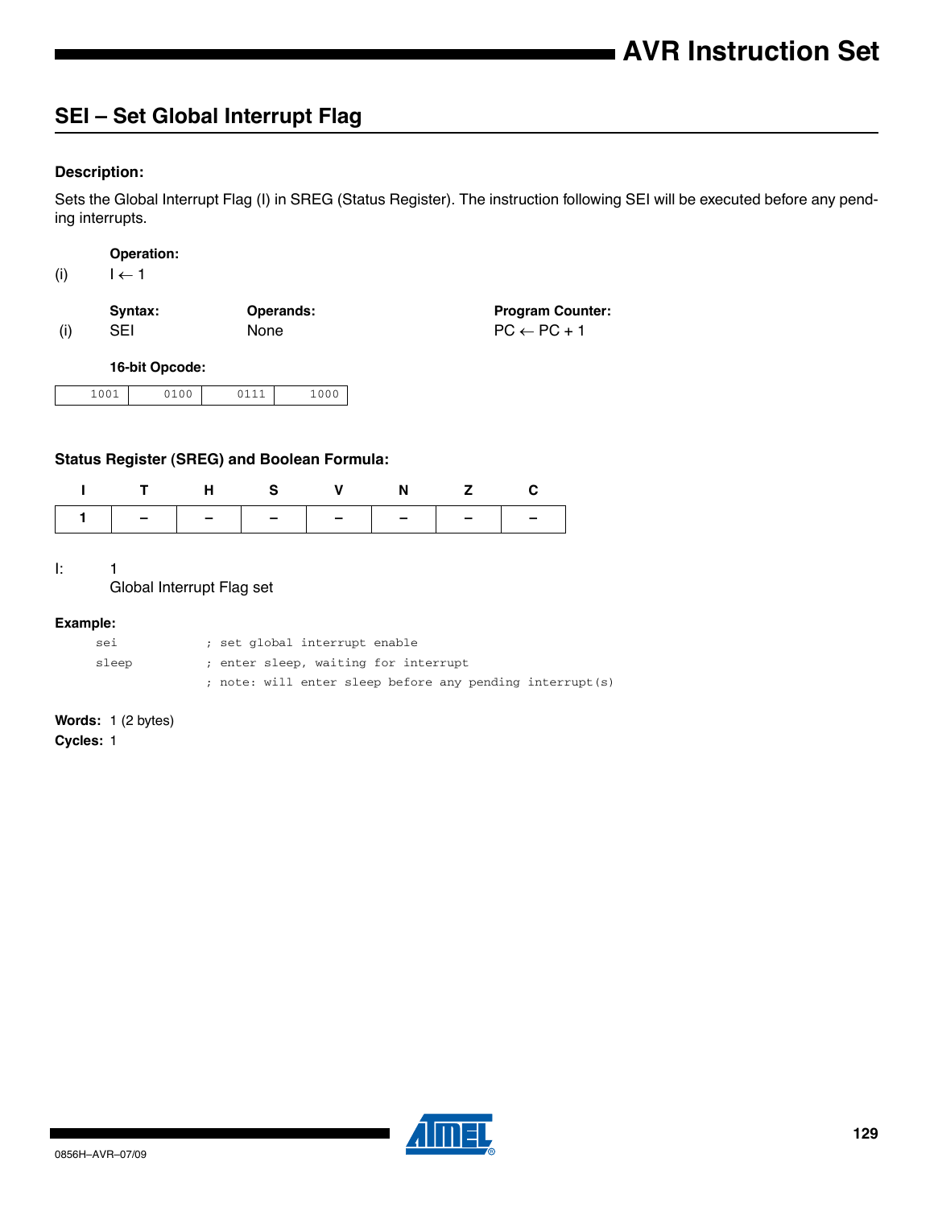## SEI – Set Global Interrupt Flag

### Description:

Sets the Global Interrupt Flag (I) in SREG (Status Register). The instruction following SEI will be executed before any pending interrupts.

**Operation:**

(i) $I \leftarrow 1$

| | Syntax: | Operands: | Program Counter: |
|---|---|---|---|
| (i) | SEI | None | $PC \leftarrow PC + 1$ |

**16-bit Opcode:**

| 1001 | 0100 | 0111 | 1000 |
|---|---|---|---|

### Status Register (SREG) and Boolean Formula:

| I | T | H | S | V | N | Z | C |
|---|---|---|---|---|---|---|---|
| 1 | – | – | – | – | – | – | – |

I: 1
Global Interrupt Flag set

**Example:**

```
sei             ; set global interrupt enable
sleep           ; enter sleep, waiting for interrupt
                ; note: will enter sleep before any pending interrupt(s)
```

**Words:** 1 (2 bytes)

**Cycles:** 1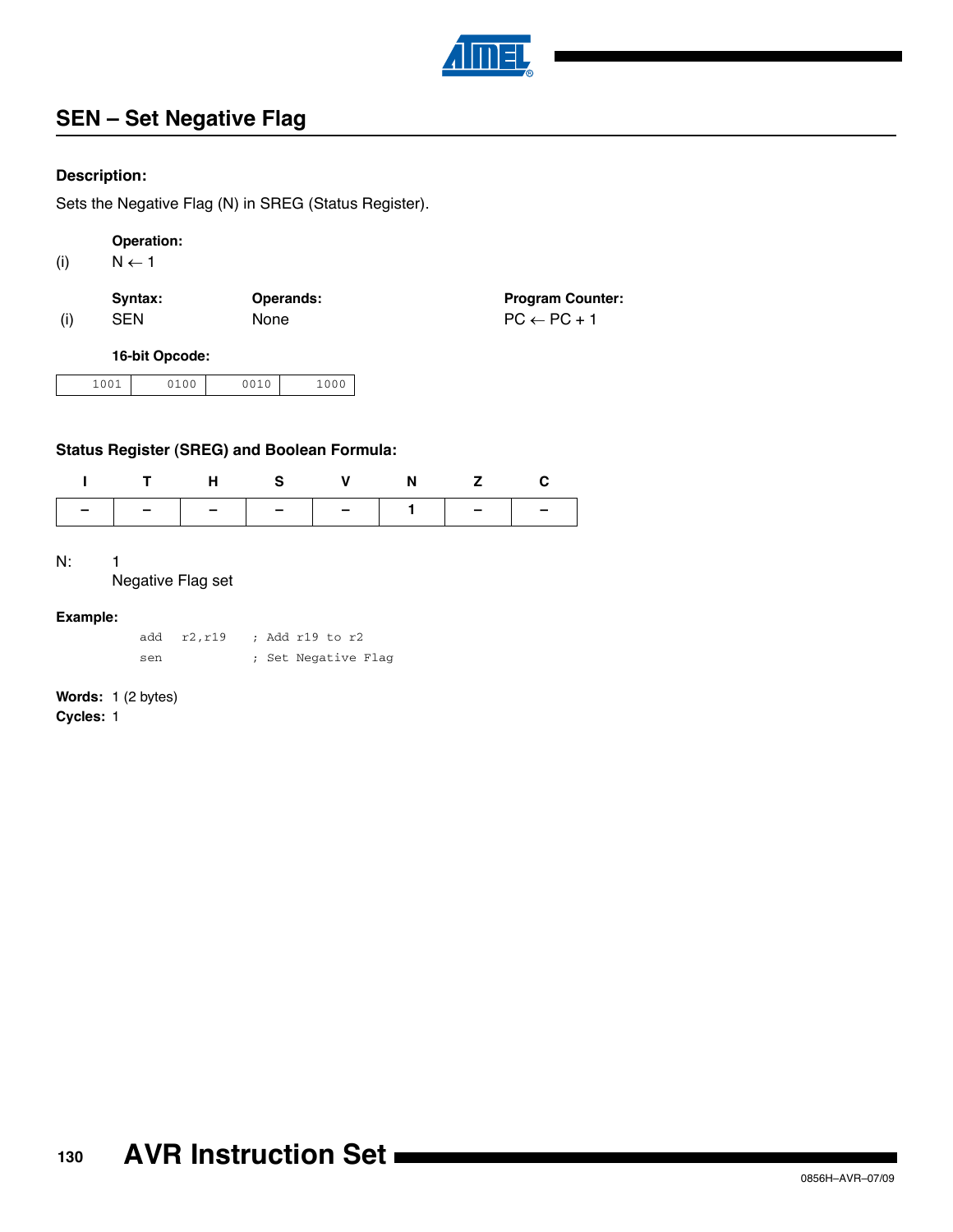## SEN – Set Negative Flag

#### Description:

Sets the Negative Flag (N) in SREG (Status Register).

**Operation:**

(i) $N \leftarrow 1$

| | Syntax: | Operands: | Program Counter: |
|---|---|---|---|
| (i) | SEN | None | $PC \leftarrow PC + 1$ |

**16-bit Opcode:**

| 1001 | 0100 | 0010 | 1000 |
|---|---|---|---|

#### Status Register (SREG) and Boolean Formula:

| I | T | H | S | V | N | Z | C |
|---|---|---|---|---|---|---|---|
| – | – | – | – | – | 1 | – | – |

N: 1
Negative Flag set

#### Example:

```
add   r2,r19    ; Add r19 to r2
sen             ; Set Negative Flag
```

**Words:** 1 (2 bytes)
**Cycles:** 1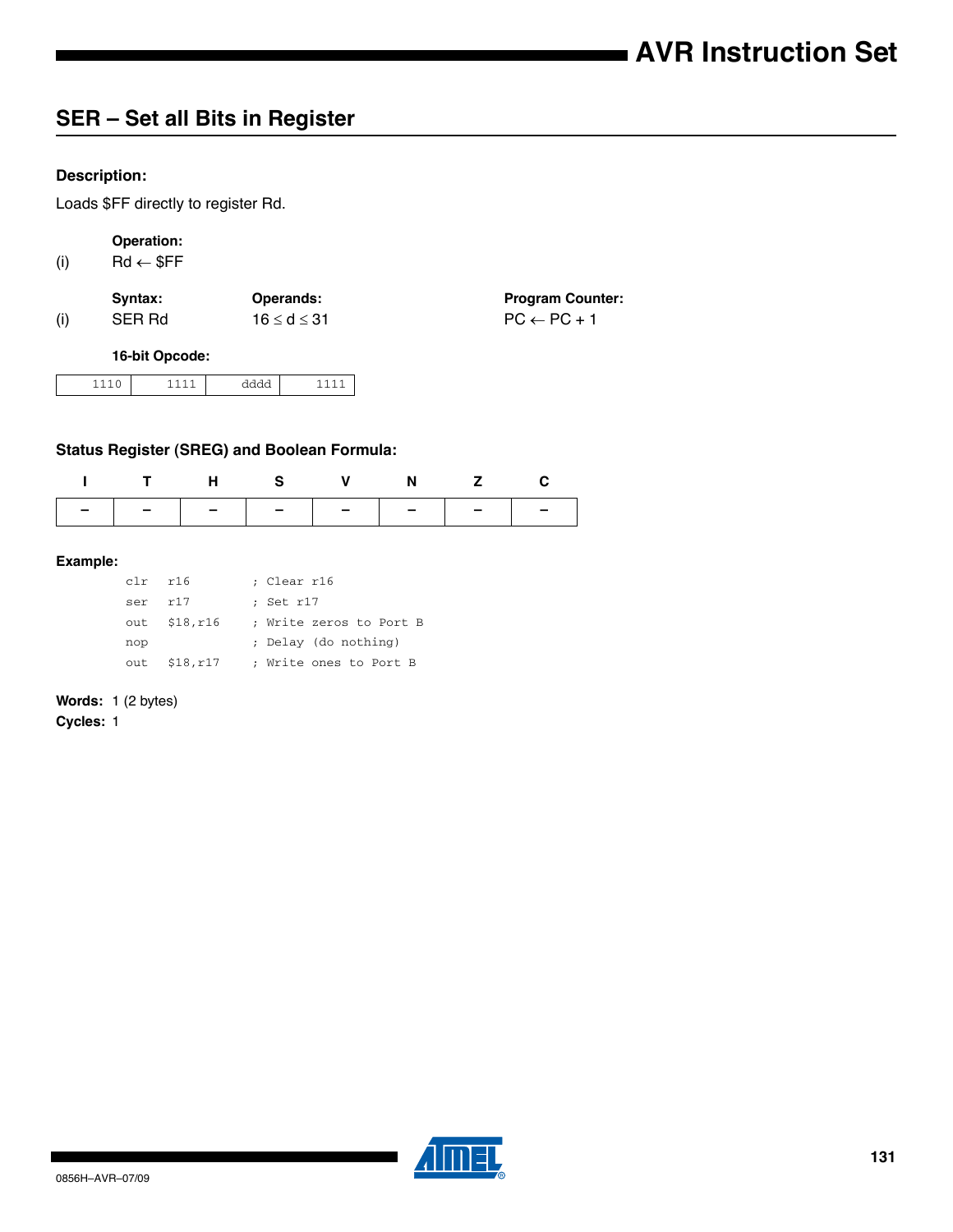## SER – Set all Bits in Register

### Description:

Loads $FF directly to register Rd.

| | Operation: | | |
|---|---|---|---|
| (i) | Rd ← $FF | | |
| | **Syntax:** | **Operands:** | **Program Counter:** |
| (i) | SER Rd | $16 \leq d \leq 31$ | PC ← PC + 1 |

**16-bit Opcode:**

| 1110 | 1111 | dddd | 1111 |
|---|---|---|---|

### Status Register (SREG) and Boolean Formula:

| I | T | H | S | V | N | Z | C |
|---|---|---|---|---|---|---|---|
| – | – | – | – | – | – | – | – |

**Example:**

```
clr   r16        ; Clear r16
ser   r17        ; Set r17
out   $18,r16    ; Write zeros to Port B
nop              ; Delay (do nothing)
out   $18,r17    ; Write ones to Port B
```

**Words:** 1 (2 bytes)

**Cycles:** 1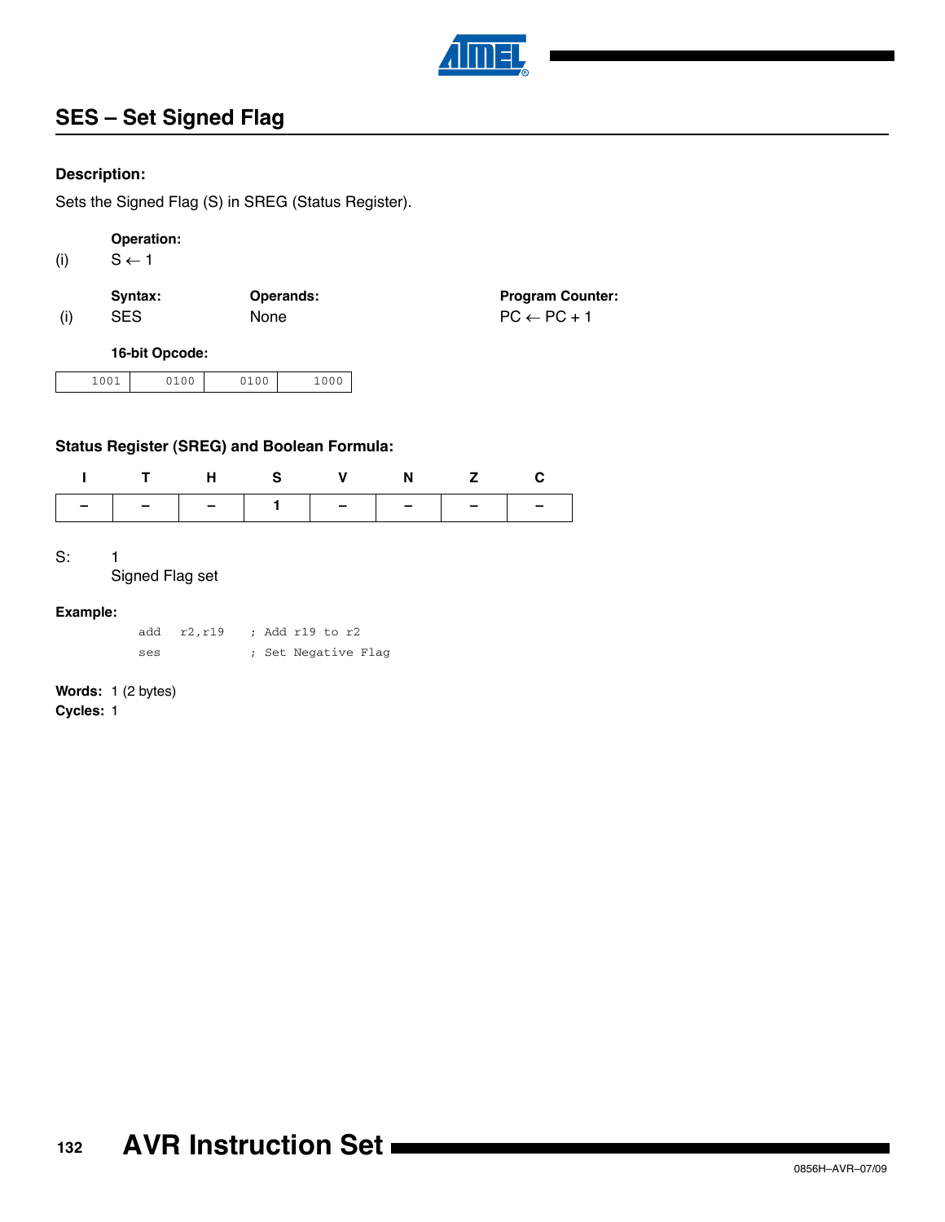## SES – Set Signed Flag

### Description:

Sets the Signed Flag (S) in SREG (Status Register).

**Operation:**

(i) $S \leftarrow 1$

| | Syntax: | Operands: | Program Counter: |
|---|---|---|---|
| (i) | SES | None | $PC \leftarrow PC + 1$ |

**16-bit Opcode:**

| 1001 | 0100 | 0100 | 1000 |
|---|---|---|---|

### Status Register (SREG) and Boolean Formula:

| I | T | H | S | V | N | Z | C |
|---|---|---|---|---|---|---|---|
| – | – | – | 1 | – | – | – | – |

S: 1
Signed Flag set

**Example:**

```
add  r2,r19   ; Add r19 to r2
ses           ; Set Negative Flag
```

**Words:** 1 (2 bytes)
**Cycles:** 1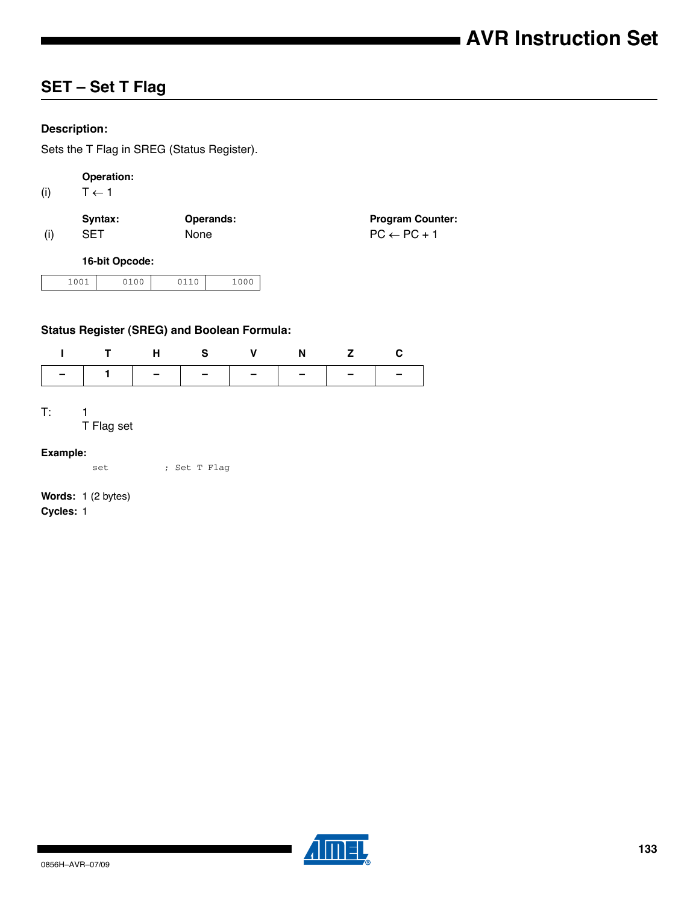## SET – Set T Flag

### Description:

Sets the T Flag in SREG (Status Register).

| | Operation: |
|---|---|
| (i) | $T \leftarrow 1$ |

| | Syntax: | Operands: | Program Counter: |
|---|---|---|---|
| (i) | SET | None | $PC \leftarrow PC + 1$ |

**16-bit Opcode:**

| 1001 | 0100 | 0110 | 1000 |
|---|---|---|---|

### Status Register (SREG) and Boolean Formula:

| I | T | H | S | V | N | Z | C |
|---|---|---|---|---|---|---|---|
| – | 1 | – | – | – | – | – | – |

T: 1
T Flag set

**Example:**

```
set          ; Set T Flag
```

**Words:** 1 (2 bytes)

**Cycles:** 1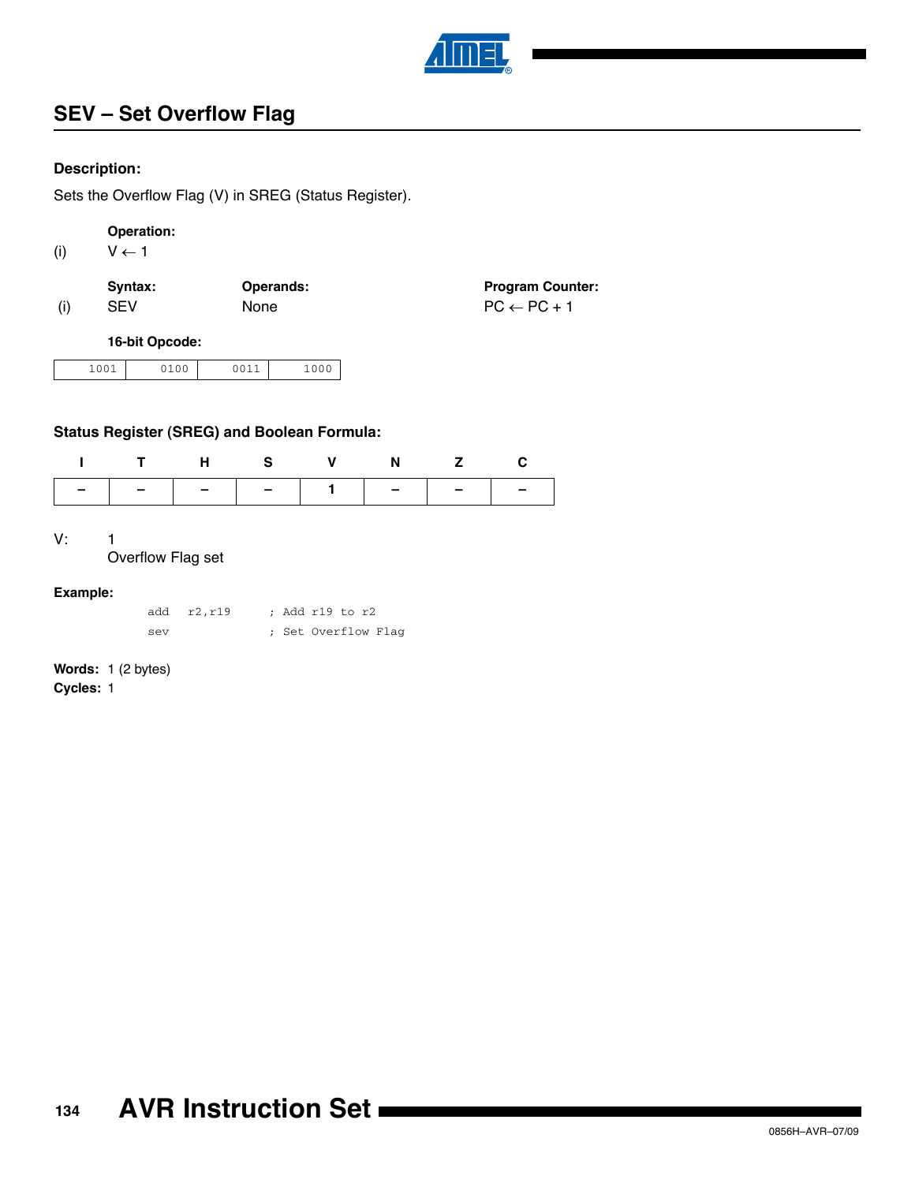## SEV – Set Overflow Flag

**Description:**

Sets the Overflow Flag (V) in SREG (Status Register).

**Operation:**

(i) $V \leftarrow 1$

| | Syntax: | Operands: | Program Counter: |
|---|---|---|---|
| (i) | SEV | None | $PC \leftarrow PC + 1$ |

**16-bit Opcode:**

| 1001 | 0100 | 0011 | 1000 |
|---|---|---|---|

**Status Register (SREG) and Boolean Formula:**

| I | T | H | S | V | N | Z | C |
|---|---|---|---|---|---|---|---|
| – | – | – | – | 1 | – | – | – |

V: 1
Overflow Flag set

**Example:**

```
add   r2,r19      ; Add r19 to r2
sev               ; Set Overflow Flag
```

**Words:** 1 (2 bytes)
**Cycles:** 1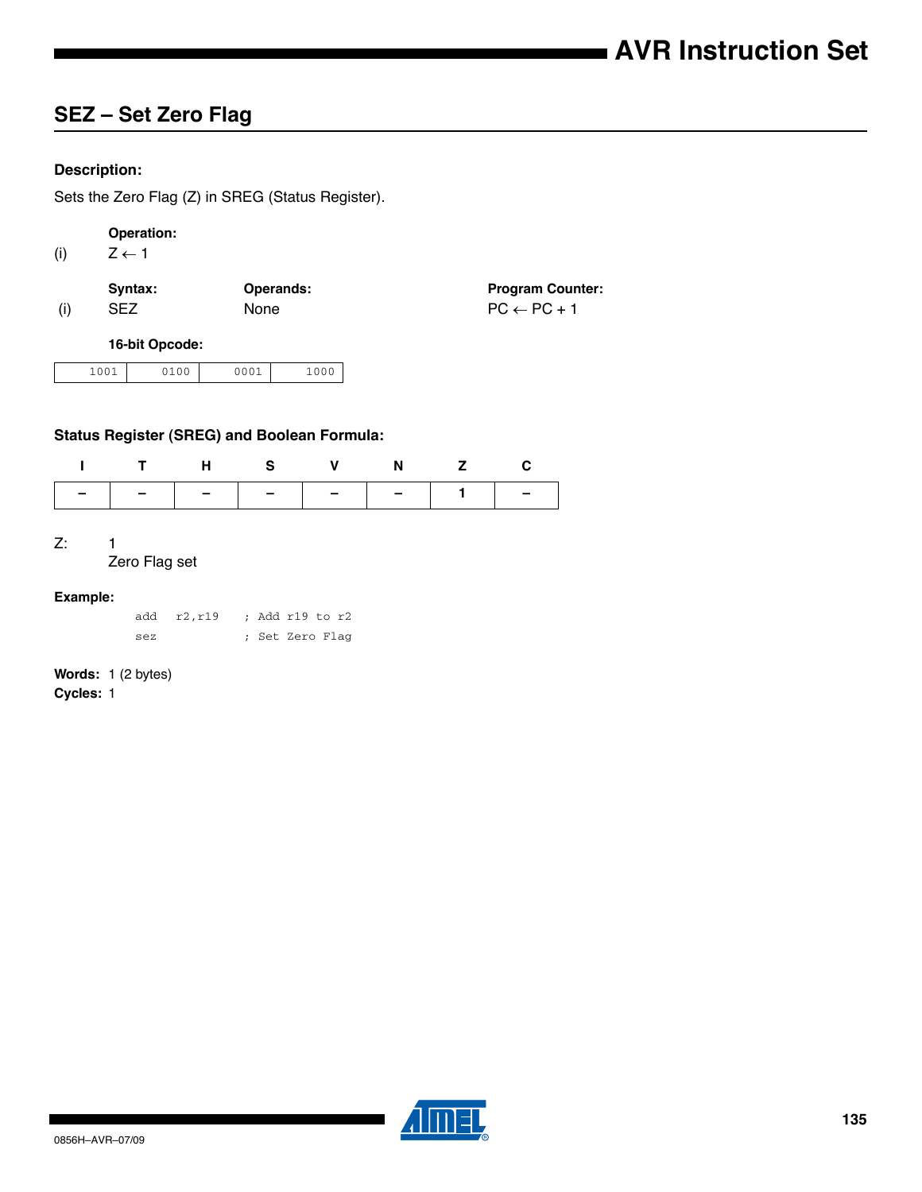## SEZ – Set Zero Flag

**Description:**

Sets the Zero Flag (Z) in SREG (Status Register).

| | **Operation:** |
|---|---|
| (i) | $Z \leftarrow 1$ |

| | **Syntax:** | **Operands:** | **Program Counter:** |
|---|---|---|---|
| (i) | SEZ | None | $PC \leftarrow PC + 1$ |

**16-bit Opcode:**

| 1001 | 0100 | 0001 | 1000 |
|---|---|---|---|

**Status Register (SREG) and Boolean Formula:**

| I | T | H | S | V | N | Z | C |
|---|---|---|---|---|---|---|---|
| – | – | – | – | – | – | 1 | – |

Z: 1
Zero Flag set

**Example:**

```
add   r2,r19    ; Add r19 to r2
sez             ; Set Zero Flag
```

**Words:** 1 (2 bytes)
**Cycles:** 1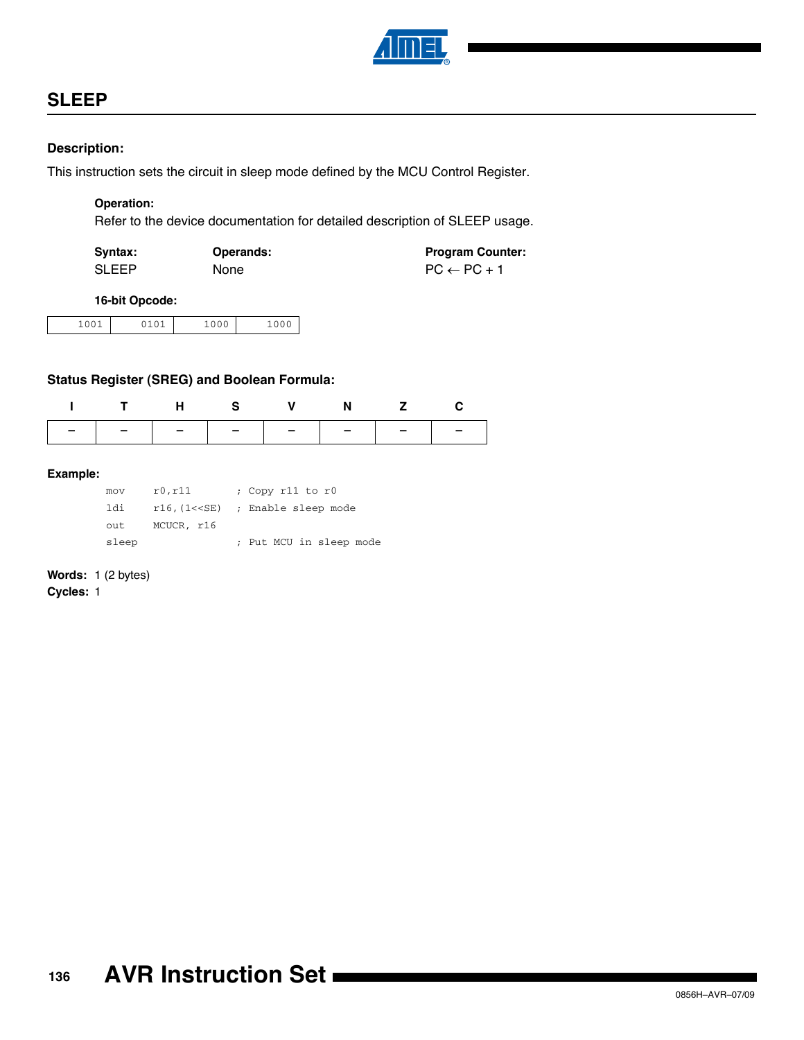## SLEEP

**Description:**

This instruction sets the circuit in sleep mode defined by the MCU Control Register.

**Operation:**

Refer to the device documentation for detailed description of SLEEP usage.

| **Syntax:** | **Operands:** | **Program Counter:** |
|---|---|---|
| SLEEP | None | PC ← PC + 1 |

**16-bit Opcode:**

| 1001 | 0101 | 1000 | 1000 |
|---|---|---|---|

**Status Register (SREG) and Boolean Formula:**

| I | T | H | S | V | N | Z | C |
|---|---|---|---|---|---|---|---|
| – | – | – | – | – | – | – | – |

**Example:**

```
mov     r0,r11        ; Copy r11 to r0
ldi     r16,(1<<SE)   ; Enable sleep mode
out     MCUCR, r16
sleep                 ; Put MCU in sleep mode
```

**Words:** 1 (2 bytes)
**Cycles:** 1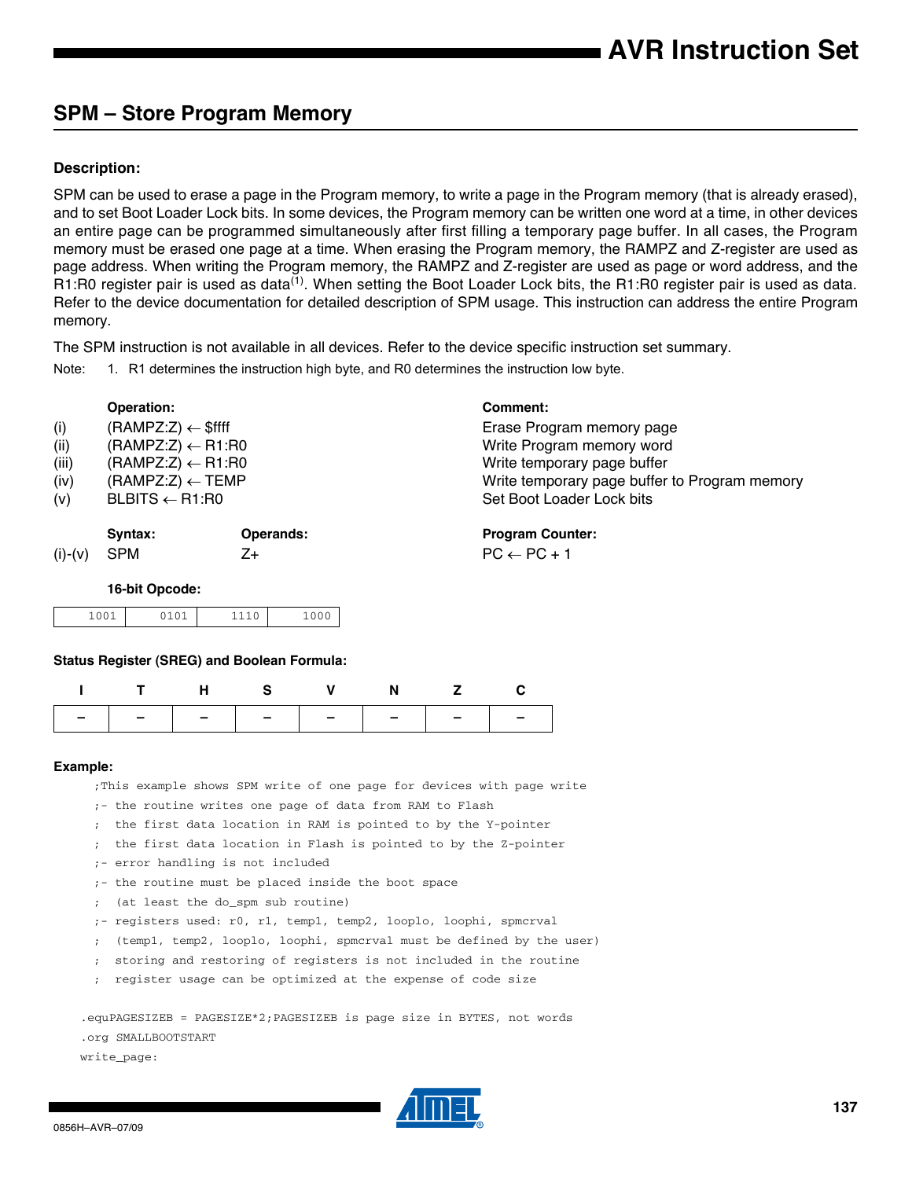## SPM – Store Program Memory

### Description:

SPM can be used to erase a page in the Program memory, to write a page in the Program memory (that is already erased), and to set Boot Loader Lock bits. In some devices, the Program memory can be written one word at a time, in other devices an entire page can be programmed simultaneously after first filling a temporary page buffer. In all cases, the Program memory must be erased one page at a time. When erasing the Program memory, the RAMPZ and Z-register are used as page address. When writing the Program memory, the RAMPZ and Z-register are used as page or word address, and the R1:R0 register pair is used as data[1]. When setting the Boot Loader Lock bits, the R1:R0 register pair is used as data. Refer to the device documentation for detailed description of SPM usage. This instruction can address the entire Program memory.

The SPM instruction is not available in all devices. Refer to the device specific instruction set summary.

Note: 1. R1 determines the instruction high byte, and R0 determines the instruction low byte.

| | Operation: | Comment: |
|---|---|---|
| (i) | (RAMPZ:Z) ← $ffff | Erase Program memory page |
| (ii) | (RAMPZ:Z) ← R1:R0 | Write Program memory word |
| (iii) | (RAMPZ:Z) ← R1:R0 | Write temporary page buffer |
| (iv) | (RAMPZ:Z) ← TEMP | Write temporary page buffer to Program memory |
| (v) | BLBITS ← R1:R0 | Set Boot Loader Lock bits |

| | Syntax: | Operands: | Program Counter: |
|---|---|---|---|
| (i)-(v) | SPM | Z+ | PC ← PC + 1 |

**16-bit Opcode:**

| 1001 | 0101 | 1110 | 1000 |
|---|---|---|---|

### Status Register (SREG) and Boolean Formula:

| I | T | H | S | V | N | Z | C |
|---|---|---|---|---|---|---|---|
| – | – | – | – | – | – | – | – |

### Example:

```
;This example shows SPM write of one page for devices with page write
;- the routine writes one page of data from RAM to Flash
;  the first data location in RAM is pointed to by the Y-pointer
;  the first data location in Flash is pointed to by the Z-pointer
;- error handling is not included
;- the routine must be placed inside the boot space
;  (at least the do_spm sub routine)
;- registers used: r0, r1, temp1, temp2, looplo, loophi, spmcrval
;  (temp1, temp2, looplo, loophi, spmcrval must be defined by the user)
;  storing and restoring of registers is not included in the routine
;  register usage can be optimized at the expense of code size

.equPAGESIZEB = PAGESIZE*2;PAGESIZEB is page size in BYTES, not words
.org SMALLBOOTSTART
write_page:
```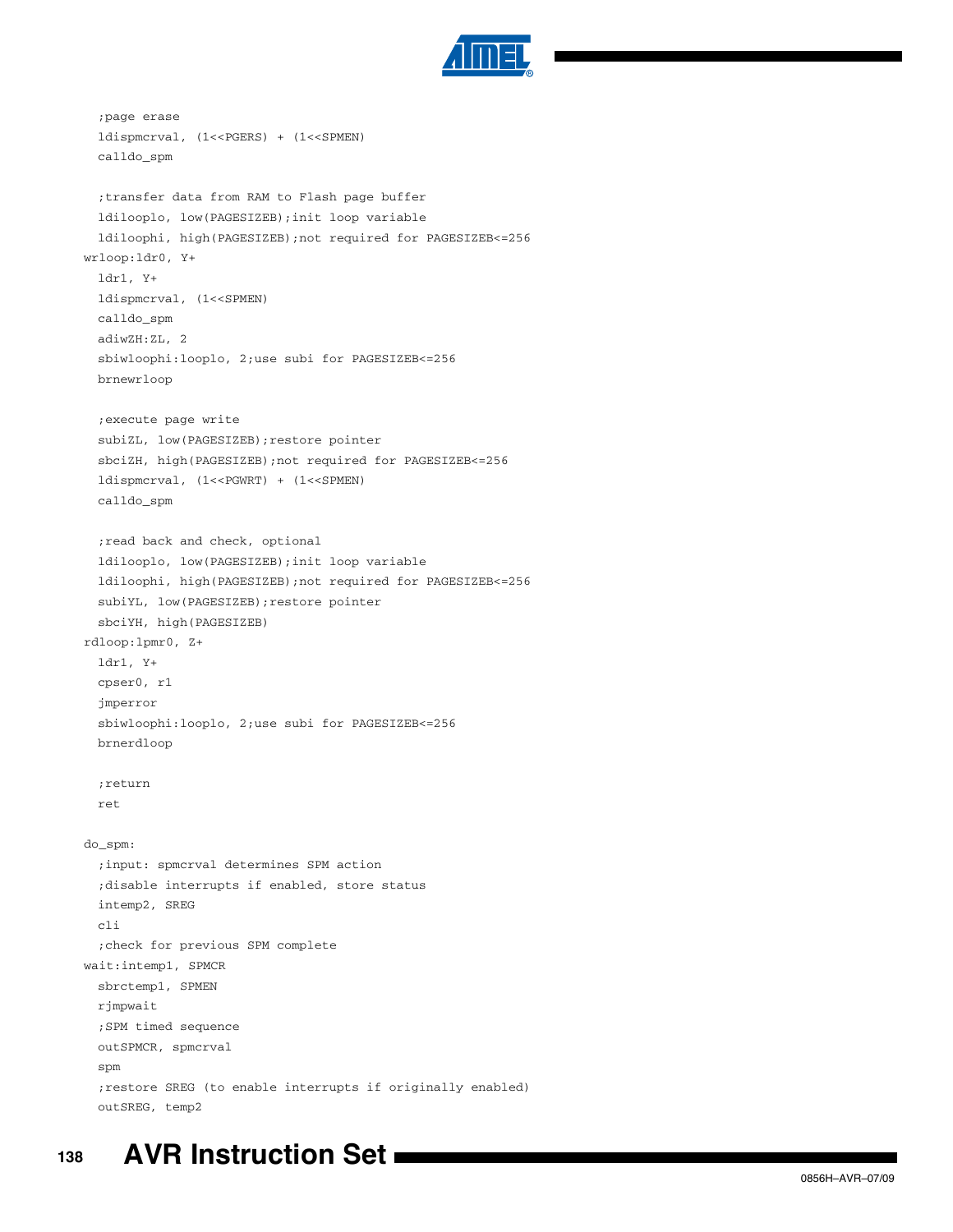```
  ;page erase
  ldispmcrval, (1<<PGERS) + (1<<SPMEN)
  calldo_spm

  ;transfer data from RAM to Flash page buffer
  ldilooplo, low(PAGESIZEB);init loop variable
  ldiloophi, high(PAGESIZEB);not required for PAGESIZEB<=256
wrloop:ldr0, Y+
  ldr1, Y+
  ldispmcrval, (1<<SPMEN)
  calldo_spm
  adiwZH:ZL, 2
  sbiwloophi:looplo, 2;use subi for PAGESIZEB<=256
  brnewrloop

  ;execute page write
  subiZL, low(PAGESIZEB);restore pointer
  sbciZH, high(PAGESIZEB);not required for PAGESIZEB<=256
  ldispmcrval, (1<<PGWRT) + (1<<SPMEN)
  calldo_spm

  ;read back and check, optional
  ldilooplo, low(PAGESIZEB);init loop variable
  ldiloophi, high(PAGESIZEB);not required for PAGESIZEB<=256
  subiYL, low(PAGESIZEB);restore pointer
  sbciYH, high(PAGESIZEB)
rdloop:lpmr0, Z+
  ldr1, Y+
  cpser0, r1
  jmperror
  sbiwloophi:looplo, 2;use subi for PAGESIZEB<=256
  brnerdloop

  ;return
  ret

do_spm:
  ;input: spmcrval determines SPM action
  ;disable interrupts if enabled, store status
  intemp2, SREG
  cli
  ;check for previous SPM complete
wait:intemp1, SPMCR
  sbrctemp1, SPMEN
  rjmpwait
  ;SPM timed sequence
  outSPMCR, spmcrval
  spm
  ;restore SREG (to enable interrupts if originally enabled)
  outSREG, temp2
```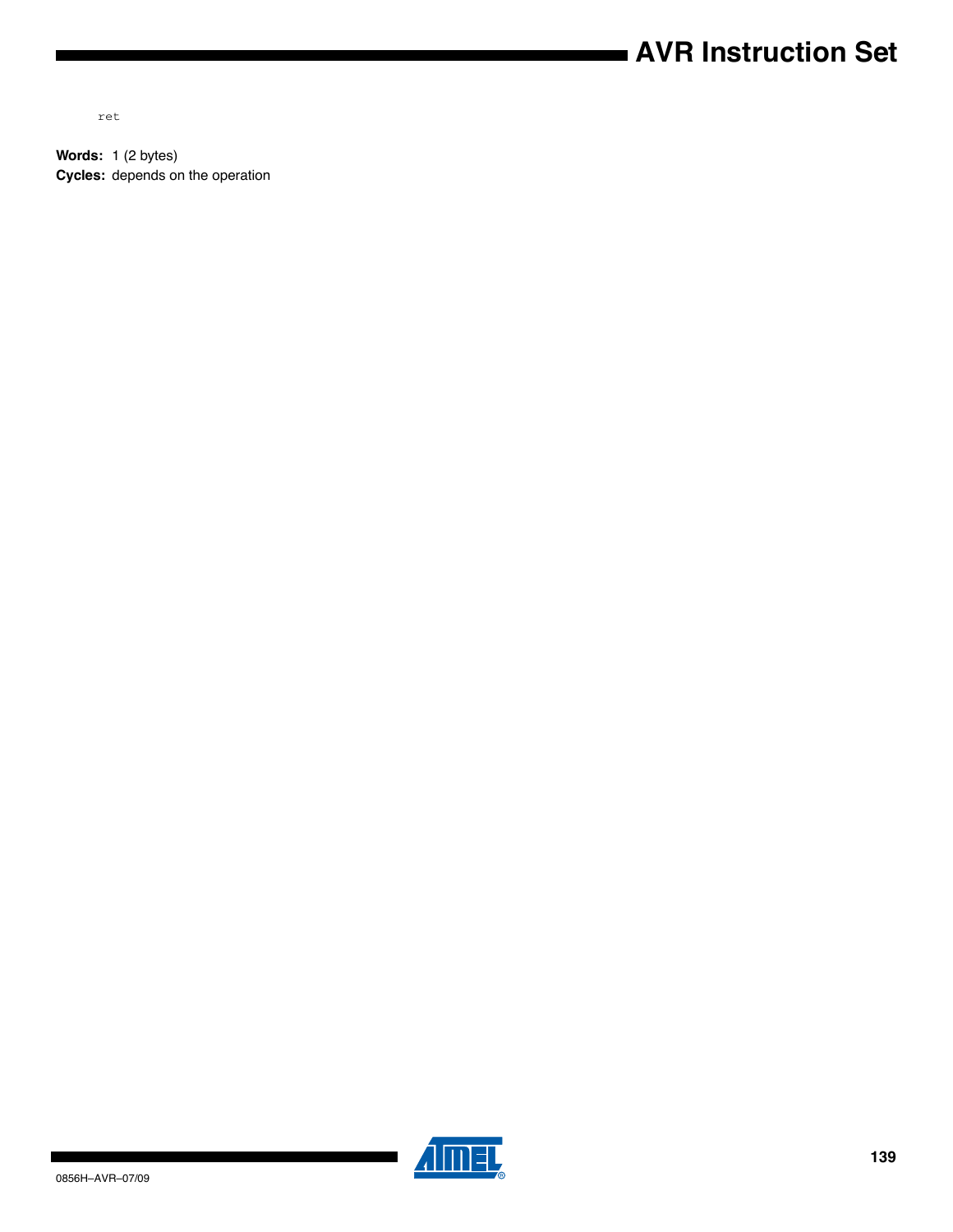```
ret
```

**Words:** 1 (2 bytes)

**Cycles:** depends on the operation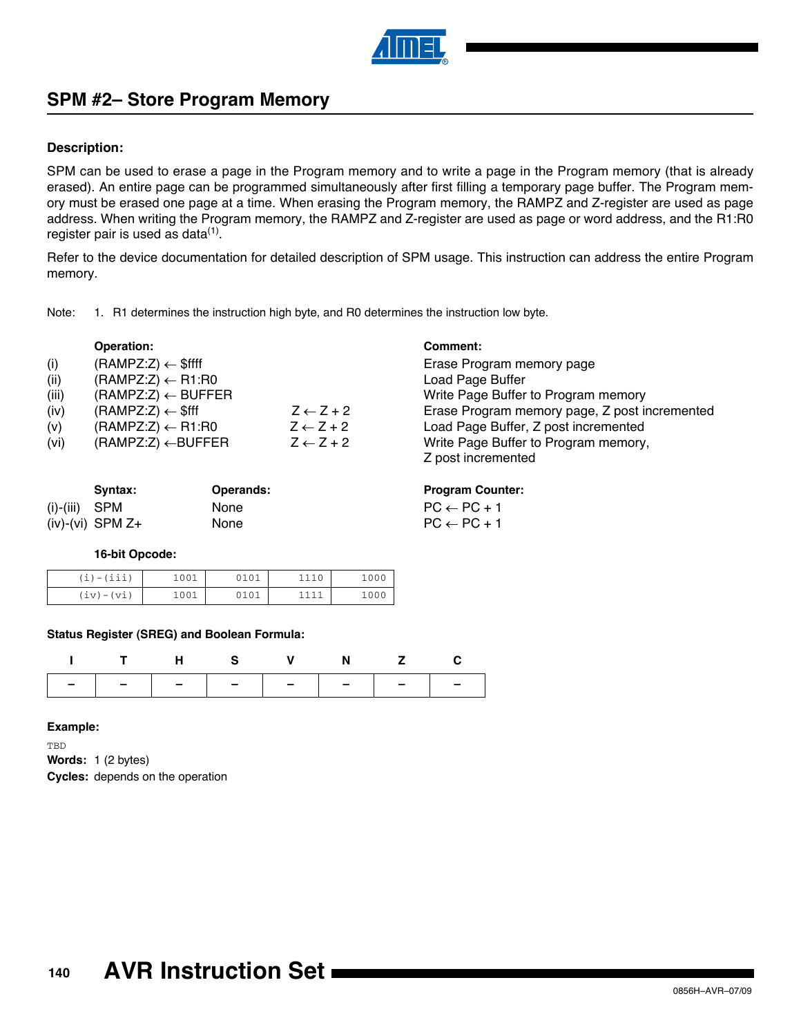## SPM #2– Store Program Memory

**Description:**

SPM can be used to erase a page in the Program memory and to write a page in the Program memory (that is already erased). An entire page can be programmed simultaneously after first filling a temporary page buffer. The Program memory must be erased one page at a time. When erasing the Program memory, the RAMPZ and Z-register are used as page address. When writing the Program memory, the RAMPZ and Z-register are used as page or word address, and the R1:R0 register pair is used as data[1].

Refer to the device documentation for detailed description of SPM usage. This instruction can address the entire Program memory.

Note: 1. R1 determines the instruction high byte, and R0 determines the instruction low byte.

| | Operation: | | Comment: |
|---|---|---|---|
| (i) | (RAMPZ:Z) ← $ffff | | Erase Program memory page |
| (ii) | (RAMPZ:Z) ← R1:R0 | | Load Page Buffer |
| (iii) | (RAMPZ:Z) ← BUFFER | | Write Page Buffer to Program memory |
| (iv) | (RAMPZ:Z) ← $fff | Z ← Z + 2 | Erase Program memory page, Z post incremented |
| (v) | (RAMPZ:Z) ← R1:R0 | Z ← Z + 2 | Load Page Buffer, Z post incremented |
| (vi) | (RAMPZ:Z) ←BUFFER | Z ← Z + 2 | Write Page Buffer to Program memory, Z post incremented |

| | Syntax: | Operands: | Program Counter: |
|---|---|---|---|
| (i)-(iii) | SPM | None | PC ← PC + 1 |
| (iv)-(vi) | SPM Z+ | None | PC ← PC + 1 |

**16-bit Opcode:**

| | | | | |
|---|---|---|---|---|
| (i)-(iii) | 1001 | 0101 | 1110 | 1000 |
| (iv)-(vi) | 1001 | 0101 | 1111 | 1000 |

**Status Register (SREG) and Boolean Formula:**

| I | T | H | S | V | N | Z | C |
|---|---|---|---|---|---|---|---|
| – | – | – | – | – | – | – | – |

**Example:**

```
TBD
```

**Words:** 1 (2 bytes)

**Cycles:** depends on the operation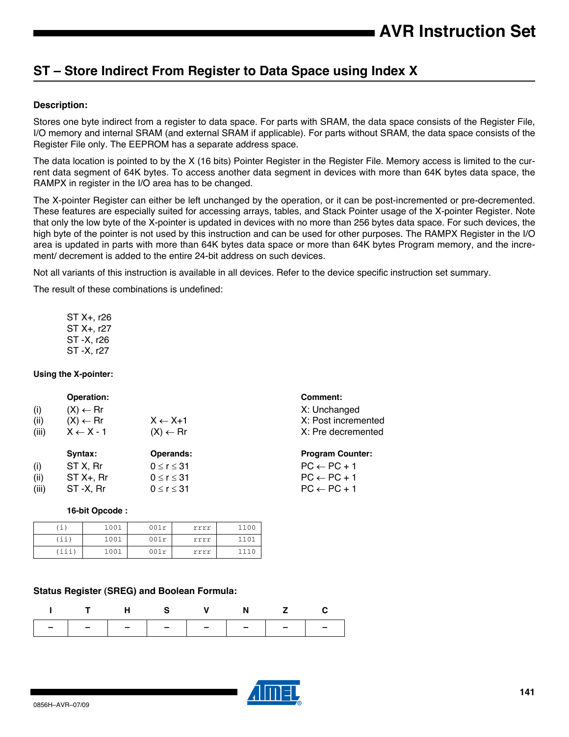## ST – Store Indirect From Register to Data Space using Index X

**Description:**

Stores one byte indirect from a register to data space. For parts with SRAM, the data space consists of the Register File, I/O memory and internal SRAM (and external SRAM if applicable). For parts without SRAM, the data space consists of the Register File only. The EEPROM has a separate address space.

The data location is pointed to by the X (16 bits) Pointer Register in the Register File. Memory access is limited to the current data segment of 64K bytes. To access another data segment in devices with more than 64K bytes data space, the RAMPX in register in the I/O area has to be changed.

The X-pointer Register can either be left unchanged by the operation, or it can be post-incremented or pre-decremented. These features are especially suited for accessing arrays, tables, and Stack Pointer usage of the X-pointer Register. Note that only the low byte of the X-pointer is updated in devices with no more than 256 bytes data space. For such devices, the high byte of the pointer is not used by this instruction and can be used for other purposes. The RAMPX Register in the I/O area is updated in parts with more than 64K bytes data space or more than 64K bytes Program memory, and the increment/ decrement is added to the entire 24-bit address on such devices.

Not all variants of this instruction is available in all devices. Refer to the device specific instruction set summary.

The result of these combinations is undefined:

ST X+, r26
ST X+, r27
ST -X, r26
ST -X, r27

**Using the X-pointer:**

| | Operation: | | Comment: |
|---|---|---|---|
| (i) | (X) ← Rr | | X: Unchanged |
| (ii) | (X) ← Rr | X ← X+1 | X: Post incremented |
| (iii) | X ← X - 1 | (X) ← Rr | X: Pre decremented |

| | Syntax: | Operands: | Program Counter: |
|---|---|---|---|
| (i) | ST X, Rr | $0 \le r \le 31$ | PC ← PC + 1 |
| (ii) | ST X+, Rr | $0 \le r \le 31$ | PC ← PC + 1 |
| (iii) | ST -X, Rr | $0 \le r \le 31$ | PC ← PC + 1 |

**16-bit Opcode :**

| | | | | |
|---|---|---|---|---|
| (i) | 1001 | 001r | rrrr | 1100 |
| (ii) | 1001 | 001r | rrrr | 1101 |
| (iii) | 1001 | 001r | rrrr | 1110 |

**Status Register (SREG) and Boolean Formula:**

| I | T | H | S | V | N | Z | C |
|---|---|---|---|---|---|---|---|
| – | – | – | – | – | – | – | – |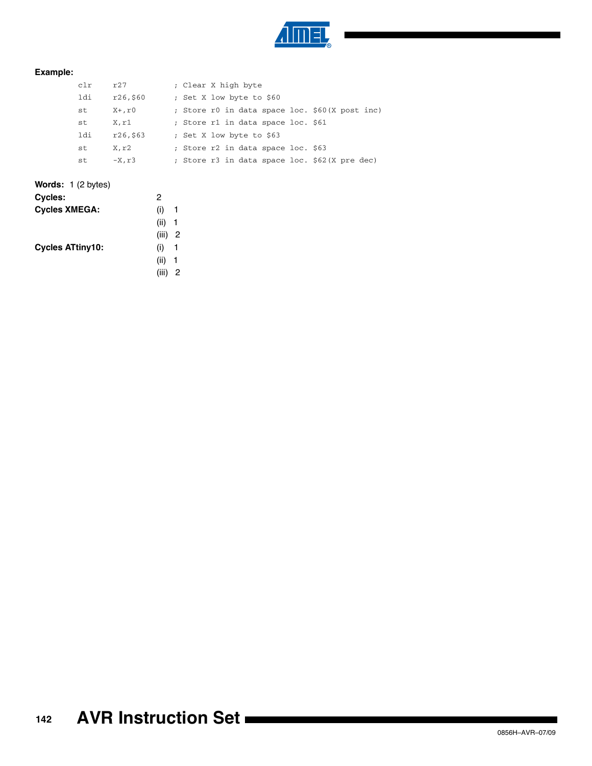**Example:**

```
clr   r27        ; Clear X high byte
ldi   r26,$60    ; Set X low byte to $60
st    X+,r0      ; Store r0 in data space loc. $60(X post inc)
st    X,r1       ; Store r1 in data space loc. $61
ldi   r26,$63    ; Set X low byte to $63
st    X,r2       ; Store r2 in data space loc. $63
st    -X,r3      ; Store r3 in data space loc. $62(X pre dec)
```

**Words:** 1 (2 bytes)

**Cycles:** 2

**Cycles XMEGA:**
(i) 1
(ii) 1
(iii) 2

**Cycles ATtiny10:**
(i) 1
(ii) 1
(iii) 2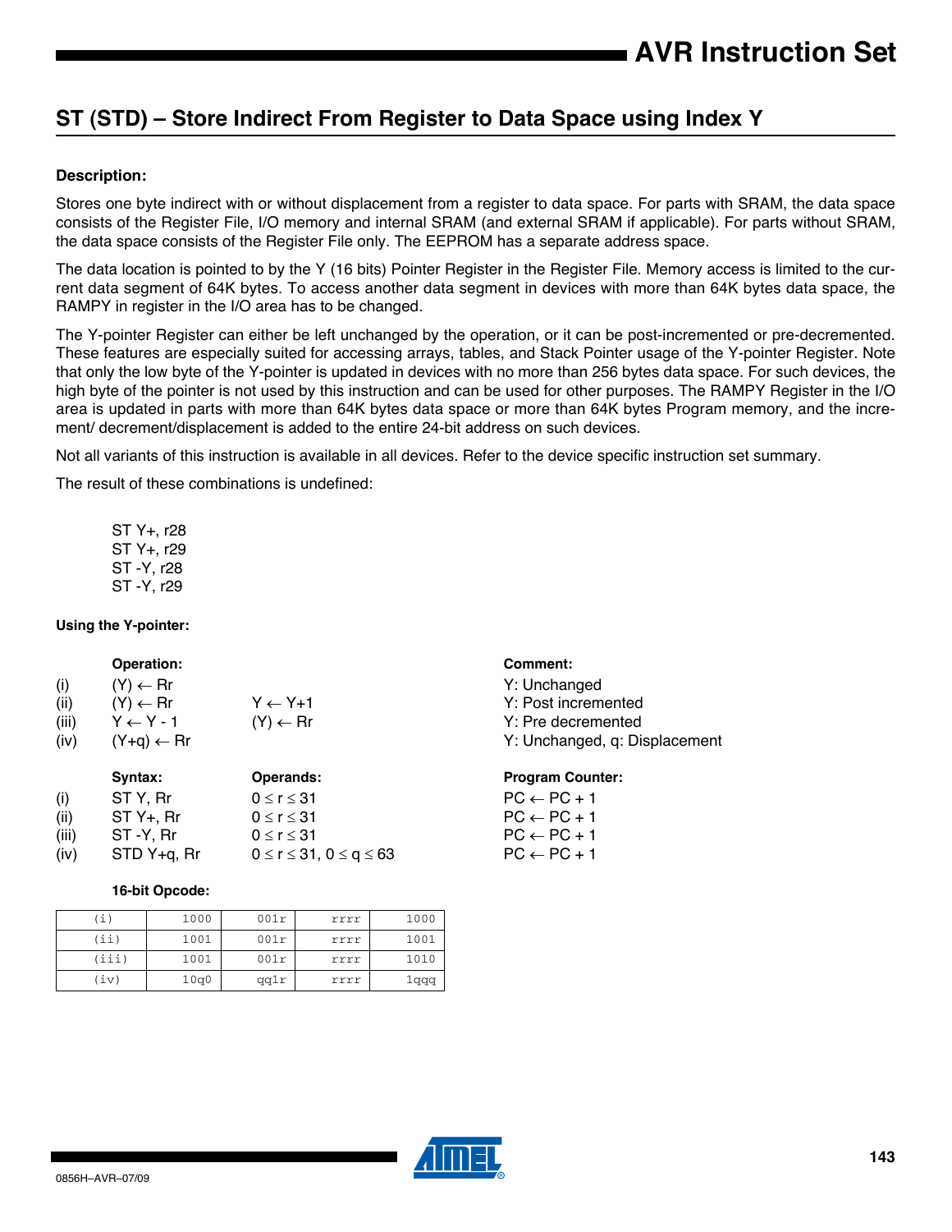## ST (STD) – Store Indirect From Register to Data Space using Index Y

**Description:**

Stores one byte indirect with or without displacement from a register to data space. For parts with SRAM, the data space consists of the Register File, I/O memory and internal SRAM (and external SRAM if applicable). For parts without SRAM, the data space consists of the Register File only. The EEPROM has a separate address space.

The data location is pointed to by the Y (16 bits) Pointer Register in the Register File. Memory access is limited to the current data segment of 64K bytes. To access another data segment in devices with more than 64K bytes data space, the RAMPY in register in the I/O area has to be changed.

The Y-pointer Register can either be left unchanged by the operation, or it can be post-incremented or pre-decremented. These features are especially suited for accessing arrays, tables, and Stack Pointer usage of the Y-pointer Register. Note that only the low byte of the Y-pointer is updated in devices with no more than 256 bytes data space. For such devices, the high byte of the pointer is not used by this instruction and can be used for other purposes. The RAMPY Register in the I/O area is updated in parts with more than 64K bytes data space or more than 64K bytes Program memory, and the increment/ decrement/displacement is added to the entire 24-bit address on such devices.

Not all variants of this instruction is available in all devices. Refer to the device specific instruction set summary.

The result of these combinations is undefined:

```
ST Y+, r28
ST Y+, r29
ST -Y, r28
ST -Y, r29
```

**Using the Y-pointer:**

| | Operation: | | Comment: |
|---|---|---|---|
| (i) | (Y) ← Rr | | Y: Unchanged |
| (ii) | (Y) ← Rr | Y ← Y+1 | Y: Post incremented |
| (iii) | Y ← Y - 1 | (Y) ← Rr | Y: Pre decremented |
| (iv) | (Y+q) ← Rr | | Y: Unchanged, q: Displacement |

| | Syntax: | Operands: | Program Counter: |
|---|---|---|---|
| (i) | ST Y, Rr | $0 \le r \le 31$ | PC ← PC + 1 |
| (ii) | ST Y+, Rr | $0 \le r \le 31$ | PC ← PC + 1 |
| (iii) | ST -Y, Rr | $0 \le r \le 31$ | PC ← PC + 1 |
| (iv) | STD Y+q, Rr | $0 \le r \le 31$, $0 \le q \le 63$ | PC ← PC + 1 |

**16-bit Opcode:**

| | | | | |
|---|---|---|---|---|
| (i) | 1000 | 001r | rrrr | 1000 |
| (ii) | 1001 | 001r | rrrr | 1001 |
| (iii) | 1001 | 001r | rrrr | 1010 |
| (iv) | 10q0 | qq1r | rrrr | 1qqq |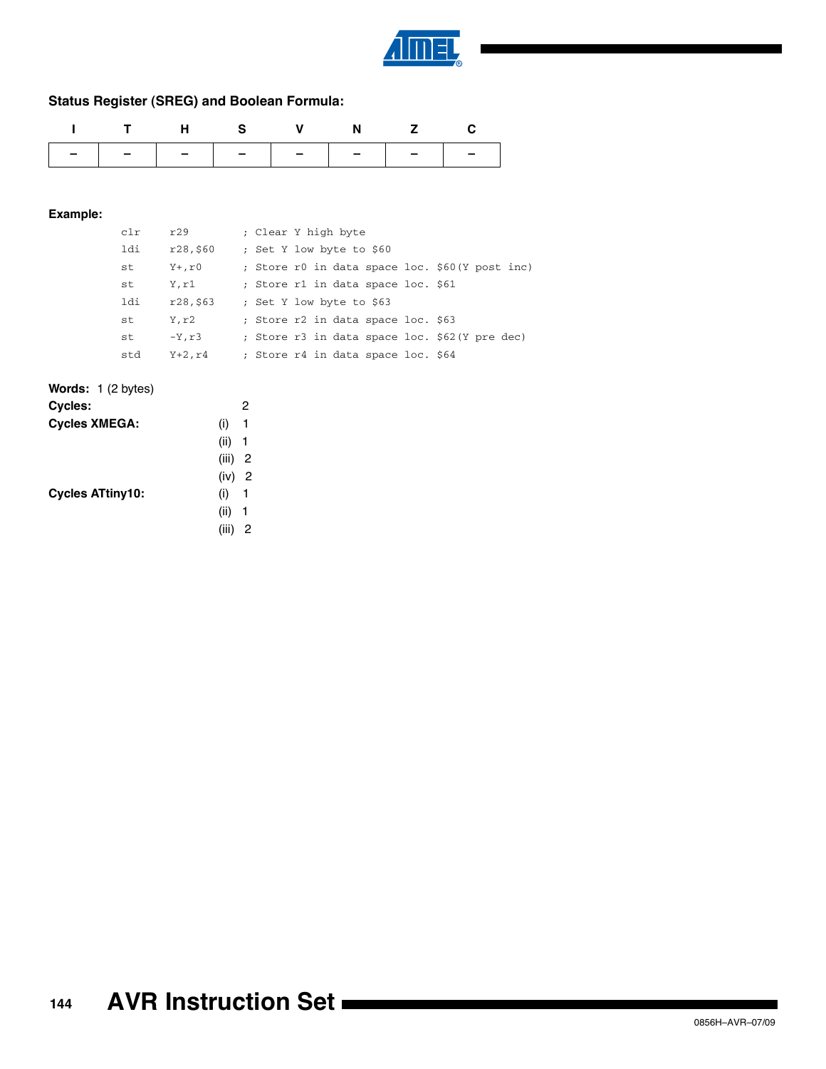**Status Register (SREG) and Boolean Formula:**

| I | T | H | S | V | N | Z | C |
|---|---|---|---|---|---|---|---|
| – | – | – | – | – | – | – | – |

**Example:**

```
clr    r29       ; Clear Y high byte
ldi    r28,$60   ; Set Y low byte to $60
st     Y+,r0     ; Store r0 in data space loc. $60(Y post inc)
st     Y,r1      ; Store r1 in data space loc. $61
ldi    r28,$63   ; Set Y low byte to $63
st     Y,r2      ; Store r2 in data space loc. $63
st     -Y,r3     ; Store r3 in data space loc. $62(Y pre dec)
std    Y+2,r4    ; Store r4 in data space loc. $64
```

**Words:** 1 (2 bytes)

**Cycles:** 2

**Cycles XMEGA:**
- (i) 1
- (ii) 1
- (iii) 2
- (iv) 2

**Cycles ATtiny10:**
- (i) 1
- (ii) 1
- (iii) 2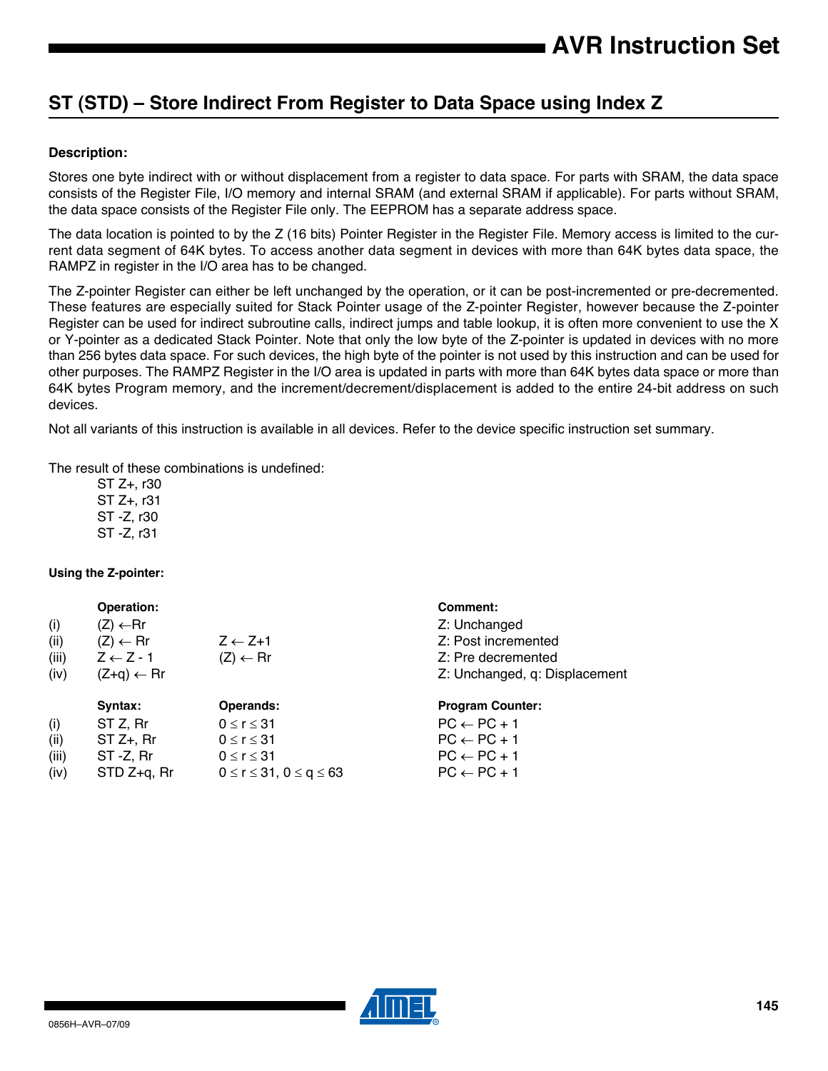## ST (STD) – Store Indirect From Register to Data Space using Index Z

**Description:**

Stores one byte indirect with or without displacement from a register to data space. For parts with SRAM, the data space consists of the Register File, I/O memory and internal SRAM (and external SRAM if applicable). For parts without SRAM, the data space consists of the Register File only. The EEPROM has a separate address space.

The data location is pointed to by the Z (16 bits) Pointer Register in the Register File. Memory access is limited to the current data segment of 64K bytes. To access another data segment in devices with more than 64K bytes data space, the RAMPZ in register in the I/O area has to be changed.

The Z-pointer Register can either be left unchanged by the operation, or it can be post-incremented or pre-decremented. These features are especially suited for Stack Pointer usage of the Z-pointer Register, however because the Z-pointer Register can be used for indirect subroutine calls, indirect jumps and table lookup, it is often more convenient to use the X or Y-pointer as a dedicated Stack Pointer. Note that only the low byte of the Z-pointer is updated in devices with no more than 256 bytes data space. For such devices, the high byte of the pointer is not used by this instruction and can be used for other purposes. The RAMPZ Register in the I/O area is updated in parts with more than 64K bytes data space or more than 64K bytes Program memory, and the increment/decrement/displacement is added to the entire 24-bit address on such devices.

Not all variants of this instruction is available in all devices. Refer to the device specific instruction set summary.

The result of these combinations is undefined:

ST Z+, r30
ST Z+, r31
ST -Z, r30
ST -Z, r31

**Using the Z-pointer:**

| | Operation: | | Comment: |
|---|---|---|---|
| (i) | (Z) ← Rr | | Z: Unchanged |
| (ii) | (Z) ← Rr | Z ← Z+1 | Z: Post incremented |
| (iii) | Z ← Z - 1 | (Z) ← Rr | Z: Pre decremented |
| (iv) | (Z+q) ← Rr | | Z: Unchanged, q: Displacement |

| | Syntax: | Operands: | Program Counter: |
|---|---|---|---|
| (i) | ST Z, Rr | $0 \le r \le 31$ | PC ← PC + 1 |
| (ii) | ST Z+, Rr | $0 \le r \le 31$ | PC ← PC + 1 |
| (iii) | ST -Z, Rr | $0 \le r \le 31$ | PC ← PC + 1 |
| (iv) | STD Z+q, Rr | $0 \le r \le 31$, $0 \le q \le 63$ | PC ← PC + 1 |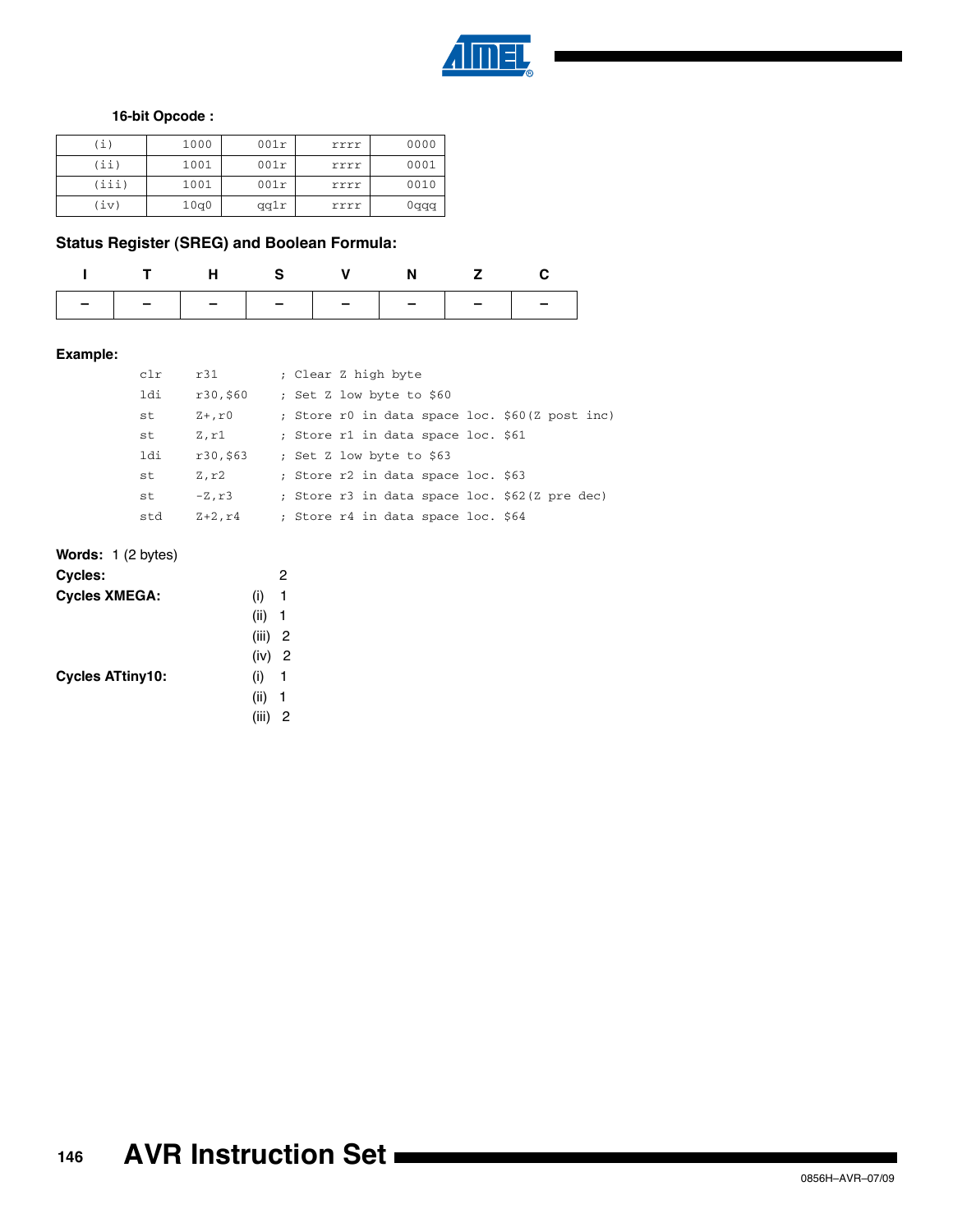**16-bit Opcode :**

| | | | | |
|---|---|---|---|---|
| (i) | 1000 | 001r | rrrr | 0000 |
| (ii) | 1001 | 001r | rrrr | 0001 |
| (iii) | 1001 | 001r | rrrr | 0010 |
| (iv) | 10q0 | qq1r | rrrr | 0qqq |

### Status Register (SREG) and Boolean Formula:

| I | T | H | S | V | N | Z | C |
|---|---|---|---|---|---|---|---|
| – | – | – | – | – | – | – | – |

**Example:**

```
clr     r31         ; Clear Z high byte
ldi     r30,$60     ; Set Z low byte to $60
st      Z+,r0       ; Store r0 in data space loc. $60(Z post inc)
st      Z,r1        ; Store r1 in data space loc. $61
ldi     r30,$63     ; Set Z low byte to $63
st      Z,r2        ; Store r2 in data space loc. $63
st      -Z,r3       ; Store r3 in data space loc. $62(Z pre dec)
std     Z+2,r4      ; Store r4 in data space loc. $64
```

**Words:** 1 (2 bytes)

**Cycles:** 2

**Cycles XMEGA:**
(i) 1
(ii) 1
(iii) 2
(iv) 2

**Cycles ATtiny10:**
(i) 1
(ii) 1
(iii) 2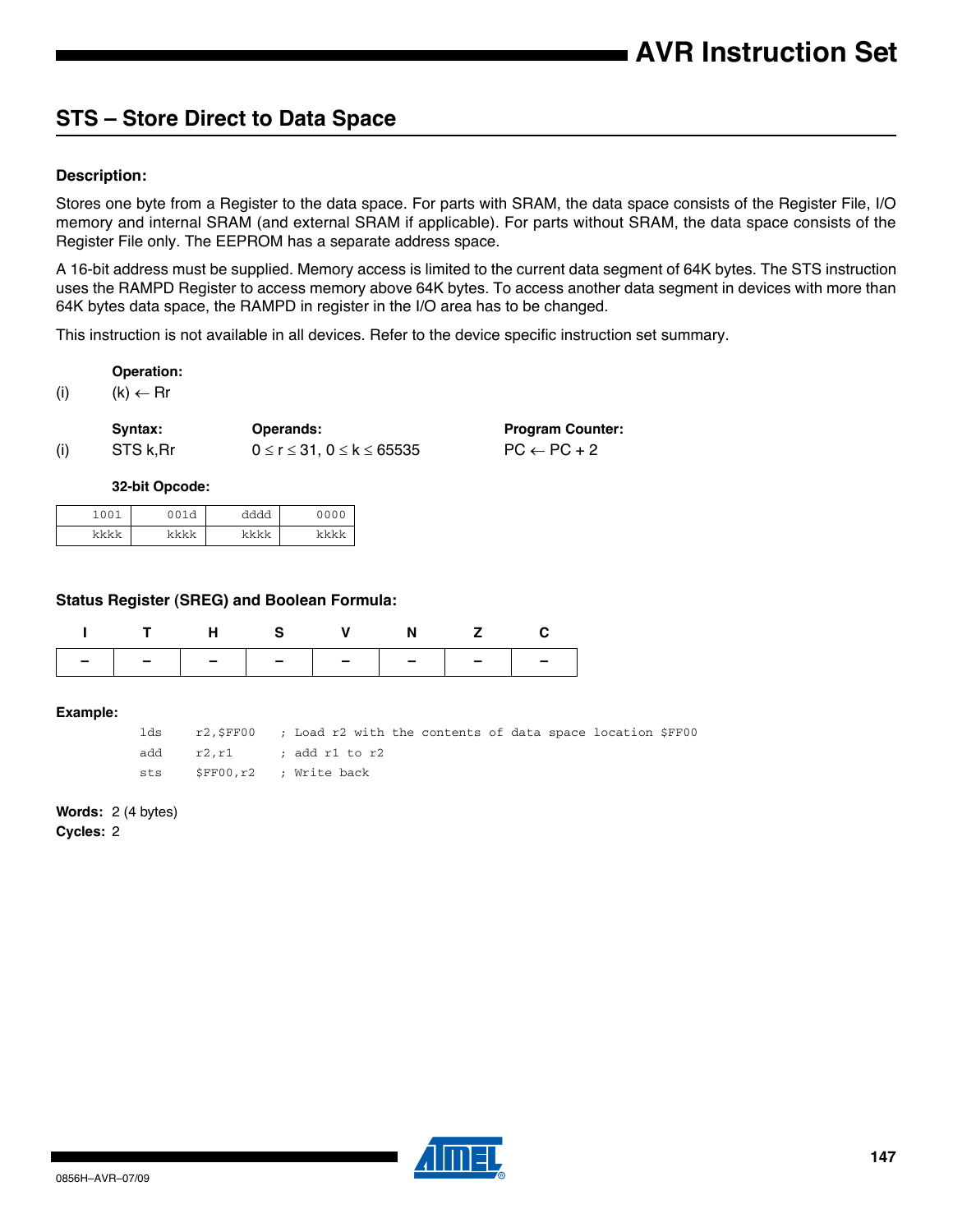## STS – Store Direct to Data Space

### Description:

Stores one byte from a Register to the data space. For parts with SRAM, the data space consists of the Register File, I/O memory and internal SRAM (and external SRAM if applicable). For parts without SRAM, the data space consists of the Register File only. The EEPROM has a separate address space.

A 16-bit address must be supplied. Memory access is limited to the current data segment of 64K bytes. The STS instruction uses the RAMPD Register to access memory above 64K bytes. To access another data segment in devices with more than 64K bytes data space, the RAMPD in register in the I/O area has to be changed.

This instruction is not available in all devices. Refer to the device specific instruction set summary.

**Operation:**

(i) $(k) \leftarrow Rr$

| | Syntax: | Operands: | Program Counter: |
|---|---|---|---|
| (i) | STS k,Rr | $0 \le r \le 31$, $0 \le k \le 65535$ | $PC \leftarrow PC + 2$ |

**32-bit Opcode:**

| | | | |
|---|---|---|---|
| 1001 | 001d | dddd | 0000 |
| kkkk | kkkk | kkkk | kkkk |

### Status Register (SREG) and Boolean Formula:

| I | T | H | S | V | N | Z | C |
|---|---|---|---|---|---|---|---|
| – | – | – | – | – | – | – | – |

**Example:**

```
lds    r2,$FF00   ; Load r2 with the contents of data space location $FF00
add    r2,r1      ; add r1 to r2
sts    $FF00,r2   ; Write back
```

**Words:** 2 (4 bytes)

**Cycles:** 2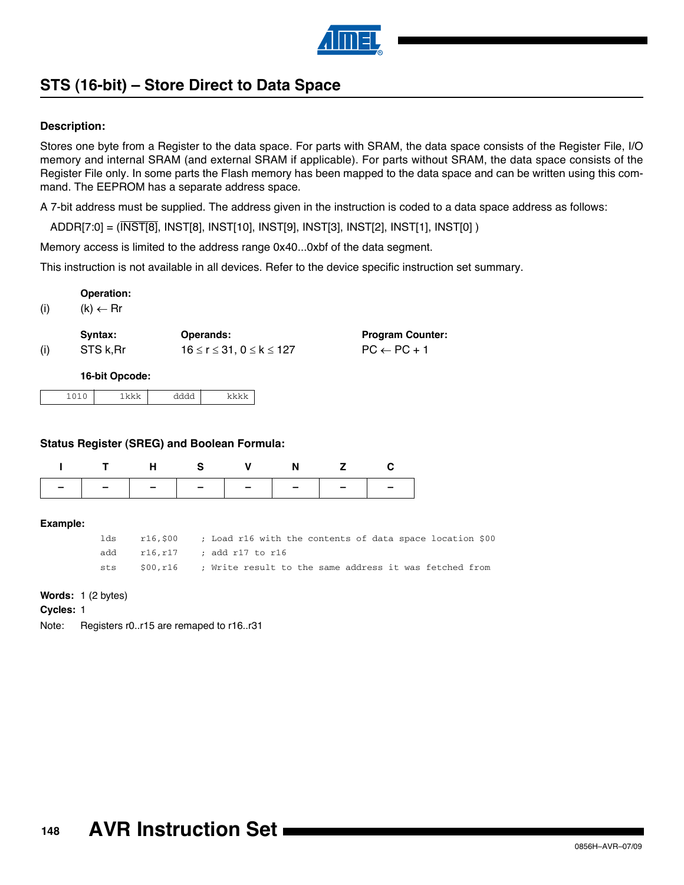## STS (16-bit) – Store Direct to Data Space

### Description:

Stores one byte from a Register to the data space. For parts with SRAM, the data space consists of the Register File, I/O memory and internal SRAM (and external SRAM if applicable). For parts without SRAM, the data space consists of the Register File only. In some parts the Flash memory has been mapped to the data space and can be written using this command. The EEPROM has a separate address space.

A 7-bit address must be supplied. The address given in the instruction is coded to a data space address as follows:

ADDR[7:0] = ($\overline{\text{INST[8]}}$, INST[8], INST[10], INST[9], INST[3], INST[2], INST[1], INST[0] )

Memory access is limited to the address range 0x40...0xbf of the data segment.

This instruction is not available in all devices. Refer to the device specific instruction set summary.

**Operation:**

(i) (k) ← Rr

| | Syntax: | Operands: | Program Counter: |
|---|---|---|---|
| (i) | STS k,Rr | $16 \le r \le 31$, $0 \le k \le 127$ | PC ← PC + 1 |

**16-bit Opcode:**

| 1010 | 1kkk | dddd | kkkk |
|---|---|---|---|

### Status Register (SREG) and Boolean Formula:

| I | T | H | S | V | N | Z | C |
|---|---|---|---|---|---|---|---|
| – | – | – | – | – | – | – | – |

**Example:**

```
lds    r16,$00    ; Load r16 with the contents of data space location $00
add    r16,r17    ; add r17 to r16
sts    $00,r16    ; Write result to the same address it was fetched from
```

**Words:** 1 (2 bytes)

**Cycles:** 1

Note: Registers r0..r15 are remaped to r16..r31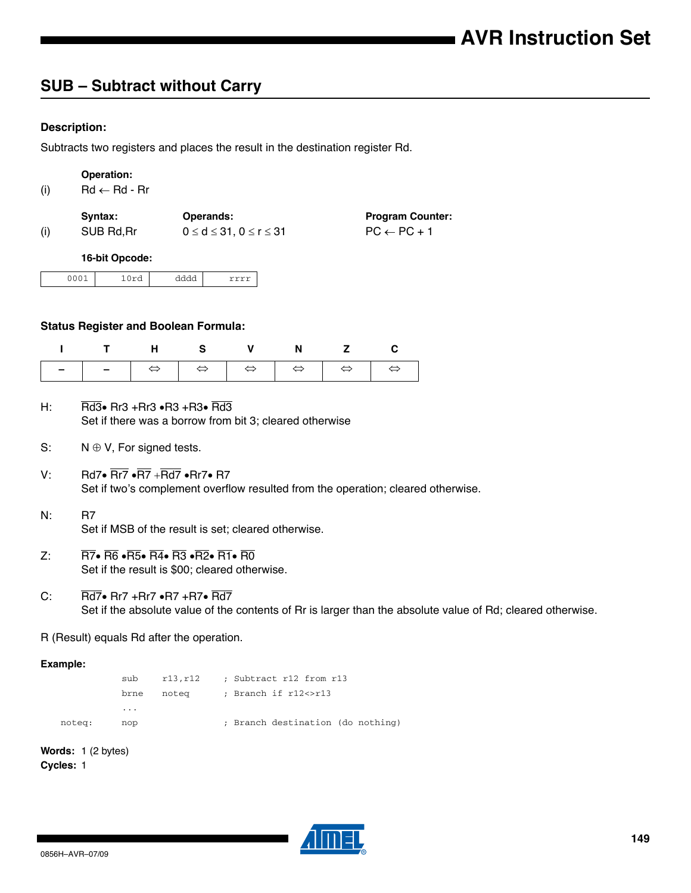## SUB – Subtract without Carry

### Description:

Subtracts two registers and places the result in the destination register Rd.

| | Operation: | | |
|---|---|---|---|
| (i) | Rd ← Rd - Rr | | |
| | **Syntax:** | **Operands:** | **Program Counter:** |
| (i) | SUB Rd,Rr | $0 \le d \le 31$, $0 \le r \le 31$ | PC ← PC + 1 |

**16-bit Opcode:**

| 0001 | 10rd | dddd | rrrr |
|---|---|---|---|

### Status Register and Boolean Formula:

| I | T | H | S | V | N | Z | C |
|---|---|---|---|---|---|---|---|
| – | – | ⇔ | ⇔ | ⇔ | ⇔ | ⇔ | ⇔ |

H: $\overline{Rd3} \bullet Rr3 + Rr3 \bullet R3 + R3 \bullet \overline{Rd3}$
Set if there was a borrow from bit 3; cleared otherwise

S: $N \oplus V$, For signed tests.

V: $Rd7 \bullet \overline{Rr7} \bullet \overline{R7} + \overline{Rd7} \bullet Rr7 \bullet R7$
Set if two's complement overflow resulted from the operation; cleared otherwise.

N: $R7$
Set if MSB of the result is set; cleared otherwise.

Z: $\overline{R7} \bullet \overline{R6} \bullet \overline{R5} \bullet \overline{R4} \bullet \overline{R3} \bullet \overline{R2} \bullet \overline{R1} \bullet \overline{R0}$
Set if the result is $00; cleared otherwise.

C: $\overline{Rd7} \bullet Rr7 + Rr7 \bullet R7 + R7 \bullet \overline{Rd7}$
Set if the absolute value of the contents of Rr is larger than the absolute value of Rd; cleared otherwise.

R (Result) equals Rd after the operation.

**Example:**

```
        sub     r13,r12     ; Subtract r12 from r13
        brne    noteq       ; Branch if r12<>r13
        ...
noteq:  nop                 ; Branch destination (do nothing)
```

**Words:** 1 (2 bytes)
**Cycles:** 1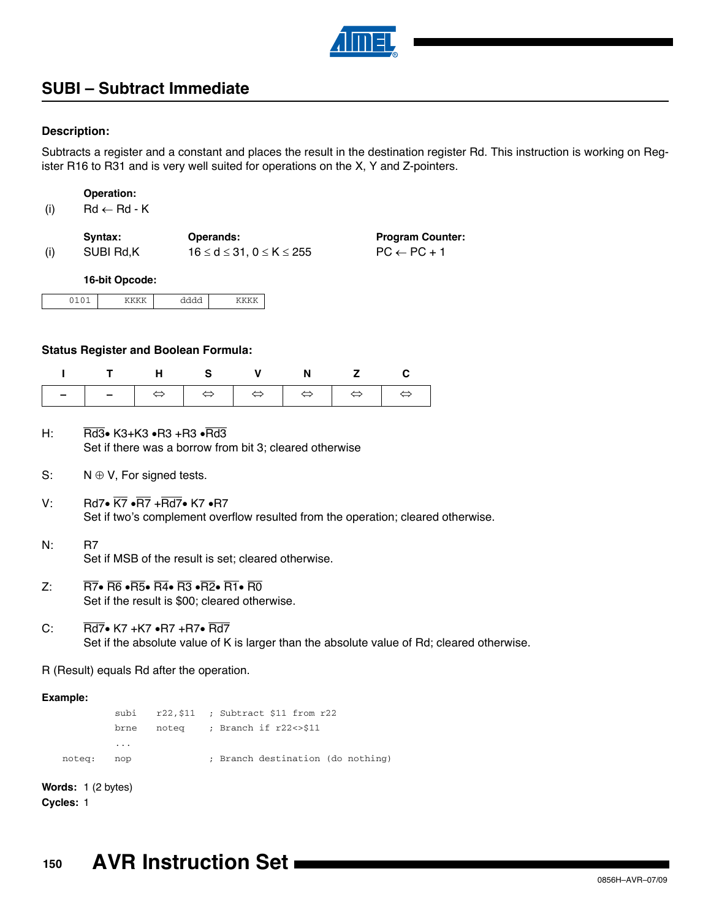## SUBI – Subtract Immediate

### Description:

Subtracts a register and a constant and places the result in the destination register Rd. This instruction is working on Register R16 to R31 and is very well suited for operations on the X, Y and Z-pointers.

**Operation:**

(i) Rd ← Rd - K

| | Syntax: | Operands: | Program Counter: |
|---|---|---|---|
| (i) | SUBI Rd,K | $16 \le d \le 31$, $0 \le K \le 255$ | PC ← PC + 1 |

**16-bit Opcode:**

| 0101 | KKKK | dddd | KKKK |
|---|---|---|---|

### Status Register and Boolean Formula:

| I | T | H | S | V | N | Z | C |
|---|---|---|---|---|---|---|---|
| – | – | ⇔ | ⇔ | ⇔ | ⇔ | ⇔ | ⇔ |

H: $\overline{Rd3} \bullet K3 + K3 \bullet R3 + R3 \bullet \overline{Rd3}$
Set if there was a borrow from bit 3; cleared otherwise

S: $N \oplus V$, For signed tests.

V: $Rd7 \bullet \overline{K7} \bullet \overline{R7} + \overline{Rd7} \bullet K7 \bullet R7$
Set if two's complement overflow resulted from the operation; cleared otherwise.

N: R7
Set if MSB of the result is set; cleared otherwise.

Z: $\overline{R7} \bullet \overline{R6} \bullet \overline{R5} \bullet \overline{R4} \bullet \overline{R3} \bullet \overline{R2} \bullet \overline{R1} \bullet \overline{R0}$
Set if the result is \$00; cleared otherwise.

C: $\overline{Rd7} \bullet K7 + K7 \bullet R7 + R7 \bullet \overline{Rd7}$
Set if the absolute value of K is larger than the absolute value of Rd; cleared otherwise.

R (Result) equals Rd after the operation.

**Example:**

```
        subi   r22,$11   ; Subtract $11 from r22
        brne   noteq     ; Branch if r22<>$11
        ...
noteq:  nop              ; Branch destination (do nothing)
```

**Words:** 1 (2 bytes)
**Cycles:** 1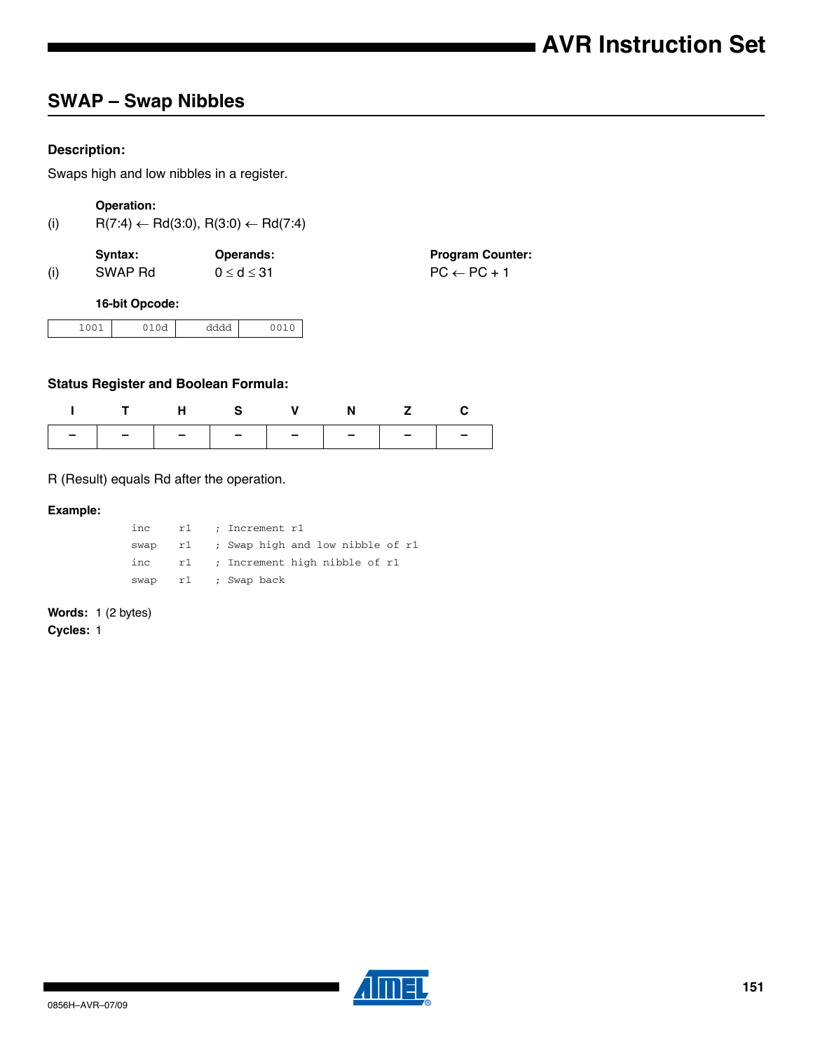## SWAP – Swap Nibbles

#### Description:

Swaps high and low nibbles in a register.

**Operation:**

(i) $R(7:4) \leftarrow Rd(3:0)$, $R(3:0) \leftarrow Rd(7:4)$

| | Syntax: | Operands: | Program Counter: |
|---|---|---|---|
| (i) | SWAP Rd | $0 \leq d \leq 31$ | $PC \leftarrow PC + 1$ |

**16-bit Opcode:**

| 1001 | 010d | dddd | 0010 |
|---|---|---|---|

#### Status Register and Boolean Formula:

| I | T | H | S | V | N | Z | C |
|---|---|---|---|---|---|---|---|
| – | – | – | – | – | – | – | – |

R (Result) equals Rd after the operation.

#### Example:

```
inc   r1   ; Increment r1
swap  r1   ; Swap high and low nibble of r1
inc   r1   ; Increment high nibble of r1
swap  r1   ; Swap back
```

**Words:** 1 (2 bytes)

**Cycles:** 1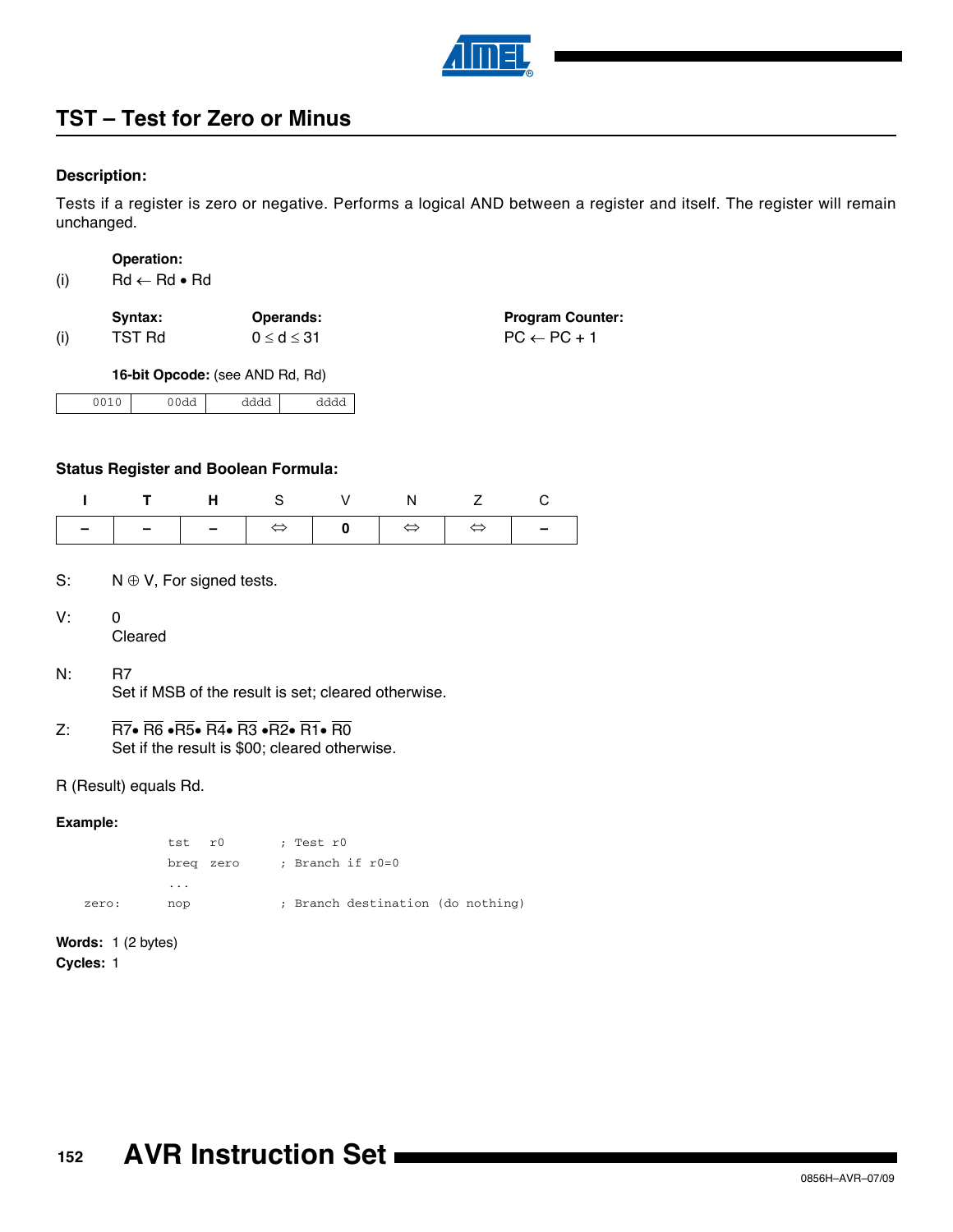## TST – Test for Zero or Minus

### Description:

Tests if a register is zero or negative. Performs a logical AND between a register and itself. The register will remain unchanged.

**Operation:**

(i) $Rd \leftarrow Rd \bullet Rd$

| | Syntax: | Operands: | Program Counter: |
|---|---|---|---|
| (i) | TST Rd | $0 \le d \le 31$ | $PC \leftarrow PC + 1$ |

**16-bit Opcode:** (see AND Rd, Rd)

| 0010 | 00dd | dddd | dddd |
|---|---|---|---|

### Status Register and Boolean Formula:

| I | T | H | S | V | N | Z | C |
|---|---|---|---|---|---|---|---|
| – | – | – | ⇔ | 0 | ⇔ | ⇔ | – |

S: $N \oplus V$, For signed tests.

V: 0
Cleared

N: R7
Set if MSB of the result is set; cleared otherwise.

Z: $\overline{R7} \bullet \overline{R6} \bullet \overline{R5} \bullet \overline{R4} \bullet \overline{R3} \bullet \overline{R2} \bullet \overline{R1} \bullet \overline{R0}$
Set if the result is \$00; cleared otherwise.

R (Result) equals Rd.

### Example:

```
        tst   r0        ; Test r0
        breq  zero      ; Branch if r0=0
        ...
zero:   nop             ; Branch destination (do nothing)
```

**Words:** 1 (2 bytes)

**Cycles:** 1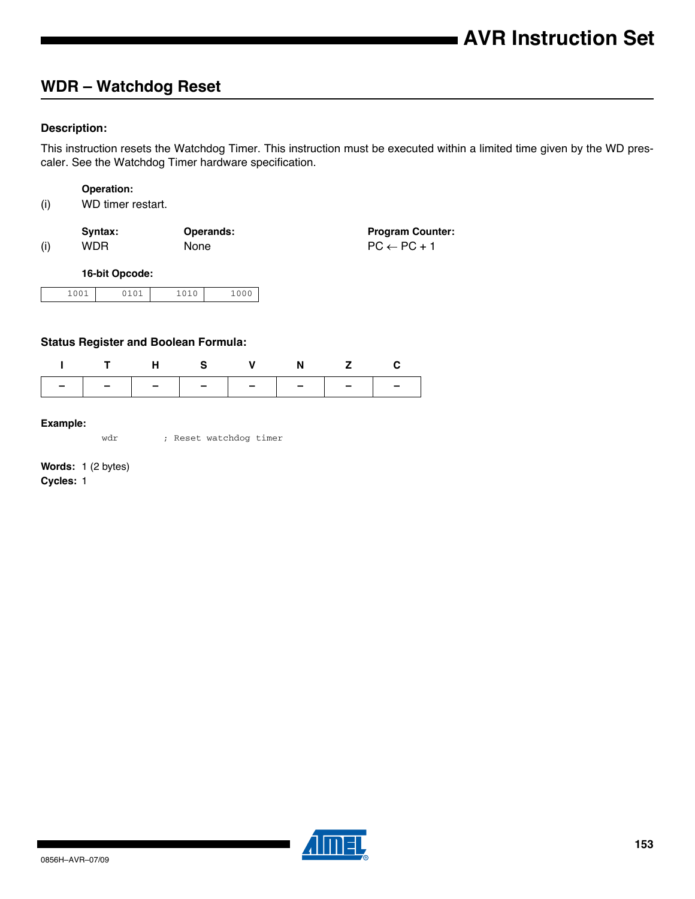## WDR – Watchdog Reset

**Description:**

This instruction resets the Watchdog Timer. This instruction must be executed within a limited time given by the WD prescaler. See the Watchdog Timer hardware specification.

| | **Operation:** |
|---|---|
| (i) | WD timer restart. |

| | **Syntax:** | **Operands:** | **Program Counter:** |
|---|---|---|---|
| (i) | WDR | None | PC ← PC + 1 |

**16-bit Opcode:**

| 1001 | 0101 | 1010 | 1000 |
|---|---|---|---|

**Status Register and Boolean Formula:**

| I | T | H | S | V | N | Z | C |
|---|---|---|---|---|---|---|---|
| – | – | – | – | – | – | – | – |

**Example:**

```
wdr         ; Reset watchdog timer
```

**Words:** 1 (2 bytes)
**Cycles:** 1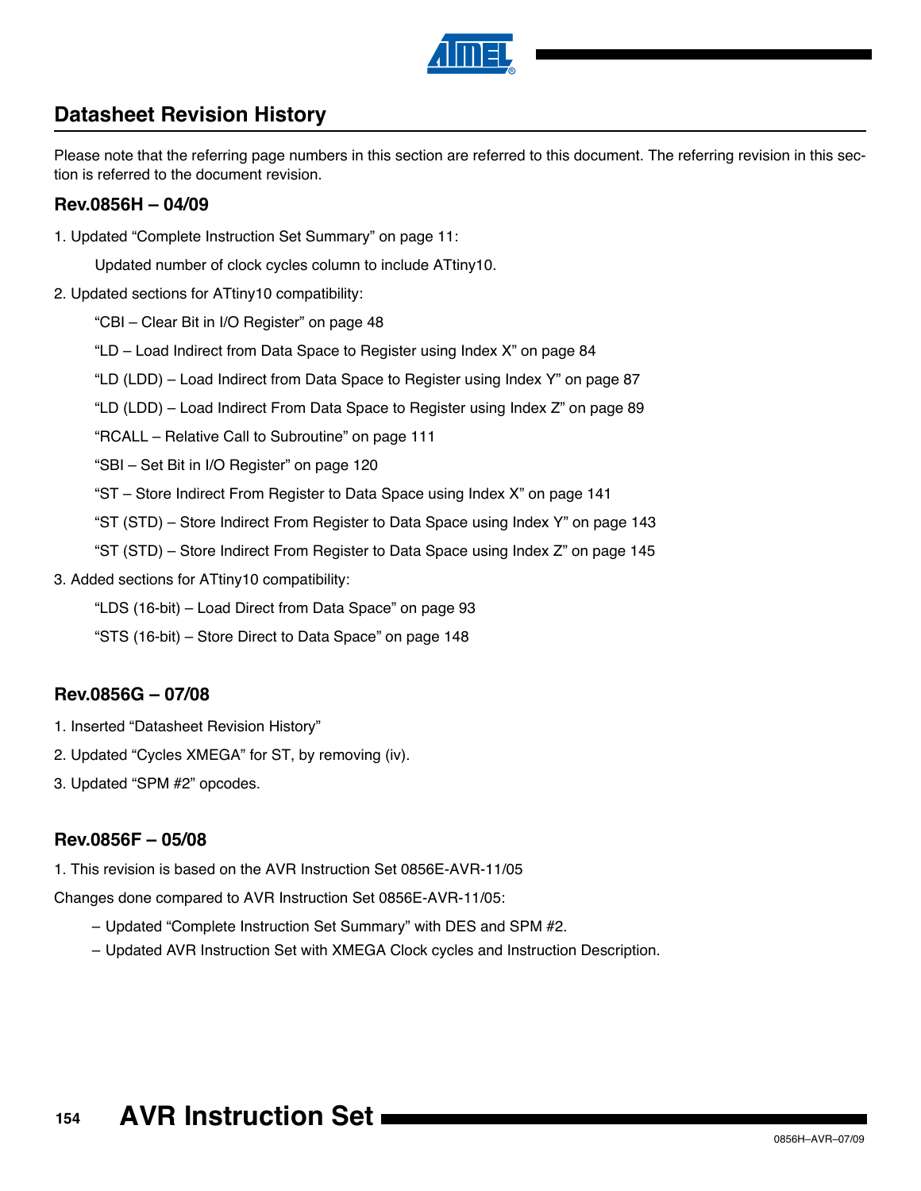## Datasheet Revision History

Please note that the referring page numbers in this section are referred to this document. The referring revision in this section is referred to the document revision.

### Rev.0856H – 04/09

1. Updated “Complete Instruction Set Summary” on page 11:

   Updated number of clock cycles column to include ATtiny10.

2. Updated sections for ATtiny10 compatibility:

   “CBI – Clear Bit in I/O Register” on page 48

   “LD – Load Indirect from Data Space to Register using Index X” on page 84

   “LD (LDD) – Load Indirect from Data Space to Register using Index Y” on page 87

   “LD (LDD) – Load Indirect From Data Space to Register using Index Z” on page 89

   “RCALL – Relative Call to Subroutine” on page 111

   “SBI – Set Bit in I/O Register” on page 120

   “ST – Store Indirect From Register to Data Space using Index X” on page 141

   “ST (STD) – Store Indirect From Register to Data Space using Index Y” on page 143

   “ST (STD) – Store Indirect From Register to Data Space using Index Z” on page 145

3. Added sections for ATtiny10 compatibility:

   “LDS (16-bit) – Load Direct from Data Space” on page 93

   “STS (16-bit) – Store Direct to Data Space” on page 148

### Rev.0856G – 07/08

1. Inserted “Datasheet Revision History”
2. Updated “Cycles XMEGA” for ST, by removing (iv).
3. Updated “SPM #2” opcodes.

### Rev.0856F – 05/08

1. This revision is based on the AVR Instruction Set 0856E-AVR-11/05

Changes done compared to AVR Instruction Set 0856E-AVR-11/05:

- Updated “Complete Instruction Set Summary” with DES and SPM #2.
- Updated AVR Instruction Set with XMEGA Clock cycles and Instruction Description.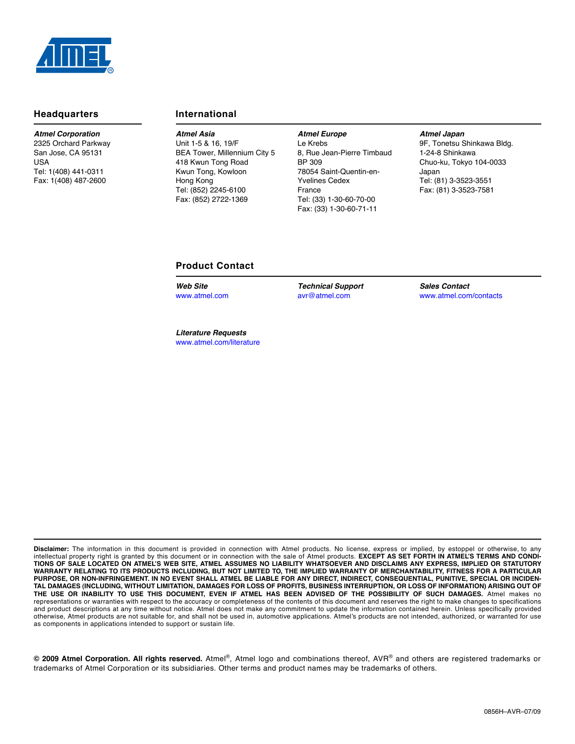## Headquarters

***Atmel Corporation***
2325 Orchard Parkway
San Jose, CA 95131
USA
Tel: 1(408) 441-0311
Fax: 1(408) 487-2600

## International

***Atmel Asia***
Unit 1-5 & 16, 19/F
BEA Tower, Millennium City 5
418 Kwun Tong Road
Kwun Tong, Kowloon
Hong Kong
Tel: (852) 2245-6100
Fax: (852) 2722-1369

***Atmel Europe***
Le Krebs
8, Rue Jean-Pierre Timbaud
BP 309
78054 Saint-Quentin-en-Yvelines Cedex
France
Tel: (33) 1-30-60-70-00
Fax: (33) 1-30-60-71-11

***Atmel Japan***
9F, Tonetsu Shinkawa Bldg.
1-24-8 Shinkawa
Chuo-ku, Tokyo 104-0033
Japan
Tel: (81) 3-3523-3551
Fax: (81) 3-3523-7581

## Product Contact

***Web Site***
www.atmel.com

***Technical Support***
avr@atmel.com

***Sales Contact***
www.atmel.com/contacts

***Literature Requests***
www.atmel.com/literature

**Disclaimer:** The information in this document is provided in connection with Atmel products. No license, express or implied, by estoppel or otherwise, to any intellectual property right is granted by this document or in connection with the sale of Atmel products. **EXCEPT AS SET FORTH IN ATMEL'S TERMS AND CONDITIONS OF SALE LOCATED ON ATMEL'S WEB SITE, ATMEL ASSUMES NO LIABILITY WHATSOEVER AND DISCLAIMS ANY EXPRESS, IMPLIED OR STATUTORY WARRANTY RELATING TO ITS PRODUCTS INCLUDING, BUT NOT LIMITED TO, THE IMPLIED WARRANTY OF MERCHANTABILITY, FITNESS FOR A PARTICULAR PURPOSE, OR NON-INFRINGEMENT. IN NO EVENT SHALL ATMEL BE LIABLE FOR ANY DIRECT, INDIRECT, CONSEQUENTIAL, PUNITIVE, SPECIAL OR INCIDENTAL DAMAGES (INCLUDING, WITHOUT LIMITATION, DAMAGES FOR LOSS OF PROFITS, BUSINESS INTERRUPTION, OR LOSS OF INFORMATION) ARISING OUT OF THE USE OR INABILITY TO USE THIS DOCUMENT, EVEN IF ATMEL HAS BEEN ADVISED OF THE POSSIBILITY OF SUCH DAMAGES.** Atmel makes no representations or warranties with respect to the accuracy or completeness of the contents of this document and reserves the right to make changes to specifications and product descriptions at any time without notice. Atmel does not make any commitment to update the information contained herein. Unless specifically provided otherwise, Atmel products are not suitable for, and shall not be used in, automotive applications. Atmel's products are not intended, authorized, or warranted for use as components in applications intended to support or sustain life.

**© 2009 Atmel Corporation. All rights reserved.** Atmel®, Atmel logo and combinations thereof, AVR® and others are registered trademarks or trademarks of Atmel Corporation or its subsidiaries. Other terms and product names may be trademarks of others.

0856H–AVR–07/09